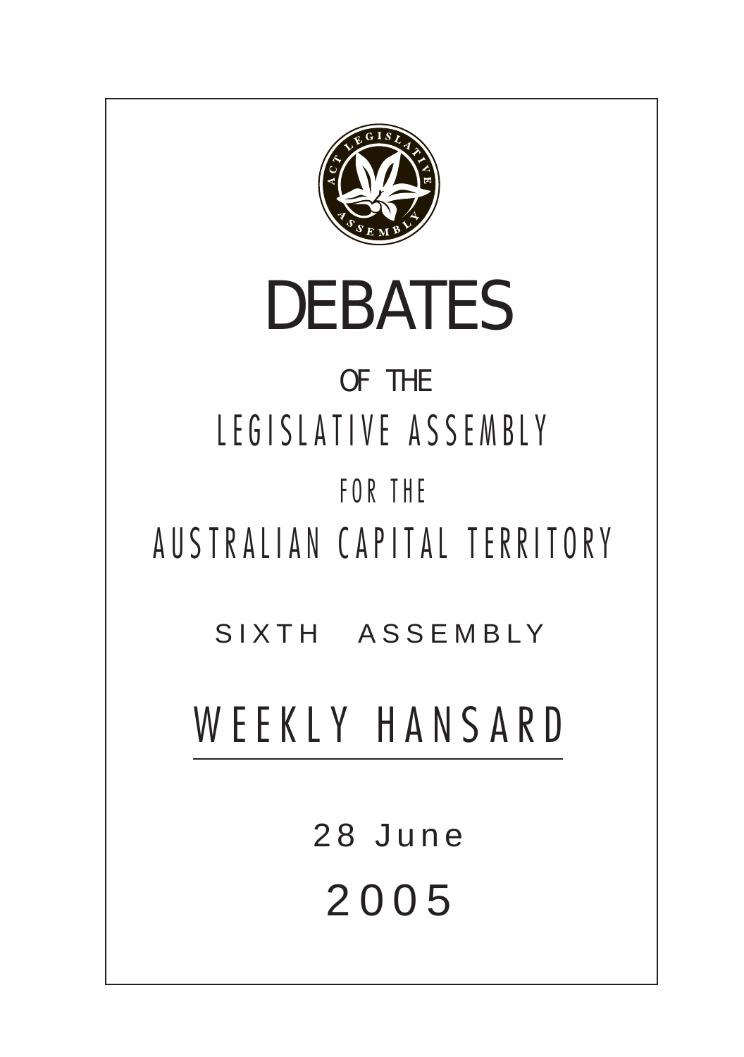# DEBATES

OF THE

LEGISLATIVE ASSEMBLY

FOR THE

AUSTRALIAN CAPITAL TERRITORY

SIXTH ASSEMBLY

## WEEKLY HANSARD

28 June

2005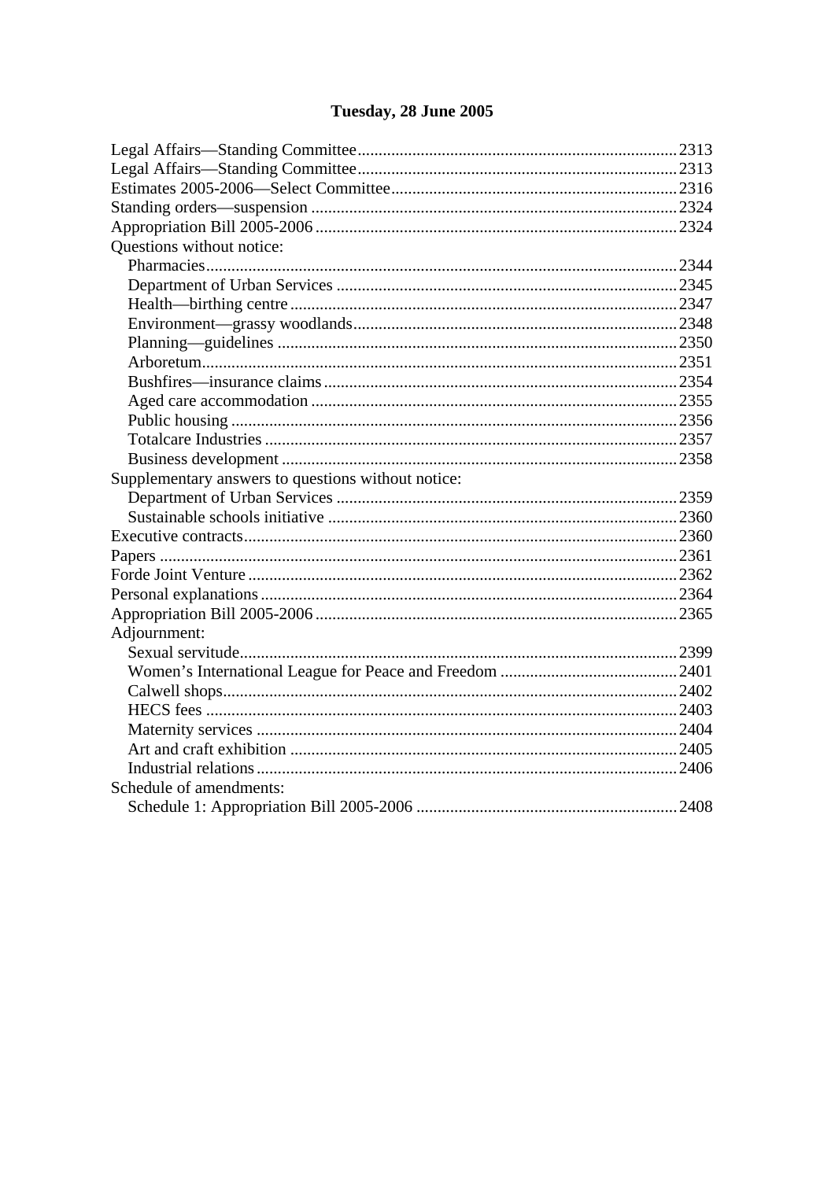## Tuesday, 28 June 2005

Legal Affairs—Standing Committee ........ 2313
Legal Affairs—Standing Committee ........ 2313
Estimates 2005-2006—Select Committee ........ 2316
Standing orders—suspension ........ 2324
Appropriation Bill 2005-2006 ........ 2324
Questions without notice:
- Pharmacies ........ 2344
- Department of Urban Services ........ 2345
- Health—birthing centre ........ 2347
- Environment—grassy woodlands ........ 2348
- Planning—guidelines ........ 2350
- Arboretum ........ 2351
- Bushfires—insurance claims ........ 2354
- Aged care accommodation ........ 2355
- Public housing ........ 2356
- Totalcare Industries ........ 2357
- Business development ........ 2358

Supplementary answers to questions without notice:
- Department of Urban Services ........ 2359
- Sustainable schools initiative ........ 2360

Executive contracts ........ 2360
Papers ........ 2361
Forde Joint Venture ........ 2362
Personal explanations ........ 2364
Appropriation Bill 2005-2006 ........ 2365
Adjournment:
- Sexual servitude ........ 2399
- Women's International League for Peace and Freedom ........ 2401
- Calwell shops ........ 2402
- HECS fees ........ 2403
- Maternity services ........ 2404
- Art and craft exhibition ........ 2405
- Industrial relations ........ 2406

Schedule of amendments:
- Schedule 1: Appropriation Bill 2005-2006 ........ 2408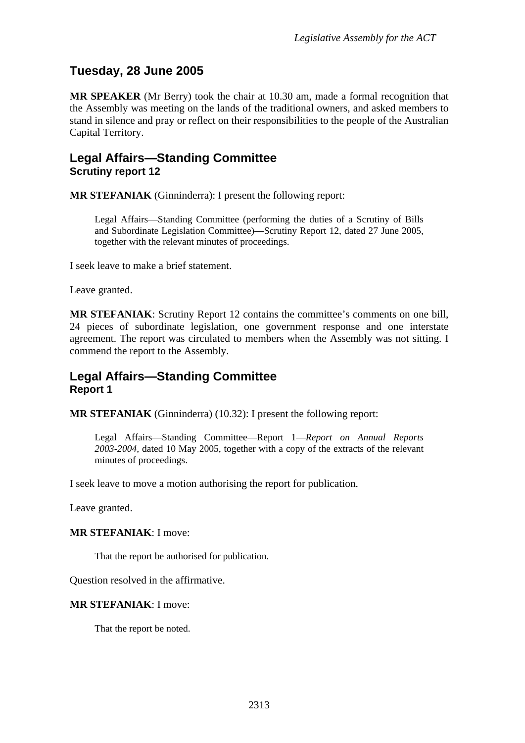## Tuesday, 28 June 2005

**MR SPEAKER** (Mr Berry) took the chair at 10.30 am, made a formal recognition that the Assembly was meeting on the lands of the traditional owners, and asked members to stand in silence and pray or reflect on their responsibilities to the people of the Australian Capital Territory.

## Legal Affairs—Standing Committee
### Scrutiny report 12

**MR STEFANIAK** (Ginninderra): I present the following report:

> Legal Affairs—Standing Committee (performing the duties of a Scrutiny of Bills and Subordinate Legislation Committee)—Scrutiny Report 12, dated 27 June 2005, together with the relevant minutes of proceedings.

I seek leave to make a brief statement.

Leave granted.

**MR STEFANIAK**: Scrutiny Report 12 contains the committee's comments on one bill, 24 pieces of subordinate legislation, one government response and one interstate agreement. The report was circulated to members when the Assembly was not sitting. I commend the report to the Assembly.

## Legal Affairs—Standing Committee
### Report 1

**MR STEFANIAK** (Ginninderra) (10.32): I present the following report:

> Legal Affairs—Standing Committee—Report 1—*Report on Annual Reports 2003-2004*, dated 10 May 2005, together with a copy of the extracts of the relevant minutes of proceedings.

I seek leave to move a motion authorising the report for publication.

Leave granted.

**MR STEFANIAK**: I move:

> That the report be authorised for publication.

Question resolved in the affirmative.

**MR STEFANIAK**: I move:

> That the report be noted.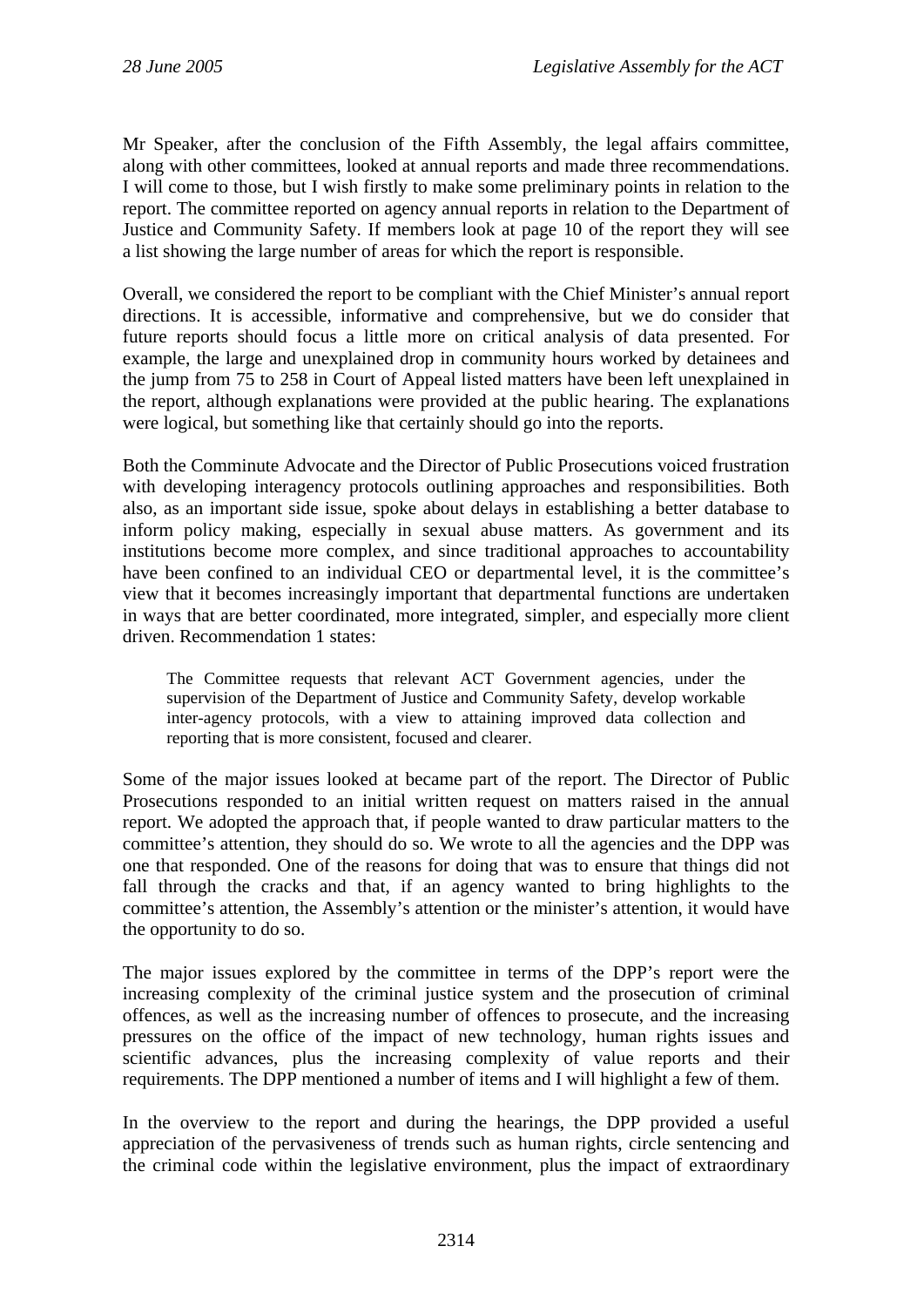Mr Speaker, after the conclusion of the Fifth Assembly, the legal affairs committee, along with other committees, looked at annual reports and made three recommendations. I will come to those, but I wish firstly to make some preliminary points in relation to the report. The committee reported on agency annual reports in relation to the Department of Justice and Community Safety. If members look at page 10 of the report they will see a list showing the large number of areas for which the report is responsible.

Overall, we considered the report to be compliant with the Chief Minister's annual report directions. It is accessible, informative and comprehensive, but we do consider that future reports should focus a little more on critical analysis of data presented. For example, the large and unexplained drop in community hours worked by detainees and the jump from 75 to 258 in Court of Appeal listed matters have been left unexplained in the report, although explanations were provided at the public hearing. The explanations were logical, but something like that certainly should go into the reports.

Both the Comminute Advocate and the Director of Public Prosecutions voiced frustration with developing interagency protocols outlining approaches and responsibilities. Both also, as an important side issue, spoke about delays in establishing a better database to inform policy making, especially in sexual abuse matters. As government and its institutions become more complex, and since traditional approaches to accountability have been confined to an individual CEO or departmental level, it is the committee's view that it becomes increasingly important that departmental functions are undertaken in ways that are better coordinated, more integrated, simpler, and especially more client driven. Recommendation 1 states:

> The Committee requests that relevant ACT Government agencies, under the supervision of the Department of Justice and Community Safety, develop workable inter-agency protocols, with a view to attaining improved data collection and reporting that is more consistent, focused and clearer.

Some of the major issues looked at became part of the report. The Director of Public Prosecutions responded to an initial written request on matters raised in the annual report. We adopted the approach that, if people wanted to draw particular matters to the committee's attention, they should do so. We wrote to all the agencies and the DPP was one that responded. One of the reasons for doing that was to ensure that things did not fall through the cracks and that, if an agency wanted to bring highlights to the committee's attention, the Assembly's attention or the minister's attention, it would have the opportunity to do so.

The major issues explored by the committee in terms of the DPP's report were the increasing complexity of the criminal justice system and the prosecution of criminal offences, as well as the increasing number of offences to prosecute, and the increasing pressures on the office of the impact of new technology, human rights issues and scientific advances, plus the increasing complexity of value reports and their requirements. The DPP mentioned a number of items and I will highlight a few of them.

In the overview to the report and during the hearings, the DPP provided a useful appreciation of the pervasiveness of trends such as human rights, circle sentencing and the criminal code within the legislative environment, plus the impact of extraordinary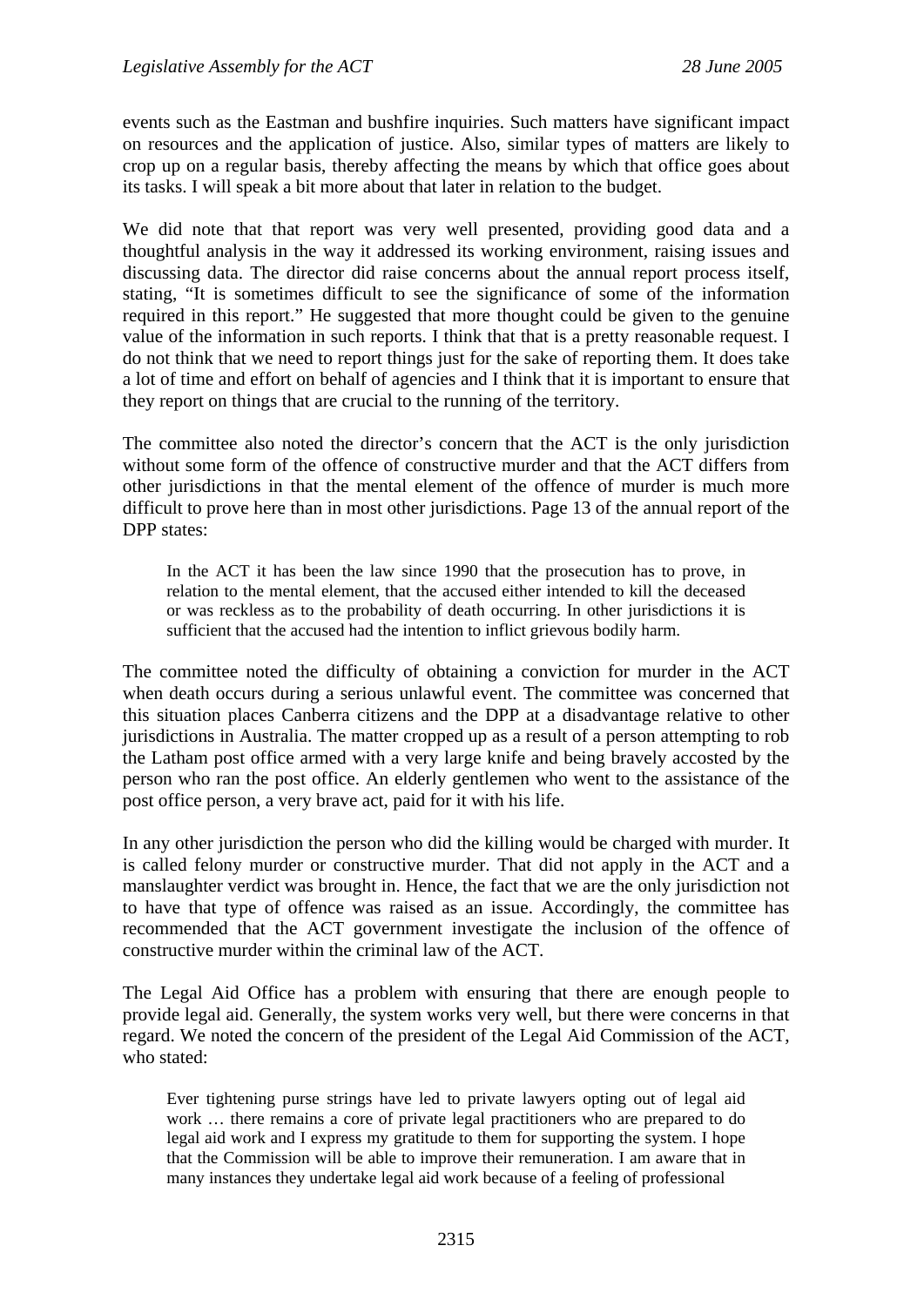events such as the Eastman and bushfire inquiries. Such matters have significant impact on resources and the application of justice. Also, similar types of matters are likely to crop up on a regular basis, thereby affecting the means by which that office goes about its tasks. I will speak a bit more about that later in relation to the budget.

We did note that that report was very well presented, providing good data and a thoughtful analysis in the way it addressed its working environment, raising issues and discussing data. The director did raise concerns about the annual report process itself, stating, "It is sometimes difficult to see the significance of some of the information required in this report." He suggested that more thought could be given to the genuine value of the information in such reports. I think that that is a pretty reasonable request. I do not think that we need to report things just for the sake of reporting them. It does take a lot of time and effort on behalf of agencies and I think that it is important to ensure that they report on things that are crucial to the running of the territory.

The committee also noted the director's concern that the ACT is the only jurisdiction without some form of the offence of constructive murder and that the ACT differs from other jurisdictions in that the mental element of the offence of murder is much more difficult to prove here than in most other jurisdictions. Page 13 of the annual report of the DPP states:

> In the ACT it has been the law since 1990 that the prosecution has to prove, in relation to the mental element, that the accused either intended to kill the deceased or was reckless as to the probability of death occurring. In other jurisdictions it is sufficient that the accused had the intention to inflict grievous bodily harm.

The committee noted the difficulty of obtaining a conviction for murder in the ACT when death occurs during a serious unlawful event. The committee was concerned that this situation places Canberra citizens and the DPP at a disadvantage relative to other jurisdictions in Australia. The matter cropped up as a result of a person attempting to rob the Latham post office armed with a very large knife and being bravely accosted by the person who ran the post office. An elderly gentlemen who went to the assistance of the post office person, a very brave act, paid for it with his life.

In any other jurisdiction the person who did the killing would be charged with murder. It is called felony murder or constructive murder. That did not apply in the ACT and a manslaughter verdict was brought in. Hence, the fact that we are the only jurisdiction not to have that type of offence was raised as an issue. Accordingly, the committee has recommended that the ACT government investigate the inclusion of the offence of constructive murder within the criminal law of the ACT.

The Legal Aid Office has a problem with ensuring that there are enough people to provide legal aid. Generally, the system works very well, but there were concerns in that regard. We noted the concern of the president of the Legal Aid Commission of the ACT, who stated:

> Ever tightening purse strings have led to private lawyers opting out of legal aid work … there remains a core of private legal practitioners who are prepared to do legal aid work and I express my gratitude to them for supporting the system. I hope that the Commission will be able to improve their remuneration. I am aware that in many instances they undertake legal aid work because of a feeling of professional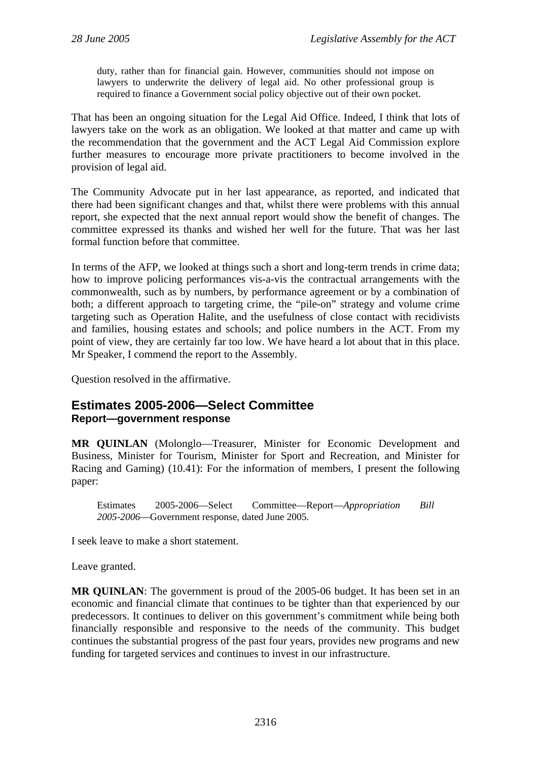> duty, rather than for financial gain. However, communities should not impose on lawyers to underwrite the delivery of legal aid. No other professional group is required to finance a Government social policy objective out of their own pocket.

That has been an ongoing situation for the Legal Aid Office. Indeed, I think that lots of lawyers take on the work as an obligation. We looked at that matter and came up with the recommendation that the government and the ACT Legal Aid Commission explore further measures to encourage more private practitioners to become involved in the provision of legal aid.

The Community Advocate put in her last appearance, as reported, and indicated that there had been significant changes and that, whilst there were problems with this annual report, she expected that the next annual report would show the benefit of changes. The committee expressed its thanks and wished her well for the future. That was her last formal function before that committee.

In terms of the AFP, we looked at things such a short and long-term trends in crime data; how to improve policing performances vis-a-vis the contractual arrangements with the commonwealth, such as by numbers, by performance agreement or by a combination of both; a different approach to targeting crime, the "pile-on" strategy and volume crime targeting such as Operation Halite, and the usefulness of close contact with recidivists and families, housing estates and schools; and police numbers in the ACT. From my point of view, they are certainly far too low. We have heard a lot about that in this place. Mr Speaker, I commend the report to the Assembly.

Question resolved in the affirmative.

## Estimates 2005-2006—Select Committee
### Report—government response

**MR QUINLAN** (Molonglo—Treasurer, Minister for Economic Development and Business, Minister for Tourism, Minister for Sport and Recreation, and Minister for Racing and Gaming) (10.41): For the information of members, I present the following paper:

> Estimates 2005-2006—Select Committee—Report—*Appropriation Bill 2005-2006*—Government response, dated June 2005.

I seek leave to make a short statement.

Leave granted.

**MR QUINLAN**: The government is proud of the 2005-06 budget. It has been set in an economic and financial climate that continues to be tighter than that experienced by our predecessors. It continues to deliver on this government's commitment while being both financially responsible and responsive to the needs of the community. This budget continues the substantial progress of the past four years, provides new programs and new funding for targeted services and continues to invest in our infrastructure.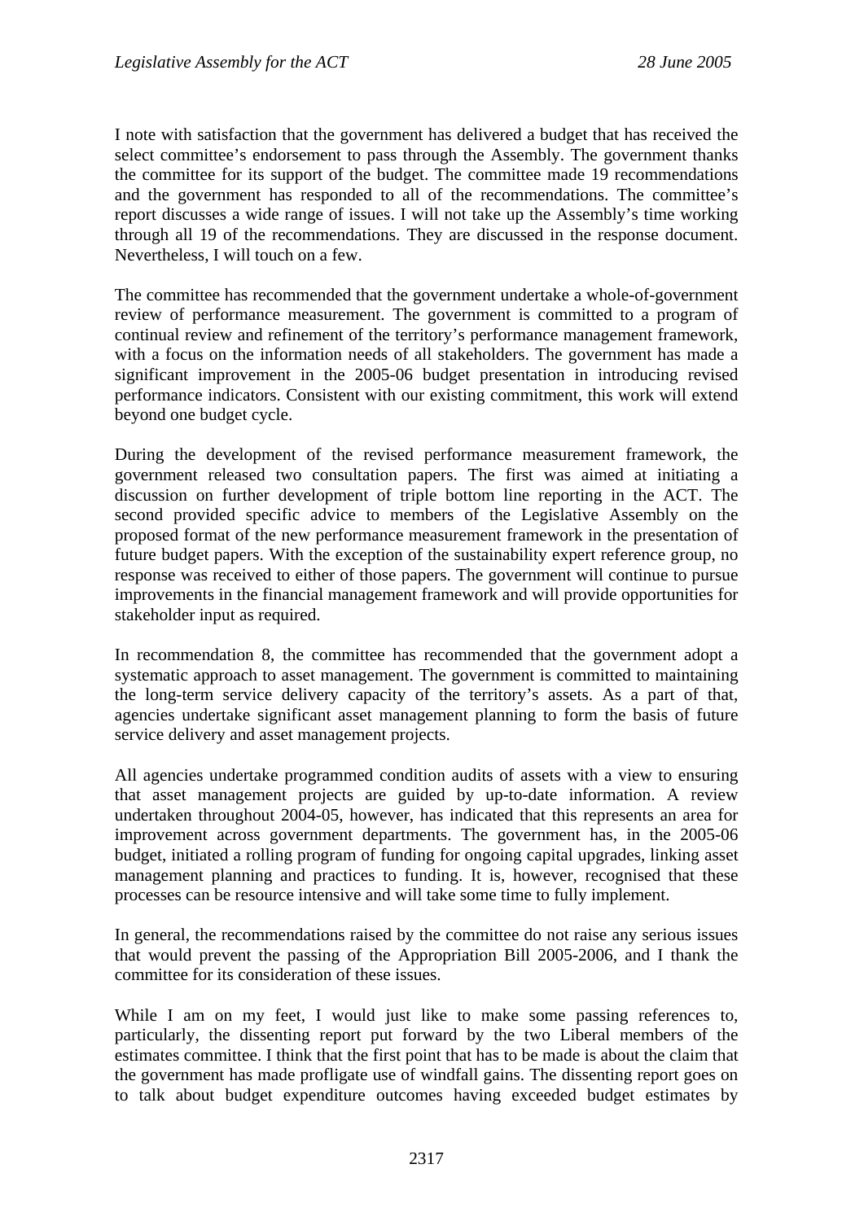I note with satisfaction that the government has delivered a budget that has received the select committee's endorsement to pass through the Assembly. The government thanks the committee for its support of the budget. The committee made 19 recommendations and the government has responded to all of the recommendations. The committee's report discusses a wide range of issues. I will not take up the Assembly's time working through all 19 of the recommendations. They are discussed in the response document. Nevertheless, I will touch on a few.

The committee has recommended that the government undertake a whole-of-government review of performance measurement. The government is committed to a program of continual review and refinement of the territory's performance management framework, with a focus on the information needs of all stakeholders. The government has made a significant improvement in the 2005-06 budget presentation in introducing revised performance indicators. Consistent with our existing commitment, this work will extend beyond one budget cycle.

During the development of the revised performance measurement framework, the government released two consultation papers. The first was aimed at initiating a discussion on further development of triple bottom line reporting in the ACT. The second provided specific advice to members of the Legislative Assembly on the proposed format of the new performance measurement framework in the presentation of future budget papers. With the exception of the sustainability expert reference group, no response was received to either of those papers. The government will continue to pursue improvements in the financial management framework and will provide opportunities for stakeholder input as required.

In recommendation 8, the committee has recommended that the government adopt a systematic approach to asset management. The government is committed to maintaining the long-term service delivery capacity of the territory's assets. As a part of that, agencies undertake significant asset management planning to form the basis of future service delivery and asset management projects.

All agencies undertake programmed condition audits of assets with a view to ensuring that asset management projects are guided by up-to-date information. A review undertaken throughout 2004-05, however, has indicated that this represents an area for improvement across government departments. The government has, in the 2005-06 budget, initiated a rolling program of funding for ongoing capital upgrades, linking asset management planning and practices to funding. It is, however, recognised that these processes can be resource intensive and will take some time to fully implement.

In general, the recommendations raised by the committee do not raise any serious issues that would prevent the passing of the Appropriation Bill 2005-2006, and I thank the committee for its consideration of these issues.

While I am on my feet, I would just like to make some passing references to, particularly, the dissenting report put forward by the two Liberal members of the estimates committee. I think that the first point that has to be made is about the claim that the government has made profligate use of windfall gains. The dissenting report goes on to talk about budget expenditure outcomes having exceeded budget estimates by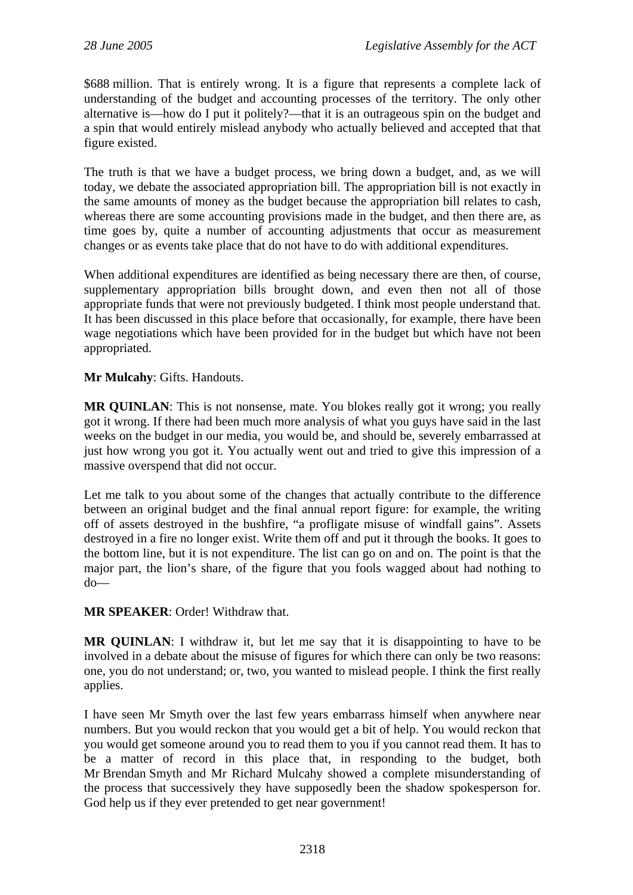$688 million. That is entirely wrong. It is a figure that represents a complete lack of understanding of the budget and accounting processes of the territory. The only other alternative is—how do I put it politely?—that it is an outrageous spin on the budget and a spin that would entirely mislead anybody who actually believed and accepted that that figure existed.

The truth is that we have a budget process, we bring down a budget, and, as we will today, we debate the associated appropriation bill. The appropriation bill is not exactly in the same amounts of money as the budget because the appropriation bill relates to cash, whereas there are some accounting provisions made in the budget, and then there are, as time goes by, quite a number of accounting adjustments that occur as measurement changes or as events take place that do not have to do with additional expenditures.

When additional expenditures are identified as being necessary there are then, of course, supplementary appropriation bills brought down, and even then not all of those appropriate funds that were not previously budgeted. I think most people understand that. It has been discussed in this place before that occasionally, for example, there have been wage negotiations which have been provided for in the budget but which have not been appropriated.

**Mr Mulcahy**: Gifts. Handouts.

**MR QUINLAN**: This is not nonsense, mate. You blokes really got it wrong; you really got it wrong. If there had been much more analysis of what you guys have said in the last weeks on the budget in our media, you would be, and should be, severely embarrassed at just how wrong you got it. You actually went out and tried to give this impression of a massive overspend that did not occur.

Let me talk to you about some of the changes that actually contribute to the difference between an original budget and the final annual report figure: for example, the writing off of assets destroyed in the bushfire, "a profligate misuse of windfall gains". Assets destroyed in a fire no longer exist. Write them off and put it through the books. It goes to the bottom line, but it is not expenditure. The list can go on and on. The point is that the major part, the lion's share, of the figure that you fools wagged about had nothing to do—

**MR SPEAKER**: Order! Withdraw that.

**MR QUINLAN**: I withdraw it, but let me say that it is disappointing to have to be involved in a debate about the misuse of figures for which there can only be two reasons: one, you do not understand; or, two, you wanted to mislead people. I think the first really applies.

I have seen Mr Smyth over the last few years embarrass himself when anywhere near numbers. But you would reckon that you would get a bit of help. You would reckon that you would get someone around you to read them to you if you cannot read them. It has to be a matter of record in this place that, in responding to the budget, both Mr Brendan Smyth and Mr Richard Mulcahy showed a complete misunderstanding of the process that successively they have supposedly been the shadow spokesperson for. God help us if they ever pretended to get near government!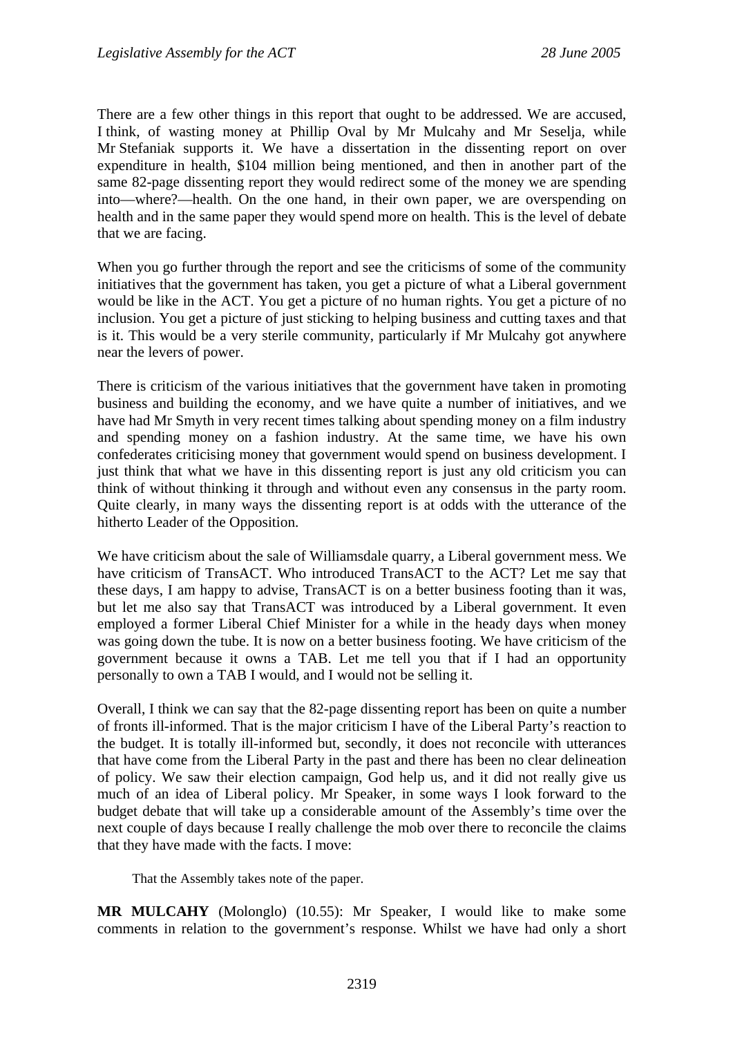There are a few other things in this report that ought to be addressed. We are accused, I think, of wasting money at Phillip Oval by Mr Mulcahy and Mr Seselja, while Mr Stefaniak supports it. We have a dissertation in the dissenting report on over expenditure in health, $104 million being mentioned, and then in another part of the same 82-page dissenting report they would redirect some of the money we are spending into—where?—health. On the one hand, in their own paper, we are overspending on health and in the same paper they would spend more on health. This is the level of debate that we are facing.

When you go further through the report and see the criticisms of some of the community initiatives that the government has taken, you get a picture of what a Liberal government would be like in the ACT. You get a picture of no human rights. You get a picture of no inclusion. You get a picture of just sticking to helping business and cutting taxes and that is it. This would be a very sterile community, particularly if Mr Mulcahy got anywhere near the levers of power.

There is criticism of the various initiatives that the government have taken in promoting business and building the economy, and we have quite a number of initiatives, and we have had Mr Smyth in very recent times talking about spending money on a film industry and spending money on a fashion industry. At the same time, we have his own confederates criticising money that government would spend on business development. I just think that what we have in this dissenting report is just any old criticism you can think of without thinking it through and without even any consensus in the party room. Quite clearly, in many ways the dissenting report is at odds with the utterance of the hitherto Leader of the Opposition.

We have criticism about the sale of Williamsdale quarry, a Liberal government mess. We have criticism of TransACT. Who introduced TransACT to the ACT? Let me say that these days, I am happy to advise, TransACT is on a better business footing than it was, but let me also say that TransACT was introduced by a Liberal government. It even employed a former Liberal Chief Minister for a while in the heady days when money was going down the tube. It is now on a better business footing. We have criticism of the government because it owns a TAB. Let me tell you that if I had an opportunity personally to own a TAB I would, and I would not be selling it.

Overall, I think we can say that the 82-page dissenting report has been on quite a number of fronts ill-informed. That is the major criticism I have of the Liberal Party's reaction to the budget. It is totally ill-informed but, secondly, it does not reconcile with utterances that have come from the Liberal Party in the past and there has been no clear delineation of policy. We saw their election campaign, God help us, and it did not really give us much of an idea of Liberal policy. Mr Speaker, in some ways I look forward to the budget debate that will take up a considerable amount of the Assembly's time over the next couple of days because I really challenge the mob over there to reconcile the claims that they have made with the facts. I move:

> That the Assembly takes note of the paper.

**MR MULCAHY** (Molonglo) (10.55): Mr Speaker, I would like to make some comments in relation to the government's response. Whilst we have had only a short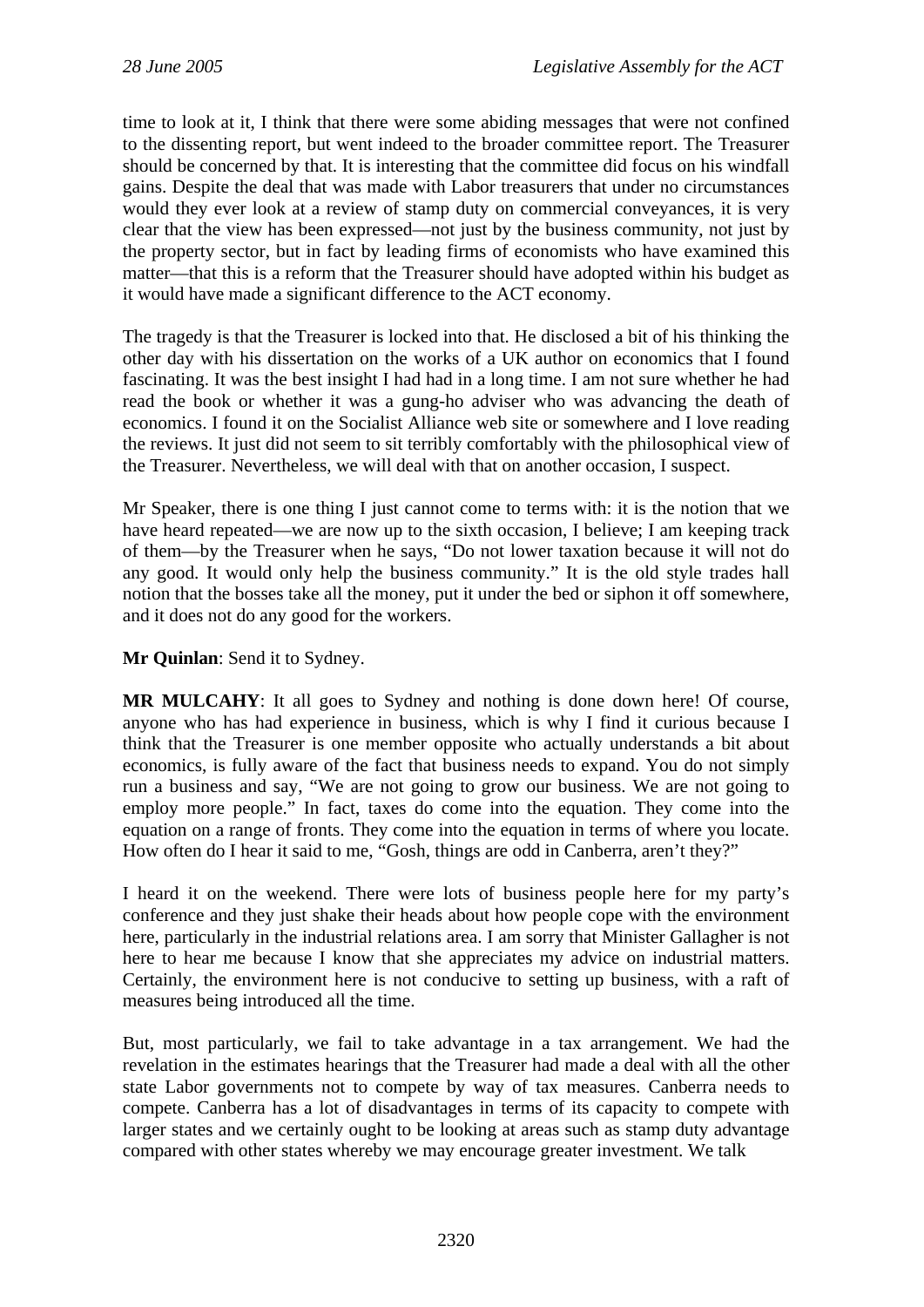time to look at it, I think that there were some abiding messages that were not confined to the dissenting report, but went indeed to the broader committee report. The Treasurer should be concerned by that. It is interesting that the committee did focus on his windfall gains. Despite the deal that was made with Labor treasurers that under no circumstances would they ever look at a review of stamp duty on commercial conveyances, it is very clear that the view has been expressed—not just by the business community, not just by the property sector, but in fact by leading firms of economists who have examined this matter—that this is a reform that the Treasurer should have adopted within his budget as it would have made a significant difference to the ACT economy.

The tragedy is that the Treasurer is locked into that. He disclosed a bit of his thinking the other day with his dissertation on the works of a UK author on economics that I found fascinating. It was the best insight I had had in a long time. I am not sure whether he had read the book or whether it was a gung-ho adviser who was advancing the death of economics. I found it on the Socialist Alliance web site or somewhere and I love reading the reviews. It just did not seem to sit terribly comfortably with the philosophical view of the Treasurer. Nevertheless, we will deal with that on another occasion, I suspect.

Mr Speaker, there is one thing I just cannot come to terms with: it is the notion that we have heard repeated—we are now up to the sixth occasion, I believe; I am keeping track of them—by the Treasurer when he says, "Do not lower taxation because it will not do any good. It would only help the business community." It is the old style trades hall notion that the bosses take all the money, put it under the bed or siphon it off somewhere, and it does not do any good for the workers.

**Mr Quinlan**: Send it to Sydney.

**MR MULCAHY**: It all goes to Sydney and nothing is done down here! Of course, anyone who has had experience in business, which is why I find it curious because I think that the Treasurer is one member opposite who actually understands a bit about economics, is fully aware of the fact that business needs to expand. You do not simply run a business and say, "We are not going to grow our business. We are not going to employ more people." In fact, taxes do come into the equation. They come into the equation on a range of fronts. They come into the equation in terms of where you locate. How often do I hear it said to me, "Gosh, things are odd in Canberra, aren't they?"

I heard it on the weekend. There were lots of business people here for my party's conference and they just shake their heads about how people cope with the environment here, particularly in the industrial relations area. I am sorry that Minister Gallagher is not here to hear me because I know that she appreciates my advice on industrial matters. Certainly, the environment here is not conducive to setting up business, with a raft of measures being introduced all the time.

But, most particularly, we fail to take advantage in a tax arrangement. We had the revelation in the estimates hearings that the Treasurer had made a deal with all the other state Labor governments not to compete by way of tax measures. Canberra needs to compete. Canberra has a lot of disadvantages in terms of its capacity to compete with larger states and we certainly ought to be looking at areas such as stamp duty advantage compared with other states whereby we may encourage greater investment. We talk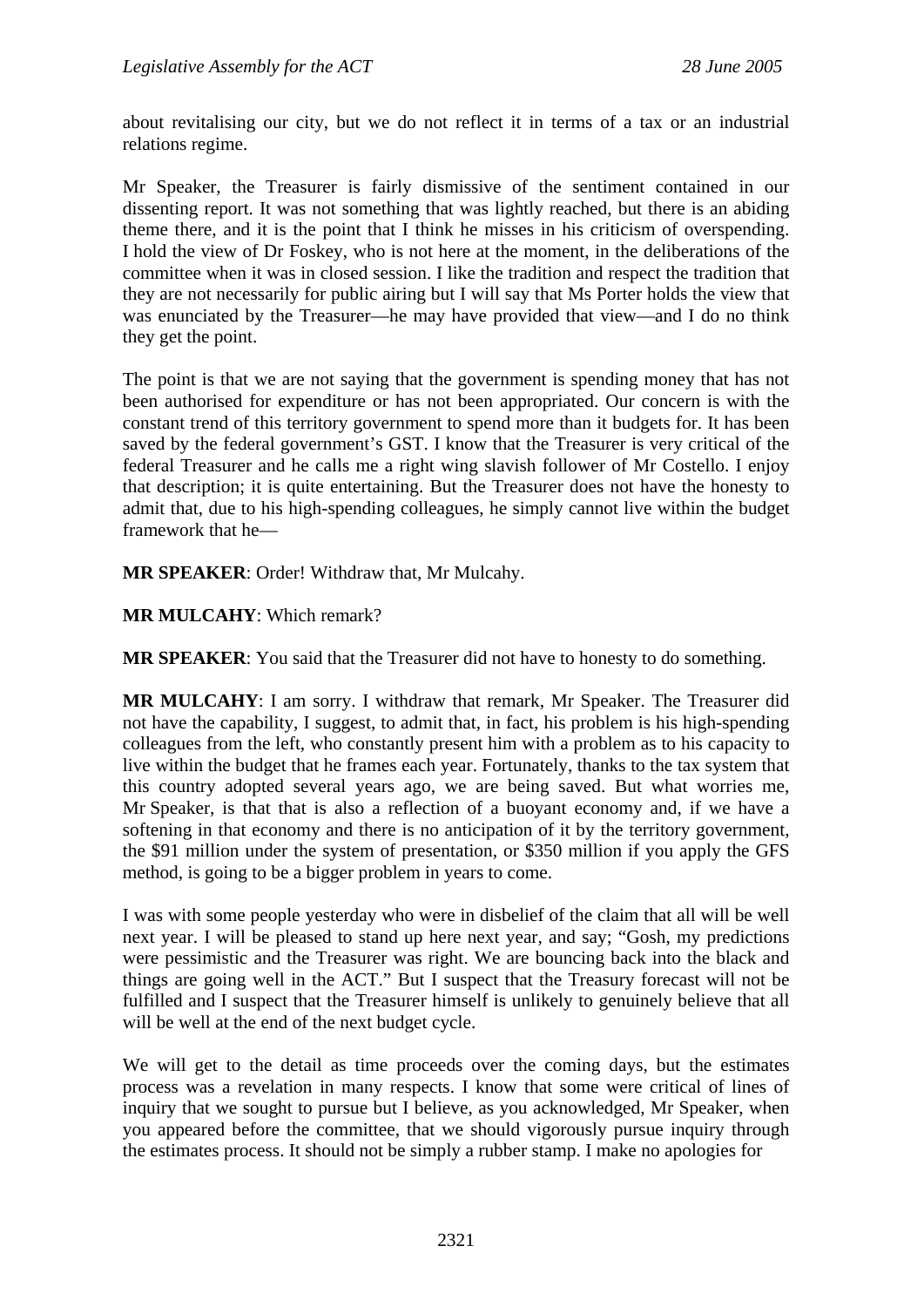about revitalising our city, but we do not reflect it in terms of a tax or an industrial relations regime.

Mr Speaker, the Treasurer is fairly dismissive of the sentiment contained in our dissenting report. It was not something that was lightly reached, but there is an abiding theme there, and it is the point that I think he misses in his criticism of overspending. I hold the view of Dr Foskey, who is not here at the moment, in the deliberations of the committee when it was in closed session. I like the tradition and respect the tradition that they are not necessarily for public airing but I will say that Ms Porter holds the view that was enunciated by the Treasurer—he may have provided that view—and I do no think they get the point.

The point is that we are not saying that the government is spending money that has not been authorised for expenditure or has not been appropriated. Our concern is with the constant trend of this territory government to spend more than it budgets for. It has been saved by the federal government's GST. I know that the Treasurer is very critical of the federal Treasurer and he calls me a right wing slavish follower of Mr Costello. I enjoy that description; it is quite entertaining. But the Treasurer does not have the honesty to admit that, due to his high-spending colleagues, he simply cannot live within the budget framework that he—

**MR SPEAKER**: Order! Withdraw that, Mr Mulcahy.

**MR MULCAHY**: Which remark?

**MR SPEAKER**: You said that the Treasurer did not have to honesty to do something.

**MR MULCAHY**: I am sorry. I withdraw that remark, Mr Speaker. The Treasurer did not have the capability, I suggest, to admit that, in fact, his problem is his high-spending colleagues from the left, who constantly present him with a problem as to his capacity to live within the budget that he frames each year. Fortunately, thanks to the tax system that this country adopted several years ago, we are being saved. But what worries me, Mr Speaker, is that that is also a reflection of a buoyant economy and, if we have a softening in that economy and there is no anticipation of it by the territory government, the $91 million under the system of presentation, or $350 million if you apply the GFS method, is going to be a bigger problem in years to come.

I was with some people yesterday who were in disbelief of the claim that all will be well next year. I will be pleased to stand up here next year, and say; "Gosh, my predictions were pessimistic and the Treasurer was right. We are bouncing back into the black and things are going well in the ACT." But I suspect that the Treasury forecast will not be fulfilled and I suspect that the Treasurer himself is unlikely to genuinely believe that all will be well at the end of the next budget cycle.

We will get to the detail as time proceeds over the coming days, but the estimates process was a revelation in many respects. I know that some were critical of lines of inquiry that we sought to pursue but I believe, as you acknowledged, Mr Speaker, when you appeared before the committee, that we should vigorously pursue inquiry through the estimates process. It should not be simply a rubber stamp. I make no apologies for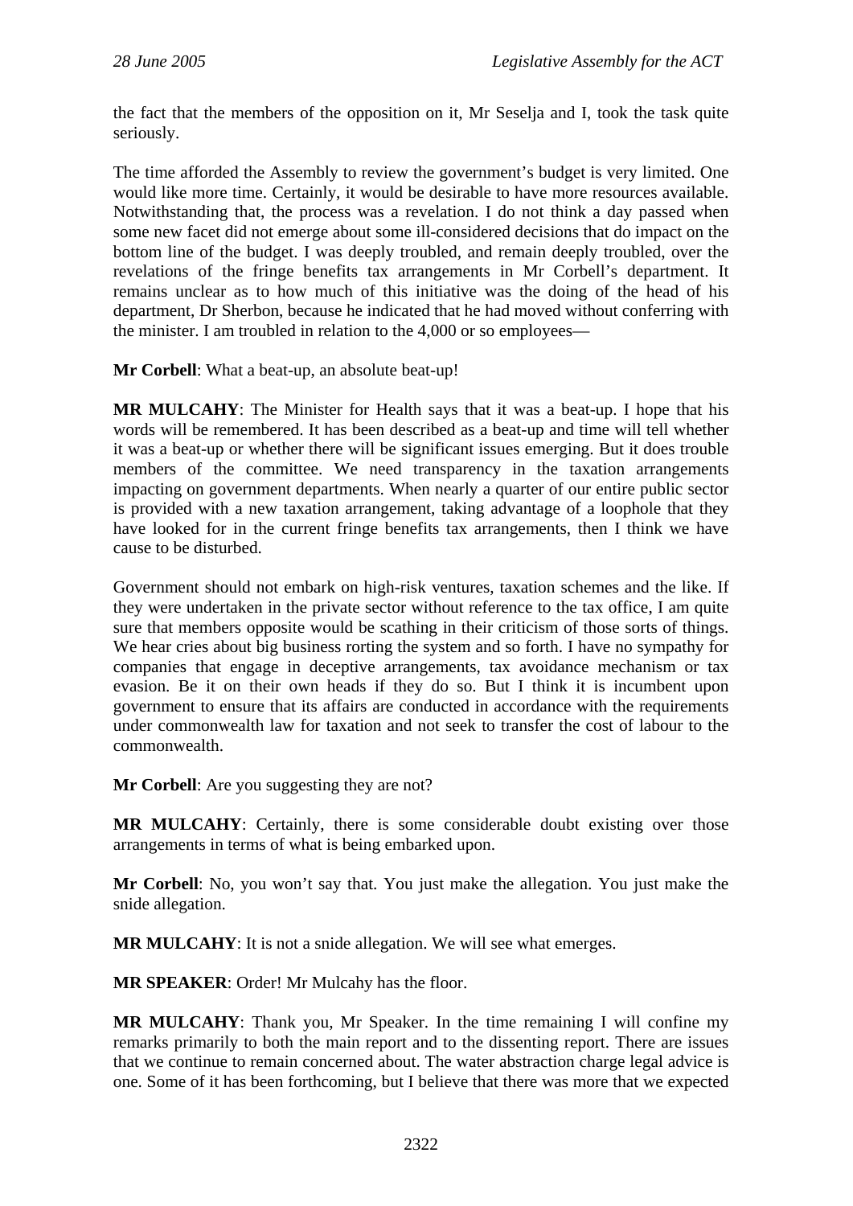the fact that the members of the opposition on it, Mr Seselja and I, took the task quite seriously.

The time afforded the Assembly to review the government's budget is very limited. One would like more time. Certainly, it would be desirable to have more resources available. Notwithstanding that, the process was a revelation. I do not think a day passed when some new facet did not emerge about some ill-considered decisions that do impact on the bottom line of the budget. I was deeply troubled, and remain deeply troubled, over the revelations of the fringe benefits tax arrangements in Mr Corbell's department. It remains unclear as to how much of this initiative was the doing of the head of his department, Dr Sherbon, because he indicated that he had moved without conferring with the minister. I am troubled in relation to the 4,000 or so employees—

**Mr Corbell**: What a beat-up, an absolute beat-up!

**MR MULCAHY**: The Minister for Health says that it was a beat-up. I hope that his words will be remembered. It has been described as a beat-up and time will tell whether it was a beat-up or whether there will be significant issues emerging. But it does trouble members of the committee. We need transparency in the taxation arrangements impacting on government departments. When nearly a quarter of our entire public sector is provided with a new taxation arrangement, taking advantage of a loophole that they have looked for in the current fringe benefits tax arrangements, then I think we have cause to be disturbed.

Government should not embark on high-risk ventures, taxation schemes and the like. If they were undertaken in the private sector without reference to the tax office, I am quite sure that members opposite would be scathing in their criticism of those sorts of things. We hear cries about big business rorting the system and so forth. I have no sympathy for companies that engage in deceptive arrangements, tax avoidance mechanism or tax evasion. Be it on their own heads if they do so. But I think it is incumbent upon government to ensure that its affairs are conducted in accordance with the requirements under commonwealth law for taxation and not seek to transfer the cost of labour to the commonwealth.

**Mr Corbell**: Are you suggesting they are not?

**MR MULCAHY**: Certainly, there is some considerable doubt existing over those arrangements in terms of what is being embarked upon.

**Mr Corbell**: No, you won't say that. You just make the allegation. You just make the snide allegation.

**MR MULCAHY**: It is not a snide allegation. We will see what emerges.

**MR SPEAKER**: Order! Mr Mulcahy has the floor.

**MR MULCAHY**: Thank you, Mr Speaker. In the time remaining I will confine my remarks primarily to both the main report and to the dissenting report. There are issues that we continue to remain concerned about. The water abstraction charge legal advice is one. Some of it has been forthcoming, but I believe that there was more that we expected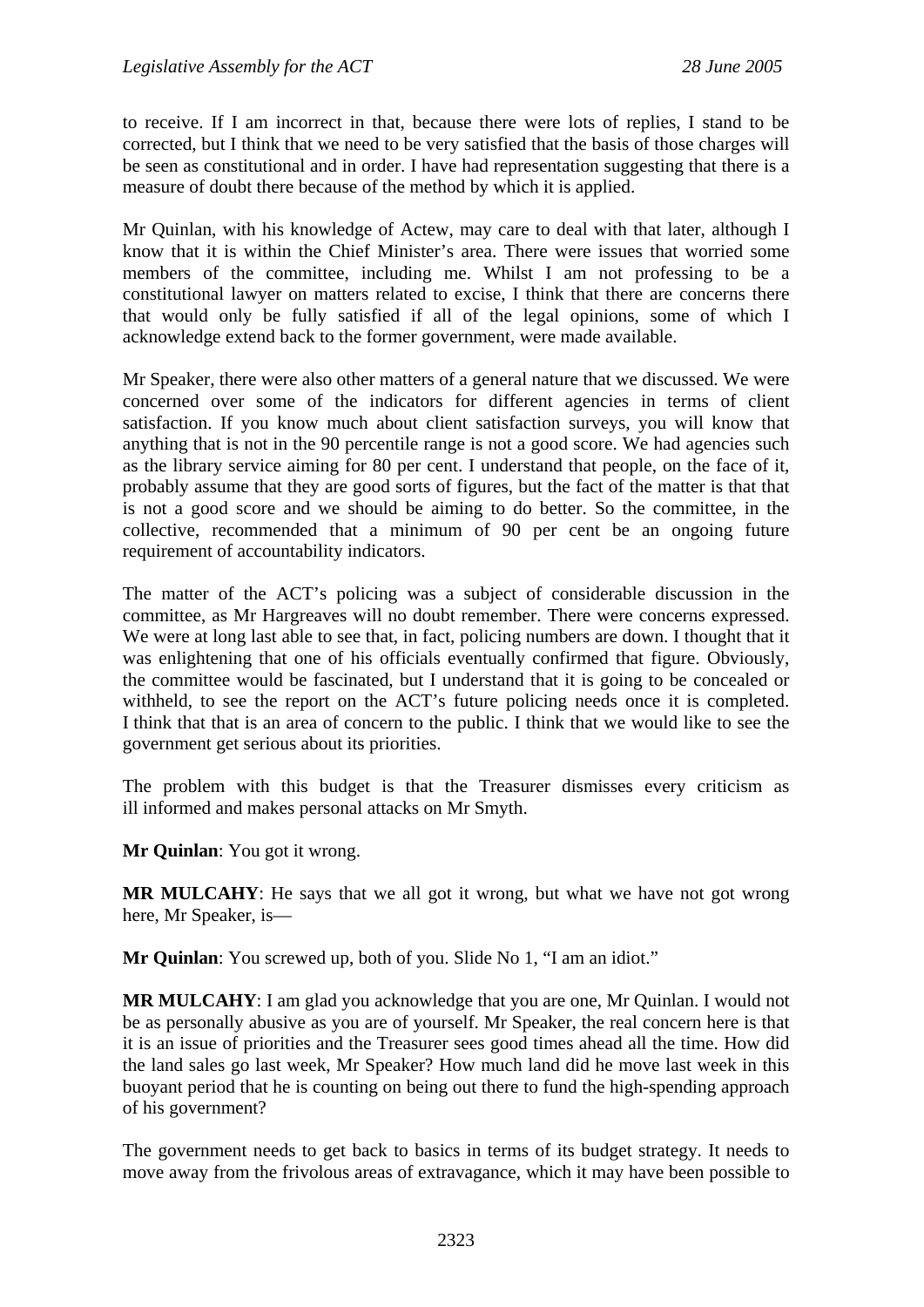to receive. If I am incorrect in that, because there were lots of replies, I stand to be corrected, but I think that we need to be very satisfied that the basis of those charges will be seen as constitutional and in order. I have had representation suggesting that there is a measure of doubt there because of the method by which it is applied.

Mr Quinlan, with his knowledge of Actew, may care to deal with that later, although I know that it is within the Chief Minister's area. There were issues that worried some members of the committee, including me. Whilst I am not professing to be a constitutional lawyer on matters related to excise, I think that there are concerns there that would only be fully satisfied if all of the legal opinions, some of which I acknowledge extend back to the former government, were made available.

Mr Speaker, there were also other matters of a general nature that we discussed. We were concerned over some of the indicators for different agencies in terms of client satisfaction. If you know much about client satisfaction surveys, you will know that anything that is not in the 90 percentile range is not a good score. We had agencies such as the library service aiming for 80 per cent. I understand that people, on the face of it, probably assume that they are good sorts of figures, but the fact of the matter is that that is not a good score and we should be aiming to do better. So the committee, in the collective, recommended that a minimum of 90 per cent be an ongoing future requirement of accountability indicators.

The matter of the ACT's policing was a subject of considerable discussion in the committee, as Mr Hargreaves will no doubt remember. There were concerns expressed. We were at long last able to see that, in fact, policing numbers are down. I thought that it was enlightening that one of his officials eventually confirmed that figure. Obviously, the committee would be fascinated, but I understand that it is going to be concealed or withheld, to see the report on the ACT's future policing needs once it is completed. I think that that is an area of concern to the public. I think that we would like to see the government get serious about its priorities.

The problem with this budget is that the Treasurer dismisses every criticism as ill informed and makes personal attacks on Mr Smyth.

**Mr Quinlan**: You got it wrong.

**MR MULCAHY**: He says that we all got it wrong, but what we have not got wrong here, Mr Speaker, is—

**Mr Quinlan**: You screwed up, both of you. Slide No 1, "I am an idiot."

**MR MULCAHY**: I am glad you acknowledge that you are one, Mr Quinlan. I would not be as personally abusive as you are of yourself. Mr Speaker, the real concern here is that it is an issue of priorities and the Treasurer sees good times ahead all the time. How did the land sales go last week, Mr Speaker? How much land did he move last week in this buoyant period that he is counting on being out there to fund the high-spending approach of his government?

The government needs to get back to basics in terms of its budget strategy. It needs to move away from the frivolous areas of extravagance, which it may have been possible to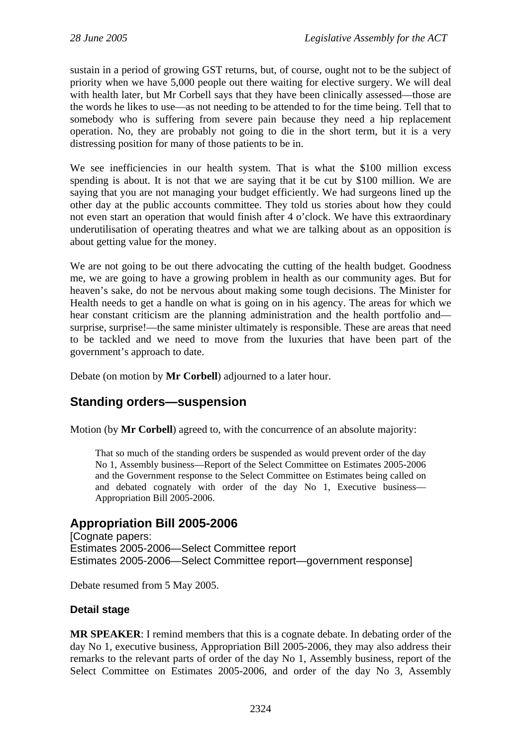sustain in a period of growing GST returns, but, of course, ought not to be the subject of priority when we have 5,000 people out there waiting for elective surgery. We will deal with health later, but Mr Corbell says that they have been clinically assessed—those are the words he likes to use—as not needing to be attended to for the time being. Tell that to somebody who is suffering from severe pain because they need a hip replacement operation. No, they are probably not going to die in the short term, but it is a very distressing position for many of those patients to be in.

We see inefficiencies in our health system. That is what the $100 million excess spending is about. It is not that we are saying that it be cut by $100 million. We are saying that you are not managing your budget efficiently. We had surgeons lined up the other day at the public accounts committee. They told us stories about how they could not even start an operation that would finish after 4 o'clock. We have this extraordinary underutilisation of operating theatres and what we are talking about as an opposition is about getting value for the money.

We are not going to be out there advocating the cutting of the health budget. Goodness me, we are going to have a growing problem in health as our community ages. But for heaven's sake, do not be nervous about making some tough decisions. The Minister for Health needs to get a handle on what is going on in his agency. The areas for which we hear constant criticism are the planning administration and the health portfolio and—surprise, surprise!—the same minister ultimately is responsible. These are areas that need to be tackled and we need to move from the luxuries that have been part of the government's approach to date.

Debate (on motion by **Mr Corbell**) adjourned to a later hour.

## Standing orders—suspension

Motion (by **Mr Corbell**) agreed to, with the concurrence of an absolute majority:

> That so much of the standing orders be suspended as would prevent order of the day No 1, Assembly business—Report of the Select Committee on Estimates 2005-2006 and the Government response to the Select Committee on Estimates being called on and debated cognately with order of the day No 1, Executive business—Appropriation Bill 2005-2006.

## Appropriation Bill 2005-2006

[Cognate papers:
Estimates 2005-2006—Select Committee report
Estimates 2005-2006—Select Committee report—government response]

Debate resumed from 5 May 2005.

### Detail stage

**MR SPEAKER**: I remind members that this is a cognate debate. In debating order of the day No 1, executive business, Appropriation Bill 2005-2006, they may also address their remarks to the relevant parts of order of the day No 1, Assembly business, report of the Select Committee on Estimates 2005-2006, and order of the day No 3, Assembly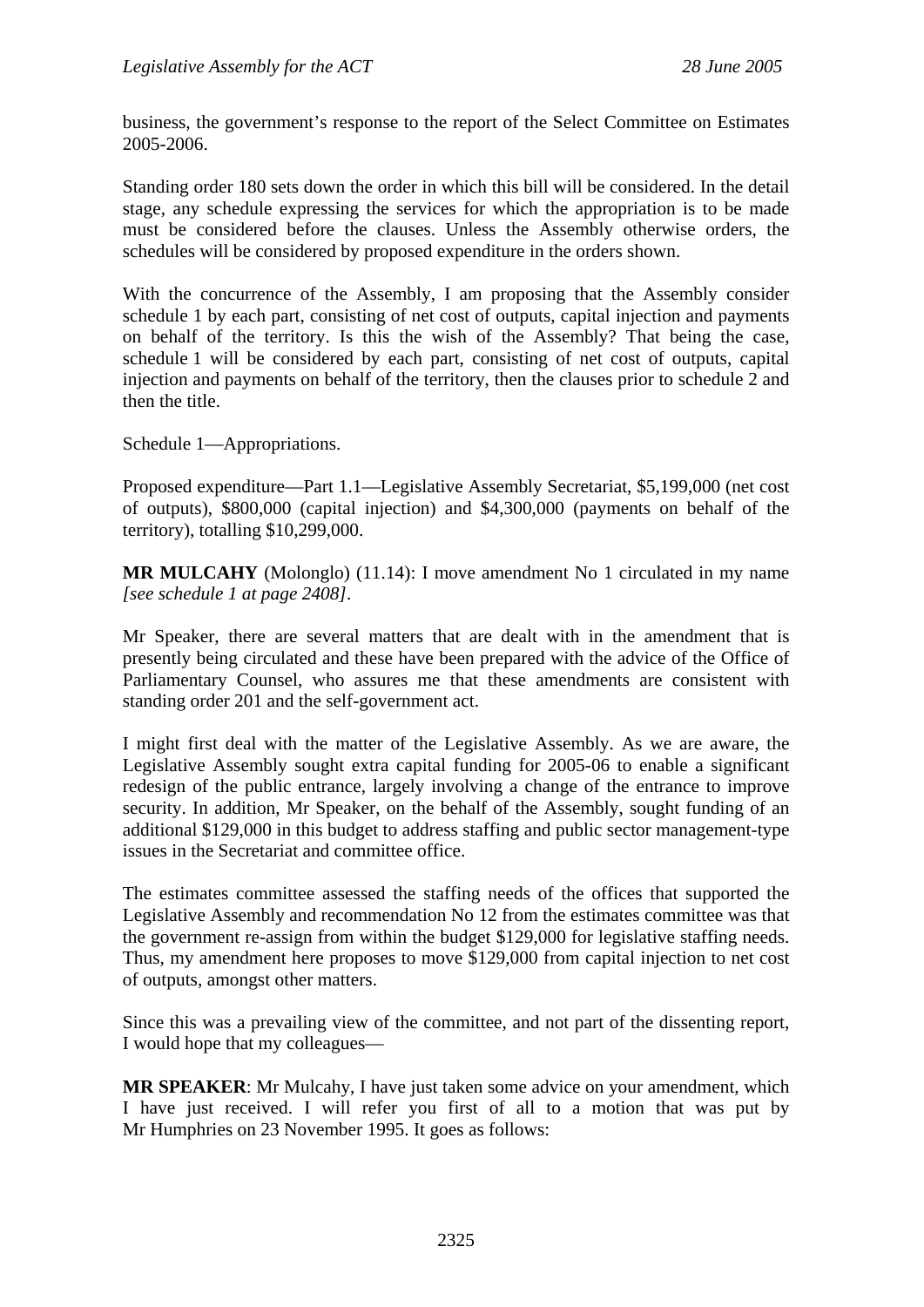business, the government's response to the report of the Select Committee on Estimates 2005-2006.

Standing order 180 sets down the order in which this bill will be considered. In the detail stage, any schedule expressing the services for which the appropriation is to be made must be considered before the clauses. Unless the Assembly otherwise orders, the schedules will be considered by proposed expenditure in the orders shown.

With the concurrence of the Assembly, I am proposing that the Assembly consider schedule 1 by each part, consisting of net cost of outputs, capital injection and payments on behalf of the territory. Is this the wish of the Assembly? That being the case, schedule 1 will be considered by each part, consisting of net cost of outputs, capital injection and payments on behalf of the territory, then the clauses prior to schedule 2 and then the title.

Schedule 1—Appropriations.

Proposed expenditure—Part 1.1—Legislative Assembly Secretariat, $5,199,000 (net cost of outputs), $800,000 (capital injection) and $4,300,000 (payments on behalf of the territory), totalling $10,299,000.

**MR MULCAHY** (Molonglo) (11.14): I move amendment No 1 circulated in my name *[see schedule 1 at page 2408]*.

Mr Speaker, there are several matters that are dealt with in the amendment that is presently being circulated and these have been prepared with the advice of the Office of Parliamentary Counsel, who assures me that these amendments are consistent with standing order 201 and the self-government act.

I might first deal with the matter of the Legislative Assembly. As we are aware, the Legislative Assembly sought extra capital funding for 2005-06 to enable a significant redesign of the public entrance, largely involving a change of the entrance to improve security. In addition, Mr Speaker, on the behalf of the Assembly, sought funding of an additional $129,000 in this budget to address staffing and public sector management-type issues in the Secretariat and committee office.

The estimates committee assessed the staffing needs of the offices that supported the Legislative Assembly and recommendation No 12 from the estimates committee was that the government re-assign from within the budget $129,000 for legislative staffing needs. Thus, my amendment here proposes to move $129,000 from capital injection to net cost of outputs, amongst other matters.

Since this was a prevailing view of the committee, and not part of the dissenting report, I would hope that my colleagues—

**MR SPEAKER**: Mr Mulcahy, I have just taken some advice on your amendment, which I have just received. I will refer you first of all to a motion that was put by Mr Humphries on 23 November 1995. It goes as follows: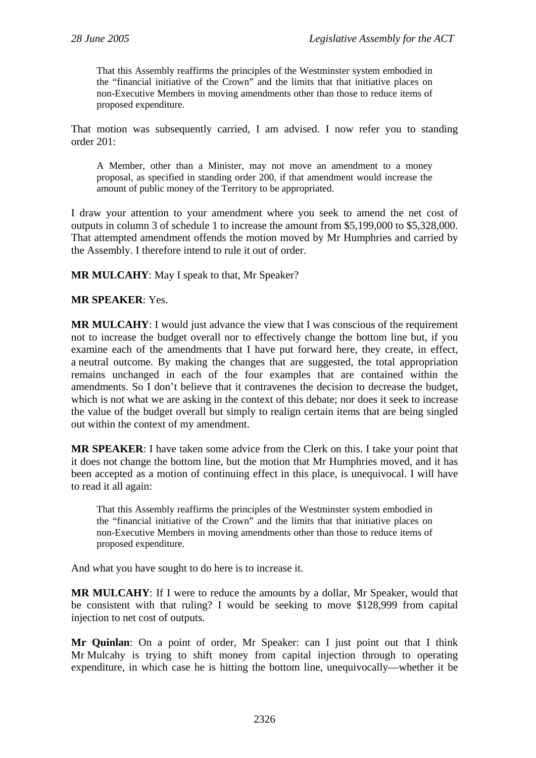> That this Assembly reaffirms the principles of the Westminster system embodied in the "financial initiative of the Crown" and the limits that that initiative places on non-Executive Members in moving amendments other than those to reduce items of proposed expenditure.

That motion was subsequently carried, I am advised. I now refer you to standing order 201:

> A Member, other than a Minister, may not move an amendment to a money proposal, as specified in standing order 200, if that amendment would increase the amount of public money of the Territory to be appropriated.

I draw your attention to your amendment where you seek to amend the net cost of outputs in column 3 of schedule 1 to increase the amount from $5,199,000 to $5,328,000. That attempted amendment offends the motion moved by Mr Humphries and carried by the Assembly. I therefore intend to rule it out of order.

**MR MULCAHY**: May I speak to that, Mr Speaker?

**MR SPEAKER**: Yes.

**MR MULCAHY**: I would just advance the view that I was conscious of the requirement not to increase the budget overall nor to effectively change the bottom line but, if you examine each of the amendments that I have put forward here, they create, in effect, a neutral outcome. By making the changes that are suggested, the total appropriation remains unchanged in each of the four examples that are contained within the amendments. So I don't believe that it contravenes the decision to decrease the budget, which is not what we are asking in the context of this debate; nor does it seek to increase the value of the budget overall but simply to realign certain items that are being singled out within the context of my amendment.

**MR SPEAKER**: I have taken some advice from the Clerk on this. I take your point that it does not change the bottom line, but the motion that Mr Humphries moved, and it has been accepted as a motion of continuing effect in this place, is unequivocal. I will have to read it all again:

> That this Assembly reaffirms the principles of the Westminster system embodied in the "financial initiative of the Crown" and the limits that that initiative places on non-Executive Members in moving amendments other than those to reduce items of proposed expenditure.

And what you have sought to do here is to increase it.

**MR MULCAHY**: If I were to reduce the amounts by a dollar, Mr Speaker, would that be consistent with that ruling? I would be seeking to move $128,999 from capital injection to net cost of outputs.

**Mr Quinlan**: On a point of order, Mr Speaker: can I just point out that I think Mr Mulcahy is trying to shift money from capital injection through to operating expenditure, in which case he is hitting the bottom line, unequivocally—whether it be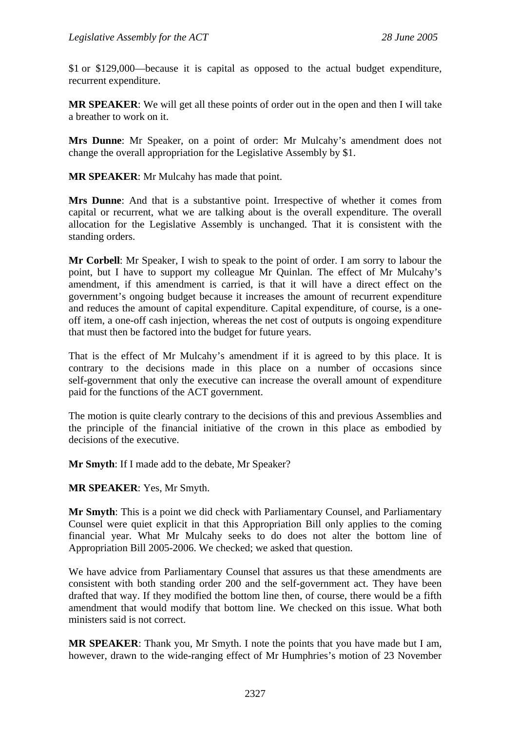$1 or $129,000—because it is capital as opposed to the actual budget expenditure, recurrent expenditure.

**MR SPEAKER**: We will get all these points of order out in the open and then I will take a breather to work on it.

**Mrs Dunne**: Mr Speaker, on a point of order: Mr Mulcahy's amendment does not change the overall appropriation for the Legislative Assembly by $1.

**MR SPEAKER**: Mr Mulcahy has made that point.

**Mrs Dunne**: And that is a substantive point. Irrespective of whether it comes from capital or recurrent, what we are talking about is the overall expenditure. The overall allocation for the Legislative Assembly is unchanged. That it is consistent with the standing orders.

**Mr Corbell**: Mr Speaker, I wish to speak to the point of order. I am sorry to labour the point, but I have to support my colleague Mr Quinlan. The effect of Mr Mulcahy's amendment, if this amendment is carried, is that it will have a direct effect on the government's ongoing budget because it increases the amount of recurrent expenditure and reduces the amount of capital expenditure. Capital expenditure, of course, is a one-off item, a one-off cash injection, whereas the net cost of outputs is ongoing expenditure that must then be factored into the budget for future years.

That is the effect of Mr Mulcahy's amendment if it is agreed to by this place. It is contrary to the decisions made in this place on a number of occasions since self-government that only the executive can increase the overall amount of expenditure paid for the functions of the ACT government.

The motion is quite clearly contrary to the decisions of this and previous Assemblies and the principle of the financial initiative of the crown in this place as embodied by decisions of the executive.

**Mr Smyth**: If I made add to the debate, Mr Speaker?

**MR SPEAKER**: Yes, Mr Smyth.

**Mr Smyth**: This is a point we did check with Parliamentary Counsel, and Parliamentary Counsel were quiet explicit in that this Appropriation Bill only applies to the coming financial year. What Mr Mulcahy seeks to do does not alter the bottom line of Appropriation Bill 2005-2006. We checked; we asked that question.

We have advice from Parliamentary Counsel that assures us that these amendments are consistent with both standing order 200 and the self-government act. They have been drafted that way. If they modified the bottom line then, of course, there would be a fifth amendment that would modify that bottom line. We checked on this issue. What both ministers said is not correct.

**MR SPEAKER**: Thank you, Mr Smyth. I note the points that you have made but I am, however, drawn to the wide-ranging effect of Mr Humphries's motion of 23 November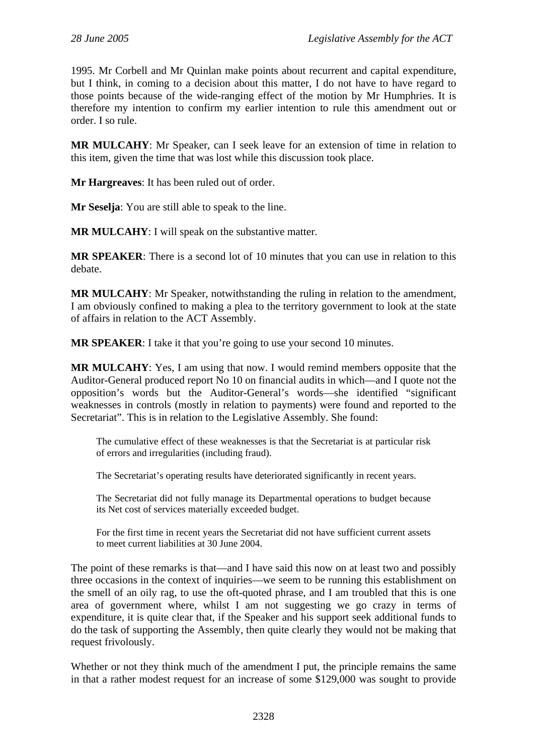1995. Mr Corbell and Mr Quinlan make points about recurrent and capital expenditure, but I think, in coming to a decision about this matter, I do not have to have regard to those points because of the wide-ranging effect of the motion by Mr Humphries. It is therefore my intention to confirm my earlier intention to rule this amendment out or order. I so rule.

**MR MULCAHY**: Mr Speaker, can I seek leave for an extension of time in relation to this item, given the time that was lost while this discussion took place.

**Mr Hargreaves**: It has been ruled out of order.

**Mr Seselja**: You are still able to speak to the line.

**MR MULCAHY**: I will speak on the substantive matter.

**MR SPEAKER**: There is a second lot of 10 minutes that you can use in relation to this debate.

**MR MULCAHY**: Mr Speaker, notwithstanding the ruling in relation to the amendment, I am obviously confined to making a plea to the territory government to look at the state of affairs in relation to the ACT Assembly.

**MR SPEAKER**: I take it that you're going to use your second 10 minutes.

**MR MULCAHY**: Yes, I am using that now. I would remind members opposite that the Auditor-General produced report No 10 on financial audits in which—and I quote not the opposition's words but the Auditor-General's words—she identified "significant weaknesses in controls (mostly in relation to payments) were found and reported to the Secretariat". This is in relation to the Legislative Assembly. She found:

> The cumulative effect of these weaknesses is that the Secretariat is at particular risk of errors and irregularities (including fraud).
>
> The Secretariat's operating results have deteriorated significantly in recent years.
>
> The Secretariat did not fully manage its Departmental operations to budget because its Net cost of services materially exceeded budget.
>
> For the first time in recent years the Secretariat did not have sufficient current assets to meet current liabilities at 30 June 2004.

The point of these remarks is that—and I have said this now on at least two and possibly three occasions in the context of inquiries—we seem to be running this establishment on the smell of an oily rag, to use the oft-quoted phrase, and I am troubled that this is one area of government where, whilst I am not suggesting we go crazy in terms of expenditure, it is quite clear that, if the Speaker and his support seek additional funds to do the task of supporting the Assembly, then quite clearly they would not be making that request frivolously.

Whether or not they think much of the amendment I put, the principle remains the same in that a rather modest request for an increase of some $129,000 was sought to provide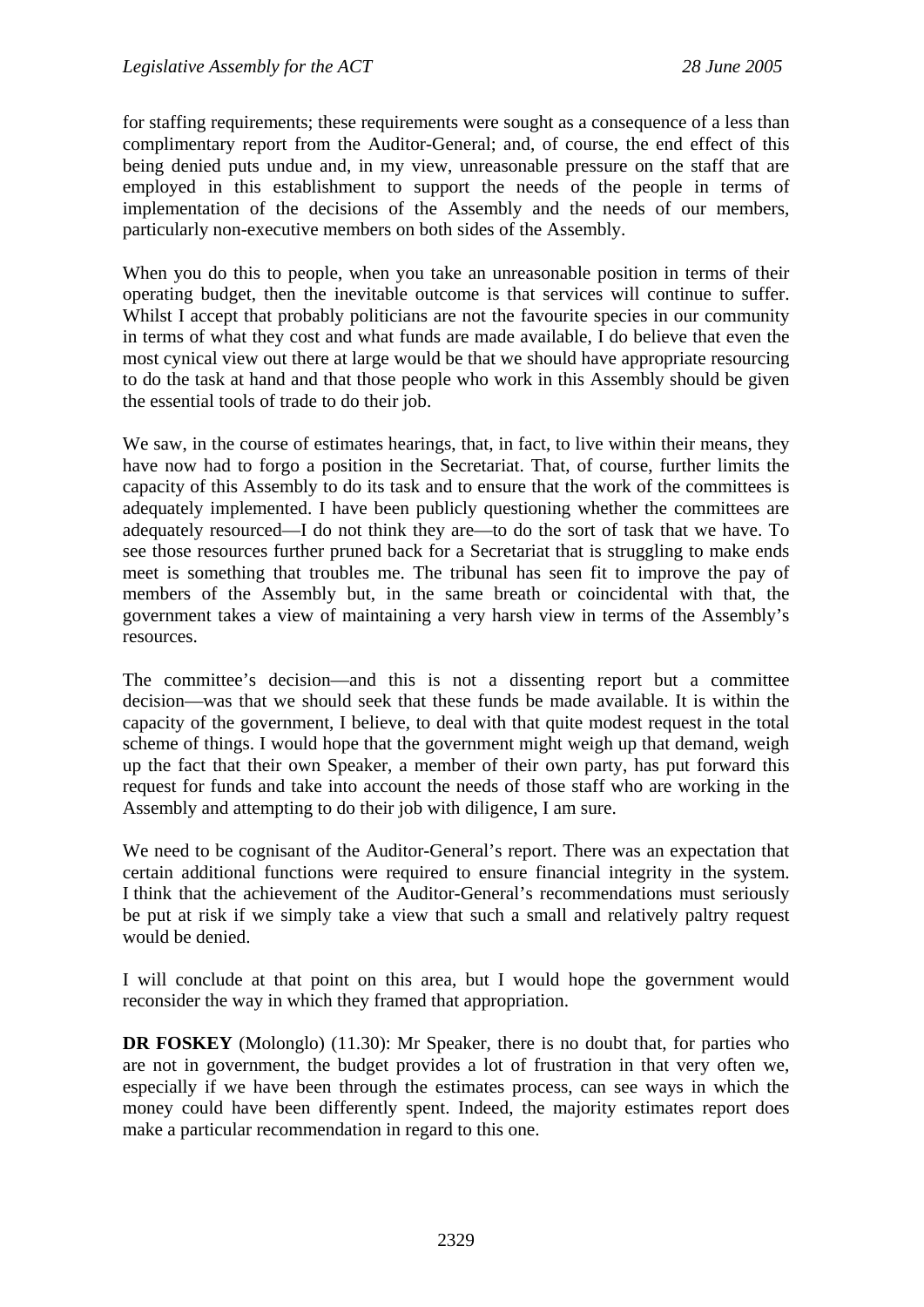for staffing requirements; these requirements were sought as a consequence of a less than complimentary report from the Auditor-General; and, of course, the end effect of this being denied puts undue and, in my view, unreasonable pressure on the staff that are employed in this establishment to support the needs of the people in terms of implementation of the decisions of the Assembly and the needs of our members, particularly non-executive members on both sides of the Assembly.

When you do this to people, when you take an unreasonable position in terms of their operating budget, then the inevitable outcome is that services will continue to suffer. Whilst I accept that probably politicians are not the favourite species in our community in terms of what they cost and what funds are made available, I do believe that even the most cynical view out there at large would be that we should have appropriate resourcing to do the task at hand and that those people who work in this Assembly should be given the essential tools of trade to do their job.

We saw, in the course of estimates hearings, that, in fact, to live within their means, they have now had to forgo a position in the Secretariat. That, of course, further limits the capacity of this Assembly to do its task and to ensure that the work of the committees is adequately implemented. I have been publicly questioning whether the committees are adequately resourced—I do not think they are—to do the sort of task that we have. To see those resources further pruned back for a Secretariat that is struggling to make ends meet is something that troubles me. The tribunal has seen fit to improve the pay of members of the Assembly but, in the same breath or coincidental with that, the government takes a view of maintaining a very harsh view in terms of the Assembly's resources.

The committee's decision—and this is not a dissenting report but a committee decision—was that we should seek that these funds be made available. It is within the capacity of the government, I believe, to deal with that quite modest request in the total scheme of things. I would hope that the government might weigh up that demand, weigh up the fact that their own Speaker, a member of their own party, has put forward this request for funds and take into account the needs of those staff who are working in the Assembly and attempting to do their job with diligence, I am sure.

We need to be cognisant of the Auditor-General's report. There was an expectation that certain additional functions were required to ensure financial integrity in the system. I think that the achievement of the Auditor-General's recommendations must seriously be put at risk if we simply take a view that such a small and relatively paltry request would be denied.

I will conclude at that point on this area, but I would hope the government would reconsider the way in which they framed that appropriation.

**DR FOSKEY** (Molonglo) (11.30): Mr Speaker, there is no doubt that, for parties who are not in government, the budget provides a lot of frustration in that very often we, especially if we have been through the estimates process, can see ways in which the money could have been differently spent. Indeed, the majority estimates report does make a particular recommendation in regard to this one.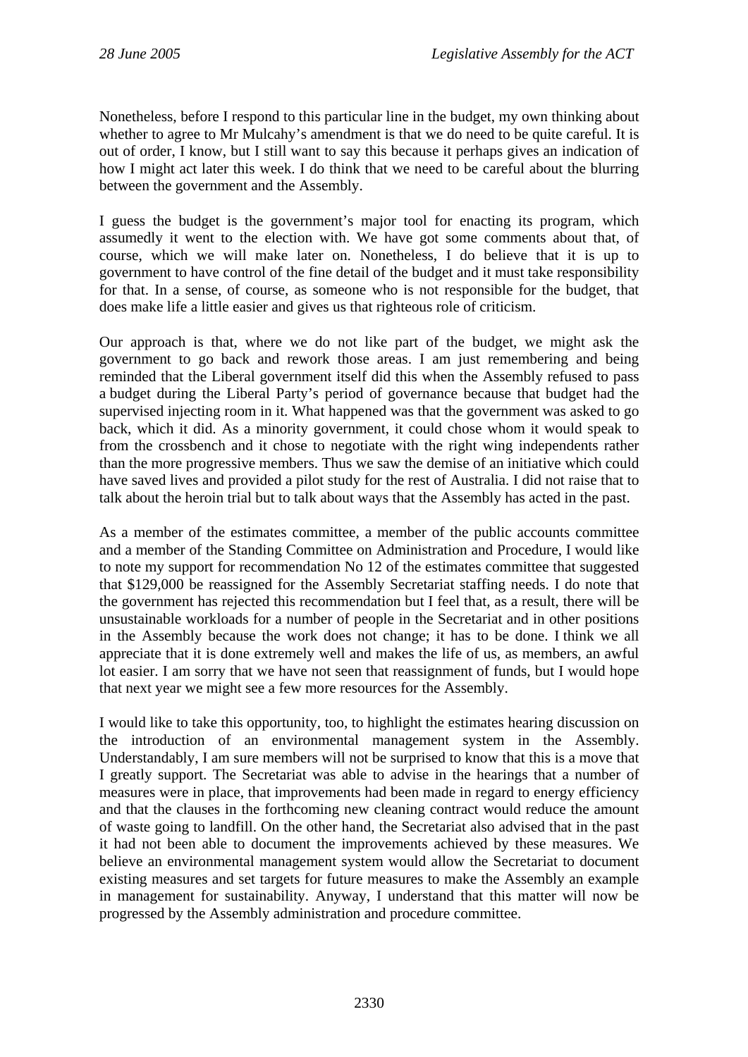Nonetheless, before I respond to this particular line in the budget, my own thinking about whether to agree to Mr Mulcahy's amendment is that we do need to be quite careful. It is out of order, I know, but I still want to say this because it perhaps gives an indication of how I might act later this week. I do think that we need to be careful about the blurring between the government and the Assembly.

I guess the budget is the government's major tool for enacting its program, which assumedly it went to the election with. We have got some comments about that, of course, which we will make later on. Nonetheless, I do believe that it is up to government to have control of the fine detail of the budget and it must take responsibility for that. In a sense, of course, as someone who is not responsible for the budget, that does make life a little easier and gives us that righteous role of criticism.

Our approach is that, where we do not like part of the budget, we might ask the government to go back and rework those areas. I am just remembering and being reminded that the Liberal government itself did this when the Assembly refused to pass a budget during the Liberal Party's period of governance because that budget had the supervised injecting room in it. What happened was that the government was asked to go back, which it did. As a minority government, it could chose whom it would speak to from the crossbench and it chose to negotiate with the right wing independents rather than the more progressive members. Thus we saw the demise of an initiative which could have saved lives and provided a pilot study for the rest of Australia. I did not raise that to talk about the heroin trial but to talk about ways that the Assembly has acted in the past.

As a member of the estimates committee, a member of the public accounts committee and a member of the Standing Committee on Administration and Procedure, I would like to note my support for recommendation No 12 of the estimates committee that suggested that $129,000 be reassigned for the Assembly Secretariat staffing needs. I do note that the government has rejected this recommendation but I feel that, as a result, there will be unsustainable workloads for a number of people in the Secretariat and in other positions in the Assembly because the work does not change; it has to be done. I think we all appreciate that it is done extremely well and makes the life of us, as members, an awful lot easier. I am sorry that we have not seen that reassignment of funds, but I would hope that next year we might see a few more resources for the Assembly.

I would like to take this opportunity, too, to highlight the estimates hearing discussion on the introduction of an environmental management system in the Assembly. Understandably, I am sure members will not be surprised to know that this is a move that I greatly support. The Secretariat was able to advise in the hearings that a number of measures were in place, that improvements had been made in regard to energy efficiency and that the clauses in the forthcoming new cleaning contract would reduce the amount of waste going to landfill. On the other hand, the Secretariat also advised that in the past it had not been able to document the improvements achieved by these measures. We believe an environmental management system would allow the Secretariat to document existing measures and set targets for future measures to make the Assembly an example in management for sustainability. Anyway, I understand that this matter will now be progressed by the Assembly administration and procedure committee.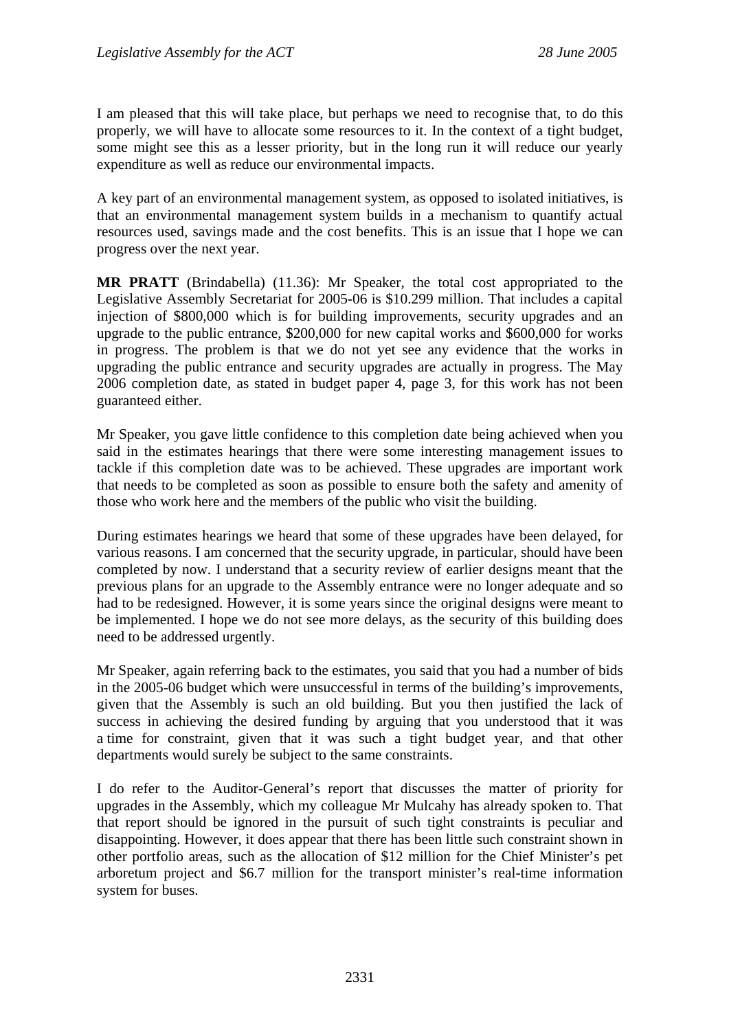I am pleased that this will take place, but perhaps we need to recognise that, to do this properly, we will have to allocate some resources to it. In the context of a tight budget, some might see this as a lesser priority, but in the long run it will reduce our yearly expenditure as well as reduce our environmental impacts.

A key part of an environmental management system, as opposed to isolated initiatives, is that an environmental management system builds in a mechanism to quantify actual resources used, savings made and the cost benefits. This is an issue that I hope we can progress over the next year.

**MR PRATT** (Brindabella) (11.36): Mr Speaker, the total cost appropriated to the Legislative Assembly Secretariat for 2005-06 is $10.299 million. That includes a capital injection of $800,000 which is for building improvements, security upgrades and an upgrade to the public entrance, $200,000 for new capital works and $600,000 for works in progress. The problem is that we do not yet see any evidence that the works in upgrading the public entrance and security upgrades are actually in progress. The May 2006 completion date, as stated in budget paper 4, page 3, for this work has not been guaranteed either.

Mr Speaker, you gave little confidence to this completion date being achieved when you said in the estimates hearings that there were some interesting management issues to tackle if this completion date was to be achieved. These upgrades are important work that needs to be completed as soon as possible to ensure both the safety and amenity of those who work here and the members of the public who visit the building.

During estimates hearings we heard that some of these upgrades have been delayed, for various reasons. I am concerned that the security upgrade, in particular, should have been completed by now. I understand that a security review of earlier designs meant that the previous plans for an upgrade to the Assembly entrance were no longer adequate and so had to be redesigned. However, it is some years since the original designs were meant to be implemented. I hope we do not see more delays, as the security of this building does need to be addressed urgently.

Mr Speaker, again referring back to the estimates, you said that you had a number of bids in the 2005-06 budget which were unsuccessful in terms of the building's improvements, given that the Assembly is such an old building. But you then justified the lack of success in achieving the desired funding by arguing that you understood that it was a time for constraint, given that it was such a tight budget year, and that other departments would surely be subject to the same constraints.

I do refer to the Auditor-General's report that discusses the matter of priority for upgrades in the Assembly, which my colleague Mr Mulcahy has already spoken to. That that report should be ignored in the pursuit of such tight constraints is peculiar and disappointing. However, it does appear that there has been little such constraint shown in other portfolio areas, such as the allocation of $12 million for the Chief Minister's pet arboretum project and $6.7 million for the transport minister's real-time information system for buses.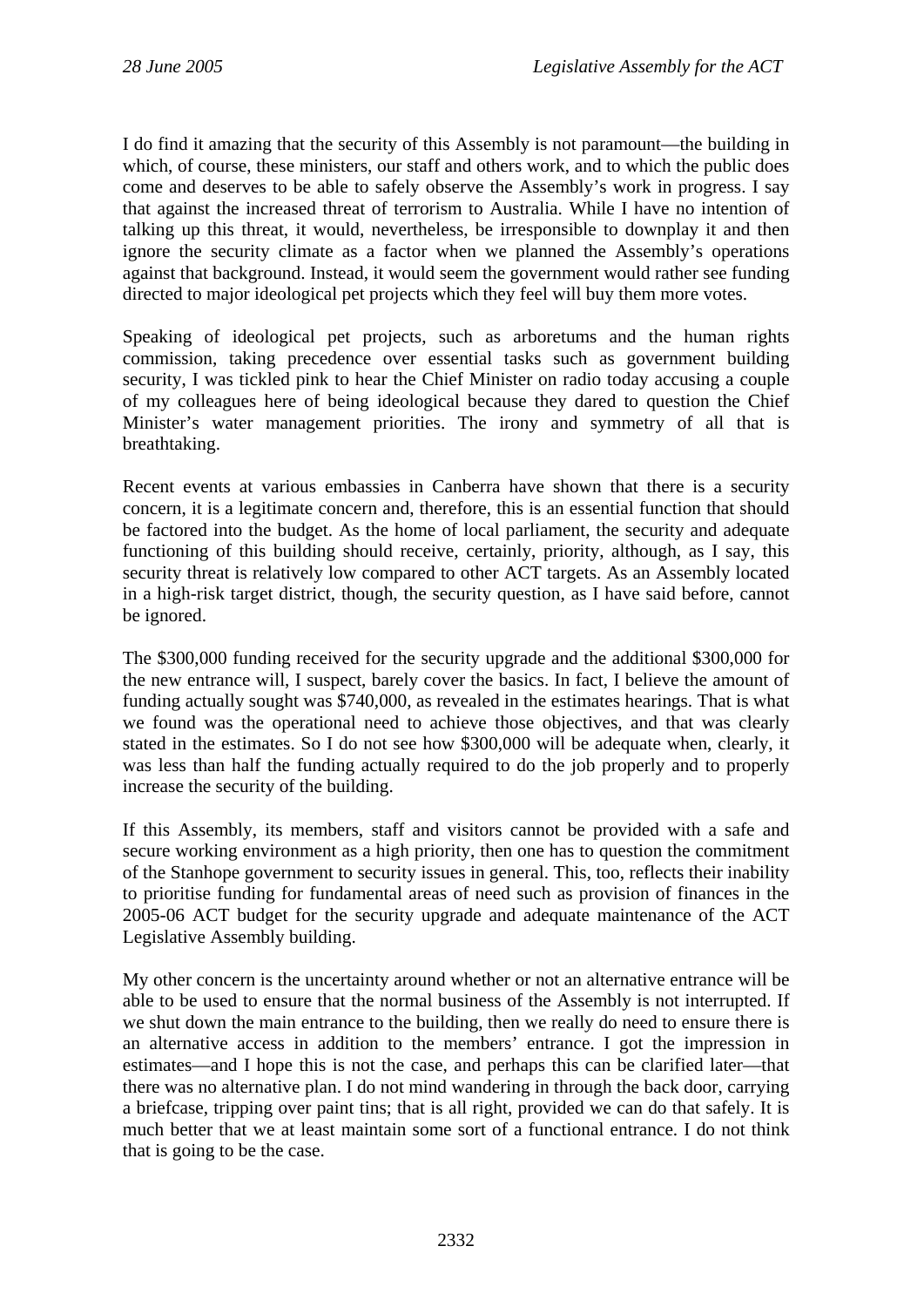I do find it amazing that the security of this Assembly is not paramount—the building in which, of course, these ministers, our staff and others work, and to which the public does come and deserves to be able to safely observe the Assembly's work in progress. I say that against the increased threat of terrorism to Australia. While I have no intention of talking up this threat, it would, nevertheless, be irresponsible to downplay it and then ignore the security climate as a factor when we planned the Assembly's operations against that background. Instead, it would seem the government would rather see funding directed to major ideological pet projects which they feel will buy them more votes.

Speaking of ideological pet projects, such as arboretums and the human rights commission, taking precedence over essential tasks such as government building security, I was tickled pink to hear the Chief Minister on radio today accusing a couple of my colleagues here of being ideological because they dared to question the Chief Minister's water management priorities. The irony and symmetry of all that is breathtaking.

Recent events at various embassies in Canberra have shown that there is a security concern, it is a legitimate concern and, therefore, this is an essential function that should be factored into the budget. As the home of local parliament, the security and adequate functioning of this building should receive, certainly, priority, although, as I say, this security threat is relatively low compared to other ACT targets. As an Assembly located in a high-risk target district, though, the security question, as I have said before, cannot be ignored.

The $300,000 funding received for the security upgrade and the additional $300,000 for the new entrance will, I suspect, barely cover the basics. In fact, I believe the amount of funding actually sought was $740,000, as revealed in the estimates hearings. That is what we found was the operational need to achieve those objectives, and that was clearly stated in the estimates. So I do not see how $300,000 will be adequate when, clearly, it was less than half the funding actually required to do the job properly and to properly increase the security of the building.

If this Assembly, its members, staff and visitors cannot be provided with a safe and secure working environment as a high priority, then one has to question the commitment of the Stanhope government to security issues in general. This, too, reflects their inability to prioritise funding for fundamental areas of need such as provision of finances in the 2005-06 ACT budget for the security upgrade and adequate maintenance of the ACT Legislative Assembly building.

My other concern is the uncertainty around whether or not an alternative entrance will be able to be used to ensure that the normal business of the Assembly is not interrupted. If we shut down the main entrance to the building, then we really do need to ensure there is an alternative access in addition to the members' entrance. I got the impression in estimates—and I hope this is not the case, and perhaps this can be clarified later—that there was no alternative plan. I do not mind wandering in through the back door, carrying a briefcase, tripping over paint tins; that is all right, provided we can do that safely. It is much better that we at least maintain some sort of a functional entrance. I do not think that is going to be the case.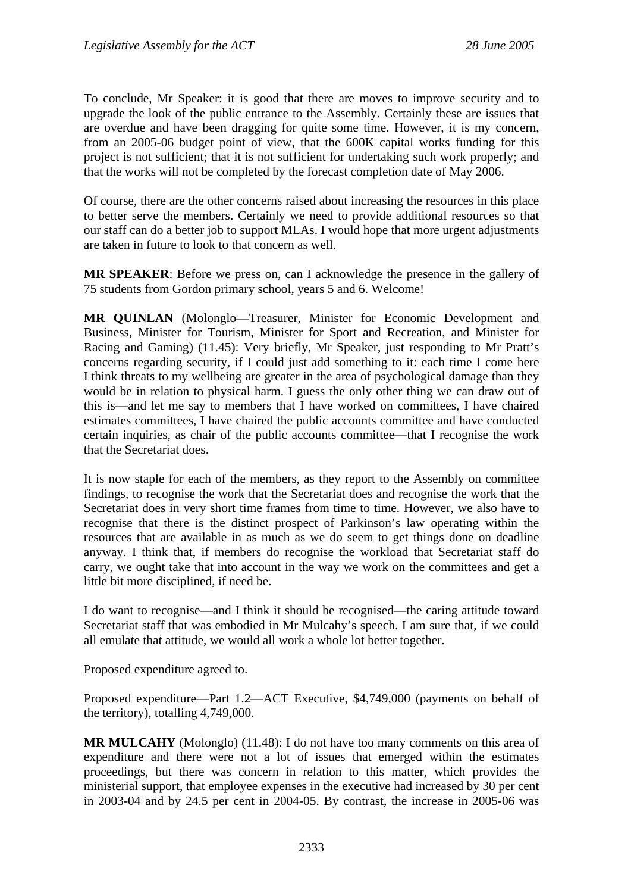To conclude, Mr Speaker: it is good that there are moves to improve security and to upgrade the look of the public entrance to the Assembly. Certainly these are issues that are overdue and have been dragging for quite some time. However, it is my concern, from an 2005-06 budget point of view, that the 600K capital works funding for this project is not sufficient; that it is not sufficient for undertaking such work properly; and that the works will not be completed by the forecast completion date of May 2006.

Of course, there are the other concerns raised about increasing the resources in this place to better serve the members. Certainly we need to provide additional resources so that our staff can do a better job to support MLAs. I would hope that more urgent adjustments are taken in future to look to that concern as well.

**MR SPEAKER**: Before we press on, can I acknowledge the presence in the gallery of 75 students from Gordon primary school, years 5 and 6. Welcome!

**MR QUINLAN** (Molonglo—Treasurer, Minister for Economic Development and Business, Minister for Tourism, Minister for Sport and Recreation, and Minister for Racing and Gaming) (11.45): Very briefly, Mr Speaker, just responding to Mr Pratt's concerns regarding security, if I could just add something to it: each time I come here I think threats to my wellbeing are greater in the area of psychological damage than they would be in relation to physical harm. I guess the only other thing we can draw out of this is—and let me say to members that I have worked on committees, I have chaired estimates committees, I have chaired the public accounts committee and have conducted certain inquiries, as chair of the public accounts committee—that I recognise the work that the Secretariat does.

It is now staple for each of the members, as they report to the Assembly on committee findings, to recognise the work that the Secretariat does and recognise the work that the Secretariat does in very short time frames from time to time. However, we also have to recognise that there is the distinct prospect of Parkinson's law operating within the resources that are available in as much as we do seem to get things done on deadline anyway. I think that, if members do recognise the workload that Secretariat staff do carry, we ought take that into account in the way we work on the committees and get a little bit more disciplined, if need be.

I do want to recognise—and I think it should be recognised—the caring attitude toward Secretariat staff that was embodied in Mr Mulcahy's speech. I am sure that, if we could all emulate that attitude, we would all work a whole lot better together.

Proposed expenditure agreed to.

Proposed expenditure—Part 1.2—ACT Executive, $4,749,000 (payments on behalf of the territory), totalling 4,749,000.

**MR MULCAHY** (Molonglo) (11.48): I do not have too many comments on this area of expenditure and there were not a lot of issues that emerged within the estimates proceedings, but there was concern in relation to this matter, which provides the ministerial support, that employee expenses in the executive had increased by 30 per cent in 2003-04 and by 24.5 per cent in 2004-05. By contrast, the increase in 2005-06 was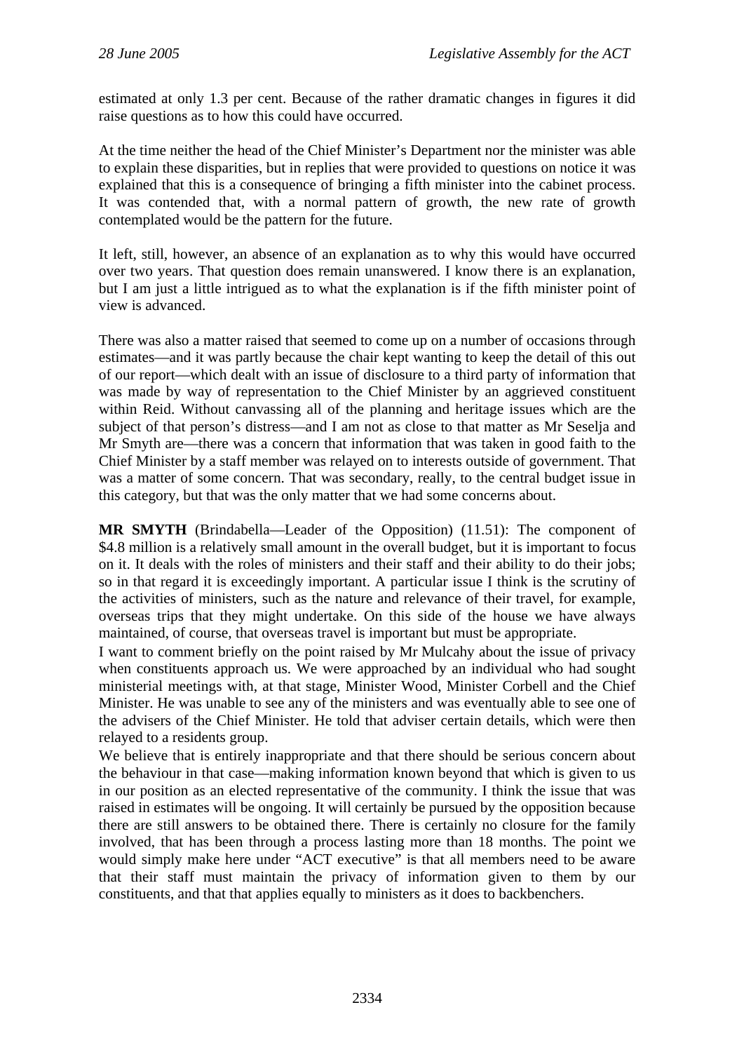estimated at only 1.3 per cent. Because of the rather dramatic changes in figures it did raise questions as to how this could have occurred.

At the time neither the head of the Chief Minister's Department nor the minister was able to explain these disparities, but in replies that were provided to questions on notice it was explained that this is a consequence of bringing a fifth minister into the cabinet process. It was contended that, with a normal pattern of growth, the new rate of growth contemplated would be the pattern for the future.

It left, still, however, an absence of an explanation as to why this would have occurred over two years. That question does remain unanswered. I know there is an explanation, but I am just a little intrigued as to what the explanation is if the fifth minister point of view is advanced.

There was also a matter raised that seemed to come up on a number of occasions through estimates—and it was partly because the chair kept wanting to keep the detail of this out of our report—which dealt with an issue of disclosure to a third party of information that was made by way of representation to the Chief Minister by an aggrieved constituent within Reid. Without canvassing all of the planning and heritage issues which are the subject of that person's distress—and I am not as close to that matter as Mr Seselja and Mr Smyth are—there was a concern that information that was taken in good faith to the Chief Minister by a staff member was relayed on to interests outside of government. That was a matter of some concern. That was secondary, really, to the central budget issue in this category, but that was the only matter that we had some concerns about.

**MR SMYTH** (Brindabella—Leader of the Opposition) (11.51): The component of $4.8 million is a relatively small amount in the overall budget, but it is important to focus on it. It deals with the roles of ministers and their staff and their ability to do their jobs; so in that regard it is exceedingly important. A particular issue I think is the scrutiny of the activities of ministers, such as the nature and relevance of their travel, for example, overseas trips that they might undertake. On this side of the house we have always maintained, of course, that overseas travel is important but must be appropriate.

I want to comment briefly on the point raised by Mr Mulcahy about the issue of privacy when constituents approach us. We were approached by an individual who had sought ministerial meetings with, at that stage, Minister Wood, Minister Corbell and the Chief Minister. He was unable to see any of the ministers and was eventually able to see one of the advisers of the Chief Minister. He told that adviser certain details, which were then relayed to a residents group.

We believe that is entirely inappropriate and that there should be serious concern about the behaviour in that case—making information known beyond that which is given to us in our position as an elected representative of the community. I think the issue that was raised in estimates will be ongoing. It will certainly be pursued by the opposition because there are still answers to be obtained there. There is certainly no closure for the family involved, that has been through a process lasting more than 18 months. The point we would simply make here under "ACT executive" is that all members need to be aware that their staff must maintain the privacy of information given to them by our constituents, and that that applies equally to ministers as it does to backbenchers.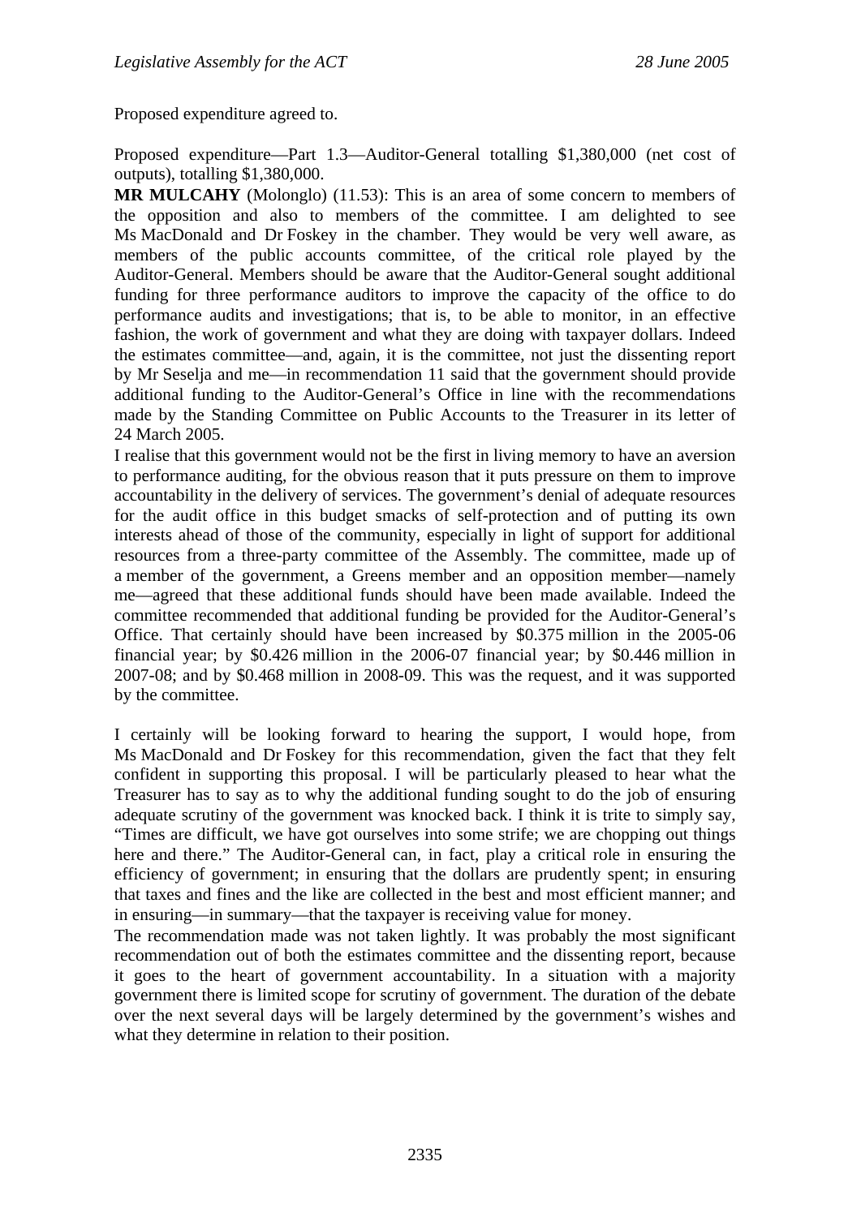Proposed expenditure agreed to.

Proposed expenditure—Part 1.3—Auditor-General totalling $1,380,000 (net cost of outputs), totalling $1,380,000.

**MR MULCAHY** (Molonglo) (11.53): This is an area of some concern to members of the opposition and also to members of the committee. I am delighted to see Ms MacDonald and Dr Foskey in the chamber. They would be very well aware, as members of the public accounts committee, of the critical role played by the Auditor-General. Members should be aware that the Auditor-General sought additional funding for three performance auditors to improve the capacity of the office to do performance audits and investigations; that is, to be able to monitor, in an effective fashion, the work of government and what they are doing with taxpayer dollars. Indeed the estimates committee—and, again, it is the committee, not just the dissenting report by Mr Seselja and me—in recommendation 11 said that the government should provide additional funding to the Auditor-General's Office in line with the recommendations made by the Standing Committee on Public Accounts to the Treasurer in its letter of 24 March 2005.

I realise that this government would not be the first in living memory to have an aversion to performance auditing, for the obvious reason that it puts pressure on them to improve accountability in the delivery of services. The government's denial of adequate resources for the audit office in this budget smacks of self-protection and of putting its own interests ahead of those of the community, especially in light of support for additional resources from a three-party committee of the Assembly. The committee, made up of a member of the government, a Greens member and an opposition member—namely me—agreed that these additional funds should have been made available. Indeed the committee recommended that additional funding be provided for the Auditor-General's Office. That certainly should have been increased by $0.375 million in the 2005-06 financial year; by $0.426 million in the 2006-07 financial year; by $0.446 million in 2007-08; and by $0.468 million in 2008-09. This was the request, and it was supported by the committee.

I certainly will be looking forward to hearing the support, I would hope, from Ms MacDonald and Dr Foskey for this recommendation, given the fact that they felt confident in supporting this proposal. I will be particularly pleased to hear what the Treasurer has to say as to why the additional funding sought to do the job of ensuring adequate scrutiny of the government was knocked back. I think it is trite to simply say, "Times are difficult, we have got ourselves into some strife; we are chopping out things here and there." The Auditor-General can, in fact, play a critical role in ensuring the efficiency of government; in ensuring that the dollars are prudently spent; in ensuring that taxes and fines and the like are collected in the best and most efficient manner; and in ensuring—in summary—that the taxpayer is receiving value for money.

The recommendation made was not taken lightly. It was probably the most significant recommendation out of both the estimates committee and the dissenting report, because it goes to the heart of government accountability. In a situation with a majority government there is limited scope for scrutiny of government. The duration of the debate over the next several days will be largely determined by the government's wishes and what they determine in relation to their position.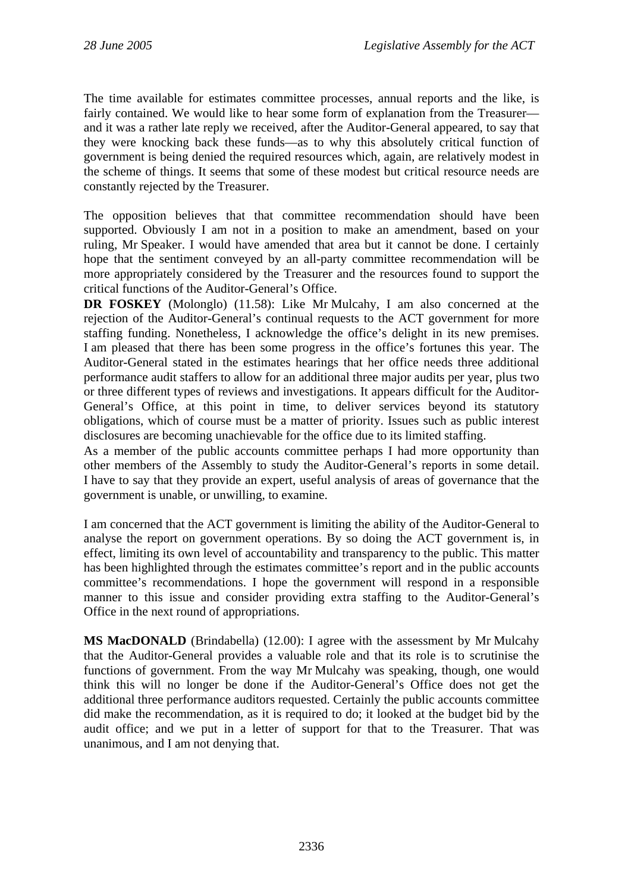The time available for estimates committee processes, annual reports and the like, is fairly contained. We would like to hear some form of explanation from the Treasurer—and it was a rather late reply we received, after the Auditor-General appeared, to say that they were knocking back these funds—as to why this absolutely critical function of government is being denied the required resources which, again, are relatively modest in the scheme of things. It seems that some of these modest but critical resource needs are constantly rejected by the Treasurer.

The opposition believes that that committee recommendation should have been supported. Obviously I am not in a position to make an amendment, based on your ruling, Mr Speaker. I would have amended that area but it cannot be done. I certainly hope that the sentiment conveyed by an all-party committee recommendation will be more appropriately considered by the Treasurer and the resources found to support the critical functions of the Auditor-General's Office.

**DR FOSKEY** (Molonglo) (11.58): Like Mr Mulcahy, I am also concerned at the rejection of the Auditor-General's continual requests to the ACT government for more staffing funding. Nonetheless, I acknowledge the office's delight in its new premises. I am pleased that there has been some progress in the office's fortunes this year. The Auditor-General stated in the estimates hearings that her office needs three additional performance audit staffers to allow for an additional three major audits per year, plus two or three different types of reviews and investigations. It appears difficult for the Auditor-General's Office, at this point in time, to deliver services beyond its statutory obligations, which of course must be a matter of priority. Issues such as public interest disclosures are becoming unachievable for the office due to its limited staffing.

As a member of the public accounts committee perhaps I had more opportunity than other members of the Assembly to study the Auditor-General's reports in some detail. I have to say that they provide an expert, useful analysis of areas of governance that the government is unable, or unwilling, to examine.

I am concerned that the ACT government is limiting the ability of the Auditor-General to analyse the report on government operations. By so doing the ACT government is, in effect, limiting its own level of accountability and transparency to the public. This matter has been highlighted through the estimates committee's report and in the public accounts committee's recommendations. I hope the government will respond in a responsible manner to this issue and consider providing extra staffing to the Auditor-General's Office in the next round of appropriations.

**MS MacDONALD** (Brindabella) (12.00): I agree with the assessment by Mr Mulcahy that the Auditor-General provides a valuable role and that its role is to scrutinise the functions of government. From the way Mr Mulcahy was speaking, though, one would think this will no longer be done if the Auditor-General's Office does not get the additional three performance auditors requested. Certainly the public accounts committee did make the recommendation, as it is required to do; it looked at the budget bid by the audit office; and we put in a letter of support for that to the Treasurer. That was unanimous, and I am not denying that.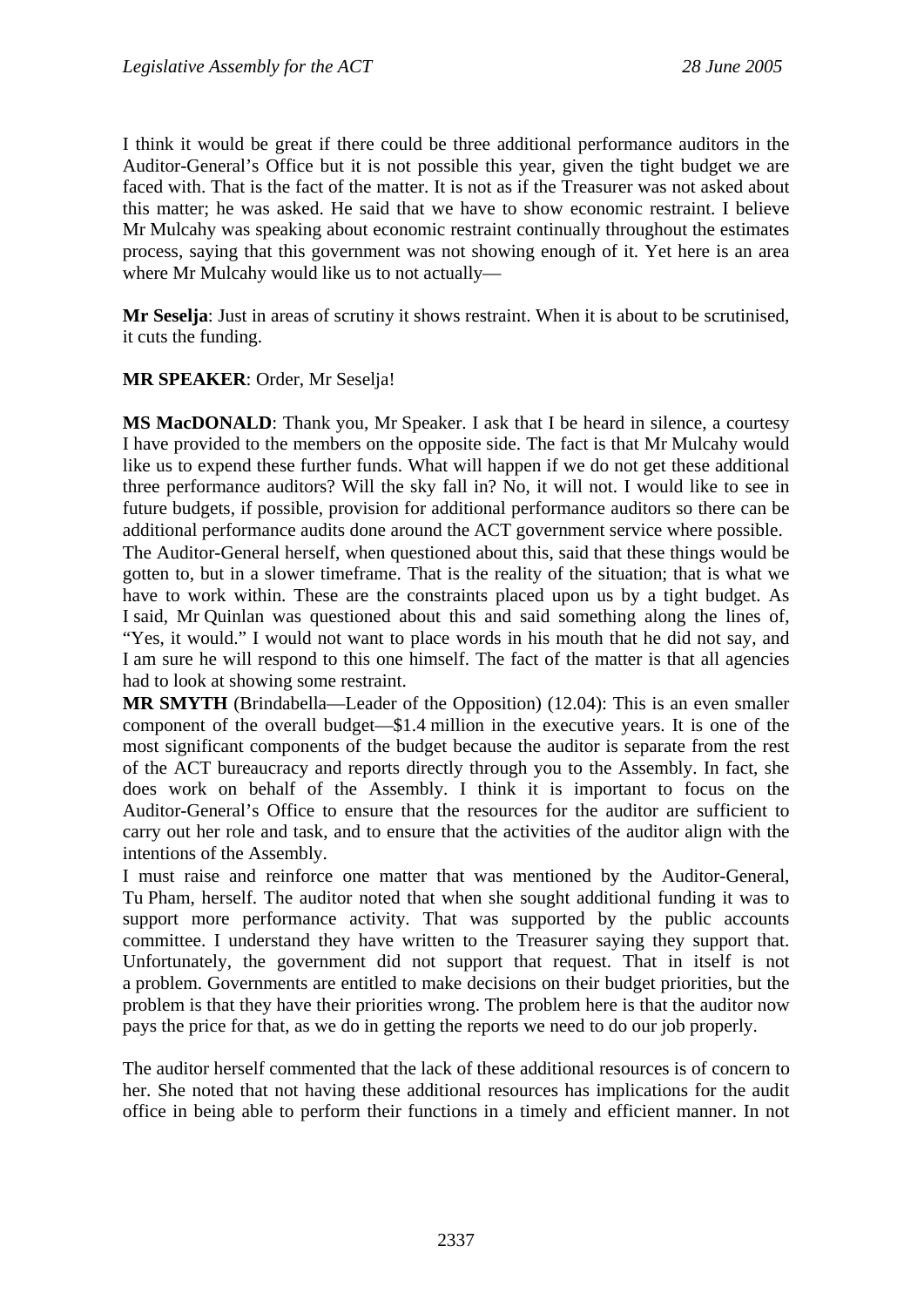I think it would be great if there could be three additional performance auditors in the Auditor-General's Office but it is not possible this year, given the tight budget we are faced with. That is the fact of the matter. It is not as if the Treasurer was not asked about this matter; he was asked. He said that we have to show economic restraint. I believe Mr Mulcahy was speaking about economic restraint continually throughout the estimates process, saying that this government was not showing enough of it. Yet here is an area where Mr Mulcahy would like us to not actually—

**Mr Seselja**: Just in areas of scrutiny it shows restraint. When it is about to be scrutinised, it cuts the funding.

**MR SPEAKER**: Order, Mr Seselja!

**MS MacDONALD**: Thank you, Mr Speaker. I ask that I be heard in silence, a courtesy I have provided to the members on the opposite side. The fact is that Mr Mulcahy would like us to expend these further funds. What will happen if we do not get these additional three performance auditors? Will the sky fall in? No, it will not. I would like to see in future budgets, if possible, provision for additional performance auditors so there can be additional performance audits done around the ACT government service where possible.

The Auditor-General herself, when questioned about this, said that these things would be gotten to, but in a slower timeframe. That is the reality of the situation; that is what we have to work within. These are the constraints placed upon us by a tight budget. As I said, Mr Quinlan was questioned about this and said something along the lines of, "Yes, it would." I would not want to place words in his mouth that he did not say, and I am sure he will respond to this one himself. The fact of the matter is that all agencies had to look at showing some restraint.

**MR SMYTH** (Brindabella—Leader of the Opposition) (12.04): This is an even smaller component of the overall budget—$1.4 million in the executive years. It is one of the most significant components of the budget because the auditor is separate from the rest of the ACT bureaucracy and reports directly through you to the Assembly. In fact, she does work on behalf of the Assembly. I think it is important to focus on the Auditor-General's Office to ensure that the resources for the auditor are sufficient to carry out her role and task, and to ensure that the activities of the auditor align with the intentions of the Assembly.

I must raise and reinforce one matter that was mentioned by the Auditor-General, Tu Pham, herself. The auditor noted that when she sought additional funding it was to support more performance activity. That was supported by the public accounts committee. I understand they have written to the Treasurer saying they support that. Unfortunately, the government did not support that request. That in itself is not a problem. Governments are entitled to make decisions on their budget priorities, but the problem is that they have their priorities wrong. The problem here is that the auditor now pays the price for that, as we do in getting the reports we need to do our job properly.

The auditor herself commented that the lack of these additional resources is of concern to her. She noted that not having these additional resources has implications for the audit office in being able to perform their functions in a timely and efficient manner. In not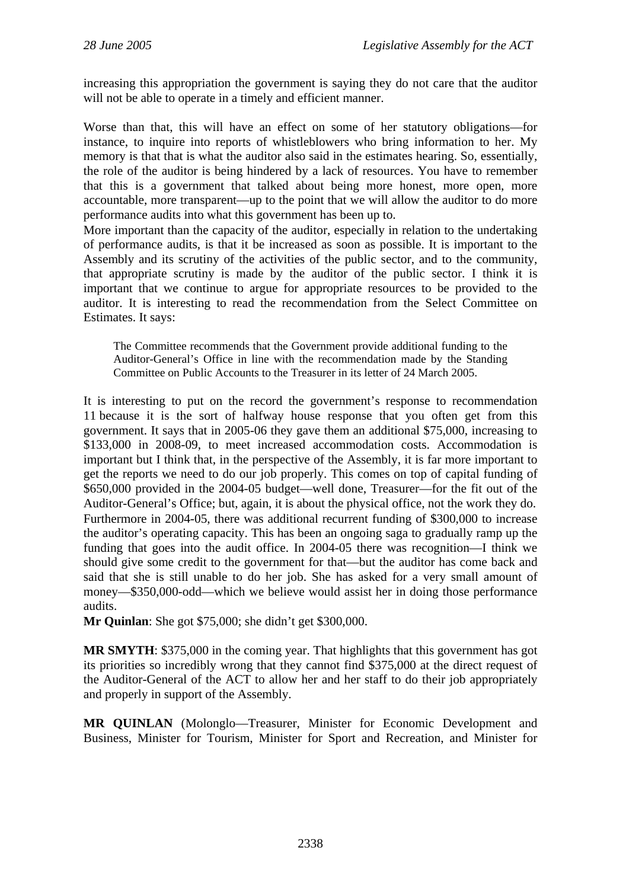increasing this appropriation the government is saying they do not care that the auditor will not be able to operate in a timely and efficient manner.

Worse than that, this will have an effect on some of her statutory obligations—for instance, to inquire into reports of whistleblowers who bring information to her. My memory is that that is what the auditor also said in the estimates hearing. So, essentially, the role of the auditor is being hindered by a lack of resources. You have to remember that this is a government that talked about being more honest, more open, more accountable, more transparent—up to the point that we will allow the auditor to do more performance audits into what this government has been up to.

More important than the capacity of the auditor, especially in relation to the undertaking of performance audits, is that it be increased as soon as possible. It is important to the Assembly and its scrutiny of the activities of the public sector, and to the community, that appropriate scrutiny is made by the auditor of the public sector. I think it is important that we continue to argue for appropriate resources to be provided to the auditor. It is interesting to read the recommendation from the Select Committee on Estimates. It says:

> The Committee recommends that the Government provide additional funding to the Auditor-General's Office in line with the recommendation made by the Standing Committee on Public Accounts to the Treasurer in its letter of 24 March 2005.

It is interesting to put on the record the government's response to recommendation 11 because it is the sort of halfway house response that you often get from this government. It says that in 2005-06 they gave them an additional $75,000, increasing to $133,000 in 2008-09, to meet increased accommodation costs. Accommodation is important but I think that, in the perspective of the Assembly, it is far more important to get the reports we need to do our job properly. This comes on top of capital funding of $650,000 provided in the 2004-05 budget—well done, Treasurer—for the fit out of the Auditor-General's Office; but, again, it is about the physical office, not the work they do. Furthermore in 2004-05, there was additional recurrent funding of $300,000 to increase the auditor's operating capacity. This has been an ongoing saga to gradually ramp up the funding that goes into the audit office. In 2004-05 there was recognition—I think we should give some credit to the government for that—but the auditor has come back and said that she is still unable to do her job. She has asked for a very small amount of money—$350,000-odd—which we believe would assist her in doing those performance audits.

**Mr Quinlan**: She got $75,000; she didn't get $300,000.

**MR SMYTH**: $375,000 in the coming year. That highlights that this government has got its priorities so incredibly wrong that they cannot find $375,000 at the direct request of the Auditor-General of the ACT to allow her and her staff to do their job appropriately and properly in support of the Assembly.

**MR QUINLAN** (Molonglo—Treasurer, Minister for Economic Development and Business, Minister for Tourism, Minister for Sport and Recreation, and Minister for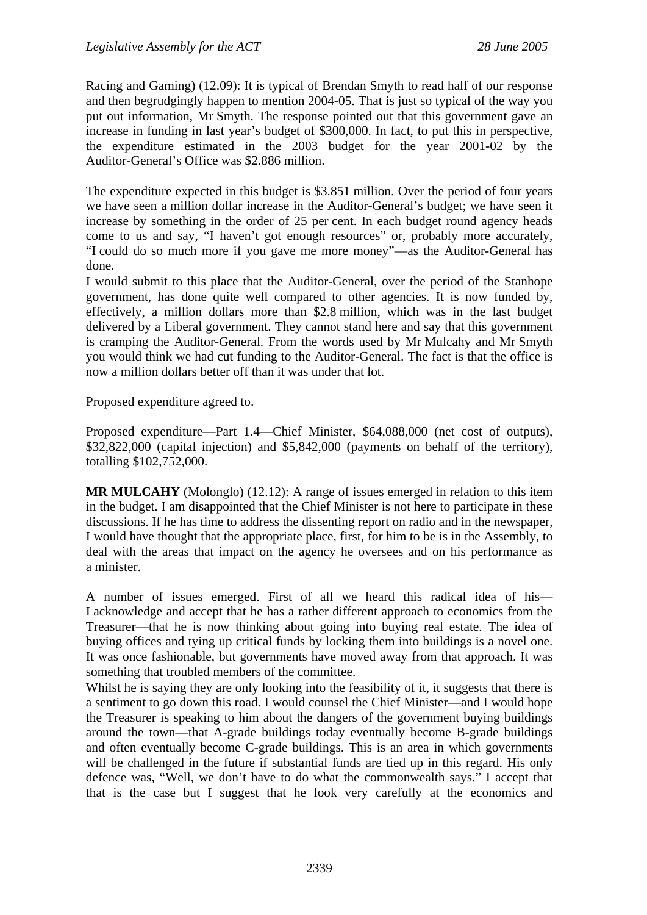Racing and Gaming) (12.09): It is typical of Brendan Smyth to read half of our response and then begrudgingly happen to mention 2004-05. That is just so typical of the way you put out information, Mr Smyth. The response pointed out that this government gave an increase in funding in last year's budget of $300,000. In fact, to put this in perspective, the expenditure estimated in the 2003 budget for the year 2001-02 by the Auditor-General's Office was $2.886 million.

The expenditure expected in this budget is $3.851 million. Over the period of four years we have seen a million dollar increase in the Auditor-General's budget; we have seen it increase by something in the order of 25 per cent. In each budget round agency heads come to us and say, "I haven't got enough resources" or, probably more accurately, "I could do so much more if you gave me more money"—as the Auditor-General has done.

I would submit to this place that the Auditor-General, over the period of the Stanhope government, has done quite well compared to other agencies. It is now funded by, effectively, a million dollars more than $2.8 million, which was in the last budget delivered by a Liberal government. They cannot stand here and say that this government is cramping the Auditor-General. From the words used by Mr Mulcahy and Mr Smyth you would think we had cut funding to the Auditor-General. The fact is that the office is now a million dollars better off than it was under that lot.

Proposed expenditure agreed to.

Proposed expenditure—Part 1.4—Chief Minister, $64,088,000 (net cost of outputs), $32,822,000 (capital injection) and $5,842,000 (payments on behalf of the territory), totalling $102,752,000.

**MR MULCAHY** (Molonglo) (12.12): A range of issues emerged in relation to this item in the budget. I am disappointed that the Chief Minister is not here to participate in these discussions. If he has time to address the dissenting report on radio and in the newspaper, I would have thought that the appropriate place, first, for him to be is in the Assembly, to deal with the areas that impact on the agency he oversees and on his performance as a minister.

A number of issues emerged. First of all we heard this radical idea of his—I acknowledge and accept that he has a rather different approach to economics from the Treasurer—that he is now thinking about going into buying real estate. The idea of buying offices and tying up critical funds by locking them into buildings is a novel one. It was once fashionable, but governments have moved away from that approach. It was something that troubled members of the committee.

Whilst he is saying they are only looking into the feasibility of it, it suggests that there is a sentiment to go down this road. I would counsel the Chief Minister—and I would hope the Treasurer is speaking to him about the dangers of the government buying buildings around the town—that A-grade buildings today eventually become B-grade buildings and often eventually become C-grade buildings. This is an area in which governments will be challenged in the future if substantial funds are tied up in this regard. His only defence was, "Well, we don't have to do what the commonwealth says." I accept that that is the case but I suggest that he look very carefully at the economics and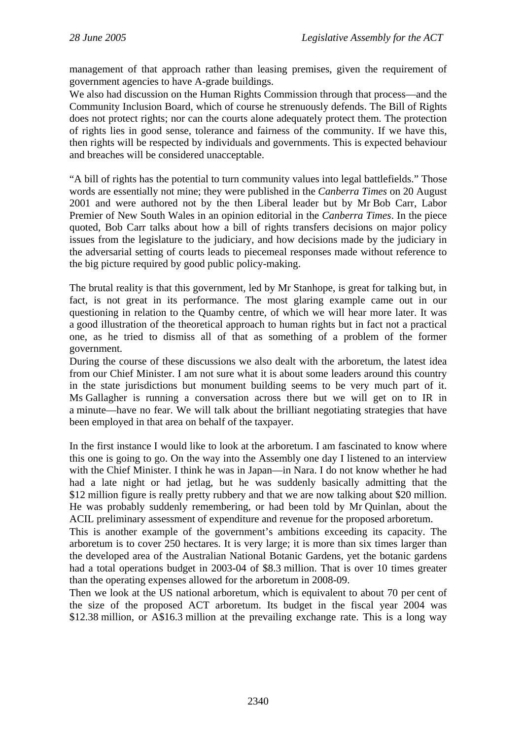management of that approach rather than leasing premises, given the requirement of government agencies to have A-grade buildings.

We also had discussion on the Human Rights Commission through that process—and the Community Inclusion Board, which of course he strenuously defends. The Bill of Rights does not protect rights; nor can the courts alone adequately protect them. The protection of rights lies in good sense, tolerance and fairness of the community. If we have this, then rights will be respected by individuals and governments. This is expected behaviour and breaches will be considered unacceptable.

"A bill of rights has the potential to turn community values into legal battlefields." Those words are essentially not mine; they were published in the *Canberra Times* on 20 August 2001 and were authored not by the then Liberal leader but by Mr Bob Carr, Labor Premier of New South Wales in an opinion editorial in the *Canberra Times*. In the piece quoted, Bob Carr talks about how a bill of rights transfers decisions on major policy issues from the legislature to the judiciary, and how decisions made by the judiciary in the adversarial setting of courts leads to piecemeal responses made without reference to the big picture required by good public policy-making.

The brutal reality is that this government, led by Mr Stanhope, is great for talking but, in fact, is not great in its performance. The most glaring example came out in our questioning in relation to the Quamby centre, of which we will hear more later. It was a good illustration of the theoretical approach to human rights but in fact not a practical one, as he tried to dismiss all of that as something of a problem of the former government.

During the course of these discussions we also dealt with the arboretum, the latest idea from our Chief Minister. I am not sure what it is about some leaders around this country in the state jurisdictions but monument building seems to be very much part of it. Ms Gallagher is running a conversation across there but we will get on to IR in a minute—have no fear. We will talk about the brilliant negotiating strategies that have been employed in that area on behalf of the taxpayer.

In the first instance I would like to look at the arboretum. I am fascinated to know where this one is going to go. On the way into the Assembly one day I listened to an interview with the Chief Minister. I think he was in Japan—in Nara. I do not know whether he had had a late night or had jetlag, but he was suddenly basically admitting that the $12 million figure is really pretty rubbery and that we are now talking about $20 million. He was probably suddenly remembering, or had been told by Mr Quinlan, about the ACIL preliminary assessment of expenditure and revenue for the proposed arboretum.

This is another example of the government's ambitions exceeding its capacity. The arboretum is to cover 250 hectares. It is very large; it is more than six times larger than the developed area of the Australian National Botanic Gardens, yet the botanic gardens had a total operations budget in 2003-04 of $8.3 million. That is over 10 times greater than the operating expenses allowed for the arboretum in 2008-09.

Then we look at the US national arboretum, which is equivalent to about 70 per cent of the size of the proposed ACT arboretum. Its budget in the fiscal year 2004 was $12.38 million, or A$16.3 million at the prevailing exchange rate. This is a long way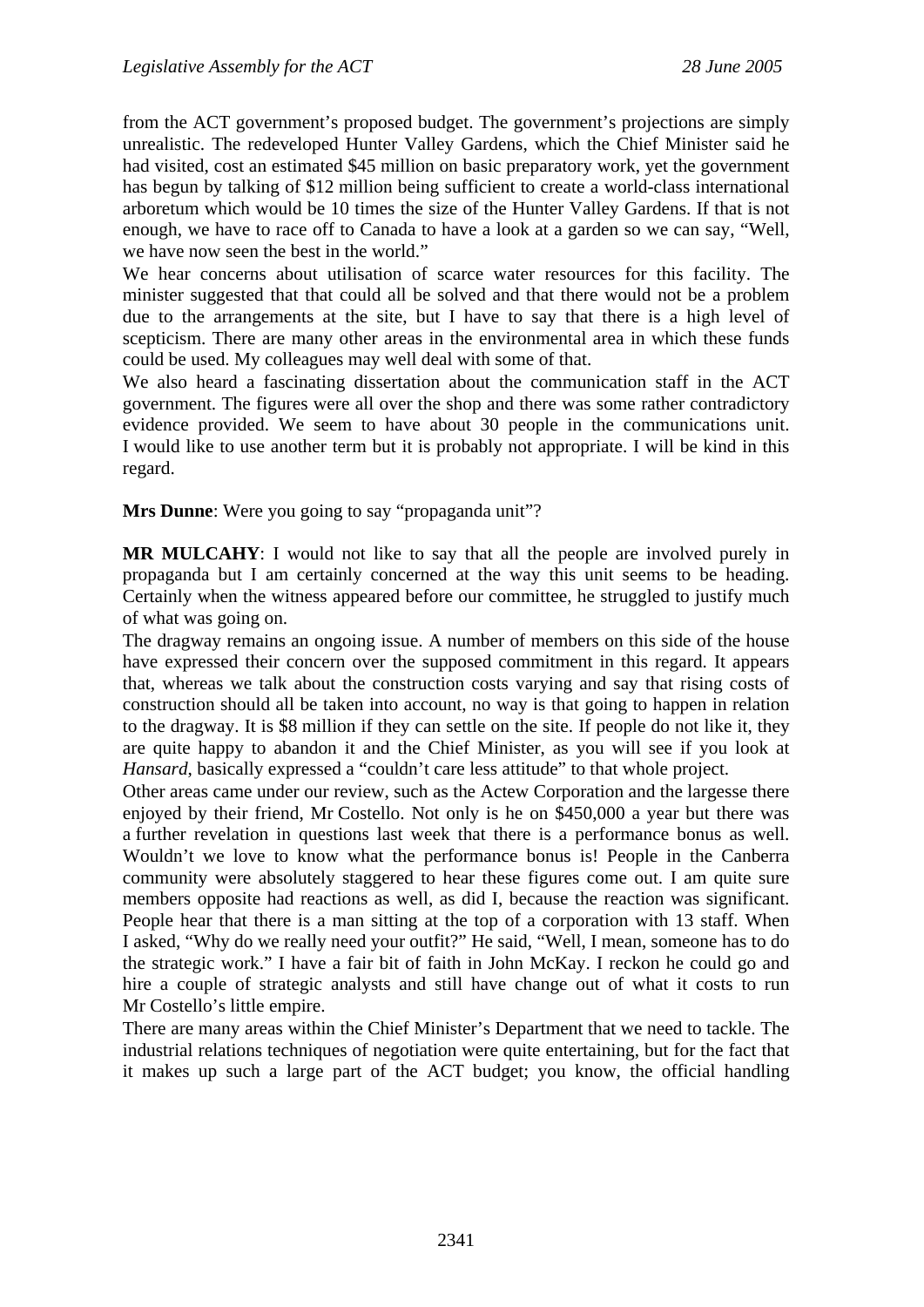from the ACT government's proposed budget. The government's projections are simply unrealistic. The redeveloped Hunter Valley Gardens, which the Chief Minister said he had visited, cost an estimated $45 million on basic preparatory work, yet the government has begun by talking of $12 million being sufficient to create a world-class international arboretum which would be 10 times the size of the Hunter Valley Gardens. If that is not enough, we have to race off to Canada to have a look at a garden so we can say, "Well, we have now seen the best in the world."

We hear concerns about utilisation of scarce water resources for this facility. The minister suggested that that could all be solved and that there would not be a problem due to the arrangements at the site, but I have to say that there is a high level of scepticism. There are many other areas in the environmental area in which these funds could be used. My colleagues may well deal with some of that.

We also heard a fascinating dissertation about the communication staff in the ACT government. The figures were all over the shop and there was some rather contradictory evidence provided. We seem to have about 30 people in the communications unit. I would like to use another term but it is probably not appropriate. I will be kind in this regard.

**Mrs Dunne**: Were you going to say "propaganda unit"?

**MR MULCAHY**: I would not like to say that all the people are involved purely in propaganda but I am certainly concerned at the way this unit seems to be heading. Certainly when the witness appeared before our committee, he struggled to justify much of what was going on.

The dragway remains an ongoing issue. A number of members on this side of the house have expressed their concern over the supposed commitment in this regard. It appears that, whereas we talk about the construction costs varying and say that rising costs of construction should all be taken into account, no way is that going to happen in relation to the dragway. It is $8 million if they can settle on the site. If people do not like it, they are quite happy to abandon it and the Chief Minister, as you will see if you look at *Hansard*, basically expressed a "couldn't care less attitude" to that whole project.

Other areas came under our review, such as the Actew Corporation and the largesse there enjoyed by their friend, Mr Costello. Not only is he on $450,000 a year but there was a further revelation in questions last week that there is a performance bonus as well. Wouldn't we love to know what the performance bonus is! People in the Canberra community were absolutely staggered to hear these figures come out. I am quite sure members opposite had reactions as well, as did I, because the reaction was significant. People hear that there is a man sitting at the top of a corporation with 13 staff. When I asked, "Why do we really need your outfit?" He said, "Well, I mean, someone has to do the strategic work." I have a fair bit of faith in John McKay. I reckon he could go and hire a couple of strategic analysts and still have change out of what it costs to run Mr Costello's little empire.

There are many areas within the Chief Minister's Department that we need to tackle. The industrial relations techniques of negotiation were quite entertaining, but for the fact that it makes up such a large part of the ACT budget; you know, the official handling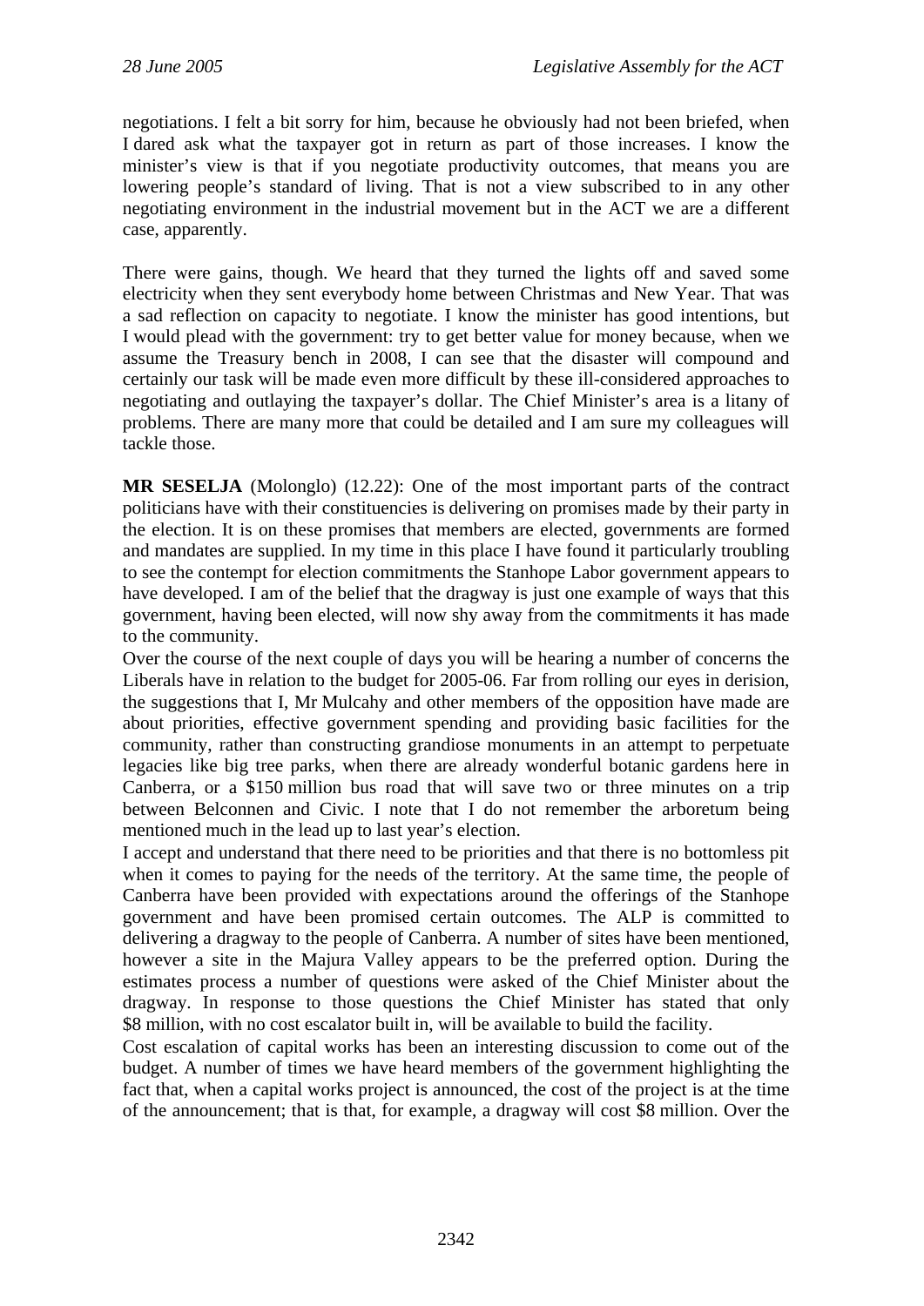negotiations. I felt a bit sorry for him, because he obviously had not been briefed, when I dared ask what the taxpayer got in return as part of those increases. I know the minister's view is that if you negotiate productivity outcomes, that means you are lowering people's standard of living. That is not a view subscribed to in any other negotiating environment in the industrial movement but in the ACT we are a different case, apparently.

There were gains, though. We heard that they turned the lights off and saved some electricity when they sent everybody home between Christmas and New Year. That was a sad reflection on capacity to negotiate. I know the minister has good intentions, but I would plead with the government: try to get better value for money because, when we assume the Treasury bench in 2008, I can see that the disaster will compound and certainly our task will be made even more difficult by these ill-considered approaches to negotiating and outlaying the taxpayer's dollar. The Chief Minister's area is a litany of problems. There are many more that could be detailed and I am sure my colleagues will tackle those.

**MR SESELJA** (Molonglo) (12.22): One of the most important parts of the contract politicians have with their constituencies is delivering on promises made by their party in the election. It is on these promises that members are elected, governments are formed and mandates are supplied. In my time in this place I have found it particularly troubling to see the contempt for election commitments the Stanhope Labor government appears to have developed. I am of the belief that the dragway is just one example of ways that this government, having been elected, will now shy away from the commitments it has made to the community.

Over the course of the next couple of days you will be hearing a number of concerns the Liberals have in relation to the budget for 2005-06. Far from rolling our eyes in derision, the suggestions that I, Mr Mulcahy and other members of the opposition have made are about priorities, effective government spending and providing basic facilities for the community, rather than constructing grandiose monuments in an attempt to perpetuate legacies like big tree parks, when there are already wonderful botanic gardens here in Canberra, or a $150 million bus road that will save two or three minutes on a trip between Belconnen and Civic. I note that I do not remember the arboretum being mentioned much in the lead up to last year's election.

I accept and understand that there need to be priorities and that there is no bottomless pit when it comes to paying for the needs of the territory. At the same time, the people of Canberra have been provided with expectations around the offerings of the Stanhope government and have been promised certain outcomes. The ALP is committed to delivering a dragway to the people of Canberra. A number of sites have been mentioned, however a site in the Majura Valley appears to be the preferred option. During the estimates process a number of questions were asked of the Chief Minister about the dragway. In response to those questions the Chief Minister has stated that only $8 million, with no cost escalator built in, will be available to build the facility.

Cost escalation of capital works has been an interesting discussion to come out of the budget. A number of times we have heard members of the government highlighting the fact that, when a capital works project is announced, the cost of the project is at the time of the announcement; that is that, for example, a dragway will cost $8 million. Over the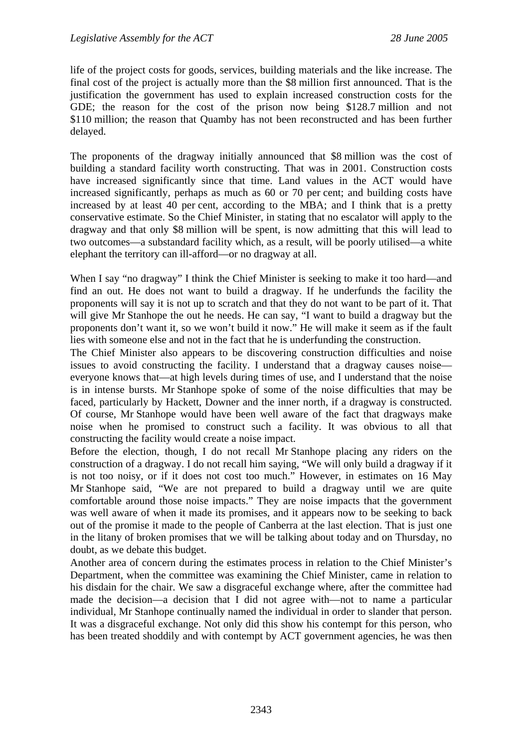life of the project costs for goods, services, building materials and the like increase. The final cost of the project is actually more than the $8 million first announced. That is the justification the government has used to explain increased construction costs for the GDE; the reason for the cost of the prison now being $128.7 million and not $110 million; the reason that Quamby has not been reconstructed and has been further delayed.

The proponents of the dragway initially announced that $8 million was the cost of building a standard facility worth constructing. That was in 2001. Construction costs have increased significantly since that time. Land values in the ACT would have increased significantly, perhaps as much as 60 or 70 per cent; and building costs have increased by at least 40 per cent, according to the MBA; and I think that is a pretty conservative estimate. So the Chief Minister, in stating that no escalator will apply to the dragway and that only $8 million will be spent, is now admitting that this will lead to two outcomes—a substandard facility which, as a result, will be poorly utilised—a white elephant the territory can ill-afford—or no dragway at all.

When I say "no dragway" I think the Chief Minister is seeking to make it too hard—and find an out. He does not want to build a dragway. If he underfunds the facility the proponents will say it is not up to scratch and that they do not want to be part of it. That will give Mr Stanhope the out he needs. He can say, "I want to build a dragway but the proponents don't want it, so we won't build it now." He will make it seem as if the fault lies with someone else and not in the fact that he is underfunding the construction.

The Chief Minister also appears to be discovering construction difficulties and noise issues to avoid constructing the facility. I understand that a dragway causes noise—everyone knows that—at high levels during times of use, and I understand that the noise is in intense bursts. Mr Stanhope spoke of some of the noise difficulties that may be faced, particularly by Hackett, Downer and the inner north, if a dragway is constructed. Of course, Mr Stanhope would have been well aware of the fact that dragways make noise when he promised to construct such a facility. It was obvious to all that constructing the facility would create a noise impact.

Before the election, though, I do not recall Mr Stanhope placing any riders on the construction of a dragway. I do not recall him saying, "We will only build a dragway if it is not too noisy, or if it does not cost too much." However, in estimates on 16 May Mr Stanhope said, "We are not prepared to build a dragway until we are quite comfortable around those noise impacts." They are noise impacts that the government was well aware of when it made its promises, and it appears now to be seeking to back out of the promise it made to the people of Canberra at the last election. That is just one in the litany of broken promises that we will be talking about today and on Thursday, no doubt, as we debate this budget.

Another area of concern during the estimates process in relation to the Chief Minister's Department, when the committee was examining the Chief Minister, came in relation to his disdain for the chair. We saw a disgraceful exchange where, after the committee had made the decision—a decision that I did not agree with—not to name a particular individual, Mr Stanhope continually named the individual in order to slander that person. It was a disgraceful exchange. Not only did this show his contempt for this person, who has been treated shoddily and with contempt by ACT government agencies, he was then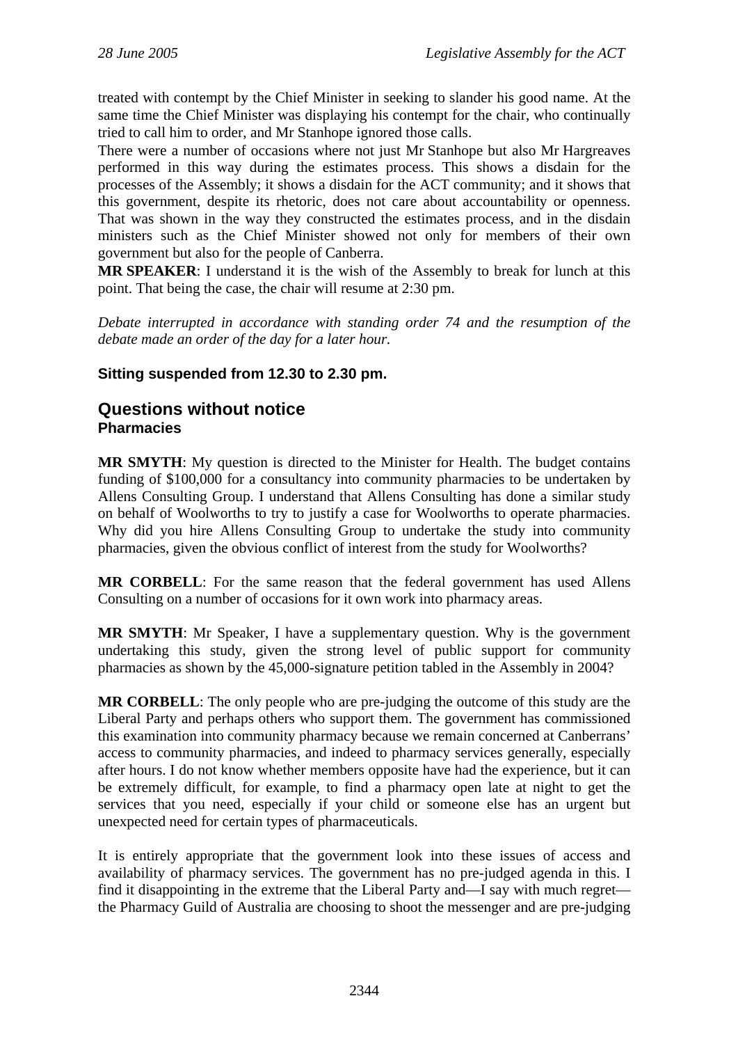treated with contempt by the Chief Minister in seeking to slander his good name. At the same time the Chief Minister was displaying his contempt for the chair, who continually tried to call him to order, and Mr Stanhope ignored those calls.

There were a number of occasions where not just Mr Stanhope but also Mr Hargreaves performed in this way during the estimates process. This shows a disdain for the processes of the Assembly; it shows a disdain for the ACT community; and it shows that this government, despite its rhetoric, does not care about accountability or openness. That was shown in the way they constructed the estimates process, and in the disdain ministers such as the Chief Minister showed not only for members of their own government but also for the people of Canberra.

**MR SPEAKER**: I understand it is the wish of the Assembly to break for lunch at this point. That being the case, the chair will resume at 2:30 pm.

*Debate interrupted in accordance with standing order 74 and the resumption of the debate made an order of the day for a later hour.*

**Sitting suspended from 12.30 to 2.30 pm.**

## Questions without notice

### Pharmacies

**MR SMYTH**: My question is directed to the Minister for Health. The budget contains funding of $100,000 for a consultancy into community pharmacies to be undertaken by Allens Consulting Group. I understand that Allens Consulting has done a similar study on behalf of Woolworths to try to justify a case for Woolworths to operate pharmacies. Why did you hire Allens Consulting Group to undertake the study into community pharmacies, given the obvious conflict of interest from the study for Woolworths?

**MR CORBELL**: For the same reason that the federal government has used Allens Consulting on a number of occasions for it own work into pharmacy areas.

**MR SMYTH**: Mr Speaker, I have a supplementary question. Why is the government undertaking this study, given the strong level of public support for community pharmacies as shown by the 45,000-signature petition tabled in the Assembly in 2004?

**MR CORBELL**: The only people who are pre-judging the outcome of this study are the Liberal Party and perhaps others who support them. The government has commissioned this examination into community pharmacy because we remain concerned at Canberrans' access to community pharmacies, and indeed to pharmacy services generally, especially after hours. I do not know whether members opposite have had the experience, but it can be extremely difficult, for example, to find a pharmacy open late at night to get the services that you need, especially if your child or someone else has an urgent but unexpected need for certain types of pharmaceuticals.

It is entirely appropriate that the government look into these issues of access and availability of pharmacy services. The government has no pre-judged agenda in this. I find it disappointing in the extreme that the Liberal Party and—I say with much regret—the Pharmacy Guild of Australia are choosing to shoot the messenger and are pre-judging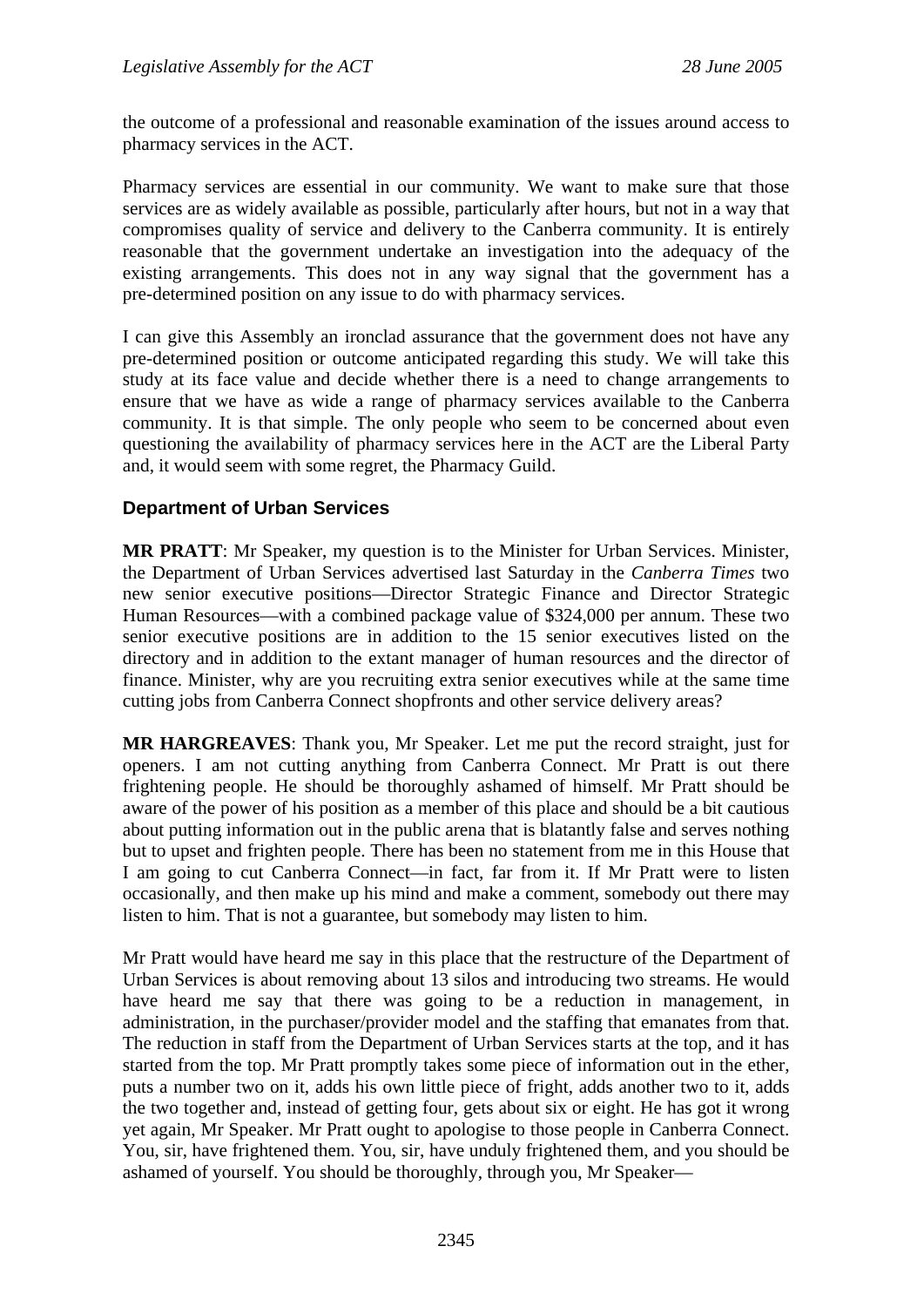the outcome of a professional and reasonable examination of the issues around access to pharmacy services in the ACT.

Pharmacy services are essential in our community. We want to make sure that those services are as widely available as possible, particularly after hours, but not in a way that compromises quality of service and delivery to the Canberra community. It is entirely reasonable that the government undertake an investigation into the adequacy of the existing arrangements. This does not in any way signal that the government has a pre-determined position on any issue to do with pharmacy services.

I can give this Assembly an ironclad assurance that the government does not have any pre-determined position or outcome anticipated regarding this study. We will take this study at its face value and decide whether there is a need to change arrangements to ensure that we have as wide a range of pharmacy services available to the Canberra community. It is that simple. The only people who seem to be concerned about even questioning the availability of pharmacy services here in the ACT are the Liberal Party and, it would seem with some regret, the Pharmacy Guild.

### Department of Urban Services

**MR PRATT**: Mr Speaker, my question is to the Minister for Urban Services. Minister, the Department of Urban Services advertised last Saturday in the *Canberra Times* two new senior executive positions—Director Strategic Finance and Director Strategic Human Resources—with a combined package value of $324,000 per annum. These two senior executive positions are in addition to the 15 senior executives listed on the directory and in addition to the extant manager of human resources and the director of finance. Minister, why are you recruiting extra senior executives while at the same time cutting jobs from Canberra Connect shopfronts and other service delivery areas?

**MR HARGREAVES**: Thank you, Mr Speaker. Let me put the record straight, just for openers. I am not cutting anything from Canberra Connect. Mr Pratt is out there frightening people. He should be thoroughly ashamed of himself. Mr Pratt should be aware of the power of his position as a member of this place and should be a bit cautious about putting information out in the public arena that is blatantly false and serves nothing but to upset and frighten people. There has been no statement from me in this House that I am going to cut Canberra Connect—in fact, far from it. If Mr Pratt were to listen occasionally, and then make up his mind and make a comment, somebody out there may listen to him. That is not a guarantee, but somebody may listen to him.

Mr Pratt would have heard me say in this place that the restructure of the Department of Urban Services is about removing about 13 silos and introducing two streams. He would have heard me say that there was going to be a reduction in management, in administration, in the purchaser/provider model and the staffing that emanates from that. The reduction in staff from the Department of Urban Services starts at the top, and it has started from the top. Mr Pratt promptly takes some piece of information out in the ether, puts a number two on it, adds his own little piece of fright, adds another two to it, adds the two together and, instead of getting four, gets about six or eight. He has got it wrong yet again, Mr Speaker. Mr Pratt ought to apologise to those people in Canberra Connect. You, sir, have frightened them. You, sir, have unduly frightened them, and you should be ashamed of yourself. You should be thoroughly, through you, Mr Speaker—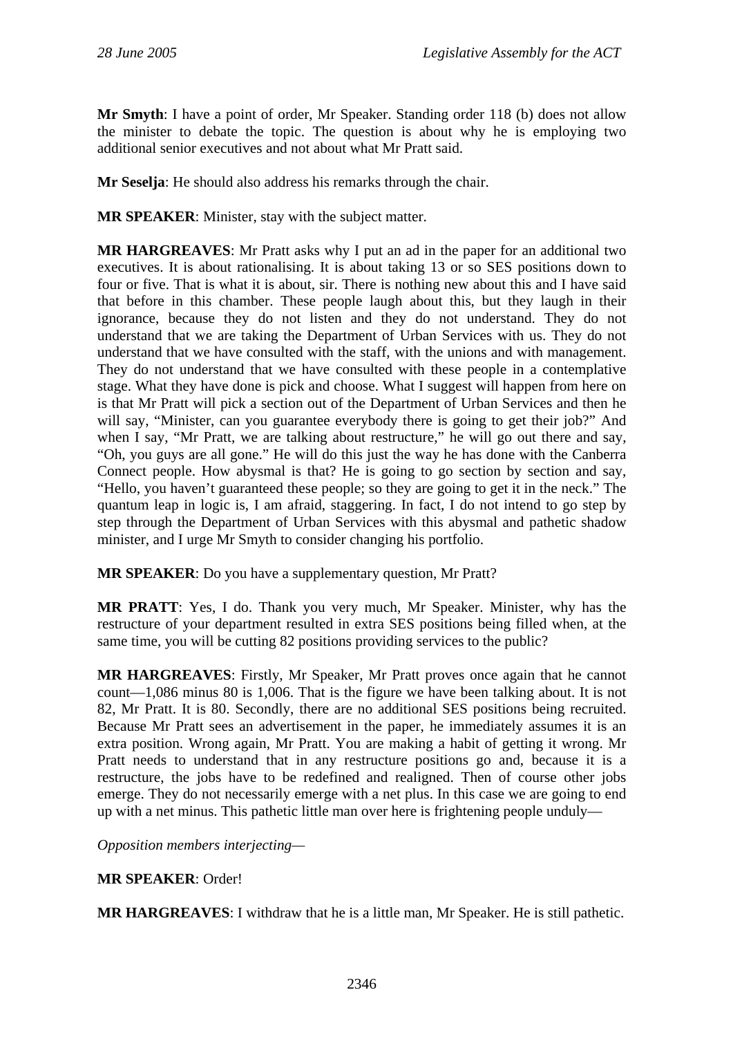**Mr Smyth**: I have a point of order, Mr Speaker. Standing order 118 (b) does not allow the minister to debate the topic. The question is about why he is employing two additional senior executives and not about what Mr Pratt said.

**Mr Seselja**: He should also address his remarks through the chair.

**MR SPEAKER**: Minister, stay with the subject matter.

**MR HARGREAVES**: Mr Pratt asks why I put an ad in the paper for an additional two executives. It is about rationalising. It is about taking 13 or so SES positions down to four or five. That is what it is about, sir. There is nothing new about this and I have said that before in this chamber. These people laugh about this, but they laugh in their ignorance, because they do not listen and they do not understand. They do not understand that we are taking the Department of Urban Services with us. They do not understand that we have consulted with the staff, with the unions and with management. They do not understand that we have consulted with these people in a contemplative stage. What they have done is pick and choose. What I suggest will happen from here on is that Mr Pratt will pick a section out of the Department of Urban Services and then he will say, "Minister, can you guarantee everybody there is going to get their job?" And when I say, "Mr Pratt, we are talking about restructure," he will go out there and say, "Oh, you guys are all gone." He will do this just the way he has done with the Canberra Connect people. How abysmal is that? He is going to go section by section and say, "Hello, you haven't guaranteed these people; so they are going to get it in the neck." The quantum leap in logic is, I am afraid, staggering. In fact, I do not intend to go step by step through the Department of Urban Services with this abysmal and pathetic shadow minister, and I urge Mr Smyth to consider changing his portfolio.

**MR SPEAKER**: Do you have a supplementary question, Mr Pratt?

**MR PRATT**: Yes, I do. Thank you very much, Mr Speaker. Minister, why has the restructure of your department resulted in extra SES positions being filled when, at the same time, you will be cutting 82 positions providing services to the public?

**MR HARGREAVES**: Firstly, Mr Speaker, Mr Pratt proves once again that he cannot count—1,086 minus 80 is 1,006. That is the figure we have been talking about. It is not 82, Mr Pratt. It is 80. Secondly, there are no additional SES positions being recruited. Because Mr Pratt sees an advertisement in the paper, he immediately assumes it is an extra position. Wrong again, Mr Pratt. You are making a habit of getting it wrong. Mr Pratt needs to understand that in any restructure positions go and, because it is a restructure, the jobs have to be redefined and realigned. Then of course other jobs emerge. They do not necessarily emerge with a net plus. In this case we are going to end up with a net minus. This pathetic little man over here is frightening people unduly—

*Opposition members interjecting*—

**MR SPEAKER**: Order!

**MR HARGREAVES**: I withdraw that he is a little man, Mr Speaker. He is still pathetic.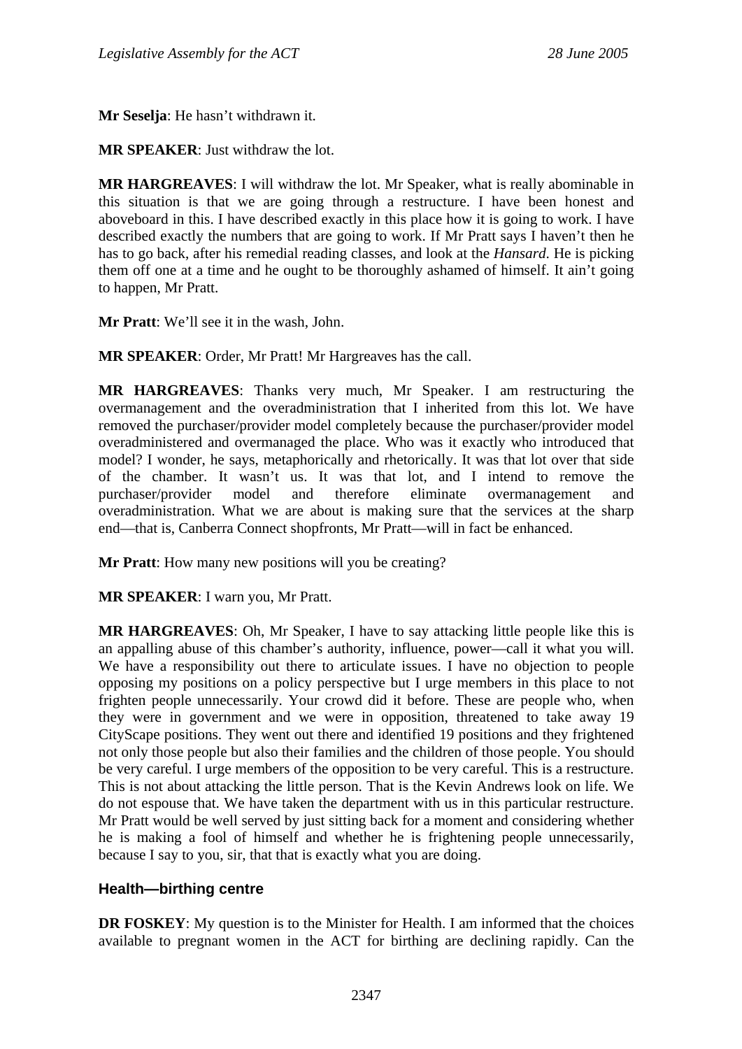**Mr Seselja**: He hasn't withdrawn it.

**MR SPEAKER**: Just withdraw the lot.

**MR HARGREAVES**: I will withdraw the lot. Mr Speaker, what is really abominable in this situation is that we are going through a restructure. I have been honest and aboveboard in this. I have described exactly in this place how it is going to work. I have described exactly the numbers that are going to work. If Mr Pratt says I haven't then he has to go back, after his remedial reading classes, and look at the *Hansard*. He is picking them off one at a time and he ought to be thoroughly ashamed of himself. It ain't going to happen, Mr Pratt.

**Mr Pratt**: We'll see it in the wash, John.

**MR SPEAKER**: Order, Mr Pratt! Mr Hargreaves has the call.

**MR HARGREAVES**: Thanks very much, Mr Speaker. I am restructuring the overmanagement and the overadministration that I inherited from this lot. We have removed the purchaser/provider model completely because the purchaser/provider model overadministered and overmanaged the place. Who was it exactly who introduced that model? I wonder, he says, metaphorically and rhetorically. It was that lot over that side of the chamber. It wasn't us. It was that lot, and I intend to remove the purchaser/provider model and therefore eliminate overmanagement and overadministration. What we are about is making sure that the services at the sharp end—that is, Canberra Connect shopfronts, Mr Pratt—will in fact be enhanced.

**Mr Pratt**: How many new positions will you be creating?

**MR SPEAKER**: I warn you, Mr Pratt.

**MR HARGREAVES**: Oh, Mr Speaker, I have to say attacking little people like this is an appalling abuse of this chamber's authority, influence, power—call it what you will. We have a responsibility out there to articulate issues. I have no objection to people opposing my positions on a policy perspective but I urge members in this place to not frighten people unnecessarily. Your crowd did it before. These are people who, when they were in government and we were in opposition, threatened to take away 19 CityScape positions. They went out there and identified 19 positions and they frightened not only those people but also their families and the children of those people. You should be very careful. I urge members of the opposition to be very careful. This is a restructure. This is not about attacking the little person. That is the Kevin Andrews look on life. We do not espouse that. We have taken the department with us in this particular restructure. Mr Pratt would be well served by just sitting back for a moment and considering whether he is making a fool of himself and whether he is frightening people unnecessarily, because I say to you, sir, that that is exactly what you are doing.

### Health—birthing centre

**DR FOSKEY**: My question is to the Minister for Health. I am informed that the choices available to pregnant women in the ACT for birthing are declining rapidly. Can the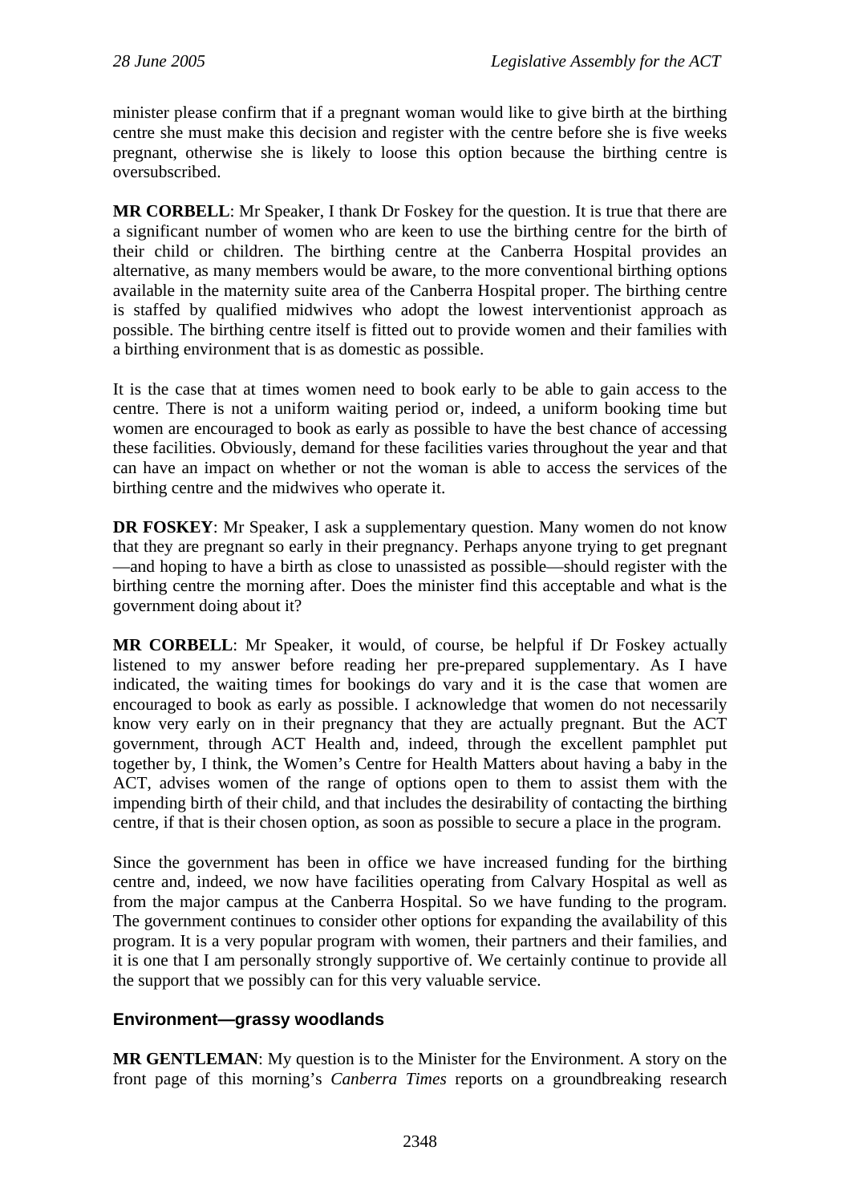minister please confirm that if a pregnant woman would like to give birth at the birthing centre she must make this decision and register with the centre before she is five weeks pregnant, otherwise she is likely to loose this option because the birthing centre is oversubscribed.

**MR CORBELL**: Mr Speaker, I thank Dr Foskey for the question. It is true that there are a significant number of women who are keen to use the birthing centre for the birth of their child or children. The birthing centre at the Canberra Hospital provides an alternative, as many members would be aware, to the more conventional birthing options available in the maternity suite area of the Canberra Hospital proper. The birthing centre is staffed by qualified midwives who adopt the lowest interventionist approach as possible. The birthing centre itself is fitted out to provide women and their families with a birthing environment that is as domestic as possible.

It is the case that at times women need to book early to be able to gain access to the centre. There is not a uniform waiting period or, indeed, a uniform booking time but women are encouraged to book as early as possible to have the best chance of accessing these facilities. Obviously, demand for these facilities varies throughout the year and that can have an impact on whether or not the woman is able to access the services of the birthing centre and the midwives who operate it.

**DR FOSKEY**: Mr Speaker, I ask a supplementary question. Many women do not know that they are pregnant so early in their pregnancy. Perhaps anyone trying to get pregnant —and hoping to have a birth as close to unassisted as possible—should register with the birthing centre the morning after. Does the minister find this acceptable and what is the government doing about it?

**MR CORBELL**: Mr Speaker, it would, of course, be helpful if Dr Foskey actually listened to my answer before reading her pre-prepared supplementary. As I have indicated, the waiting times for bookings do vary and it is the case that women are encouraged to book as early as possible. I acknowledge that women do not necessarily know very early on in their pregnancy that they are actually pregnant. But the ACT government, through ACT Health and, indeed, through the excellent pamphlet put together by, I think, the Women's Centre for Health Matters about having a baby in the ACT, advises women of the range of options open to them to assist them with the impending birth of their child, and that includes the desirability of contacting the birthing centre, if that is their chosen option, as soon as possible to secure a place in the program.

Since the government has been in office we have increased funding for the birthing centre and, indeed, we now have facilities operating from Calvary Hospital as well as from the major campus at the Canberra Hospital. So we have funding to the program. The government continues to consider other options for expanding the availability of this program. It is a very popular program with women, their partners and their families, and it is one that I am personally strongly supportive of. We certainly continue to provide all the support that we possibly can for this very valuable service.

### Environment—grassy woodlands

**MR GENTLEMAN**: My question is to the Minister for the Environment. A story on the front page of this morning's *Canberra Times* reports on a groundbreaking research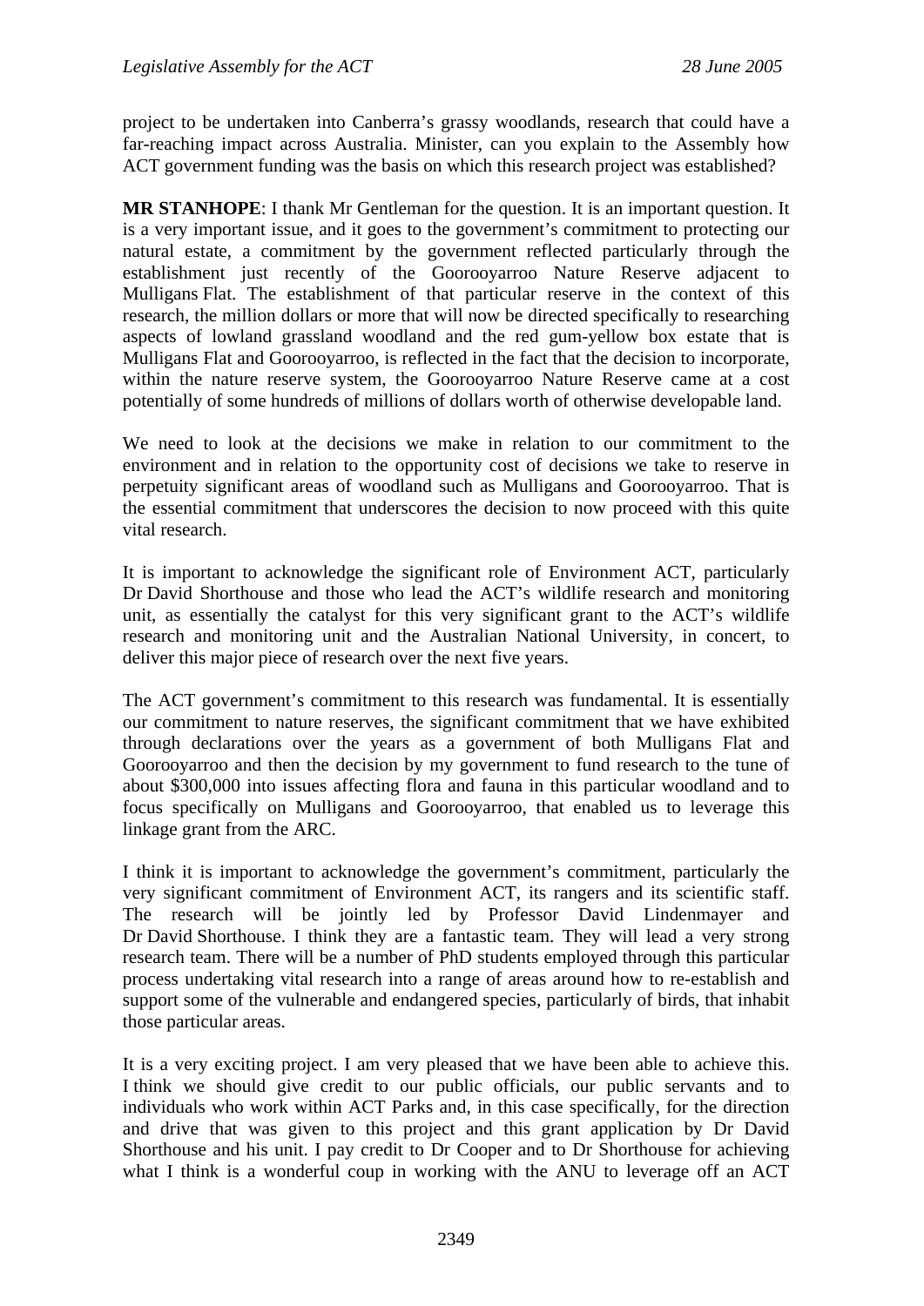project to be undertaken into Canberra's grassy woodlands, research that could have a far-reaching impact across Australia. Minister, can you explain to the Assembly how ACT government funding was the basis on which this research project was established?

**MR STANHOPE**: I thank Mr Gentleman for the question. It is an important question. It is a very important issue, and it goes to the government's commitment to protecting our natural estate, a commitment by the government reflected particularly through the establishment just recently of the Goorooyarroo Nature Reserve adjacent to Mulligans Flat. The establishment of that particular reserve in the context of this research, the million dollars or more that will now be directed specifically to researching aspects of lowland grassland woodland and the red gum-yellow box estate that is Mulligans Flat and Goorooyarroo, is reflected in the fact that the decision to incorporate, within the nature reserve system, the Goorooyarroo Nature Reserve came at a cost potentially of some hundreds of millions of dollars worth of otherwise developable land.

We need to look at the decisions we make in relation to our commitment to the environment and in relation to the opportunity cost of decisions we take to reserve in perpetuity significant areas of woodland such as Mulligans and Goorooyarroo. That is the essential commitment that underscores the decision to now proceed with this quite vital research.

It is important to acknowledge the significant role of Environment ACT, particularly Dr David Shorthouse and those who lead the ACT's wildlife research and monitoring unit, as essentially the catalyst for this very significant grant to the ACT's wildlife research and monitoring unit and the Australian National University, in concert, to deliver this major piece of research over the next five years.

The ACT government's commitment to this research was fundamental. It is essentially our commitment to nature reserves, the significant commitment that we have exhibited through declarations over the years as a government of both Mulligans Flat and Goorooyarroo and then the decision by my government to fund research to the tune of about $300,000 into issues affecting flora and fauna in this particular woodland and to focus specifically on Mulligans and Goorooyarroo, that enabled us to leverage this linkage grant from the ARC.

I think it is important to acknowledge the government's commitment, particularly the very significant commitment of Environment ACT, its rangers and its scientific staff. The research will be jointly led by Professor David Lindenmayer and Dr David Shorthouse. I think they are a fantastic team. They will lead a very strong research team. There will be a number of PhD students employed through this particular process undertaking vital research into a range of areas around how to re-establish and support some of the vulnerable and endangered species, particularly of birds, that inhabit those particular areas.

It is a very exciting project. I am very pleased that we have been able to achieve this. I think we should give credit to our public officials, our public servants and to individuals who work within ACT Parks and, in this case specifically, for the direction and drive that was given to this project and this grant application by Dr David Shorthouse and his unit. I pay credit to Dr Cooper and to Dr Shorthouse for achieving what I think is a wonderful coup in working with the ANU to leverage off an ACT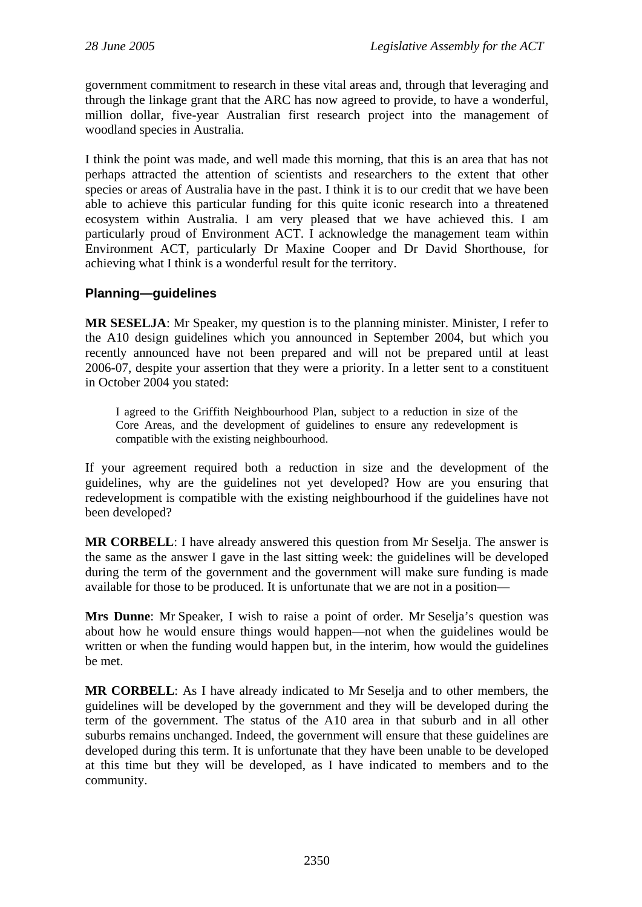government commitment to research in these vital areas and, through that leveraging and through the linkage grant that the ARC has now agreed to provide, to have a wonderful, million dollar, five-year Australian first research project into the management of woodland species in Australia.

I think the point was made, and well made this morning, that this is an area that has not perhaps attracted the attention of scientists and researchers to the extent that other species or areas of Australia have in the past. I think it is to our credit that we have been able to achieve this particular funding for this quite iconic research into a threatened ecosystem within Australia. I am very pleased that we have achieved this. I am particularly proud of Environment ACT. I acknowledge the management team within Environment ACT, particularly Dr Maxine Cooper and Dr David Shorthouse, for achieving what I think is a wonderful result for the territory.

### Planning—guidelines

**MR SESELJA**: Mr Speaker, my question is to the planning minister. Minister, I refer to the A10 design guidelines which you announced in September 2004, but which you recently announced have not been prepared and will not be prepared until at least 2006-07, despite your assertion that they were a priority. In a letter sent to a constituent in October 2004 you stated:

> I agreed to the Griffith Neighbourhood Plan, subject to a reduction in size of the Core Areas, and the development of guidelines to ensure any redevelopment is compatible with the existing neighbourhood.

If your agreement required both a reduction in size and the development of the guidelines, why are the guidelines not yet developed? How are you ensuring that redevelopment is compatible with the existing neighbourhood if the guidelines have not been developed?

**MR CORBELL**: I have already answered this question from Mr Seselja. The answer is the same as the answer I gave in the last sitting week: the guidelines will be developed during the term of the government and the government will make sure funding is made available for those to be produced. It is unfortunate that we are not in a position—

**Mrs Dunne**: Mr Speaker, I wish to raise a point of order. Mr Seselja's question was about how he would ensure things would happen—not when the guidelines would be written or when the funding would happen but, in the interim, how would the guidelines be met.

**MR CORBELL**: As I have already indicated to Mr Seselja and to other members, the guidelines will be developed by the government and they will be developed during the term of the government. The status of the A10 area in that suburb and in all other suburbs remains unchanged. Indeed, the government will ensure that these guidelines are developed during this term. It is unfortunate that they have been unable to be developed at this time but they will be developed, as I have indicated to members and to the community.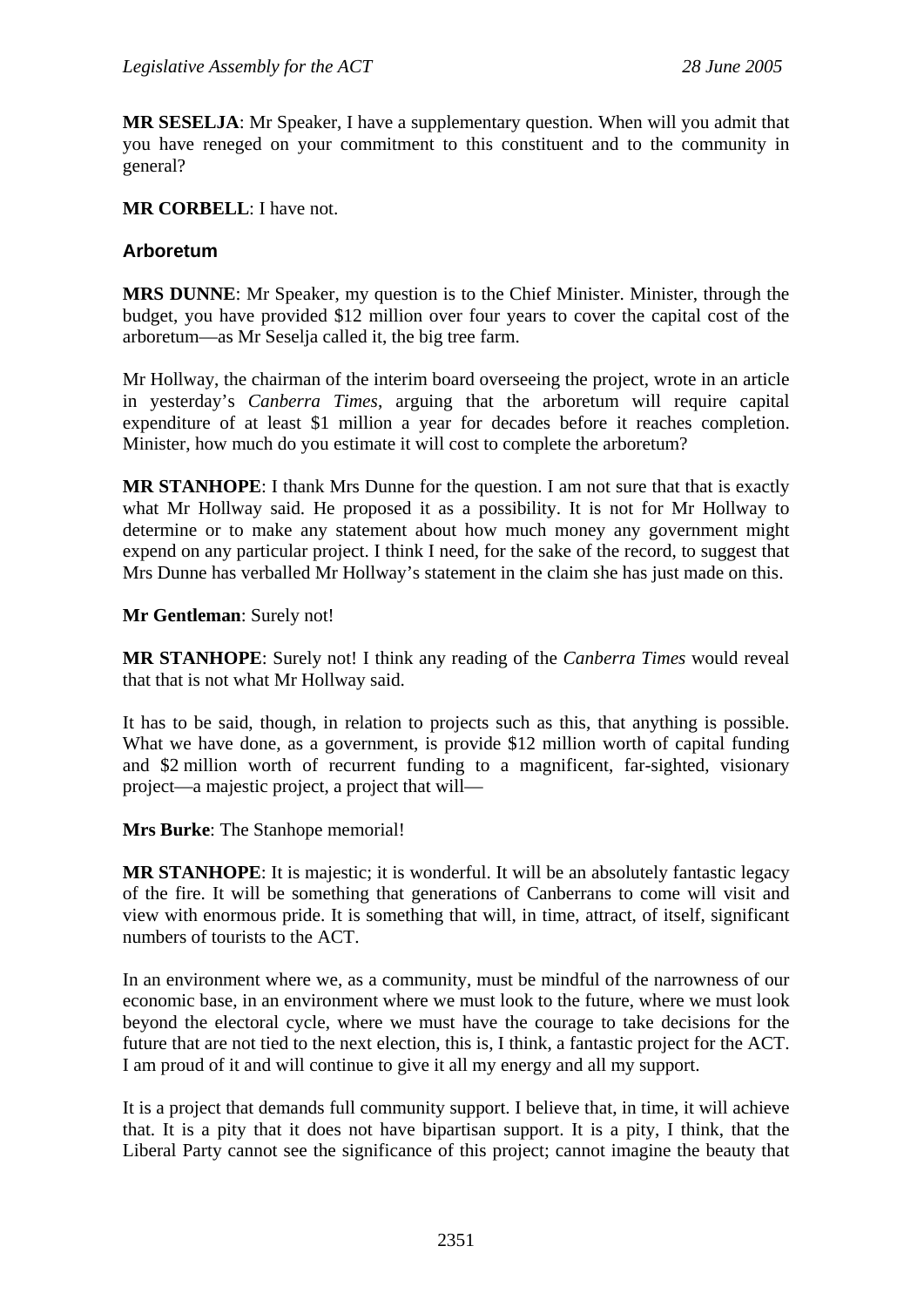**MR SESELJA**: Mr Speaker, I have a supplementary question. When will you admit that you have reneged on your commitment to this constituent and to the community in general?

**MR CORBELL**: I have not.

### Arboretum

**MRS DUNNE**: Mr Speaker, my question is to the Chief Minister. Minister, through the budget, you have provided \$12 million over four years to cover the capital cost of the arboretum—as Mr Seselja called it, the big tree farm.

Mr Hollway, the chairman of the interim board overseeing the project, wrote in an article in yesterday's *Canberra Times*, arguing that the arboretum will require capital expenditure of at least \$1 million a year for decades before it reaches completion. Minister, how much do you estimate it will cost to complete the arboretum?

**MR STANHOPE**: I thank Mrs Dunne for the question. I am not sure that that is exactly what Mr Hollway said. He proposed it as a possibility. It is not for Mr Hollway to determine or to make any statement about how much money any government might expend on any particular project. I think I need, for the sake of the record, to suggest that Mrs Dunne has verballed Mr Hollway's statement in the claim she has just made on this.

**Mr Gentleman**: Surely not!

**MR STANHOPE**: Surely not! I think any reading of the *Canberra Times* would reveal that that is not what Mr Hollway said.

It has to be said, though, in relation to projects such as this, that anything is possible. What we have done, as a government, is provide \$12 million worth of capital funding and \$2 million worth of recurrent funding to a magnificent, far-sighted, visionary project—a majestic project, a project that will—

**Mrs Burke**: The Stanhope memorial!

**MR STANHOPE**: It is majestic; it is wonderful. It will be an absolutely fantastic legacy of the fire. It will be something that generations of Canberrans to come will visit and view with enormous pride. It is something that will, in time, attract, of itself, significant numbers of tourists to the ACT.

In an environment where we, as a community, must be mindful of the narrowness of our economic base, in an environment where we must look to the future, where we must look beyond the electoral cycle, where we must have the courage to take decisions for the future that are not tied to the next election, this is, I think, a fantastic project for the ACT. I am proud of it and will continue to give it all my energy and all my support.

It is a project that demands full community support. I believe that, in time, it will achieve that. It is a pity that it does not have bipartisan support. It is a pity, I think, that the Liberal Party cannot see the significance of this project; cannot imagine the beauty that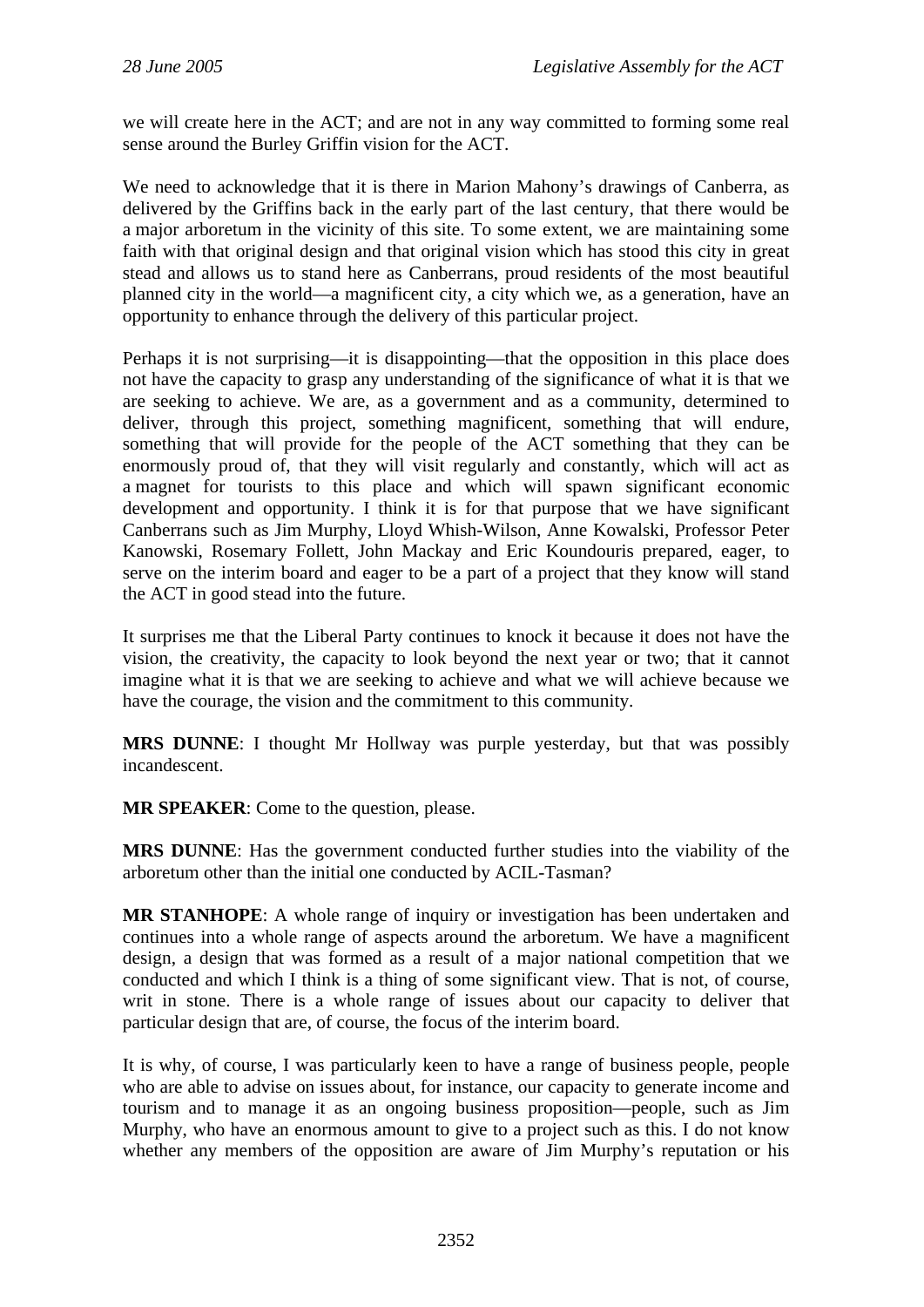we will create here in the ACT; and are not in any way committed to forming some real sense around the Burley Griffin vision for the ACT.

We need to acknowledge that it is there in Marion Mahony's drawings of Canberra, as delivered by the Griffins back in the early part of the last century, that there would be a major arboretum in the vicinity of this site. To some extent, we are maintaining some faith with that original design and that original vision which has stood this city in great stead and allows us to stand here as Canberrans, proud residents of the most beautiful planned city in the world—a magnificent city, a city which we, as a generation, have an opportunity to enhance through the delivery of this particular project.

Perhaps it is not surprising—it is disappointing—that the opposition in this place does not have the capacity to grasp any understanding of the significance of what it is that we are seeking to achieve. We are, as a government and as a community, determined to deliver, through this project, something magnificent, something that will endure, something that will provide for the people of the ACT something that they can be enormously proud of, that they will visit regularly and constantly, which will act as a magnet for tourists to this place and which will spawn significant economic development and opportunity. I think it is for that purpose that we have significant Canberrans such as Jim Murphy, Lloyd Whish-Wilson, Anne Kowalski, Professor Peter Kanowski, Rosemary Follett, John Mackay and Eric Koundouris prepared, eager, to serve on the interim board and eager to be a part of a project that they know will stand the ACT in good stead into the future.

It surprises me that the Liberal Party continues to knock it because it does not have the vision, the creativity, the capacity to look beyond the next year or two; that it cannot imagine what it is that we are seeking to achieve and what we will achieve because we have the courage, the vision and the commitment to this community.

**MRS DUNNE**: I thought Mr Hollway was purple yesterday, but that was possibly incandescent.

**MR SPEAKER**: Come to the question, please.

**MRS DUNNE**: Has the government conducted further studies into the viability of the arboretum other than the initial one conducted by ACIL-Tasman?

**MR STANHOPE**: A whole range of inquiry or investigation has been undertaken and continues into a whole range of aspects around the arboretum. We have a magnificent design, a design that was formed as a result of a major national competition that we conducted and which I think is a thing of some significant view. That is not, of course, writ in stone. There is a whole range of issues about our capacity to deliver that particular design that are, of course, the focus of the interim board.

It is why, of course, I was particularly keen to have a range of business people, people who are able to advise on issues about, for instance, our capacity to generate income and tourism and to manage it as an ongoing business proposition—people, such as Jim Murphy, who have an enormous amount to give to a project such as this. I do not know whether any members of the opposition are aware of Jim Murphy's reputation or his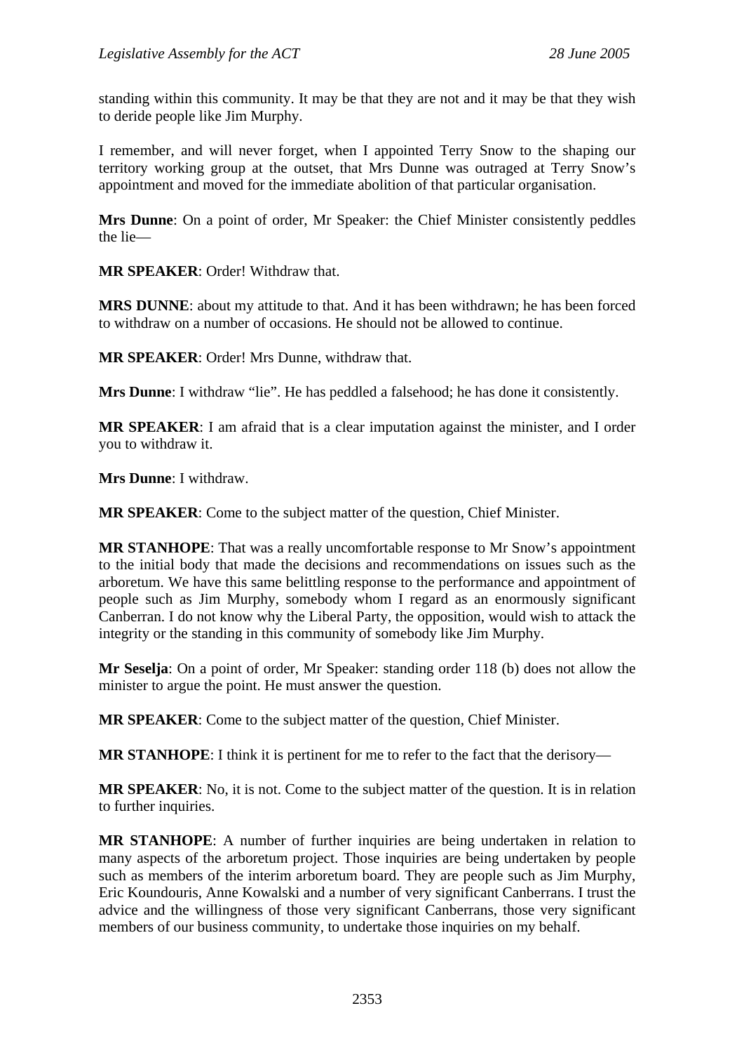standing within this community. It may be that they are not and it may be that they wish to deride people like Jim Murphy.

I remember, and will never forget, when I appointed Terry Snow to the shaping our territory working group at the outset, that Mrs Dunne was outraged at Terry Snow's appointment and moved for the immediate abolition of that particular organisation.

**Mrs Dunne**: On a point of order, Mr Speaker: the Chief Minister consistently peddles the lie—

**MR SPEAKER**: Order! Withdraw that.

**MRS DUNNE**: about my attitude to that. And it has been withdrawn; he has been forced to withdraw on a number of occasions. He should not be allowed to continue.

**MR SPEAKER**: Order! Mrs Dunne, withdraw that.

**Mrs Dunne**: I withdraw "lie". He has peddled a falsehood; he has done it consistently.

**MR SPEAKER**: I am afraid that is a clear imputation against the minister, and I order you to withdraw it.

**Mrs Dunne**: I withdraw.

**MR SPEAKER**: Come to the subject matter of the question, Chief Minister.

**MR STANHOPE**: That was a really uncomfortable response to Mr Snow's appointment to the initial body that made the decisions and recommendations on issues such as the arboretum. We have this same belittling response to the performance and appointment of people such as Jim Murphy, somebody whom I regard as an enormously significant Canberran. I do not know why the Liberal Party, the opposition, would wish to attack the integrity or the standing in this community of somebody like Jim Murphy.

**Mr Seselja**: On a point of order, Mr Speaker: standing order 118 (b) does not allow the minister to argue the point. He must answer the question.

**MR SPEAKER**: Come to the subject matter of the question, Chief Minister.

**MR STANHOPE**: I think it is pertinent for me to refer to the fact that the derisory—

**MR SPEAKER**: No, it is not. Come to the subject matter of the question. It is in relation to further inquiries.

**MR STANHOPE**: A number of further inquiries are being undertaken in relation to many aspects of the arboretum project. Those inquiries are being undertaken by people such as members of the interim arboretum board. They are people such as Jim Murphy, Eric Koundouris, Anne Kowalski and a number of very significant Canberrans. I trust the advice and the willingness of those very significant Canberrans, those very significant members of our business community, to undertake those inquiries on my behalf.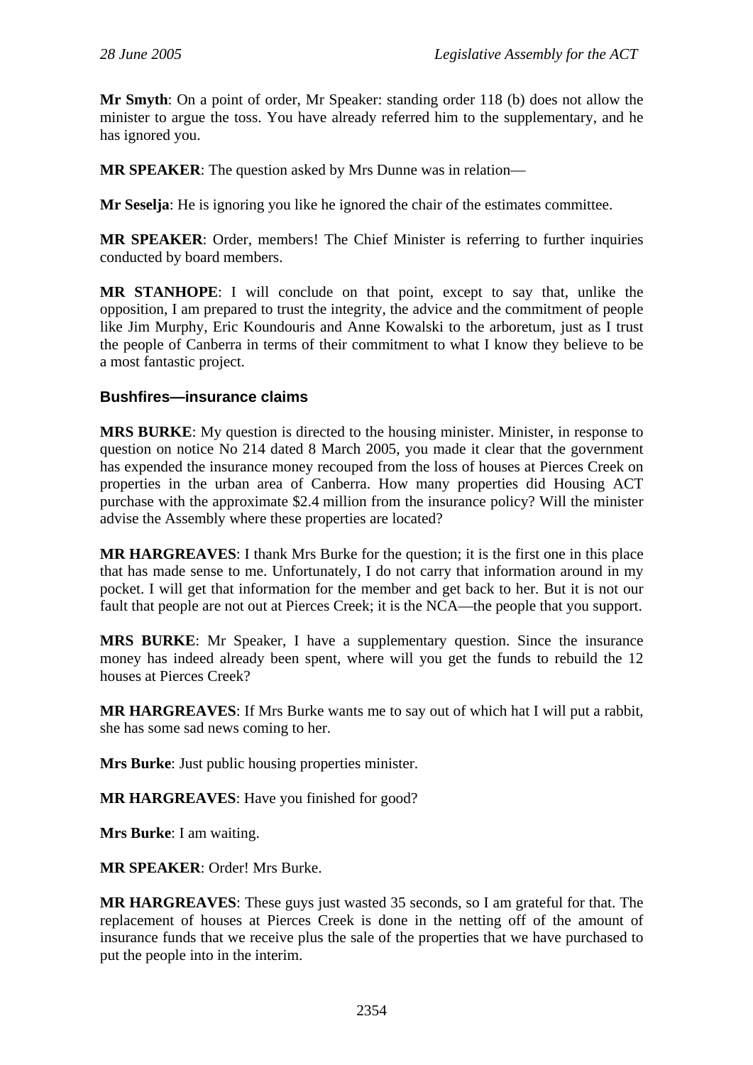**Mr Smyth**: On a point of order, Mr Speaker: standing order 118 (b) does not allow the minister to argue the toss. You have already referred him to the supplementary, and he has ignored you.

**MR SPEAKER**: The question asked by Mrs Dunne was in relation—

**Mr Seselja**: He is ignoring you like he ignored the chair of the estimates committee.

**MR SPEAKER**: Order, members! The Chief Minister is referring to further inquiries conducted by board members.

**MR STANHOPE**: I will conclude on that point, except to say that, unlike the opposition, I am prepared to trust the integrity, the advice and the commitment of people like Jim Murphy, Eric Koundouris and Anne Kowalski to the arboretum, just as I trust the people of Canberra in terms of their commitment to what I know they believe to be a most fantastic project.

### Bushfires—insurance claims

**MRS BURKE**: My question is directed to the housing minister. Minister, in response to question on notice No 214 dated 8 March 2005, you made it clear that the government has expended the insurance money recouped from the loss of houses at Pierces Creek on properties in the urban area of Canberra. How many properties did Housing ACT purchase with the approximate $2.4 million from the insurance policy? Will the minister advise the Assembly where these properties are located?

**MR HARGREAVES**: I thank Mrs Burke for the question; it is the first one in this place that has made sense to me. Unfortunately, I do not carry that information around in my pocket. I will get that information for the member and get back to her. But it is not our fault that people are not out at Pierces Creek; it is the NCA—the people that you support.

**MRS BURKE**: Mr Speaker, I have a supplementary question. Since the insurance money has indeed already been spent, where will you get the funds to rebuild the 12 houses at Pierces Creek?

**MR HARGREAVES**: If Mrs Burke wants me to say out of which hat I will put a rabbit, she has some sad news coming to her.

**Mrs Burke**: Just public housing properties minister.

**MR HARGREAVES**: Have you finished for good?

**Mrs Burke**: I am waiting.

**MR SPEAKER**: Order! Mrs Burke.

**MR HARGREAVES**: These guys just wasted 35 seconds, so I am grateful for that. The replacement of houses at Pierces Creek is done in the netting off of the amount of insurance funds that we receive plus the sale of the properties that we have purchased to put the people into in the interim.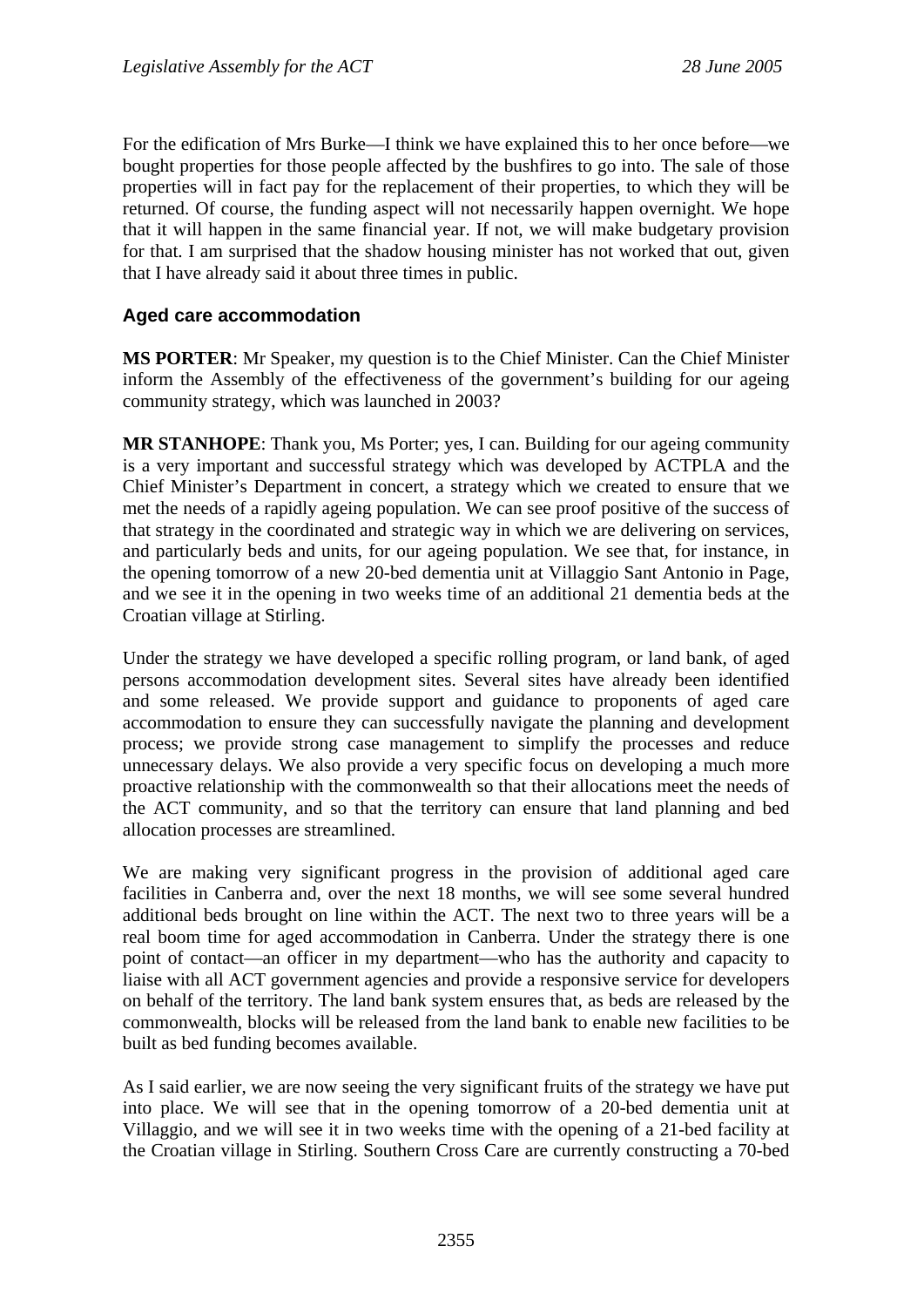For the edification of Mrs Burke—I think we have explained this to her once before—we bought properties for those people affected by the bushfires to go into. The sale of those properties will in fact pay for the replacement of their properties, to which they will be returned. Of course, the funding aspect will not necessarily happen overnight. We hope that it will happen in the same financial year. If not, we will make budgetary provision for that. I am surprised that the shadow housing minister has not worked that out, given that I have already said it about three times in public.

### Aged care accommodation

**MS PORTER**: Mr Speaker, my question is to the Chief Minister. Can the Chief Minister inform the Assembly of the effectiveness of the government's building for our ageing community strategy, which was launched in 2003?

**MR STANHOPE**: Thank you, Ms Porter; yes, I can. Building for our ageing community is a very important and successful strategy which was developed by ACTPLA and the Chief Minister's Department in concert, a strategy which we created to ensure that we met the needs of a rapidly ageing population. We can see proof positive of the success of that strategy in the coordinated and strategic way in which we are delivering on services, and particularly beds and units, for our ageing population. We see that, for instance, in the opening tomorrow of a new 20-bed dementia unit at Villaggio Sant Antonio in Page, and we see it in the opening in two weeks time of an additional 21 dementia beds at the Croatian village at Stirling.

Under the strategy we have developed a specific rolling program, or land bank, of aged persons accommodation development sites. Several sites have already been identified and some released. We provide support and guidance to proponents of aged care accommodation to ensure they can successfully navigate the planning and development process; we provide strong case management to simplify the processes and reduce unnecessary delays. We also provide a very specific focus on developing a much more proactive relationship with the commonwealth so that their allocations meet the needs of the ACT community, and so that the territory can ensure that land planning and bed allocation processes are streamlined.

We are making very significant progress in the provision of additional aged care facilities in Canberra and, over the next 18 months, we will see some several hundred additional beds brought on line within the ACT. The next two to three years will be a real boom time for aged accommodation in Canberra. Under the strategy there is one point of contact—an officer in my department—who has the authority and capacity to liaise with all ACT government agencies and provide a responsive service for developers on behalf of the territory. The land bank system ensures that, as beds are released by the commonwealth, blocks will be released from the land bank to enable new facilities to be built as bed funding becomes available.

As I said earlier, we are now seeing the very significant fruits of the strategy we have put into place. We will see that in the opening tomorrow of a 20-bed dementia unit at Villaggio, and we will see it in two weeks time with the opening of a 21-bed facility at the Croatian village in Stirling. Southern Cross Care are currently constructing a 70-bed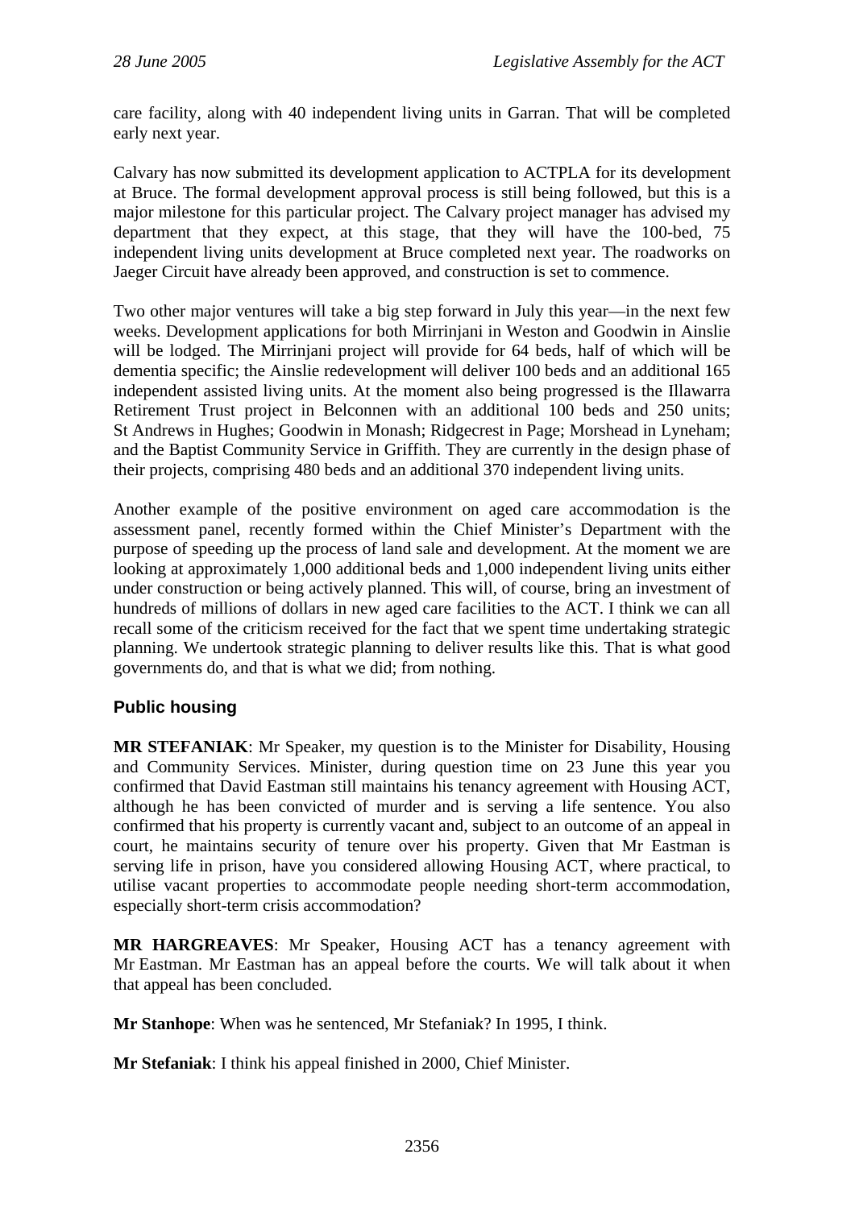care facility, along with 40 independent living units in Garran. That will be completed early next year.

Calvary has now submitted its development application to ACTPLA for its development at Bruce. The formal development approval process is still being followed, but this is a major milestone for this particular project. The Calvary project manager has advised my department that they expect, at this stage, that they will have the 100-bed, 75 independent living units development at Bruce completed next year. The roadworks on Jaeger Circuit have already been approved, and construction is set to commence.

Two other major ventures will take a big step forward in July this year—in the next few weeks. Development applications for both Mirrinjani in Weston and Goodwin in Ainslie will be lodged. The Mirrinjani project will provide for 64 beds, half of which will be dementia specific; the Ainslie redevelopment will deliver 100 beds and an additional 165 independent assisted living units. At the moment also being progressed is the Illawarra Retirement Trust project in Belconnen with an additional 100 beds and 250 units; St Andrews in Hughes; Goodwin in Monash; Ridgecrest in Page; Morshead in Lyneham; and the Baptist Community Service in Griffith. They are currently in the design phase of their projects, comprising 480 beds and an additional 370 independent living units.

Another example of the positive environment on aged care accommodation is the assessment panel, recently formed within the Chief Minister's Department with the purpose of speeding up the process of land sale and development. At the moment we are looking at approximately 1,000 additional beds and 1,000 independent living units either under construction or being actively planned. This will, of course, bring an investment of hundreds of millions of dollars in new aged care facilities to the ACT. I think we can all recall some of the criticism received for the fact that we spent time undertaking strategic planning. We undertook strategic planning to deliver results like this. That is what good governments do, and that is what we did; from nothing.

## Public housing

**MR STEFANIAK**: Mr Speaker, my question is to the Minister for Disability, Housing and Community Services. Minister, during question time on 23 June this year you confirmed that David Eastman still maintains his tenancy agreement with Housing ACT, although he has been convicted of murder and is serving a life sentence. You also confirmed that his property is currently vacant and, subject to an outcome of an appeal in court, he maintains security of tenure over his property. Given that Mr Eastman is serving life in prison, have you considered allowing Housing ACT, where practical, to utilise vacant properties to accommodate people needing short-term accommodation, especially short-term crisis accommodation?

**MR HARGREAVES**: Mr Speaker, Housing ACT has a tenancy agreement with Mr Eastman. Mr Eastman has an appeal before the courts. We will talk about it when that appeal has been concluded.

**Mr Stanhope**: When was he sentenced, Mr Stefaniak? In 1995, I think.

**Mr Stefaniak**: I think his appeal finished in 2000, Chief Minister.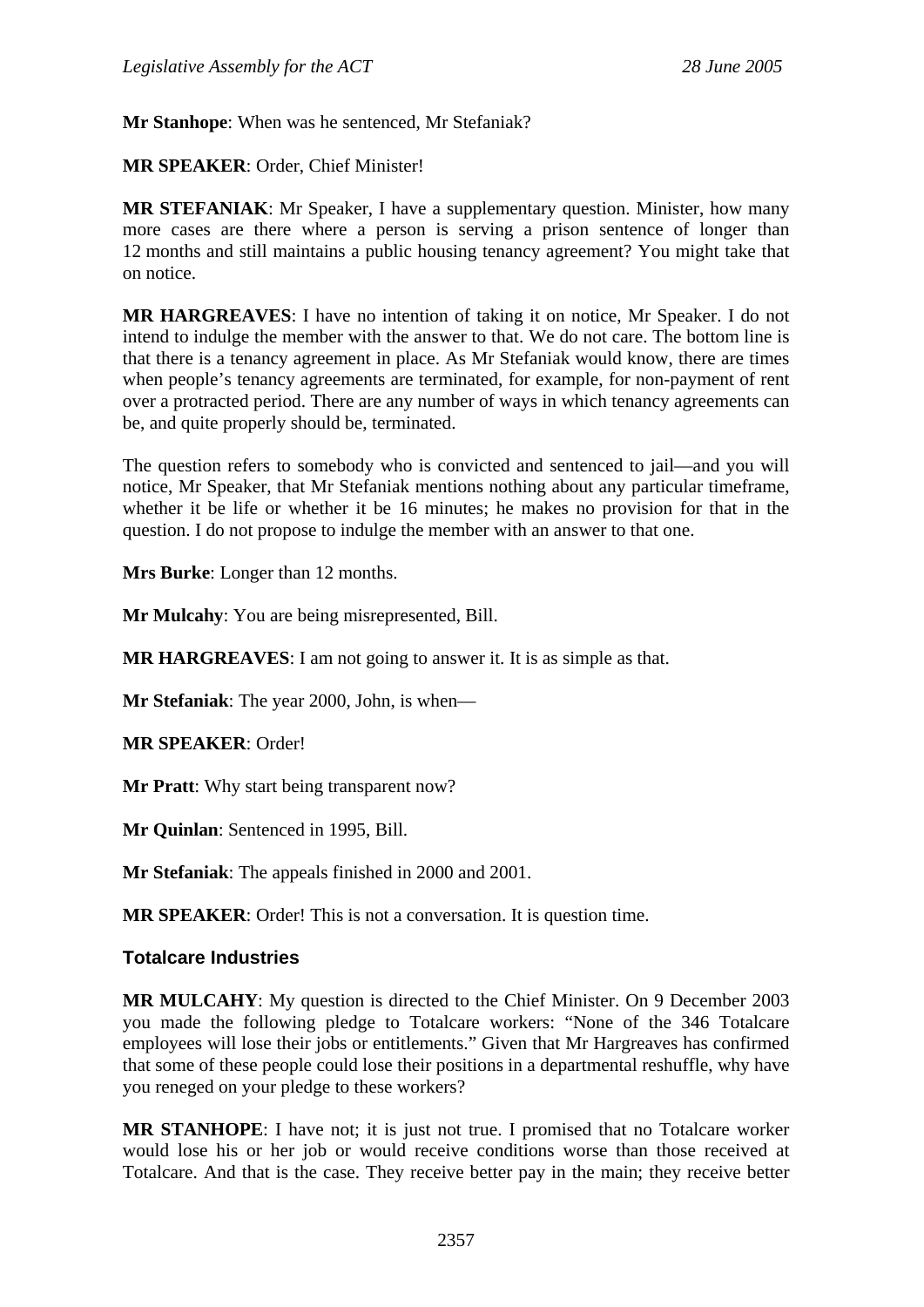**Mr Stanhope**: When was he sentenced, Mr Stefaniak?

**MR SPEAKER**: Order, Chief Minister!

**MR STEFANIAK**: Mr Speaker, I have a supplementary question. Minister, how many more cases are there where a person is serving a prison sentence of longer than 12 months and still maintains a public housing tenancy agreement? You might take that on notice.

**MR HARGREAVES**: I have no intention of taking it on notice, Mr Speaker. I do not intend to indulge the member with the answer to that. We do not care. The bottom line is that there is a tenancy agreement in place. As Mr Stefaniak would know, there are times when people's tenancy agreements are terminated, for example, for non-payment of rent over a protracted period. There are any number of ways in which tenancy agreements can be, and quite properly should be, terminated.

The question refers to somebody who is convicted and sentenced to jail—and you will notice, Mr Speaker, that Mr Stefaniak mentions nothing about any particular timeframe, whether it be life or whether it be 16 minutes; he makes no provision for that in the question. I do not propose to indulge the member with an answer to that one.

**Mrs Burke**: Longer than 12 months.

**Mr Mulcahy**: You are being misrepresented, Bill.

**MR HARGREAVES**: I am not going to answer it. It is as simple as that.

**Mr Stefaniak**: The year 2000, John, is when—

**MR SPEAKER**: Order!

**Mr Pratt**: Why start being transparent now?

**Mr Quinlan**: Sentenced in 1995, Bill.

**Mr Stefaniak**: The appeals finished in 2000 and 2001.

**MR SPEAKER**: Order! This is not a conversation. It is question time.

## Totalcare Industries

**MR MULCAHY**: My question is directed to the Chief Minister. On 9 December 2003 you made the following pledge to Totalcare workers: "None of the 346 Totalcare employees will lose their jobs or entitlements." Given that Mr Hargreaves has confirmed that some of these people could lose their positions in a departmental reshuffle, why have you reneged on your pledge to these workers?

**MR STANHOPE**: I have not; it is just not true. I promised that no Totalcare worker would lose his or her job or would receive conditions worse than those received at Totalcare. And that is the case. They receive better pay in the main; they receive better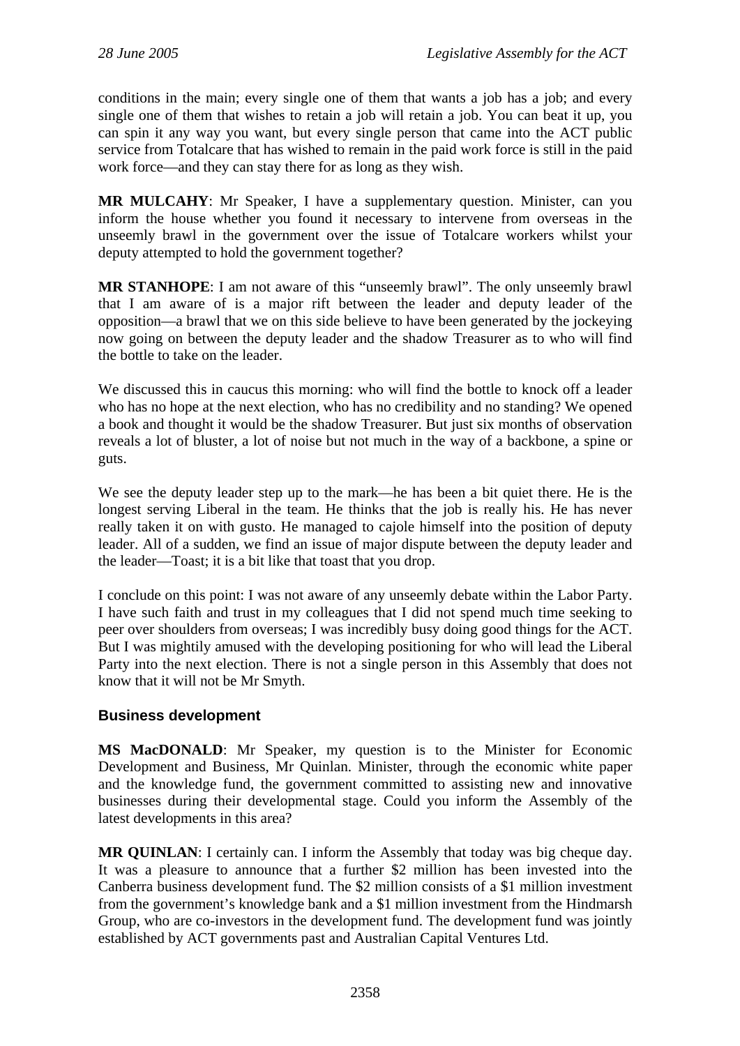conditions in the main; every single one of them that wants a job has a job; and every single one of them that wishes to retain a job will retain a job. You can beat it up, you can spin it any way you want, but every single person that came into the ACT public service from Totalcare that has wished to remain in the paid work force is still in the paid work force—and they can stay there for as long as they wish.

**MR MULCAHY**: Mr Speaker, I have a supplementary question. Minister, can you inform the house whether you found it necessary to intervene from overseas in the unseemly brawl in the government over the issue of Totalcare workers whilst your deputy attempted to hold the government together?

**MR STANHOPE**: I am not aware of this "unseemly brawl". The only unseemly brawl that I am aware of is a major rift between the leader and deputy leader of the opposition—a brawl that we on this side believe to have been generated by the jockeying now going on between the deputy leader and the shadow Treasurer as to who will find the bottle to take on the leader.

We discussed this in caucus this morning: who will find the bottle to knock off a leader who has no hope at the next election, who has no credibility and no standing? We opened a book and thought it would be the shadow Treasurer. But just six months of observation reveals a lot of bluster, a lot of noise but not much in the way of a backbone, a spine or guts.

We see the deputy leader step up to the mark—he has been a bit quiet there. He is the longest serving Liberal in the team. He thinks that the job is really his. He has never really taken it on with gusto. He managed to cajole himself into the position of deputy leader. All of a sudden, we find an issue of major dispute between the deputy leader and the leader—Toast; it is a bit like that toast that you drop.

I conclude on this point: I was not aware of any unseemly debate within the Labor Party. I have such faith and trust in my colleagues that I did not spend much time seeking to peer over shoulders from overseas; I was incredibly busy doing good things for the ACT. But I was mightily amused with the developing positioning for who will lead the Liberal Party into the next election. There is not a single person in this Assembly that does not know that it will not be Mr Smyth.

### Business development

**MS MacDONALD**: Mr Speaker, my question is to the Minister for Economic Development and Business, Mr Quinlan. Minister, through the economic white paper and the knowledge fund, the government committed to assisting new and innovative businesses during their developmental stage. Could you inform the Assembly of the latest developments in this area?

**MR QUINLAN**: I certainly can. I inform the Assembly that today was big cheque day. It was a pleasure to announce that a further $2 million has been invested into the Canberra business development fund. The $2 million consists of a $1 million investment from the government's knowledge bank and a $1 million investment from the Hindmarsh Group, who are co-investors in the development fund. The development fund was jointly established by ACT governments past and Australian Capital Ventures Ltd.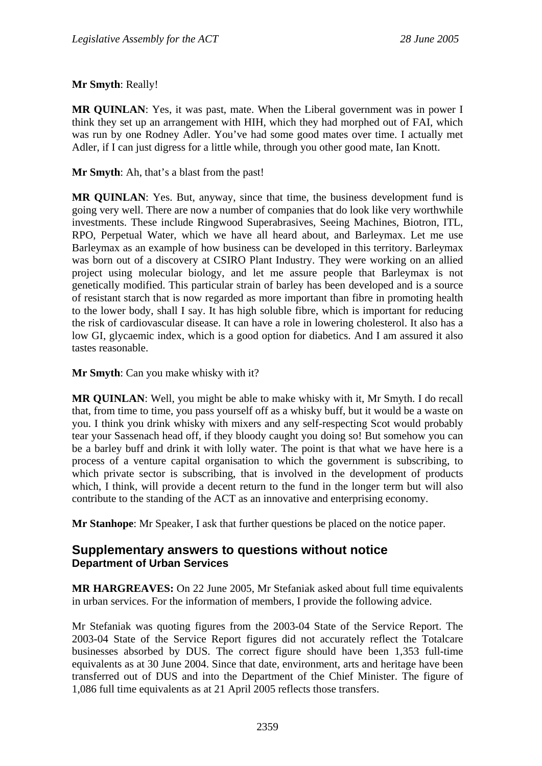**Mr Smyth**: Really!

**MR QUINLAN**: Yes, it was past, mate. When the Liberal government was in power I think they set up an arrangement with HIH, which they had morphed out of FAI, which was run by one Rodney Adler. You've had some good mates over time. I actually met Adler, if I can just digress for a little while, through you other good mate, Ian Knott.

**Mr Smyth**: Ah, that's a blast from the past!

**MR QUINLAN**: Yes. But, anyway, since that time, the business development fund is going very well. There are now a number of companies that do look like very worthwhile investments. These include Ringwood Superabrasives, Seeing Machines, Biotron, ITL, RPO, Perpetual Water, which we have all heard about, and Barleymax. Let me use Barleymax as an example of how business can be developed in this territory. Barleymax was born out of a discovery at CSIRO Plant Industry. They were working on an allied project using molecular biology, and let me assure people that Barleymax is not genetically modified. This particular strain of barley has been developed and is a source of resistant starch that is now regarded as more important than fibre in promoting health to the lower body, shall I say. It has high soluble fibre, which is important for reducing the risk of cardiovascular disease. It can have a role in lowering cholesterol. It also has a low GI, glycaemic index, which is a good option for diabetics. And I am assured it also tastes reasonable.

**Mr Smyth**: Can you make whisky with it?

**MR QUINLAN**: Well, you might be able to make whisky with it, Mr Smyth. I do recall that, from time to time, you pass yourself off as a whisky buff, but it would be a waste on you. I think you drink whisky with mixers and any self-respecting Scot would probably tear your Sassenach head off, if they bloody caught you doing so! But somehow you can be a barley buff and drink it with lolly water. The point is that what we have here is a process of a venture capital organisation to which the government is subscribing, to which private sector is subscribing, that is involved in the development of products which, I think, will provide a decent return to the fund in the longer term but will also contribute to the standing of the ACT as an innovative and enterprising economy.

**Mr Stanhope**: Mr Speaker, I ask that further questions be placed on the notice paper.

## Supplementary answers to questions without notice

### Department of Urban Services

**MR HARGREAVES:** On 22 June 2005, Mr Stefaniak asked about full time equivalents in urban services. For the information of members, I provide the following advice.

Mr Stefaniak was quoting figures from the 2003-04 State of the Service Report. The 2003-04 State of the Service Report figures did not accurately reflect the Totalcare businesses absorbed by DUS. The correct figure should have been 1,353 full-time equivalents as at 30 June 2004. Since that date, environment, arts and heritage have been transferred out of DUS and into the Department of the Chief Minister. The figure of 1,086 full time equivalents as at 21 April 2005 reflects those transfers.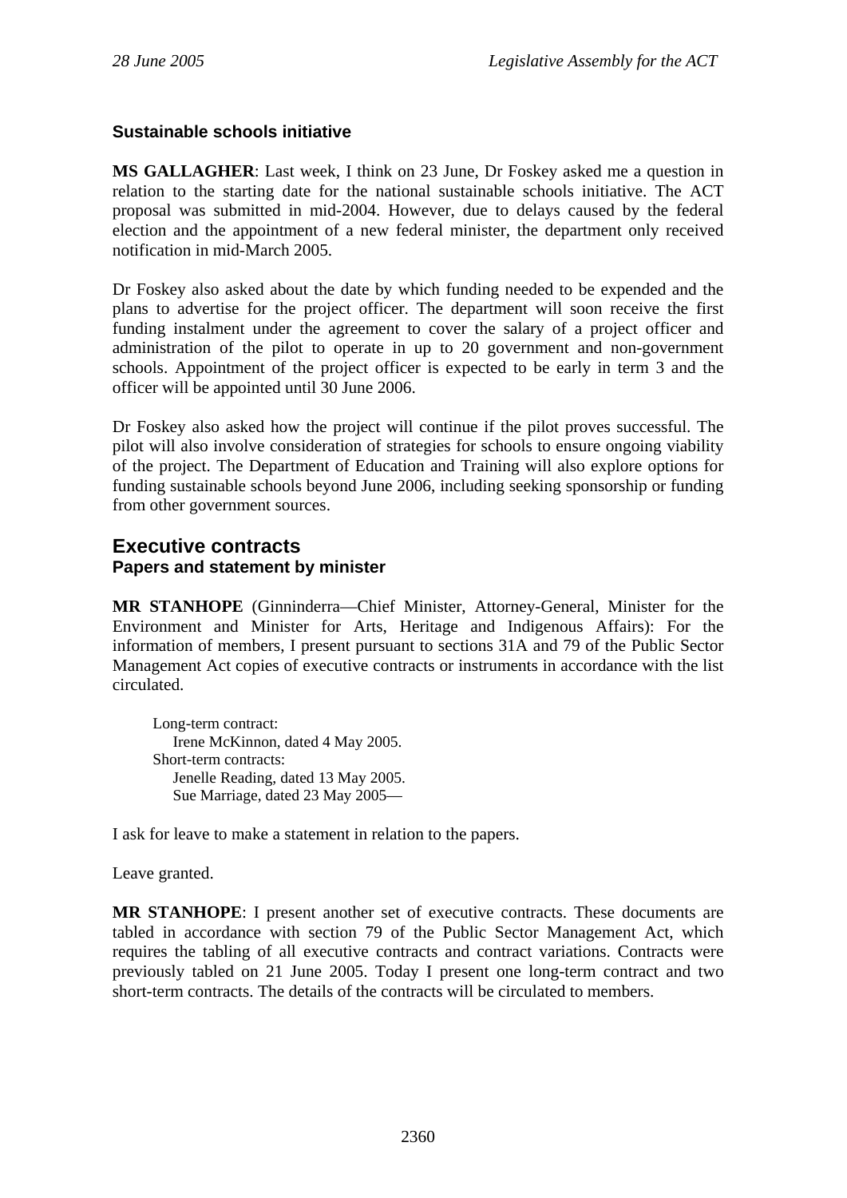### Sustainable schools initiative

**MS GALLAGHER**: Last week, I think on 23 June, Dr Foskey asked me a question in relation to the starting date for the national sustainable schools initiative. The ACT proposal was submitted in mid-2004. However, due to delays caused by the federal election and the appointment of a new federal minister, the department only received notification in mid-March 2005.

Dr Foskey also asked about the date by which funding needed to be expended and the plans to advertise for the project officer. The department will soon receive the first funding instalment under the agreement to cover the salary of a project officer and administration of the pilot to operate in up to 20 government and non-government schools. Appointment of the project officer is expected to be early in term 3 and the officer will be appointed until 30 June 2006.

Dr Foskey also asked how the project will continue if the pilot proves successful. The pilot will also involve consideration of strategies for schools to ensure ongoing viability of the project. The Department of Education and Training will also explore options for funding sustainable schools beyond June 2006, including seeking sponsorship or funding from other government sources.

## Executive contracts

### Papers and statement by minister

**MR STANHOPE** (Ginninderra—Chief Minister, Attorney-General, Minister for the Environment and Minister for Arts, Heritage and Indigenous Affairs): For the information of members, I present pursuant to sections 31A and 79 of the Public Sector Management Act copies of executive contracts or instruments in accordance with the list circulated.

> Long-term contract:
> Irene McKinnon, dated 4 May 2005.
> Short-term contracts:
> Jenelle Reading, dated 13 May 2005.
> Sue Marriage, dated 23 May 2005—

I ask for leave to make a statement in relation to the papers.

Leave granted.

**MR STANHOPE**: I present another set of executive contracts. These documents are tabled in accordance with section 79 of the Public Sector Management Act, which requires the tabling of all executive contracts and contract variations. Contracts were previously tabled on 21 June 2005. Today I present one long-term contract and two short-term contracts. The details of the contracts will be circulated to members.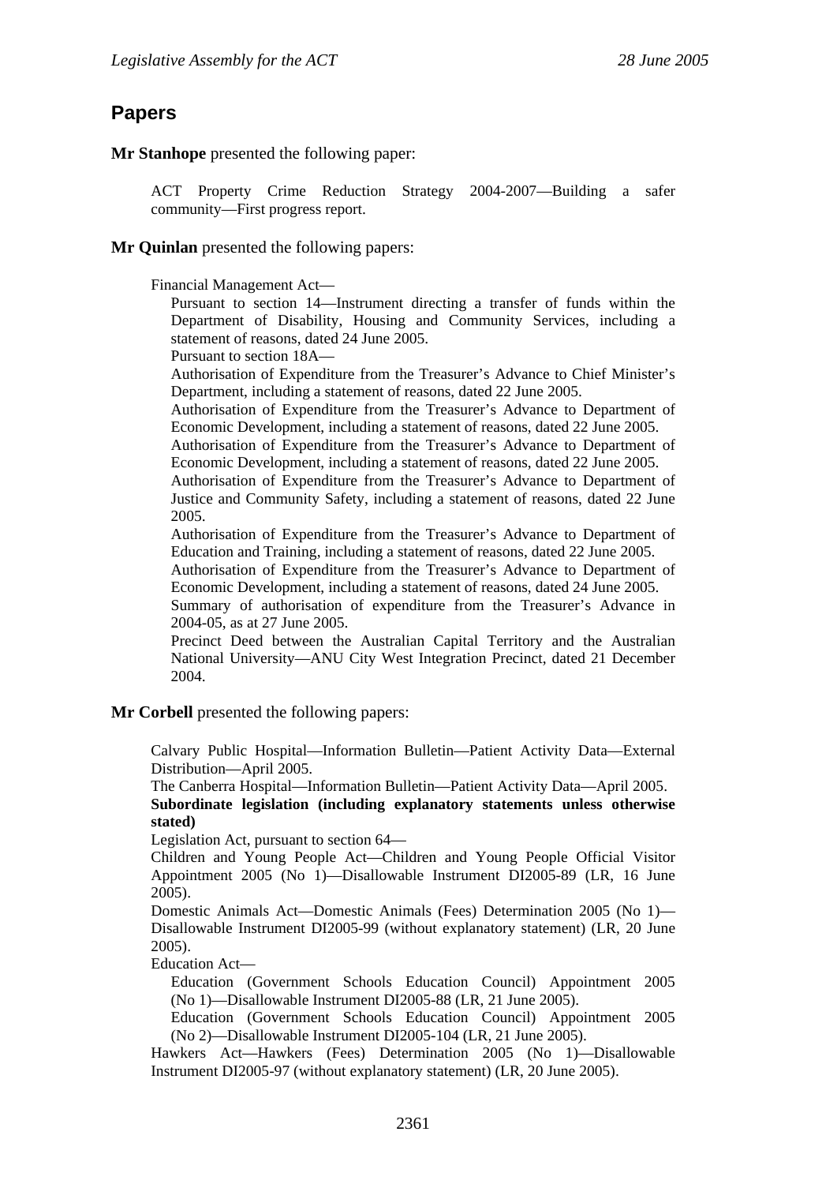## Papers

**Mr Stanhope** presented the following paper:

> ACT Property Crime Reduction Strategy 2004-2007—Building a safer community—First progress report.

**Mr Quinlan** presented the following papers:

> Financial Management Act—
>
> Pursuant to section 14—Instrument directing a transfer of funds within the Department of Disability, Housing and Community Services, including a statement of reasons, dated 24 June 2005.
>
> Pursuant to section 18A—
>
> Authorisation of Expenditure from the Treasurer's Advance to Chief Minister's Department, including a statement of reasons, dated 22 June 2005.
>
> Authorisation of Expenditure from the Treasurer's Advance to Department of Economic Development, including a statement of reasons, dated 22 June 2005.
>
> Authorisation of Expenditure from the Treasurer's Advance to Department of Economic Development, including a statement of reasons, dated 22 June 2005.
>
> Authorisation of Expenditure from the Treasurer's Advance to Department of Justice and Community Safety, including a statement of reasons, dated 22 June 2005.
>
> Authorisation of Expenditure from the Treasurer's Advance to Department of Education and Training, including a statement of reasons, dated 22 June 2005.
>
> Authorisation of Expenditure from the Treasurer's Advance to Department of Economic Development, including a statement of reasons, dated 24 June 2005.
>
> Summary of authorisation of expenditure from the Treasurer's Advance in 2004-05, as at 27 June 2005.
>
> Precinct Deed between the Australian Capital Territory and the Australian National University—ANU City West Integration Precinct, dated 21 December 2004.

**Mr Corbell** presented the following papers:

> Calvary Public Hospital—Information Bulletin—Patient Activity Data—External Distribution—April 2005.
>
> The Canberra Hospital—Information Bulletin—Patient Activity Data—April 2005.
>
> **Subordinate legislation (including explanatory statements unless otherwise stated)**
>
> Legislation Act, pursuant to section 64—
>
> Children and Young People Act—Children and Young People Official Visitor Appointment 2005 (No 1)—Disallowable Instrument DI2005-89 (LR, 16 June 2005).
>
> Domestic Animals Act—Domestic Animals (Fees) Determination 2005 (No 1)—Disallowable Instrument DI2005-99 (without explanatory statement) (LR, 20 June 2005).
>
> Education Act—
>
> Education (Government Schools Education Council) Appointment 2005 (No 1)—Disallowable Instrument DI2005-88 (LR, 21 June 2005).
>
> Education (Government Schools Education Council) Appointment 2005 (No 2)—Disallowable Instrument DI2005-104 (LR, 21 June 2005).
>
> Hawkers Act—Hawkers (Fees) Determination 2005 (No 1)—Disallowable Instrument DI2005-97 (without explanatory statement) (LR, 20 June 2005).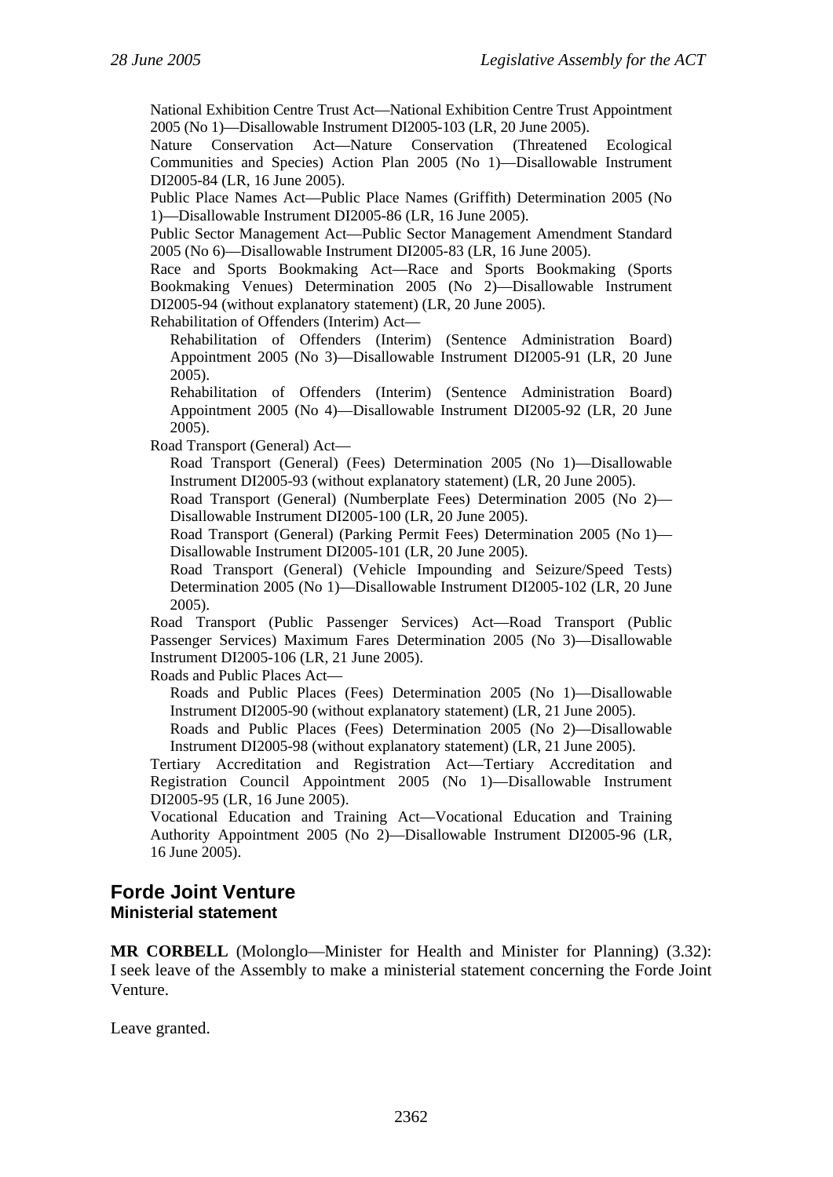National Exhibition Centre Trust Act—National Exhibition Centre Trust Appointment 2005 (No 1)—Disallowable Instrument DI2005-103 (LR, 20 June 2005).

Nature Conservation Act—Nature Conservation (Threatened Ecological Communities and Species) Action Plan 2005 (No 1)—Disallowable Instrument DI2005-84 (LR, 16 June 2005).

Public Place Names Act—Public Place Names (Griffith) Determination 2005 (No 1)—Disallowable Instrument DI2005-86 (LR, 16 June 2005).

Public Sector Management Act—Public Sector Management Amendment Standard 2005 (No 6)—Disallowable Instrument DI2005-83 (LR, 16 June 2005).

Race and Sports Bookmaking Act—Race and Sports Bookmaking (Sports Bookmaking Venues) Determination 2005 (No 2)—Disallowable Instrument DI2005-94 (without explanatory statement) (LR, 20 June 2005).

Rehabilitation of Offenders (Interim) Act—

Rehabilitation of Offenders (Interim) (Sentence Administration Board) Appointment 2005 (No 3)—Disallowable Instrument DI2005-91 (LR, 20 June 2005).

Rehabilitation of Offenders (Interim) (Sentence Administration Board) Appointment 2005 (No 4)—Disallowable Instrument DI2005-92 (LR, 20 June 2005).

Road Transport (General) Act—

Road Transport (General) (Fees) Determination 2005 (No 1)—Disallowable Instrument DI2005-93 (without explanatory statement) (LR, 20 June 2005).

Road Transport (General) (Numberplate Fees) Determination 2005 (No 2)—Disallowable Instrument DI2005-100 (LR, 20 June 2005).

Road Transport (General) (Parking Permit Fees) Determination 2005 (No 1)—Disallowable Instrument DI2005-101 (LR, 20 June 2005).

Road Transport (General) (Vehicle Impounding and Seizure/Speed Tests) Determination 2005 (No 1)—Disallowable Instrument DI2005-102 (LR, 20 June 2005).

Road Transport (Public Passenger Services) Act—Road Transport (Public Passenger Services) Maximum Fares Determination 2005 (No 3)—Disallowable Instrument DI2005-106 (LR, 21 June 2005).

Roads and Public Places Act—

Roads and Public Places (Fees) Determination 2005 (No 1)—Disallowable Instrument DI2005-90 (without explanatory statement) (LR, 21 June 2005).

Roads and Public Places (Fees) Determination 2005 (No 2)—Disallowable Instrument DI2005-98 (without explanatory statement) (LR, 21 June 2005).

Tertiary Accreditation and Registration Act—Tertiary Accreditation and Registration Council Appointment 2005 (No 1)—Disallowable Instrument DI2005-95 (LR, 16 June 2005).

Vocational Education and Training Act—Vocational Education and Training Authority Appointment 2005 (No 2)—Disallowable Instrument DI2005-96 (LR, 16 June 2005).

## Forde Joint Venture
### Ministerial statement

**MR CORBELL** (Molonglo—Minister for Health and Minister for Planning) (3.32): I seek leave of the Assembly to make a ministerial statement concerning the Forde Joint Venture.

Leave granted.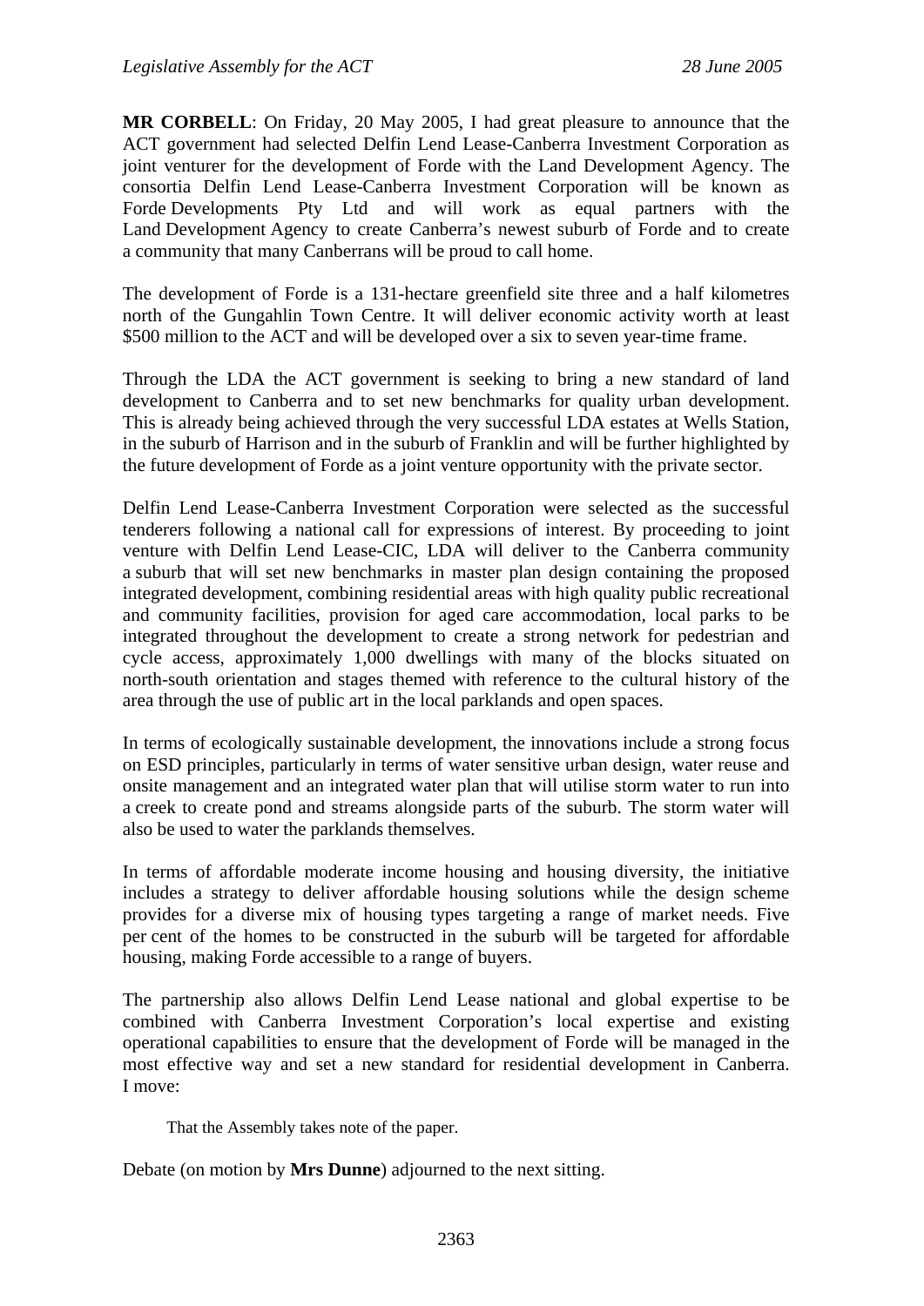**MR CORBELL**: On Friday, 20 May 2005, I had great pleasure to announce that the ACT government had selected Delfin Lend Lease-Canberra Investment Corporation as joint venturer for the development of Forde with the Land Development Agency. The consortia Delfin Lend Lease-Canberra Investment Corporation will be known as Forde Developments Pty Ltd and will work as equal partners with the Land Development Agency to create Canberra's newest suburb of Forde and to create a community that many Canberrans will be proud to call home.

The development of Forde is a 131-hectare greenfield site three and a half kilometres north of the Gungahlin Town Centre. It will deliver economic activity worth at least $500 million to the ACT and will be developed over a six to seven year-time frame.

Through the LDA the ACT government is seeking to bring a new standard of land development to Canberra and to set new benchmarks for quality urban development. This is already being achieved through the very successful LDA estates at Wells Station, in the suburb of Harrison and in the suburb of Franklin and will be further highlighted by the future development of Forde as a joint venture opportunity with the private sector.

Delfin Lend Lease-Canberra Investment Corporation were selected as the successful tenderers following a national call for expressions of interest. By proceeding to joint venture with Delfin Lend Lease-CIC, LDA will deliver to the Canberra community a suburb that will set new benchmarks in master plan design containing the proposed integrated development, combining residential areas with high quality public recreational and community facilities, provision for aged care accommodation, local parks to be integrated throughout the development to create a strong network for pedestrian and cycle access, approximately 1,000 dwellings with many of the blocks situated on north-south orientation and stages themed with reference to the cultural history of the area through the use of public art in the local parklands and open spaces.

In terms of ecologically sustainable development, the innovations include a strong focus on ESD principles, particularly in terms of water sensitive urban design, water reuse and onsite management and an integrated water plan that will utilise storm water to run into a creek to create pond and streams alongside parts of the suburb. The storm water will also be used to water the parklands themselves.

In terms of affordable moderate income housing and housing diversity, the initiative includes a strategy to deliver affordable housing solutions while the design scheme provides for a diverse mix of housing types targeting a range of market needs. Five per cent of the homes to be constructed in the suburb will be targeted for affordable housing, making Forde accessible to a range of buyers.

The partnership also allows Delfin Lend Lease national and global expertise to be combined with Canberra Investment Corporation's local expertise and existing operational capabilities to ensure that the development of Forde will be managed in the most effective way and set a new standard for residential development in Canberra. I move:

> That the Assembly takes note of the paper.

Debate (on motion by **Mrs Dunne**) adjourned to the next sitting.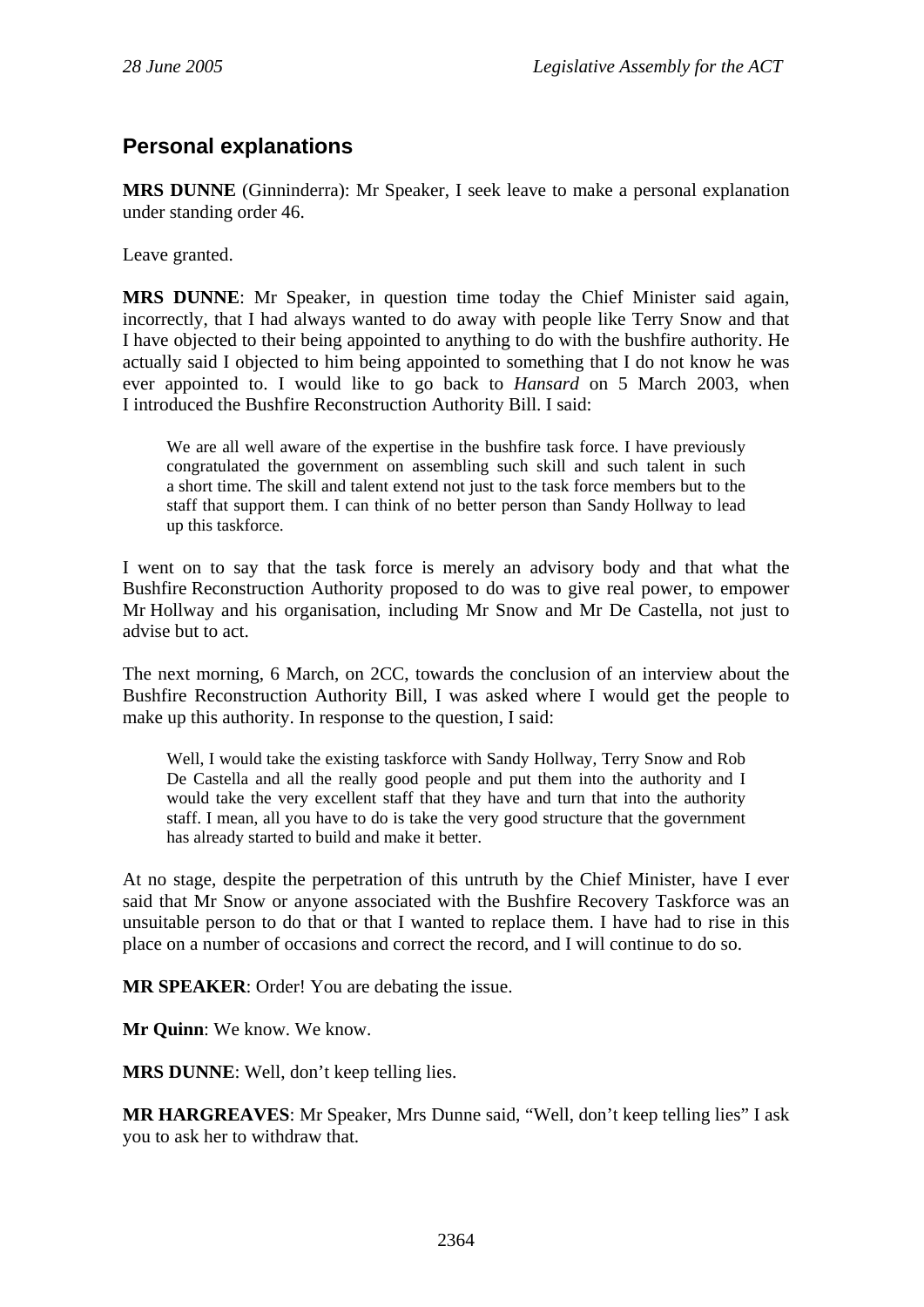## Personal explanations

**MRS DUNNE** (Ginninderra): Mr Speaker, I seek leave to make a personal explanation under standing order 46.

Leave granted.

**MRS DUNNE**: Mr Speaker, in question time today the Chief Minister said again, incorrectly, that I had always wanted to do away with people like Terry Snow and that I have objected to their being appointed to anything to do with the bushfire authority. He actually said I objected to him being appointed to something that I do not know he was ever appointed to. I would like to go back to *Hansard* on 5 March 2003, when I introduced the Bushfire Reconstruction Authority Bill. I said:

> We are all well aware of the expertise in the bushfire task force. I have previously congratulated the government on assembling such skill and such talent in such a short time. The skill and talent extend not just to the task force members but to the staff that support them. I can think of no better person than Sandy Hollway to lead up this taskforce.

I went on to say that the task force is merely an advisory body and that what the Bushfire Reconstruction Authority proposed to do was to give real power, to empower Mr Hollway and his organisation, including Mr Snow and Mr De Castella, not just to advise but to act.

The next morning, 6 March, on 2CC, towards the conclusion of an interview about the Bushfire Reconstruction Authority Bill, I was asked where I would get the people to make up this authority. In response to the question, I said:

> Well, I would take the existing taskforce with Sandy Hollway, Terry Snow and Rob De Castella and all the really good people and put them into the authority and I would take the very excellent staff that they have and turn that into the authority staff. I mean, all you have to do is take the very good structure that the government has already started to build and make it better.

At no stage, despite the perpetration of this untruth by the Chief Minister, have I ever said that Mr Snow or anyone associated with the Bushfire Recovery Taskforce was an unsuitable person to do that or that I wanted to replace them. I have had to rise in this place on a number of occasions and correct the record, and I will continue to do so.

**MR SPEAKER**: Order! You are debating the issue.

**Mr Quinn**: We know. We know.

**MRS DUNNE**: Well, don't keep telling lies.

**MR HARGREAVES**: Mr Speaker, Mrs Dunne said, "Well, don't keep telling lies" I ask you to ask her to withdraw that.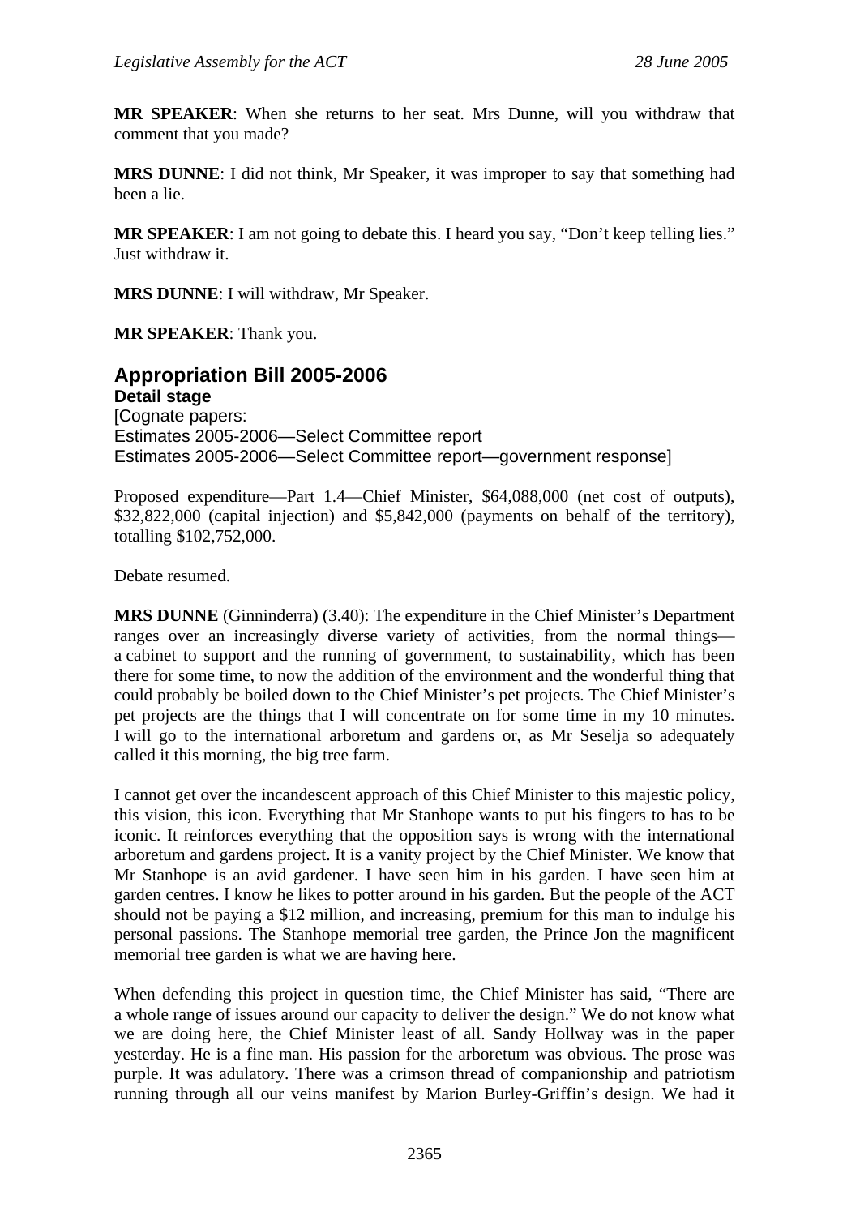**MR SPEAKER**: When she returns to her seat. Mrs Dunne, will you withdraw that comment that you made?

**MRS DUNNE**: I did not think, Mr Speaker, it was improper to say that something had been a lie.

**MR SPEAKER**: I am not going to debate this. I heard you say, "Don't keep telling lies." Just withdraw it.

**MRS DUNNE**: I will withdraw, Mr Speaker.

**MR SPEAKER**: Thank you.

## Appropriation Bill 2005-2006

**Detail stage**

[Cognate papers:
Estimates 2005-2006—Select Committee report
Estimates 2005-2006—Select Committee report—government response]

Proposed expenditure—Part 1.4—Chief Minister, $64,088,000 (net cost of outputs), $32,822,000 (capital injection) and $5,842,000 (payments on behalf of the territory), totalling $102,752,000.

Debate resumed.

**MRS DUNNE** (Ginninderra) (3.40): The expenditure in the Chief Minister's Department ranges over an increasingly diverse variety of activities, from the normal things—a cabinet to support and the running of government, to sustainability, which has been there for some time, to now the addition of the environment and the wonderful thing that could probably be boiled down to the Chief Minister's pet projects. The Chief Minister's pet projects are the things that I will concentrate on for some time in my 10 minutes. I will go to the international arboretum and gardens or, as Mr Seselja so adequately called it this morning, the big tree farm.

I cannot get over the incandescent approach of this Chief Minister to this majestic policy, this vision, this icon. Everything that Mr Stanhope wants to put his fingers to has to be iconic. It reinforces everything that the opposition says is wrong with the international arboretum and gardens project. It is a vanity project by the Chief Minister. We know that Mr Stanhope is an avid gardener. I have seen him in his garden. I have seen him at garden centres. I know he likes to potter around in his garden. But the people of the ACT should not be paying a $12 million, and increasing, premium for this man to indulge his personal passions. The Stanhope memorial tree garden, the Prince Jon the magnificent memorial tree garden is what we are having here.

When defending this project in question time, the Chief Minister has said, "There are a whole range of issues around our capacity to deliver the design." We do not know what we are doing here, the Chief Minister least of all. Sandy Hollway was in the paper yesterday. He is a fine man. His passion for the arboretum was obvious. The prose was purple. It was adulatory. There was a crimson thread of companionship and patriotism running through all our veins manifest by Marion Burley-Griffin's design. We had it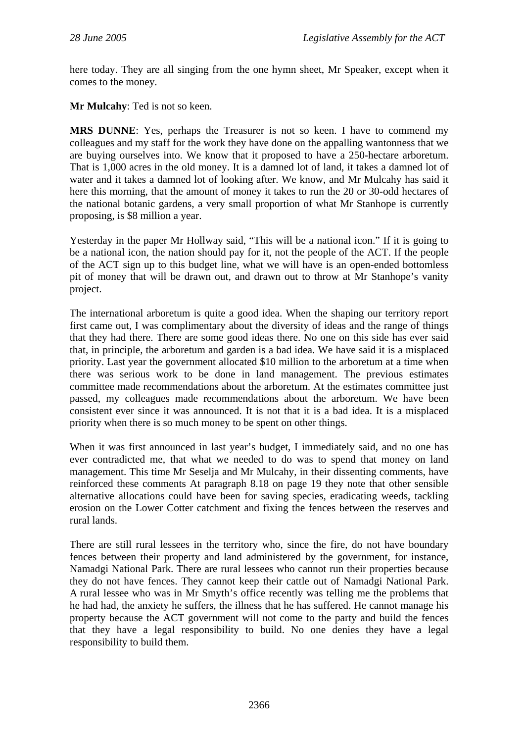here today. They are all singing from the one hymn sheet, Mr Speaker, except when it comes to the money.

**Mr Mulcahy**: Ted is not so keen.

**MRS DUNNE**: Yes, perhaps the Treasurer is not so keen. I have to commend my colleagues and my staff for the work they have done on the appalling wantonness that we are buying ourselves into. We know that it proposed to have a 250-hectare arboretum. That is 1,000 acres in the old money. It is a damned lot of land, it takes a damned lot of water and it takes a damned lot of looking after. We know, and Mr Mulcahy has said it here this morning, that the amount of money it takes to run the 20 or 30-odd hectares of the national botanic gardens, a very small proportion of what Mr Stanhope is currently proposing, is $8 million a year.

Yesterday in the paper Mr Hollway said, "This will be a national icon." If it is going to be a national icon, the nation should pay for it, not the people of the ACT. If the people of the ACT sign up to this budget line, what we will have is an open-ended bottomless pit of money that will be drawn out, and drawn out to throw at Mr Stanhope's vanity project.

The international arboretum is quite a good idea. When the shaping our territory report first came out, I was complimentary about the diversity of ideas and the range of things that they had there. There are some good ideas there. No one on this side has ever said that, in principle, the arboretum and garden is a bad idea. We have said it is a misplaced priority. Last year the government allocated $10 million to the arboretum at a time when there was serious work to be done in land management. The previous estimates committee made recommendations about the arboretum. At the estimates committee just passed, my colleagues made recommendations about the arboretum. We have been consistent ever since it was announced. It is not that it is a bad idea. It is a misplaced priority when there is so much money to be spent on other things.

When it was first announced in last year's budget, I immediately said, and no one has ever contradicted me, that what we needed to do was to spend that money on land management. This time Mr Seselja and Mr Mulcahy, in their dissenting comments, have reinforced these comments At paragraph 8.18 on page 19 they note that other sensible alternative allocations could have been for saving species, eradicating weeds, tackling erosion on the Lower Cotter catchment and fixing the fences between the reserves and rural lands.

There are still rural lessees in the territory who, since the fire, do not have boundary fences between their property and land administered by the government, for instance, Namadgi National Park. There are rural lessees who cannot run their properties because they do not have fences. They cannot keep their cattle out of Namadgi National Park. A rural lessee who was in Mr Smyth's office recently was telling me the problems that he had had, the anxiety he suffers, the illness that he has suffered. He cannot manage his property because the ACT government will not come to the party and build the fences that they have a legal responsibility to build. No one denies they have a legal responsibility to build them.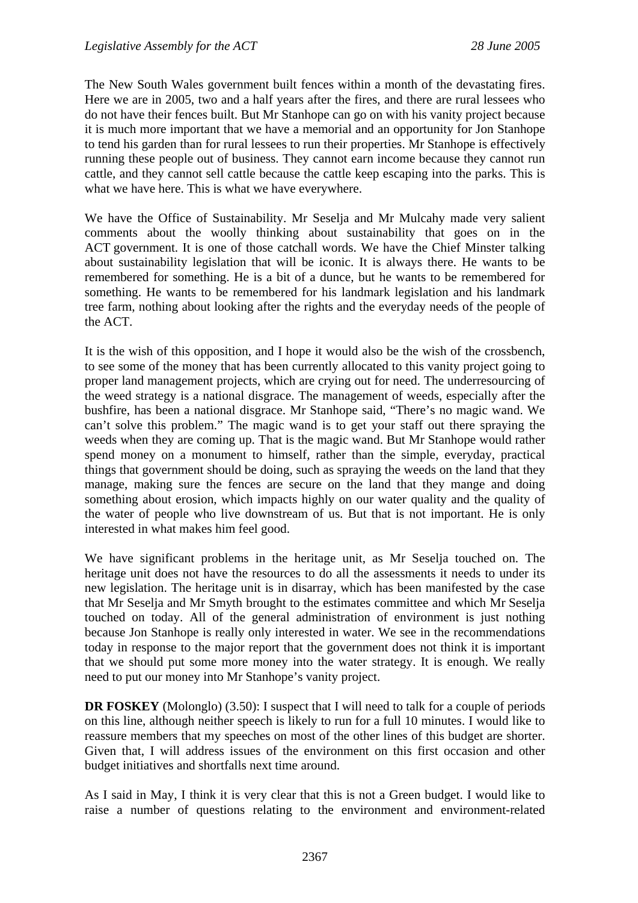The New South Wales government built fences within a month of the devastating fires. Here we are in 2005, two and a half years after the fires, and there are rural lessees who do not have their fences built. But Mr Stanhope can go on with his vanity project because it is much more important that we have a memorial and an opportunity for Jon Stanhope to tend his garden than for rural lessees to run their properties. Mr Stanhope is effectively running these people out of business. They cannot earn income because they cannot run cattle, and they cannot sell cattle because the cattle keep escaping into the parks. This is what we have here. This is what we have everywhere.

We have the Office of Sustainability. Mr Seselja and Mr Mulcahy made very salient comments about the woolly thinking about sustainability that goes on in the ACT government. It is one of those catchall words. We have the Chief Minster talking about sustainability legislation that will be iconic. It is always there. He wants to be remembered for something. He is a bit of a dunce, but he wants to be remembered for something. He wants to be remembered for his landmark legislation and his landmark tree farm, nothing about looking after the rights and the everyday needs of the people of the ACT.

It is the wish of this opposition, and I hope it would also be the wish of the crossbench, to see some of the money that has been currently allocated to this vanity project going to proper land management projects, which are crying out for need. The underresourcing of the weed strategy is a national disgrace. The management of weeds, especially after the bushfire, has been a national disgrace. Mr Stanhope said, "There's no magic wand. We can't solve this problem." The magic wand is to get your staff out there spraying the weeds when they are coming up. That is the magic wand. But Mr Stanhope would rather spend money on a monument to himself, rather than the simple, everyday, practical things that government should be doing, such as spraying the weeds on the land that they manage, making sure the fences are secure on the land that they mange and doing something about erosion, which impacts highly on our water quality and the quality of the water of people who live downstream of us. But that is not important. He is only interested in what makes him feel good.

We have significant problems in the heritage unit, as Mr Seselja touched on. The heritage unit does not have the resources to do all the assessments it needs to under its new legislation. The heritage unit is in disarray, which has been manifested by the case that Mr Seselja and Mr Smyth brought to the estimates committee and which Mr Seselja touched on today. All of the general administration of environment is just nothing because Jon Stanhope is really only interested in water. We see in the recommendations today in response to the major report that the government does not think it is important that we should put some more money into the water strategy. It is enough. We really need to put our money into Mr Stanhope's vanity project.

**DR FOSKEY** (Molonglo) (3.50): I suspect that I will need to talk for a couple of periods on this line, although neither speech is likely to run for a full 10 minutes. I would like to reassure members that my speeches on most of the other lines of this budget are shorter. Given that, I will address issues of the environment on this first occasion and other budget initiatives and shortfalls next time around.

As I said in May, I think it is very clear that this is not a Green budget. I would like to raise a number of questions relating to the environment and environment-related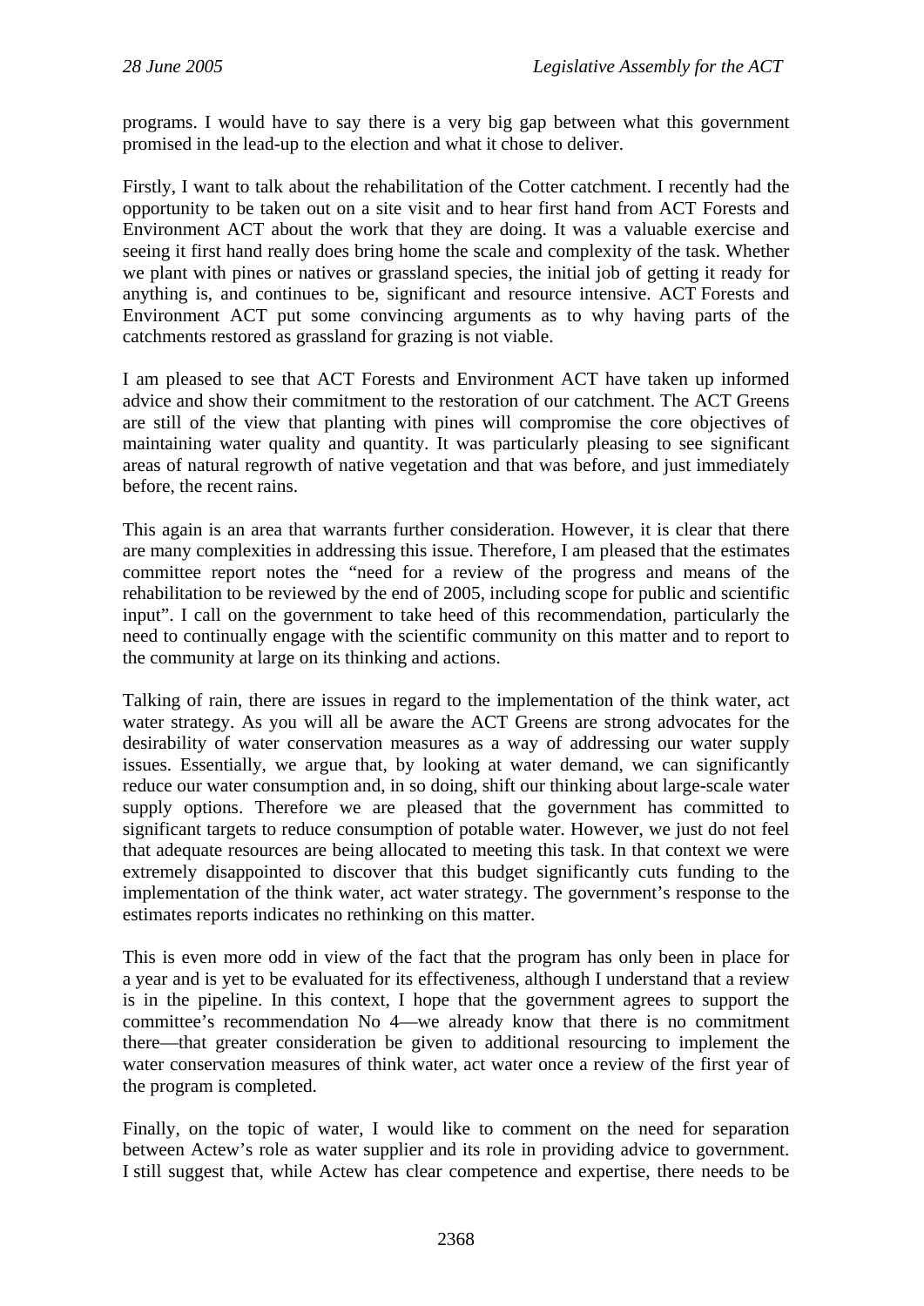programs. I would have to say there is a very big gap between what this government promised in the lead-up to the election and what it chose to deliver.

Firstly, I want to talk about the rehabilitation of the Cotter catchment. I recently had the opportunity to be taken out on a site visit and to hear first hand from ACT Forests and Environment ACT about the work that they are doing. It was a valuable exercise and seeing it first hand really does bring home the scale and complexity of the task. Whether we plant with pines or natives or grassland species, the initial job of getting it ready for anything is, and continues to be, significant and resource intensive. ACT Forests and Environment ACT put some convincing arguments as to why having parts of the catchments restored as grassland for grazing is not viable.

I am pleased to see that ACT Forests and Environment ACT have taken up informed advice and show their commitment to the restoration of our catchment. The ACT Greens are still of the view that planting with pines will compromise the core objectives of maintaining water quality and quantity. It was particularly pleasing to see significant areas of natural regrowth of native vegetation and that was before, and just immediately before, the recent rains.

This again is an area that warrants further consideration. However, it is clear that there are many complexities in addressing this issue. Therefore, I am pleased that the estimates committee report notes the "need for a review of the progress and means of the rehabilitation to be reviewed by the end of 2005, including scope for public and scientific input". I call on the government to take heed of this recommendation, particularly the need to continually engage with the scientific community on this matter and to report to the community at large on its thinking and actions.

Talking of rain, there are issues in regard to the implementation of the think water, act water strategy. As you will all be aware the ACT Greens are strong advocates for the desirability of water conservation measures as a way of addressing our water supply issues. Essentially, we argue that, by looking at water demand, we can significantly reduce our water consumption and, in so doing, shift our thinking about large-scale water supply options. Therefore we are pleased that the government has committed to significant targets to reduce consumption of potable water. However, we just do not feel that adequate resources are being allocated to meeting this task. In that context we were extremely disappointed to discover that this budget significantly cuts funding to the implementation of the think water, act water strategy. The government's response to the estimates reports indicates no rethinking on this matter.

This is even more odd in view of the fact that the program has only been in place for a year and is yet to be evaluated for its effectiveness, although I understand that a review is in the pipeline. In this context, I hope that the government agrees to support the committee's recommendation No 4—we already know that there is no commitment there—that greater consideration be given to additional resourcing to implement the water conservation measures of think water, act water once a review of the first year of the program is completed.

Finally, on the topic of water, I would like to comment on the need for separation between Actew's role as water supplier and its role in providing advice to government. I still suggest that, while Actew has clear competence and expertise, there needs to be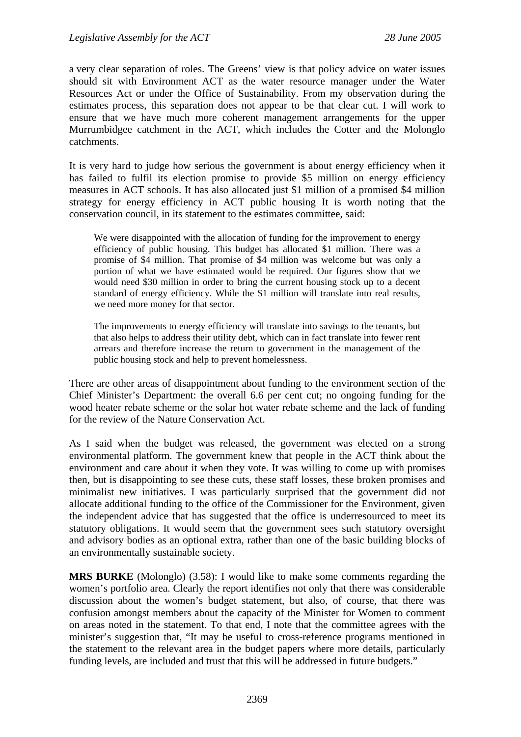a very clear separation of roles. The Greens' view is that policy advice on water issues should sit with Environment ACT as the water resource manager under the Water Resources Act or under the Office of Sustainability. From my observation during the estimates process, this separation does not appear to be that clear cut. I will work to ensure that we have much more coherent management arrangements for the upper Murrumbidgee catchment in the ACT, which includes the Cotter and the Molonglo catchments.

It is very hard to judge how serious the government is about energy efficiency when it has failed to fulfil its election promise to provide $5 million on energy efficiency measures in ACT schools. It has also allocated just $1 million of a promised $4 million strategy for energy efficiency in ACT public housing It is worth noting that the conservation council, in its statement to the estimates committee, said:

> We were disappointed with the allocation of funding for the improvement to energy efficiency of public housing. This budget has allocated $1 million. There was a promise of $4 million. That promise of $4 million was welcome but was only a portion of what we have estimated would be required. Our figures show that we would need $30 million in order to bring the current housing stock up to a decent standard of energy efficiency. While the $1 million will translate into real results, we need more money for that sector.
>
> The improvements to energy efficiency will translate into savings to the tenants, but that also helps to address their utility debt, which can in fact translate into fewer rent arrears and therefore increase the return to government in the management of the public housing stock and help to prevent homelessness.

There are other areas of disappointment about funding to the environment section of the Chief Minister's Department: the overall 6.6 per cent cut; no ongoing funding for the wood heater rebate scheme or the solar hot water rebate scheme and the lack of funding for the review of the Nature Conservation Act.

As I said when the budget was released, the government was elected on a strong environmental platform. The government knew that people in the ACT think about the environment and care about it when they vote. It was willing to come up with promises then, but is disappointing to see these cuts, these staff losses, these broken promises and minimalist new initiatives. I was particularly surprised that the government did not allocate additional funding to the office of the Commissioner for the Environment, given the independent advice that has suggested that the office is underresourced to meet its statutory obligations. It would seem that the government sees such statutory oversight and advisory bodies as an optional extra, rather than one of the basic building blocks of an environmentally sustainable society.

**MRS BURKE** (Molonglo) (3.58): I would like to make some comments regarding the women's portfolio area. Clearly the report identifies not only that there was considerable discussion about the women's budget statement, but also, of course, that there was confusion amongst members about the capacity of the Minister for Women to comment on areas noted in the statement. To that end, I note that the committee agrees with the minister's suggestion that, "It may be useful to cross-reference programs mentioned in the statement to the relevant area in the budget papers where more details, particularly funding levels, are included and trust that this will be addressed in future budgets."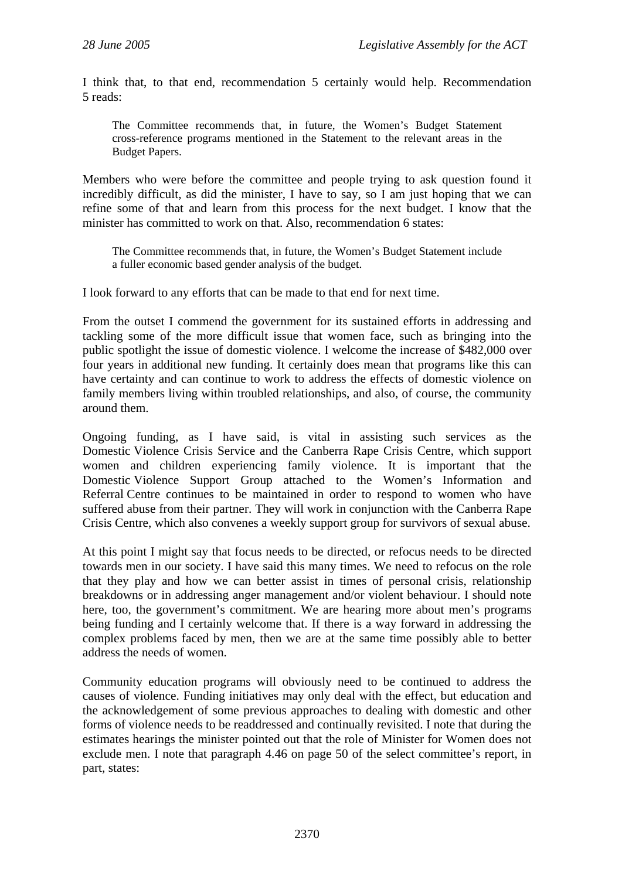I think that, to that end, recommendation 5 certainly would help. Recommendation 5 reads:

> The Committee recommends that, in future, the Women's Budget Statement cross-reference programs mentioned in the Statement to the relevant areas in the Budget Papers.

Members who were before the committee and people trying to ask question found it incredibly difficult, as did the minister, I have to say, so I am just hoping that we can refine some of that and learn from this process for the next budget. I know that the minister has committed to work on that. Also, recommendation 6 states:

> The Committee recommends that, in future, the Women's Budget Statement include a fuller economic based gender analysis of the budget.

I look forward to any efforts that can be made to that end for next time.

From the outset I commend the government for its sustained efforts in addressing and tackling some of the more difficult issue that women face, such as bringing into the public spotlight the issue of domestic violence. I welcome the increase of $482,000 over four years in additional new funding. It certainly does mean that programs like this can have certainty and can continue to work to address the effects of domestic violence on family members living within troubled relationships, and also, of course, the community around them.

Ongoing funding, as I have said, is vital in assisting such services as the Domestic Violence Crisis Service and the Canberra Rape Crisis Centre, which support women and children experiencing family violence. It is important that the Domestic Violence Support Group attached to the Women's Information and Referral Centre continues to be maintained in order to respond to women who have suffered abuse from their partner. They will work in conjunction with the Canberra Rape Crisis Centre, which also convenes a weekly support group for survivors of sexual abuse.

At this point I might say that focus needs to be directed, or refocus needs to be directed towards men in our society. I have said this many times. We need to refocus on the role that they play and how we can better assist in times of personal crisis, relationship breakdowns or in addressing anger management and/or violent behaviour. I should note here, too, the government's commitment. We are hearing more about men's programs being funding and I certainly welcome that. If there is a way forward in addressing the complex problems faced by men, then we are at the same time possibly able to better address the needs of women.

Community education programs will obviously need to be continued to address the causes of violence. Funding initiatives may only deal with the effect, but education and the acknowledgement of some previous approaches to dealing with domestic and other forms of violence needs to be readdressed and continually revisited. I note that during the estimates hearings the minister pointed out that the role of Minister for Women does not exclude men. I note that paragraph 4.46 on page 50 of the select committee's report, in part, states: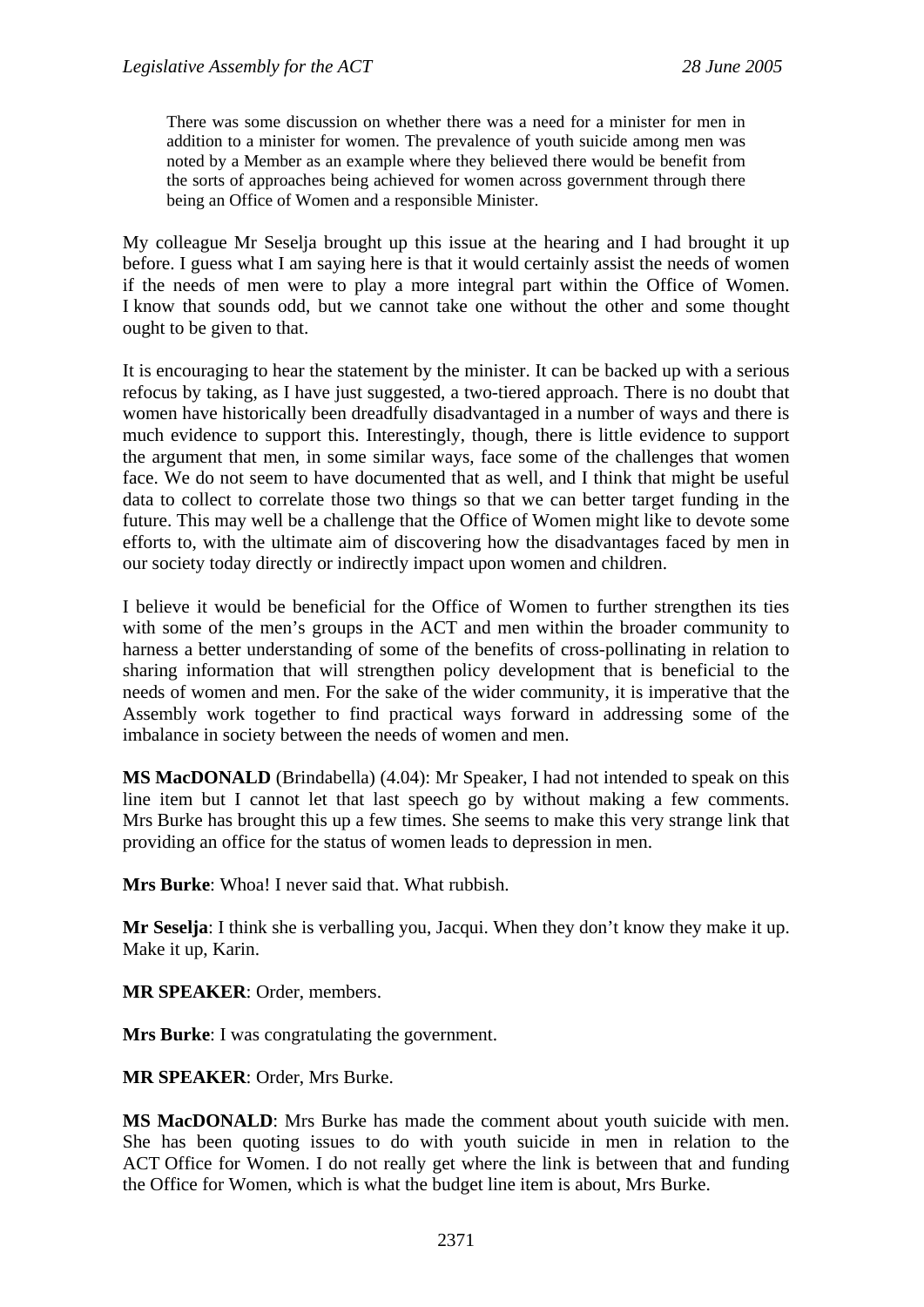> There was some discussion on whether there was a need for a minister for men in addition to a minister for women. The prevalence of youth suicide among men was noted by a Member as an example where they believed there would be benefit from the sorts of approaches being achieved for women across government through there being an Office of Women and a responsible Minister.

My colleague Mr Seselja brought up this issue at the hearing and I had brought it up before. I guess what I am saying here is that it would certainly assist the needs of women if the needs of men were to play a more integral part within the Office of Women. I know that sounds odd, but we cannot take one without the other and some thought ought to be given to that.

It is encouraging to hear the statement by the minister. It can be backed up with a serious refocus by taking, as I have just suggested, a two-tiered approach. There is no doubt that women have historically been dreadfully disadvantaged in a number of ways and there is much evidence to support this. Interestingly, though, there is little evidence to support the argument that men, in some similar ways, face some of the challenges that women face. We do not seem to have documented that as well, and I think that might be useful data to collect to correlate those two things so that we can better target funding in the future. This may well be a challenge that the Office of Women might like to devote some efforts to, with the ultimate aim of discovering how the disadvantages faced by men in our society today directly or indirectly impact upon women and children.

I believe it would be beneficial for the Office of Women to further strengthen its ties with some of the men's groups in the ACT and men within the broader community to harness a better understanding of some of the benefits of cross-pollinating in relation to sharing information that will strengthen policy development that is beneficial to the needs of women and men. For the sake of the wider community, it is imperative that the Assembly work together to find practical ways forward in addressing some of the imbalance in society between the needs of women and men.

**MS MacDONALD** (Brindabella) (4.04): Mr Speaker, I had not intended to speak on this line item but I cannot let that last speech go by without making a few comments. Mrs Burke has brought this up a few times. She seems to make this very strange link that providing an office for the status of women leads to depression in men.

**Mrs Burke**: Whoa! I never said that. What rubbish.

**Mr Seselja**: I think she is verballing you, Jacqui. When they don't know they make it up. Make it up, Karin.

**MR SPEAKER**: Order, members.

**Mrs Burke**: I was congratulating the government.

**MR SPEAKER**: Order, Mrs Burke.

**MS MacDONALD**: Mrs Burke has made the comment about youth suicide with men. She has been quoting issues to do with youth suicide in men in relation to the ACT Office for Women. I do not really get where the link is between that and funding the Office for Women, which is what the budget line item is about, Mrs Burke.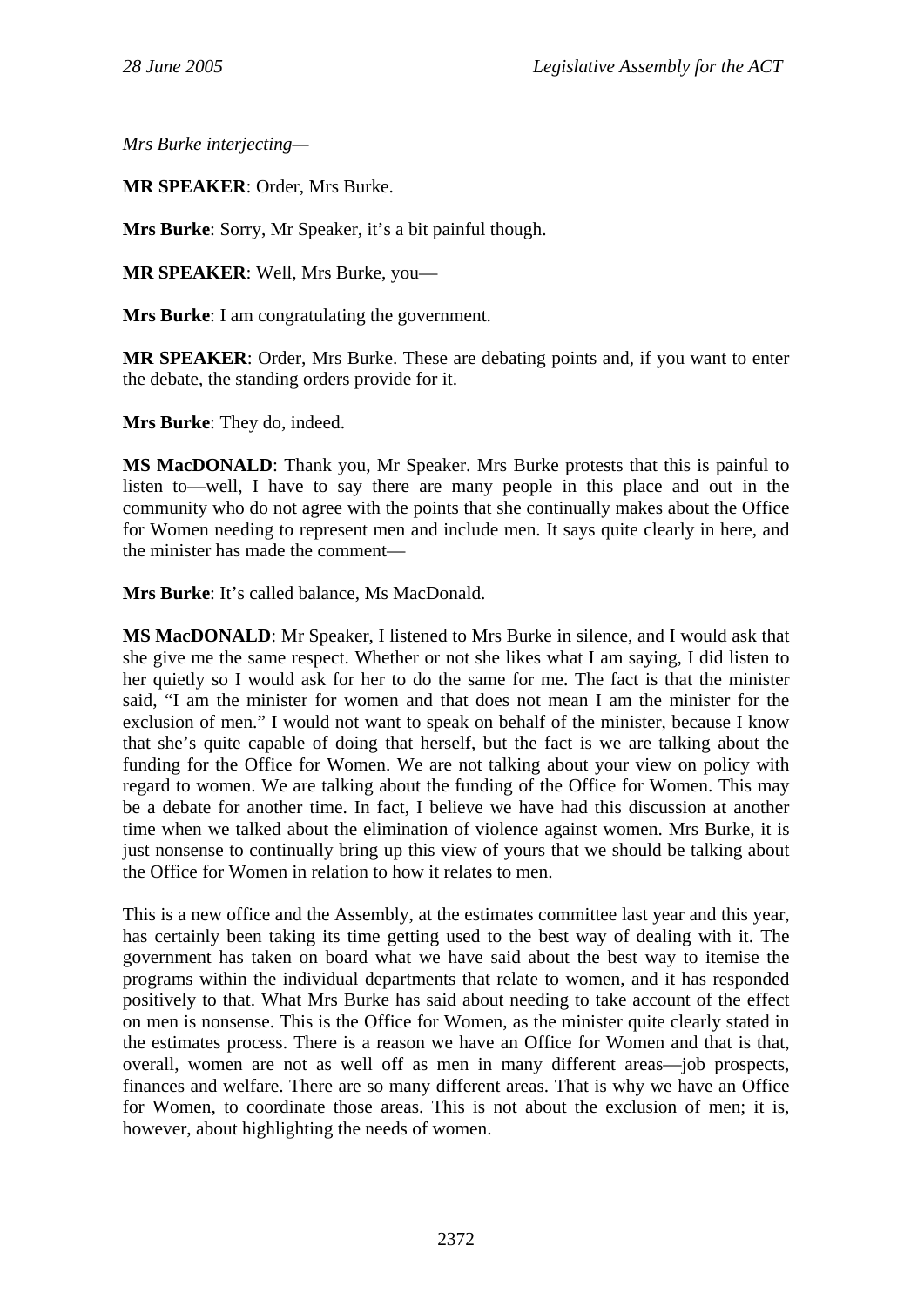*Mrs Burke interjecting—*

**MR SPEAKER**: Order, Mrs Burke.

**Mrs Burke**: Sorry, Mr Speaker, it's a bit painful though.

**MR SPEAKER**: Well, Mrs Burke, you—

**Mrs Burke**: I am congratulating the government.

**MR SPEAKER**: Order, Mrs Burke. These are debating points and, if you want to enter the debate, the standing orders provide for it.

**Mrs Burke**: They do, indeed.

**MS MacDONALD**: Thank you, Mr Speaker. Mrs Burke protests that this is painful to listen to—well, I have to say there are many people in this place and out in the community who do not agree with the points that she continually makes about the Office for Women needing to represent men and include men. It says quite clearly in here, and the minister has made the comment—

**Mrs Burke**: It's called balance, Ms MacDonald.

**MS MacDONALD**: Mr Speaker, I listened to Mrs Burke in silence, and I would ask that she give me the same respect. Whether or not she likes what I am saying, I did listen to her quietly so I would ask for her to do the same for me. The fact is that the minister said, "I am the minister for women and that does not mean I am the minister for the exclusion of men." I would not want to speak on behalf of the minister, because I know that she's quite capable of doing that herself, but the fact is we are talking about the funding for the Office for Women. We are not talking about your view on policy with regard to women. We are talking about the funding of the Office for Women. This may be a debate for another time. In fact, I believe we have had this discussion at another time when we talked about the elimination of violence against women. Mrs Burke, it is just nonsense to continually bring up this view of yours that we should be talking about the Office for Women in relation to how it relates to men.

This is a new office and the Assembly, at the estimates committee last year and this year, has certainly been taking its time getting used to the best way of dealing with it. The government has taken on board what we have said about the best way to itemise the programs within the individual departments that relate to women, and it has responded positively to that. What Mrs Burke has said about needing to take account of the effect on men is nonsense. This is the Office for Women, as the minister quite clearly stated in the estimates process. There is a reason we have an Office for Women and that is that, overall, women are not as well off as men in many different areas—job prospects, finances and welfare. There are so many different areas. That is why we have an Office for Women, to coordinate those areas. This is not about the exclusion of men; it is, however, about highlighting the needs of women.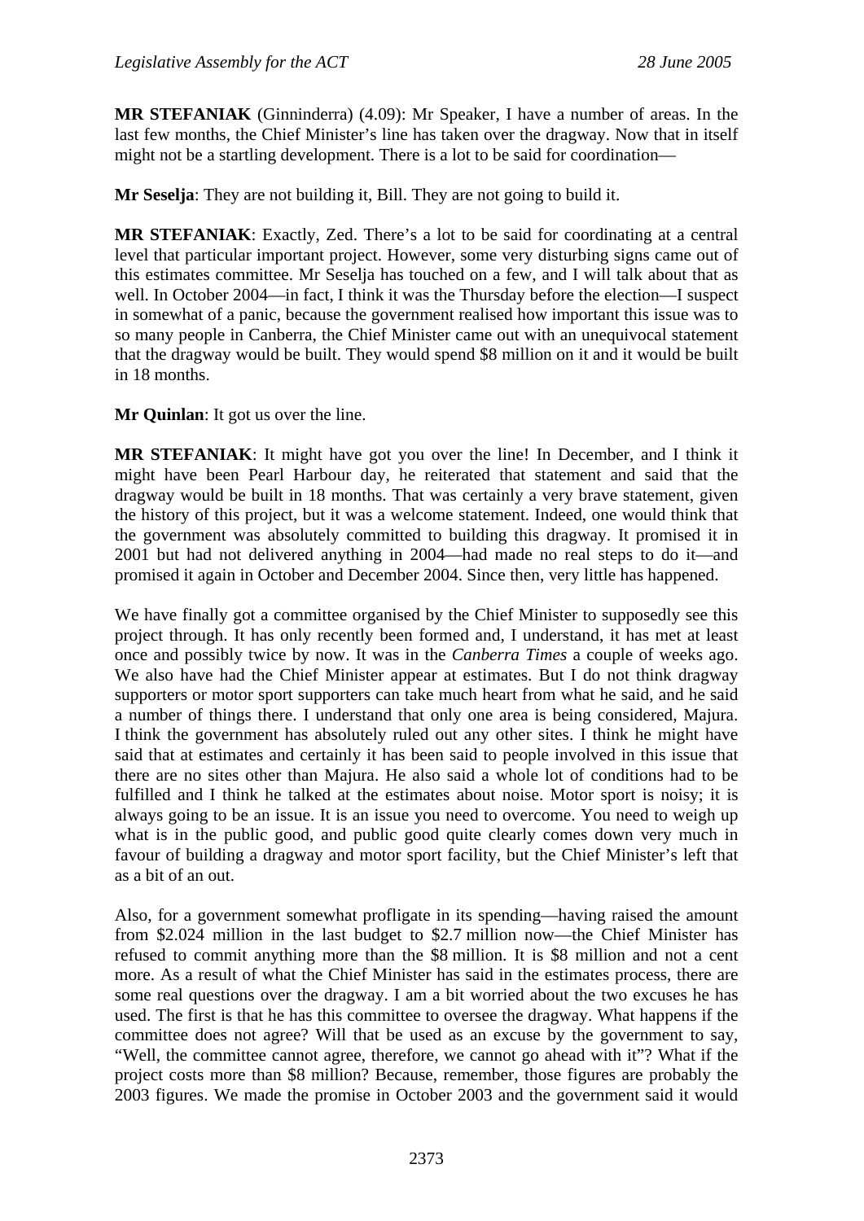**MR STEFANIAK** (Ginninderra) (4.09): Mr Speaker, I have a number of areas. In the last few months, the Chief Minister's line has taken over the dragway. Now that in itself might not be a startling development. There is a lot to be said for coordination—

**Mr Seselja**: They are not building it, Bill. They are not going to build it.

**MR STEFANIAK**: Exactly, Zed. There's a lot to be said for coordinating at a central level that particular important project. However, some very disturbing signs came out of this estimates committee. Mr Seselja has touched on a few, and I will talk about that as well. In October 2004—in fact, I think it was the Thursday before the election—I suspect in somewhat of a panic, because the government realised how important this issue was to so many people in Canberra, the Chief Minister came out with an unequivocal statement that the dragway would be built. They would spend $8 million on it and it would be built in 18 months.

**Mr Quinlan**: It got us over the line.

**MR STEFANIAK**: It might have got you over the line! In December, and I think it might have been Pearl Harbour day, he reiterated that statement and said that the dragway would be built in 18 months. That was certainly a very brave statement, given the history of this project, but it was a welcome statement. Indeed, one would think that the government was absolutely committed to building this dragway. It promised it in 2001 but had not delivered anything in 2004—had made no real steps to do it—and promised it again in October and December 2004. Since then, very little has happened.

We have finally got a committee organised by the Chief Minister to supposedly see this project through. It has only recently been formed and, I understand, it has met at least once and possibly twice by now. It was in the *Canberra Times* a couple of weeks ago. We also have had the Chief Minister appear at estimates. But I do not think dragway supporters or motor sport supporters can take much heart from what he said, and he said a number of things there. I understand that only one area is being considered, Majura. I think the government has absolutely ruled out any other sites. I think he might have said that at estimates and certainly it has been said to people involved in this issue that there are no sites other than Majura. He also said a whole lot of conditions had to be fulfilled and I think he talked at the estimates about noise. Motor sport is noisy; it is always going to be an issue. It is an issue you need to overcome. You need to weigh up what is in the public good, and public good quite clearly comes down very much in favour of building a dragway and motor sport facility, but the Chief Minister's left that as a bit of an out.

Also, for a government somewhat profligate in its spending—having raised the amount from $2.024 million in the last budget to $2.7 million now—the Chief Minister has refused to commit anything more than the $8 million. It is $8 million and not a cent more. As a result of what the Chief Minister has said in the estimates process, there are some real questions over the dragway. I am a bit worried about the two excuses he has used. The first is that he has this committee to oversee the dragway. What happens if the committee does not agree? Will that be used as an excuse by the government to say, "Well, the committee cannot agree, therefore, we cannot go ahead with it"? What if the project costs more than $8 million? Because, remember, those figures are probably the 2003 figures. We made the promise in October 2003 and the government said it would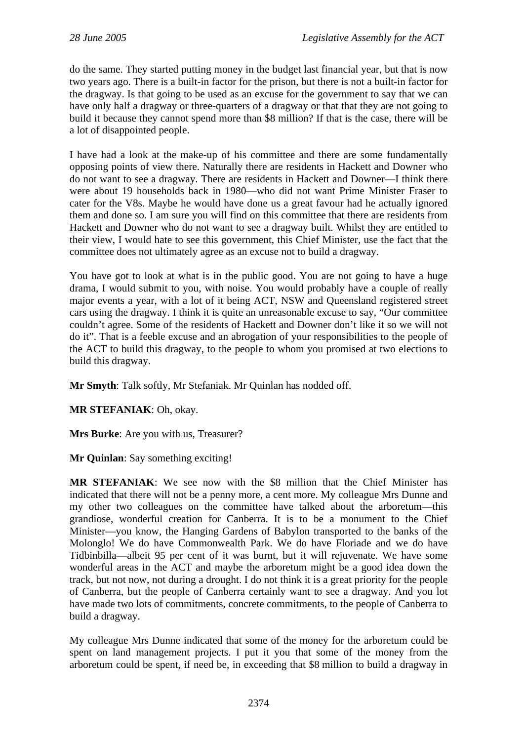do the same. They started putting money in the budget last financial year, but that is now two years ago. There is a built-in factor for the prison, but there is not a built-in factor for the dragway. Is that going to be used as an excuse for the government to say that we can have only half a dragway or three-quarters of a dragway or that that they are not going to build it because they cannot spend more than $8 million? If that is the case, there will be a lot of disappointed people.

I have had a look at the make-up of his committee and there are some fundamentally opposing points of view there. Naturally there are residents in Hackett and Downer who do not want to see a dragway. There are residents in Hackett and Downer—I think there were about 19 households back in 1980—who did not want Prime Minister Fraser to cater for the V8s. Maybe he would have done us a great favour had he actually ignored them and done so. I am sure you will find on this committee that there are residents from Hackett and Downer who do not want to see a dragway built. Whilst they are entitled to their view, I would hate to see this government, this Chief Minister, use the fact that the committee does not ultimately agree as an excuse not to build a dragway.

You have got to look at what is in the public good. You are not going to have a huge drama, I would submit to you, with noise. You would probably have a couple of really major events a year, with a lot of it being ACT, NSW and Queensland registered street cars using the dragway. I think it is quite an unreasonable excuse to say, "Our committee couldn't agree. Some of the residents of Hackett and Downer don't like it so we will not do it". That is a feeble excuse and an abrogation of your responsibilities to the people of the ACT to build this dragway, to the people to whom you promised at two elections to build this dragway.

**Mr Smyth**: Talk softly, Mr Stefaniak. Mr Quinlan has nodded off.

**MR STEFANIAK**: Oh, okay.

**Mrs Burke**: Are you with us, Treasurer?

**Mr Quinlan**: Say something exciting!

**MR STEFANIAK**: We see now with the $8 million that the Chief Minister has indicated that there will not be a penny more, a cent more. My colleague Mrs Dunne and my other two colleagues on the committee have talked about the arboretum—this grandiose, wonderful creation for Canberra. It is to be a monument to the Chief Minister—you know, the Hanging Gardens of Babylon transported to the banks of the Molonglo! We do have Commonwealth Park. We do have Floriade and we do have Tidbinbilla—albeit 95 per cent of it was burnt, but it will rejuvenate. We have some wonderful areas in the ACT and maybe the arboretum might be a good idea down the track, but not now, not during a drought. I do not think it is a great priority for the people of Canberra, but the people of Canberra certainly want to see a dragway. And you lot have made two lots of commitments, concrete commitments, to the people of Canberra to build a dragway.

My colleague Mrs Dunne indicated that some of the money for the arboretum could be spent on land management projects. I put it you that some of the money from the arboretum could be spent, if need be, in exceeding that $8 million to build a dragway in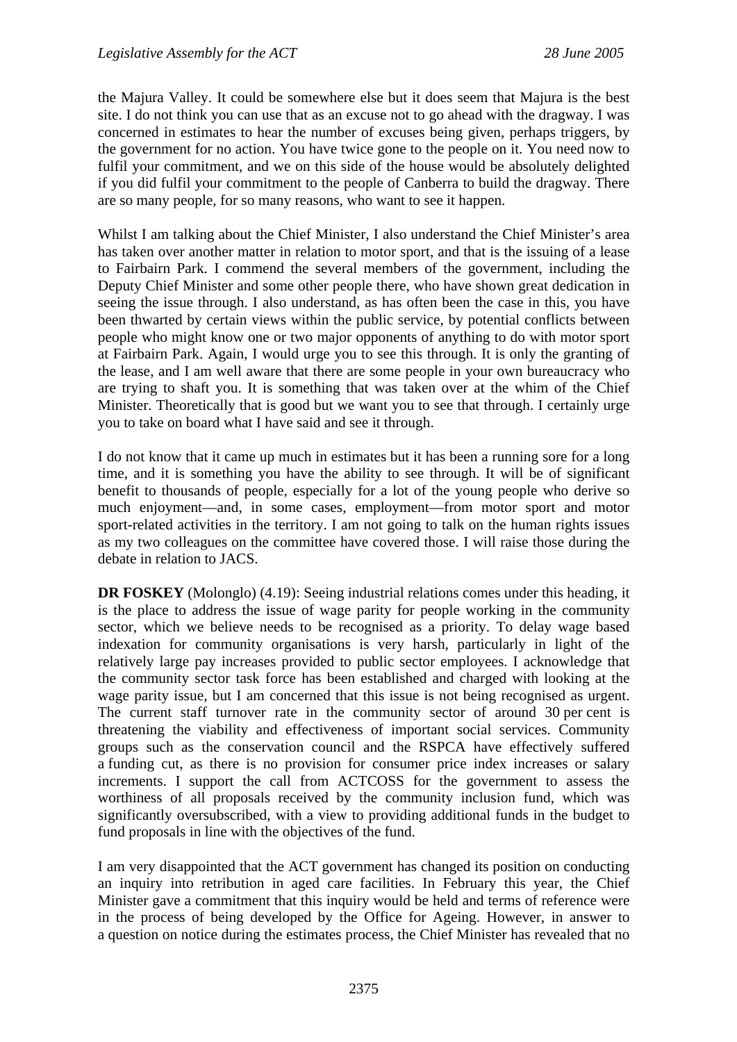the Majura Valley. It could be somewhere else but it does seem that Majura is the best site. I do not think you can use that as an excuse not to go ahead with the dragway. I was concerned in estimates to hear the number of excuses being given, perhaps triggers, by the government for no action. You have twice gone to the people on it. You need now to fulfil your commitment, and we on this side of the house would be absolutely delighted if you did fulfil your commitment to the people of Canberra to build the dragway. There are so many people, for so many reasons, who want to see it happen.

Whilst I am talking about the Chief Minister, I also understand the Chief Minister's area has taken over another matter in relation to motor sport, and that is the issuing of a lease to Fairbairn Park. I commend the several members of the government, including the Deputy Chief Minister and some other people there, who have shown great dedication in seeing the issue through. I also understand, as has often been the case in this, you have been thwarted by certain views within the public service, by potential conflicts between people who might know one or two major opponents of anything to do with motor sport at Fairbairn Park. Again, I would urge you to see this through. It is only the granting of the lease, and I am well aware that there are some people in your own bureaucracy who are trying to shaft you. It is something that was taken over at the whim of the Chief Minister. Theoretically that is good but we want you to see that through. I certainly urge you to take on board what I have said and see it through.

I do not know that it came up much in estimates but it has been a running sore for a long time, and it is something you have the ability to see through. It will be of significant benefit to thousands of people, especially for a lot of the young people who derive so much enjoyment—and, in some cases, employment—from motor sport and motor sport-related activities in the territory. I am not going to talk on the human rights issues as my two colleagues on the committee have covered those. I will raise those during the debate in relation to JACS.

**DR FOSKEY** (Molonglo) (4.19): Seeing industrial relations comes under this heading, it is the place to address the issue of wage parity for people working in the community sector, which we believe needs to be recognised as a priority. To delay wage based indexation for community organisations is very harsh, particularly in light of the relatively large pay increases provided to public sector employees. I acknowledge that the community sector task force has been established and charged with looking at the wage parity issue, but I am concerned that this issue is not being recognised as urgent. The current staff turnover rate in the community sector of around 30 per cent is threatening the viability and effectiveness of important social services. Community groups such as the conservation council and the RSPCA have effectively suffered a funding cut, as there is no provision for consumer price index increases or salary increments. I support the call from ACTCOSS for the government to assess the worthiness of all proposals received by the community inclusion fund, which was significantly oversubscribed, with a view to providing additional funds in the budget to fund proposals in line with the objectives of the fund.

I am very disappointed that the ACT government has changed its position on conducting an inquiry into retribution in aged care facilities. In February this year, the Chief Minister gave a commitment that this inquiry would be held and terms of reference were in the process of being developed by the Office for Ageing. However, in answer to a question on notice during the estimates process, the Chief Minister has revealed that no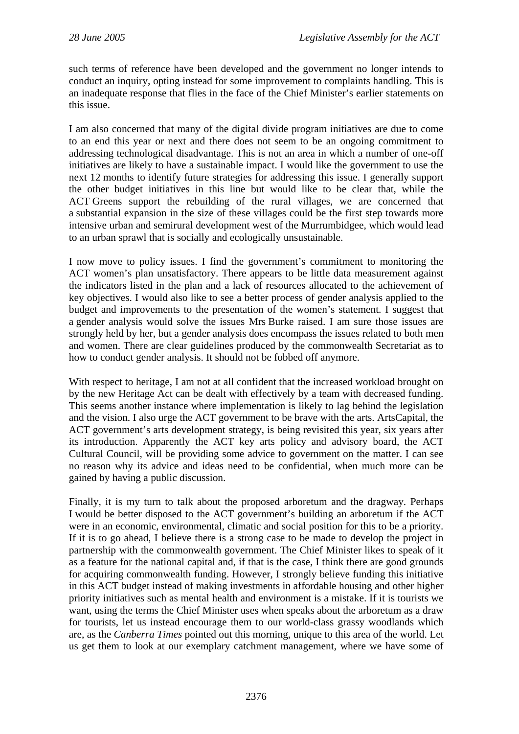such terms of reference have been developed and the government no longer intends to conduct an inquiry, opting instead for some improvement to complaints handling. This is an inadequate response that flies in the face of the Chief Minister's earlier statements on this issue.

I am also concerned that many of the digital divide program initiatives are due to come to an end this year or next and there does not seem to be an ongoing commitment to addressing technological disadvantage. This is not an area in which a number of one-off initiatives are likely to have a sustainable impact. I would like the government to use the next 12 months to identify future strategies for addressing this issue. I generally support the other budget initiatives in this line but would like to be clear that, while the ACT Greens support the rebuilding of the rural villages, we are concerned that a substantial expansion in the size of these villages could be the first step towards more intensive urban and semirural development west of the Murrumbidgee, which would lead to an urban sprawl that is socially and ecologically unsustainable.

I now move to policy issues. I find the government's commitment to monitoring the ACT women's plan unsatisfactory. There appears to be little data measurement against the indicators listed in the plan and a lack of resources allocated to the achievement of key objectives. I would also like to see a better process of gender analysis applied to the budget and improvements to the presentation of the women's statement. I suggest that a gender analysis would solve the issues Mrs Burke raised. I am sure those issues are strongly held by her, but a gender analysis does encompass the issues related to both men and women. There are clear guidelines produced by the commonwealth Secretariat as to how to conduct gender analysis. It should not be fobbed off anymore.

With respect to heritage, I am not at all confident that the increased workload brought on by the new Heritage Act can be dealt with effectively by a team with decreased funding. This seems another instance where implementation is likely to lag behind the legislation and the vision. I also urge the ACT government to be brave with the arts. ArtsCapital, the ACT government's arts development strategy, is being revisited this year, six years after its introduction. Apparently the ACT key arts policy and advisory board, the ACT Cultural Council, will be providing some advice to government on the matter. I can see no reason why its advice and ideas need to be confidential, when much more can be gained by having a public discussion.

Finally, it is my turn to talk about the proposed arboretum and the dragway. Perhaps I would be better disposed to the ACT government's building an arboretum if the ACT were in an economic, environmental, climatic and social position for this to be a priority. If it is to go ahead, I believe there is a strong case to be made to develop the project in partnership with the commonwealth government. The Chief Minister likes to speak of it as a feature for the national capital and, if that is the case, I think there are good grounds for acquiring commonwealth funding. However, I strongly believe funding this initiative in this ACT budget instead of making investments in affordable housing and other higher priority initiatives such as mental health and environment is a mistake. If it is tourists we want, using the terms the Chief Minister uses when speaks about the arboretum as a draw for tourists, let us instead encourage them to our world-class grassy woodlands which are, as the *Canberra Times* pointed out this morning, unique to this area of the world. Let us get them to look at our exemplary catchment management, where we have some of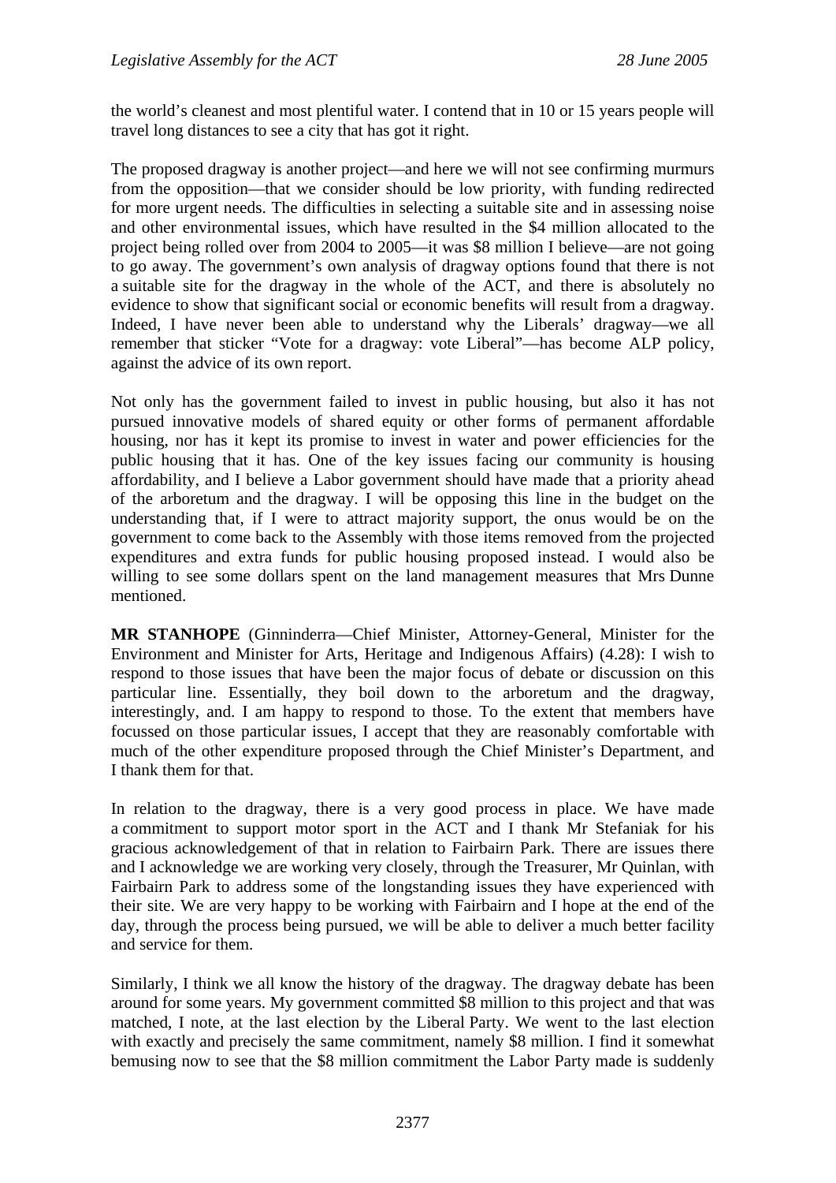the world's cleanest and most plentiful water. I contend that in 10 or 15 years people will travel long distances to see a city that has got it right.

The proposed dragway is another project—and here we will not see confirming murmurs from the opposition—that we consider should be low priority, with funding redirected for more urgent needs. The difficulties in selecting a suitable site and in assessing noise and other environmental issues, which have resulted in the $4 million allocated to the project being rolled over from 2004 to 2005—it was $8 million I believe—are not going to go away. The government's own analysis of dragway options found that there is not a suitable site for the dragway in the whole of the ACT, and there is absolutely no evidence to show that significant social or economic benefits will result from a dragway. Indeed, I have never been able to understand why the Liberals' dragway—we all remember that sticker "Vote for a dragway: vote Liberal"—has become ALP policy, against the advice of its own report.

Not only has the government failed to invest in public housing, but also it has not pursued innovative models of shared equity or other forms of permanent affordable housing, nor has it kept its promise to invest in water and power efficiencies for the public housing that it has. One of the key issues facing our community is housing affordability, and I believe a Labor government should have made that a priority ahead of the arboretum and the dragway. I will be opposing this line in the budget on the understanding that, if I were to attract majority support, the onus would be on the government to come back to the Assembly with those items removed from the projected expenditures and extra funds for public housing proposed instead. I would also be willing to see some dollars spent on the land management measures that Mrs Dunne mentioned.

**MR STANHOPE** (Ginninderra—Chief Minister, Attorney-General, Minister for the Environment and Minister for Arts, Heritage and Indigenous Affairs) (4.28): I wish to respond to those issues that have been the major focus of debate or discussion on this particular line. Essentially, they boil down to the arboretum and the dragway, interestingly, and. I am happy to respond to those. To the extent that members have focussed on those particular issues, I accept that they are reasonably comfortable with much of the other expenditure proposed through the Chief Minister's Department, and I thank them for that.

In relation to the dragway, there is a very good process in place. We have made a commitment to support motor sport in the ACT and I thank Mr Stefaniak for his gracious acknowledgement of that in relation to Fairbairn Park. There are issues there and I acknowledge we are working very closely, through the Treasurer, Mr Quinlan, with Fairbairn Park to address some of the longstanding issues they have experienced with their site. We are very happy to be working with Fairbairn and I hope at the end of the day, through the process being pursued, we will be able to deliver a much better facility and service for them.

Similarly, I think we all know the history of the dragway. The dragway debate has been around for some years. My government committed $8 million to this project and that was matched, I note, at the last election by the Liberal Party. We went to the last election with exactly and precisely the same commitment, namely $8 million. I find it somewhat bemusing now to see that the $8 million commitment the Labor Party made is suddenly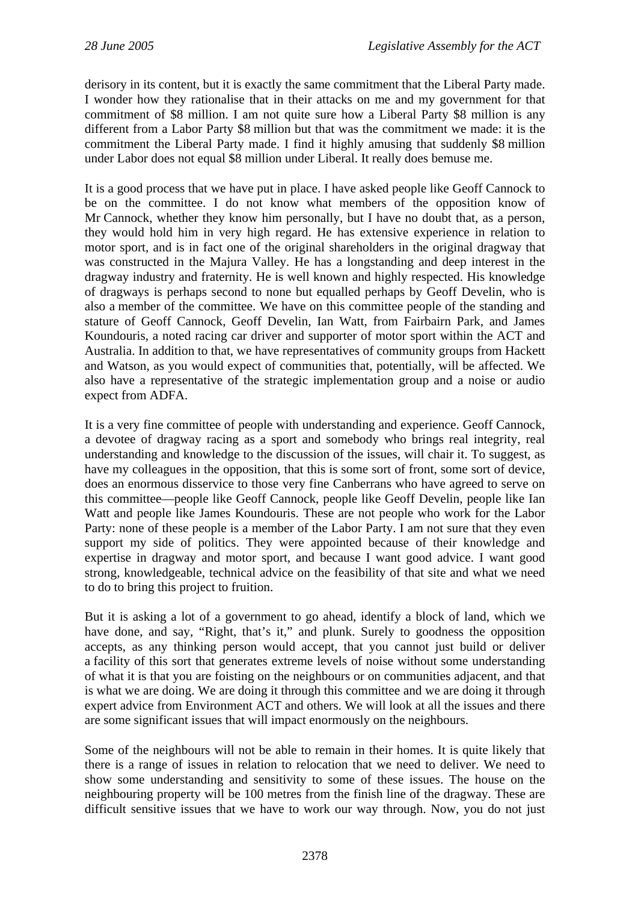derisory in its content, but it is exactly the same commitment that the Liberal Party made. I wonder how they rationalise that in their attacks on me and my government for that commitment of $8 million. I am not quite sure how a Liberal Party $8 million is any different from a Labor Party $8 million but that was the commitment we made: it is the commitment the Liberal Party made. I find it highly amusing that suddenly $8 million under Labor does not equal $8 million under Liberal. It really does bemuse me.

It is a good process that we have put in place. I have asked people like Geoff Cannock to be on the committee. I do not know what members of the opposition know of Mr Cannock, whether they know him personally, but I have no doubt that, as a person, they would hold him in very high regard. He has extensive experience in relation to motor sport, and is in fact one of the original shareholders in the original dragway that was constructed in the Majura Valley. He has a longstanding and deep interest in the dragway industry and fraternity. He is well known and highly respected. His knowledge of dragways is perhaps second to none but equalled perhaps by Geoff Develin, who is also a member of the committee. We have on this committee people of the standing and stature of Geoff Cannock, Geoff Develin, Ian Watt, from Fairbairn Park, and James Koundouris, a noted racing car driver and supporter of motor sport within the ACT and Australia. In addition to that, we have representatives of community groups from Hackett and Watson, as you would expect of communities that, potentially, will be affected. We also have a representative of the strategic implementation group and a noise or audio expect from ADFA.

It is a very fine committee of people with understanding and experience. Geoff Cannock, a devotee of dragway racing as a sport and somebody who brings real integrity, real understanding and knowledge to the discussion of the issues, will chair it. To suggest, as have my colleagues in the opposition, that this is some sort of front, some sort of device, does an enormous disservice to those very fine Canberrans who have agreed to serve on this committee—people like Geoff Cannock, people like Geoff Develin, people like Ian Watt and people like James Koundouris. These are not people who work for the Labor Party: none of these people is a member of the Labor Party. I am not sure that they even support my side of politics. They were appointed because of their knowledge and expertise in dragway and motor sport, and because I want good advice. I want good strong, knowledgeable, technical advice on the feasibility of that site and what we need to do to bring this project to fruition.

But it is asking a lot of a government to go ahead, identify a block of land, which we have done, and say, "Right, that's it," and plunk. Surely to goodness the opposition accepts, as any thinking person would accept, that you cannot just build or deliver a facility of this sort that generates extreme levels of noise without some understanding of what it is that you are foisting on the neighbours or on communities adjacent, and that is what we are doing. We are doing it through this committee and we are doing it through expert advice from Environment ACT and others. We will look at all the issues and there are some significant issues that will impact enormously on the neighbours.

Some of the neighbours will not be able to remain in their homes. It is quite likely that there is a range of issues in relation to relocation that we need to deliver. We need to show some understanding and sensitivity to some of these issues. The house on the neighbouring property will be 100 metres from the finish line of the dragway. These are difficult sensitive issues that we have to work our way through. Now, you do not just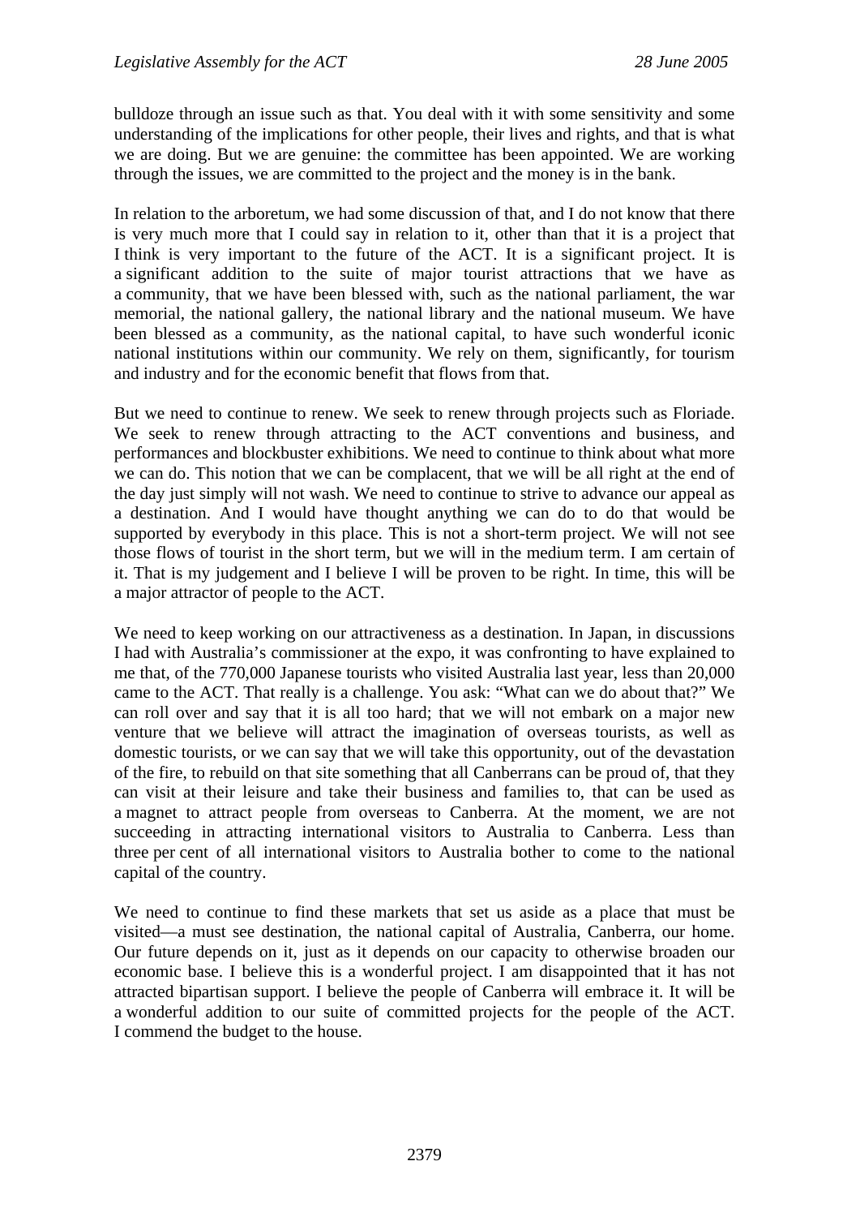bulldoze through an issue such as that. You deal with it with some sensitivity and some understanding of the implications for other people, their lives and rights, and that is what we are doing. But we are genuine: the committee has been appointed. We are working through the issues, we are committed to the project and the money is in the bank.

In relation to the arboretum, we had some discussion of that, and I do not know that there is very much more that I could say in relation to it, other than that it is a project that I think is very important to the future of the ACT. It is a significant project. It is a significant addition to the suite of major tourist attractions that we have as a community, that we have been blessed with, such as the national parliament, the war memorial, the national gallery, the national library and the national museum. We have been blessed as a community, as the national capital, to have such wonderful iconic national institutions within our community. We rely on them, significantly, for tourism and industry and for the economic benefit that flows from that.

But we need to continue to renew. We seek to renew through projects such as Floriade. We seek to renew through attracting to the ACT conventions and business, and performances and blockbuster exhibitions. We need to continue to think about what more we can do. This notion that we can be complacent, that we will be all right at the end of the day just simply will not wash. We need to continue to strive to advance our appeal as a destination. And I would have thought anything we can do to do that would be supported by everybody in this place. This is not a short-term project. We will not see those flows of tourist in the short term, but we will in the medium term. I am certain of it. That is my judgement and I believe I will be proven to be right. In time, this will be a major attractor of people to the ACT.

We need to keep working on our attractiveness as a destination. In Japan, in discussions I had with Australia's commissioner at the expo, it was confronting to have explained to me that, of the 770,000 Japanese tourists who visited Australia last year, less than 20,000 came to the ACT. That really is a challenge. You ask: "What can we do about that?" We can roll over and say that it is all too hard; that we will not embark on a major new venture that we believe will attract the imagination of overseas tourists, as well as domestic tourists, or we can say that we will take this opportunity, out of the devastation of the fire, to rebuild on that site something that all Canberrans can be proud of, that they can visit at their leisure and take their business and families to, that can be used as a magnet to attract people from overseas to Canberra. At the moment, we are not succeeding in attracting international visitors to Australia to Canberra. Less than three per cent of all international visitors to Australia bother to come to the national capital of the country.

We need to continue to find these markets that set us aside as a place that must be visited—a must see destination, the national capital of Australia, Canberra, our home. Our future depends on it, just as it depends on our capacity to otherwise broaden our economic base. I believe this is a wonderful project. I am disappointed that it has not attracted bipartisan support. I believe the people of Canberra will embrace it. It will be a wonderful addition to our suite of committed projects for the people of the ACT. I commend the budget to the house.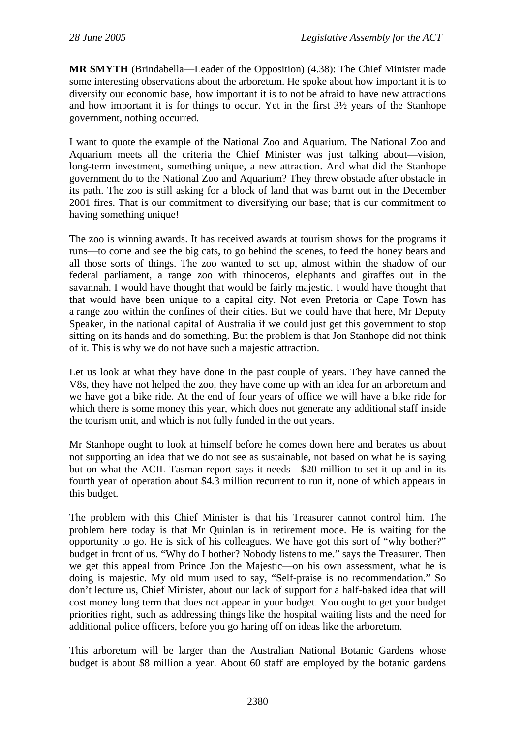**MR SMYTH** (Brindabella—Leader of the Opposition) (4.38): The Chief Minister made some interesting observations about the arboretum. He spoke about how important it is to diversify our economic base, how important it is to not be afraid to have new attractions and how important it is for things to occur. Yet in the first 3½ years of the Stanhope government, nothing occurred.

I want to quote the example of the National Zoo and Aquarium. The National Zoo and Aquarium meets all the criteria the Chief Minister was just talking about—vision, long-term investment, something unique, a new attraction. And what did the Stanhope government do to the National Zoo and Aquarium? They threw obstacle after obstacle in its path. The zoo is still asking for a block of land that was burnt out in the December 2001 fires. That is our commitment to diversifying our base; that is our commitment to having something unique!

The zoo is winning awards. It has received awards at tourism shows for the programs it runs—to come and see the big cats, to go behind the scenes, to feed the honey bears and all those sorts of things. The zoo wanted to set up, almost within the shadow of our federal parliament, a range zoo with rhinoceros, elephants and giraffes out in the savannah. I would have thought that would be fairly majestic. I would have thought that that would have been unique to a capital city. Not even Pretoria or Cape Town has a range zoo within the confines of their cities. But we could have that here, Mr Deputy Speaker, in the national capital of Australia if we could just get this government to stop sitting on its hands and do something. But the problem is that Jon Stanhope did not think of it. This is why we do not have such a majestic attraction.

Let us look at what they have done in the past couple of years. They have canned the V8s, they have not helped the zoo, they have come up with an idea for an arboretum and we have got a bike ride. At the end of four years of office we will have a bike ride for which there is some money this year, which does not generate any additional staff inside the tourism unit, and which is not fully funded in the out years.

Mr Stanhope ought to look at himself before he comes down here and berates us about not supporting an idea that we do not see as sustainable, not based on what he is saying but on what the ACIL Tasman report says it needs—$20 million to set it up and in its fourth year of operation about $4.3 million recurrent to run it, none of which appears in this budget.

The problem with this Chief Minister is that his Treasurer cannot control him. The problem here today is that Mr Quinlan is in retirement mode. He is waiting for the opportunity to go. He is sick of his colleagues. We have got this sort of "why bother?" budget in front of us. "Why do I bother? Nobody listens to me." says the Treasurer. Then we get this appeal from Prince Jon the Majestic—on his own assessment, what he is doing is majestic. My old mum used to say, "Self-praise is no recommendation." So don't lecture us, Chief Minister, about our lack of support for a half-baked idea that will cost money long term that does not appear in your budget. You ought to get your budget priorities right, such as addressing things like the hospital waiting lists and the need for additional police officers, before you go haring off on ideas like the arboretum.

This arboretum will be larger than the Australian National Botanic Gardens whose budget is about $8 million a year. About 60 staff are employed by the botanic gardens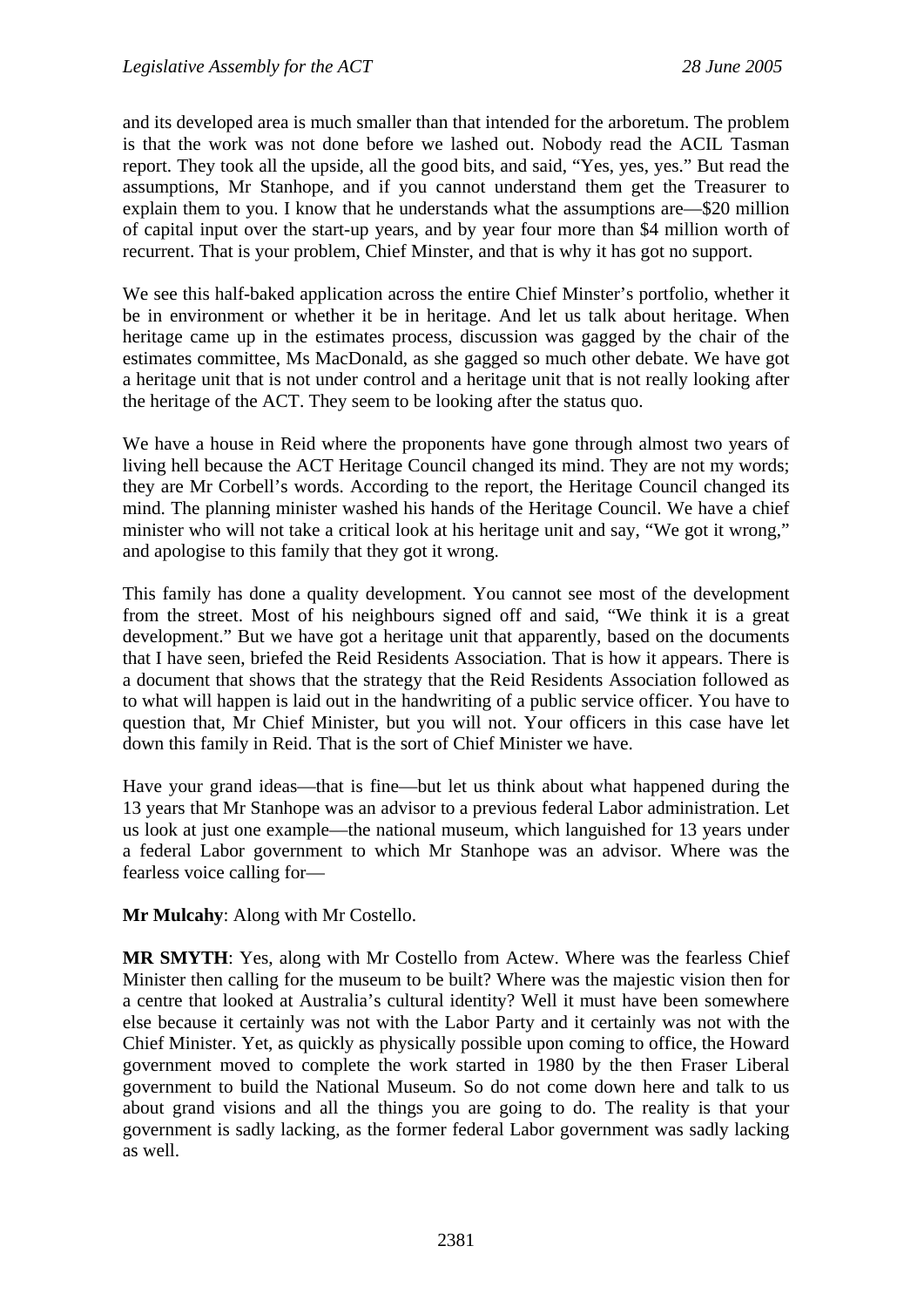and its developed area is much smaller than that intended for the arboretum. The problem is that the work was not done before we lashed out. Nobody read the ACIL Tasman report. They took all the upside, all the good bits, and said, "Yes, yes, yes." But read the assumptions, Mr Stanhope, and if you cannot understand them get the Treasurer to explain them to you. I know that he understands what the assumptions are—$20 million of capital input over the start-up years, and by year four more than $4 million worth of recurrent. That is your problem, Chief Minster, and that is why it has got no support.

We see this half-baked application across the entire Chief Minster's portfolio, whether it be in environment or whether it be in heritage. And let us talk about heritage. When heritage came up in the estimates process, discussion was gagged by the chair of the estimates committee, Ms MacDonald, as she gagged so much other debate. We have got a heritage unit that is not under control and a heritage unit that is not really looking after the heritage of the ACT. They seem to be looking after the status quo.

We have a house in Reid where the proponents have gone through almost two years of living hell because the ACT Heritage Council changed its mind. They are not my words; they are Mr Corbell's words. According to the report, the Heritage Council changed its mind. The planning minister washed his hands of the Heritage Council. We have a chief minister who will not take a critical look at his heritage unit and say, "We got it wrong," and apologise to this family that they got it wrong.

This family has done a quality development. You cannot see most of the development from the street. Most of his neighbours signed off and said, "We think it is a great development." But we have got a heritage unit that apparently, based on the documents that I have seen, briefed the Reid Residents Association. That is how it appears. There is a document that shows that the strategy that the Reid Residents Association followed as to what will happen is laid out in the handwriting of a public service officer. You have to question that, Mr Chief Minister, but you will not. Your officers in this case have let down this family in Reid. That is the sort of Chief Minister we have.

Have your grand ideas—that is fine—but let us think about what happened during the 13 years that Mr Stanhope was an advisor to a previous federal Labor administration. Let us look at just one example—the national museum, which languished for 13 years under a federal Labor government to which Mr Stanhope was an advisor. Where was the fearless voice calling for—

**Mr Mulcahy**: Along with Mr Costello.

**MR SMYTH**: Yes, along with Mr Costello from Actew. Where was the fearless Chief Minister then calling for the museum to be built? Where was the majestic vision then for a centre that looked at Australia's cultural identity? Well it must have been somewhere else because it certainly was not with the Labor Party and it certainly was not with the Chief Minister. Yet, as quickly as physically possible upon coming to office, the Howard government moved to complete the work started in 1980 by the then Fraser Liberal government to build the National Museum. So do not come down here and talk to us about grand visions and all the things you are going to do. The reality is that your government is sadly lacking, as the former federal Labor government was sadly lacking as well.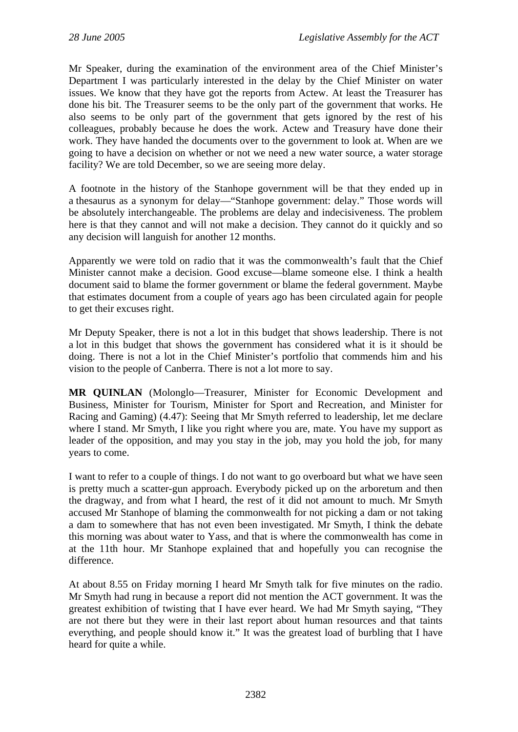Mr Speaker, during the examination of the environment area of the Chief Minister's Department I was particularly interested in the delay by the Chief Minister on water issues. We know that they have got the reports from Actew. At least the Treasurer has done his bit. The Treasurer seems to be the only part of the government that works. He also seems to be only part of the government that gets ignored by the rest of his colleagues, probably because he does the work. Actew and Treasury have done their work. They have handed the documents over to the government to look at. When are we going to have a decision on whether or not we need a new water source, a water storage facility? We are told December, so we are seeing more delay.

A footnote in the history of the Stanhope government will be that they ended up in a thesaurus as a synonym for delay—"Stanhope government: delay." Those words will be absolutely interchangeable. The problems are delay and indecisiveness. The problem here is that they cannot and will not make a decision. They cannot do it quickly and so any decision will languish for another 12 months.

Apparently we were told on radio that it was the commonwealth's fault that the Chief Minister cannot make a decision. Good excuse—blame someone else. I think a health document said to blame the former government or blame the federal government. Maybe that estimates document from a couple of years ago has been circulated again for people to get their excuses right.

Mr Deputy Speaker, there is not a lot in this budget that shows leadership. There is not a lot in this budget that shows the government has considered what it is it should be doing. There is not a lot in the Chief Minister's portfolio that commends him and his vision to the people of Canberra. There is not a lot more to say.

**MR QUINLAN** (Molonglo—Treasurer, Minister for Economic Development and Business, Minister for Tourism, Minister for Sport and Recreation, and Minister for Racing and Gaming) (4.47): Seeing that Mr Smyth referred to leadership, let me declare where I stand. Mr Smyth, I like you right where you are, mate. You have my support as leader of the opposition, and may you stay in the job, may you hold the job, for many years to come.

I want to refer to a couple of things. I do not want to go overboard but what we have seen is pretty much a scatter-gun approach. Everybody picked up on the arboretum and then the dragway, and from what I heard, the rest of it did not amount to much. Mr Smyth accused Mr Stanhope of blaming the commonwealth for not picking a dam or not taking a dam to somewhere that has not even been investigated. Mr Smyth, I think the debate this morning was about water to Yass, and that is where the commonwealth has come in at the 11th hour. Mr Stanhope explained that and hopefully you can recognise the difference.

At about 8.55 on Friday morning I heard Mr Smyth talk for five minutes on the radio. Mr Smyth had rung in because a report did not mention the ACT government. It was the greatest exhibition of twisting that I have ever heard. We had Mr Smyth saying, "They are not there but they were in their last report about human resources and that taints everything, and people should know it." It was the greatest load of burbling that I have heard for quite a while.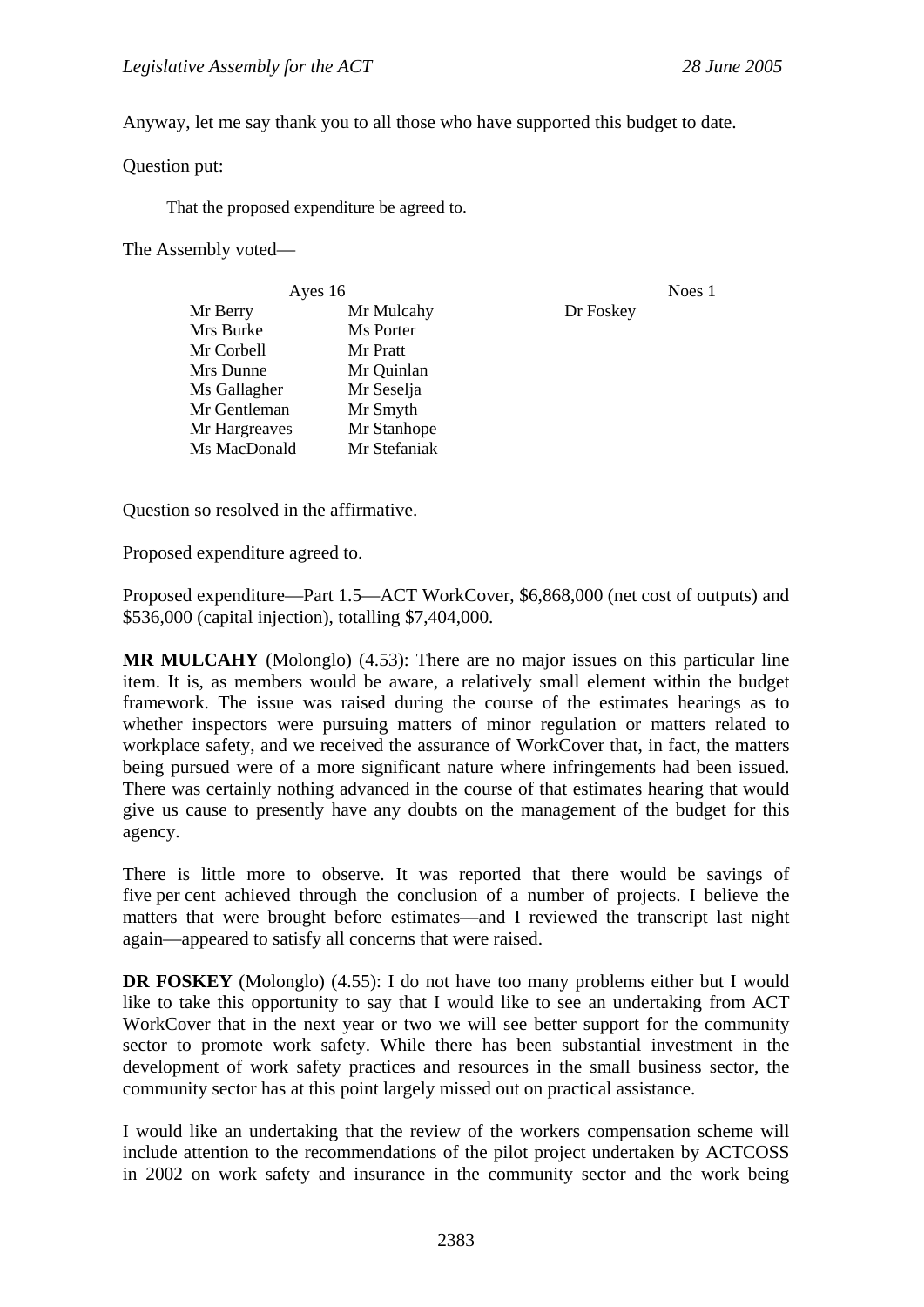Anyway, let me say thank you to all those who have supported this budget to date.

Question put:

> That the proposed expenditure be agreed to.

The Assembly voted—

| Ayes 16 | | Noes 1 |
|---|---|---|
| Mr Berry | Mr Mulcahy | Dr Foskey |
| Mrs Burke | Ms Porter | |
| Mr Corbell | Mr Pratt | |
| Mrs Dunne | Mr Quinlan | |
| Ms Gallagher | Mr Seselja | |
| Mr Gentleman | Mr Smyth | |
| Mr Hargreaves | Mr Stanhope | |
| Ms MacDonald | Mr Stefaniak | |

Question so resolved in the affirmative.

Proposed expenditure agreed to.

Proposed expenditure—Part 1.5—ACT WorkCover, $6,868,000 (net cost of outputs) and $536,000 (capital injection), totalling $7,404,000.

**MR MULCAHY** (Molonglo) (4.53): There are no major issues on this particular line item. It is, as members would be aware, a relatively small element within the budget framework. The issue was raised during the course of the estimates hearings as to whether inspectors were pursuing matters of minor regulation or matters related to workplace safety, and we received the assurance of WorkCover that, in fact, the matters being pursued were of a more significant nature where infringements had been issued. There was certainly nothing advanced in the course of that estimates hearing that would give us cause to presently have any doubts on the management of the budget for this agency.

There is little more to observe. It was reported that there would be savings of five per cent achieved through the conclusion of a number of projects. I believe the matters that were brought before estimates—and I reviewed the transcript last night again—appeared to satisfy all concerns that were raised.

**DR FOSKEY** (Molonglo) (4.55): I do not have too many problems either but I would like to take this opportunity to say that I would like to see an undertaking from ACT WorkCover that in the next year or two we will see better support for the community sector to promote work safety. While there has been substantial investment in the development of work safety practices and resources in the small business sector, the community sector has at this point largely missed out on practical assistance.

I would like an undertaking that the review of the workers compensation scheme will include attention to the recommendations of the pilot project undertaken by ACTCOSS in 2002 on work safety and insurance in the community sector and the work being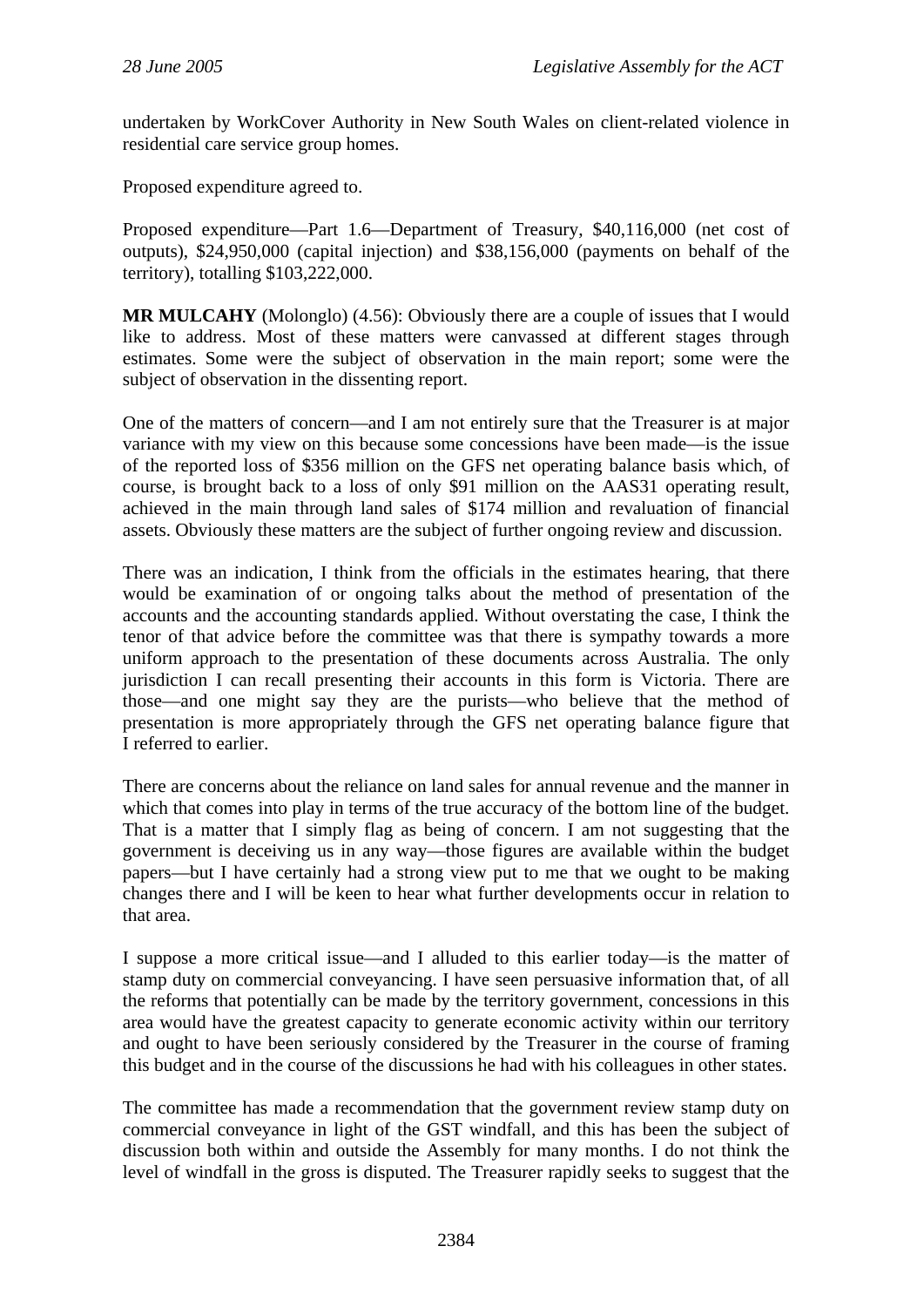undertaken by WorkCover Authority in New South Wales on client-related violence in residential care service group homes.

Proposed expenditure agreed to.

Proposed expenditure—Part 1.6—Department of Treasury, $40,116,000 (net cost of outputs), $24,950,000 (capital injection) and $38,156,000 (payments on behalf of the territory), totalling $103,222,000.

**MR MULCAHY** (Molonglo) (4.56): Obviously there are a couple of issues that I would like to address. Most of these matters were canvassed at different stages through estimates. Some were the subject of observation in the main report; some were the subject of observation in the dissenting report.

One of the matters of concern—and I am not entirely sure that the Treasurer is at major variance with my view on this because some concessions have been made—is the issue of the reported loss of $356 million on the GFS net operating balance basis which, of course, is brought back to a loss of only $91 million on the AAS31 operating result, achieved in the main through land sales of $174 million and revaluation of financial assets. Obviously these matters are the subject of further ongoing review and discussion.

There was an indication, I think from the officials in the estimates hearing, that there would be examination of or ongoing talks about the method of presentation of the accounts and the accounting standards applied. Without overstating the case, I think the tenor of that advice before the committee was that there is sympathy towards a more uniform approach to the presentation of these documents across Australia. The only jurisdiction I can recall presenting their accounts in this form is Victoria. There are those—and one might say they are the purists—who believe that the method of presentation is more appropriately through the GFS net operating balance figure that I referred to earlier.

There are concerns about the reliance on land sales for annual revenue and the manner in which that comes into play in terms of the true accuracy of the bottom line of the budget. That is a matter that I simply flag as being of concern. I am not suggesting that the government is deceiving us in any way—those figures are available within the budget papers—but I have certainly had a strong view put to me that we ought to be making changes there and I will be keen to hear what further developments occur in relation to that area.

I suppose a more critical issue—and I alluded to this earlier today—is the matter of stamp duty on commercial conveyancing. I have seen persuasive information that, of all the reforms that potentially can be made by the territory government, concessions in this area would have the greatest capacity to generate economic activity within our territory and ought to have been seriously considered by the Treasurer in the course of framing this budget and in the course of the discussions he had with his colleagues in other states.

The committee has made a recommendation that the government review stamp duty on commercial conveyance in light of the GST windfall, and this has been the subject of discussion both within and outside the Assembly for many months. I do not think the level of windfall in the gross is disputed. The Treasurer rapidly seeks to suggest that the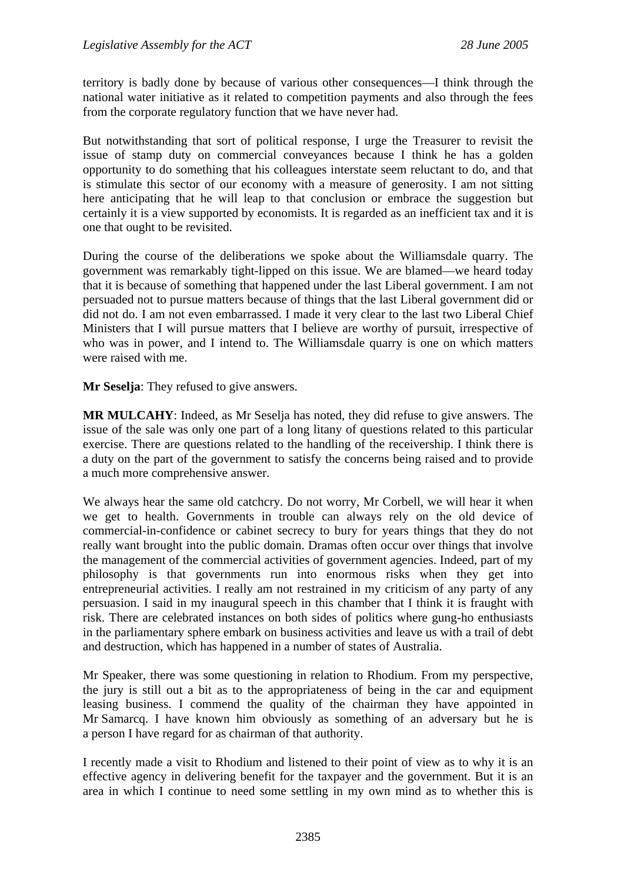territory is badly done by because of various other consequences—I think through the national water initiative as it related to competition payments and also through the fees from the corporate regulatory function that we have never had.

But notwithstanding that sort of political response, I urge the Treasurer to revisit the issue of stamp duty on commercial conveyances because I think he has a golden opportunity to do something that his colleagues interstate seem reluctant to do, and that is stimulate this sector of our economy with a measure of generosity. I am not sitting here anticipating that he will leap to that conclusion or embrace the suggestion but certainly it is a view supported by economists. It is regarded as an inefficient tax and it is one that ought to be revisited.

During the course of the deliberations we spoke about the Williamsdale quarry. The government was remarkably tight-lipped on this issue. We are blamed—we heard today that it is because of something that happened under the last Liberal government. I am not persuaded not to pursue matters because of things that the last Liberal government did or did not do. I am not even embarrassed. I made it very clear to the last two Liberal Chief Ministers that I will pursue matters that I believe are worthy of pursuit, irrespective of who was in power, and I intend to. The Williamsdale quarry is one on which matters were raised with me.

**Mr Seselja**: They refused to give answers.

**MR MULCAHY**: Indeed, as Mr Seselja has noted, they did refuse to give answers. The issue of the sale was only one part of a long litany of questions related to this particular exercise. There are questions related to the handling of the receivership. I think there is a duty on the part of the government to satisfy the concerns being raised and to provide a much more comprehensive answer.

We always hear the same old catchcry. Do not worry, Mr Corbell, we will hear it when we get to health. Governments in trouble can always rely on the old device of commercial-in-confidence or cabinet secrecy to bury for years things that they do not really want brought into the public domain. Dramas often occur over things that involve the management of the commercial activities of government agencies. Indeed, part of my philosophy is that governments run into enormous risks when they get into entrepreneurial activities. I really am not restrained in my criticism of any party of any persuasion. I said in my inaugural speech in this chamber that I think it is fraught with risk. There are celebrated instances on both sides of politics where gung-ho enthusiasts in the parliamentary sphere embark on business activities and leave us with a trail of debt and destruction, which has happened in a number of states of Australia.

Mr Speaker, there was some questioning in relation to Rhodium. From my perspective, the jury is still out a bit as to the appropriateness of being in the car and equipment leasing business. I commend the quality of the chairman they have appointed in Mr Samarcq. I have known him obviously as something of an adversary but he is a person I have regard for as chairman of that authority.

I recently made a visit to Rhodium and listened to their point of view as to why it is an effective agency in delivering benefit for the taxpayer and the government. But it is an area in which I continue to need some settling in my own mind as to whether this is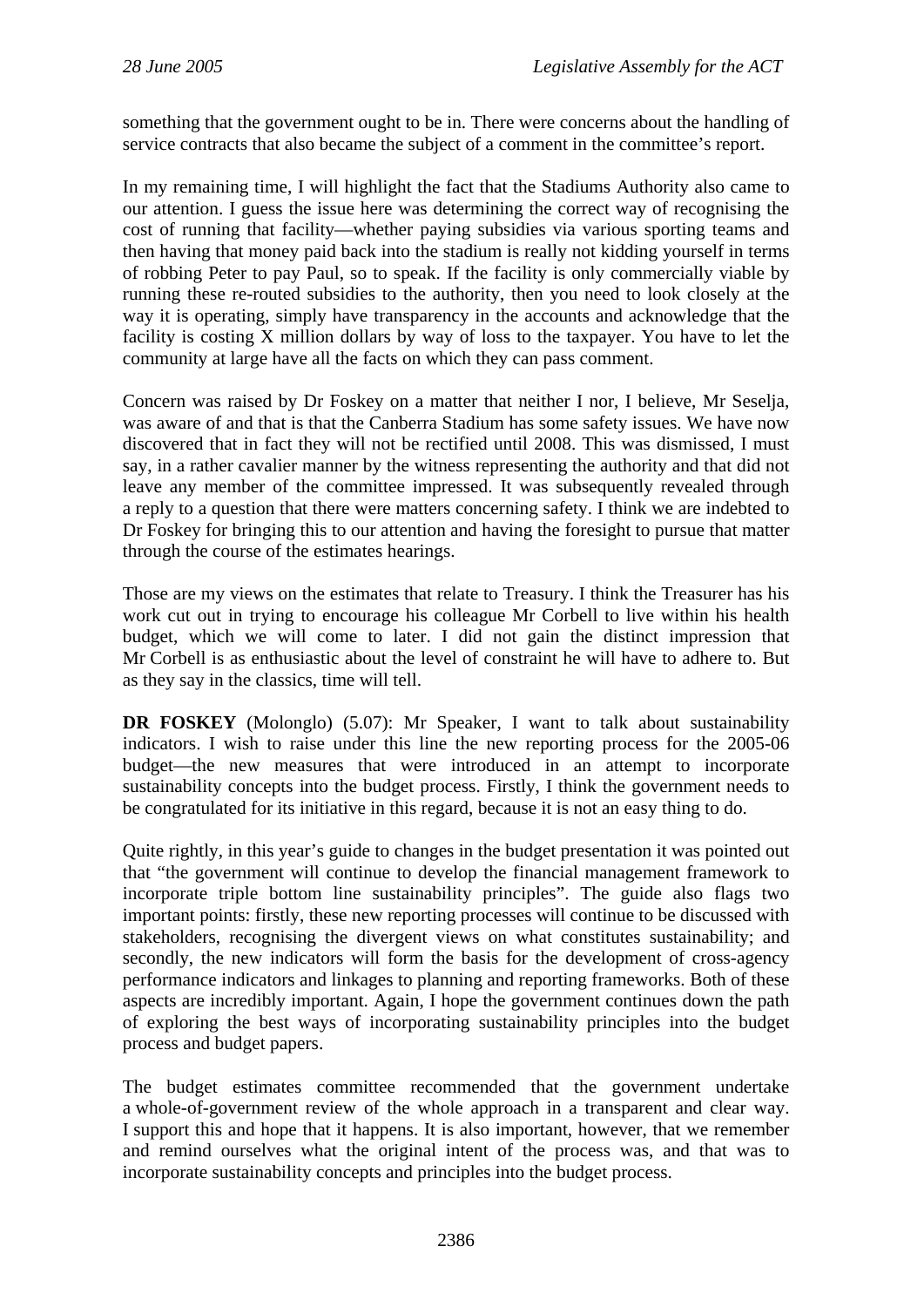something that the government ought to be in. There were concerns about the handling of service contracts that also became the subject of a comment in the committee's report.

In my remaining time, I will highlight the fact that the Stadiums Authority also came to our attention. I guess the issue here was determining the correct way of recognising the cost of running that facility—whether paying subsidies via various sporting teams and then having that money paid back into the stadium is really not kidding yourself in terms of robbing Peter to pay Paul, so to speak. If the facility is only commercially viable by running these re-routed subsidies to the authority, then you need to look closely at the way it is operating, simply have transparency in the accounts and acknowledge that the facility is costing X million dollars by way of loss to the taxpayer. You have to let the community at large have all the facts on which they can pass comment.

Concern was raised by Dr Foskey on a matter that neither I nor, I believe, Mr Seselja, was aware of and that is that the Canberra Stadium has some safety issues. We have now discovered that in fact they will not be rectified until 2008. This was dismissed, I must say, in a rather cavalier manner by the witness representing the authority and that did not leave any member of the committee impressed. It was subsequently revealed through a reply to a question that there were matters concerning safety. I think we are indebted to Dr Foskey for bringing this to our attention and having the foresight to pursue that matter through the course of the estimates hearings.

Those are my views on the estimates that relate to Treasury. I think the Treasurer has his work cut out in trying to encourage his colleague Mr Corbell to live within his health budget, which we will come to later. I did not gain the distinct impression that Mr Corbell is as enthusiastic about the level of constraint he will have to adhere to. But as they say in the classics, time will tell.

**DR FOSKEY** (Molonglo) (5.07): Mr Speaker, I want to talk about sustainability indicators. I wish to raise under this line the new reporting process for the 2005-06 budget—the new measures that were introduced in an attempt to incorporate sustainability concepts into the budget process. Firstly, I think the government needs to be congratulated for its initiative in this regard, because it is not an easy thing to do.

Quite rightly, in this year's guide to changes in the budget presentation it was pointed out that "the government will continue to develop the financial management framework to incorporate triple bottom line sustainability principles". The guide also flags two important points: firstly, these new reporting processes will continue to be discussed with stakeholders, recognising the divergent views on what constitutes sustainability; and secondly, the new indicators will form the basis for the development of cross-agency performance indicators and linkages to planning and reporting frameworks. Both of these aspects are incredibly important. Again, I hope the government continues down the path of exploring the best ways of incorporating sustainability principles into the budget process and budget papers.

The budget estimates committee recommended that the government undertake a whole-of-government review of the whole approach in a transparent and clear way. I support this and hope that it happens. It is also important, however, that we remember and remind ourselves what the original intent of the process was, and that was to incorporate sustainability concepts and principles into the budget process.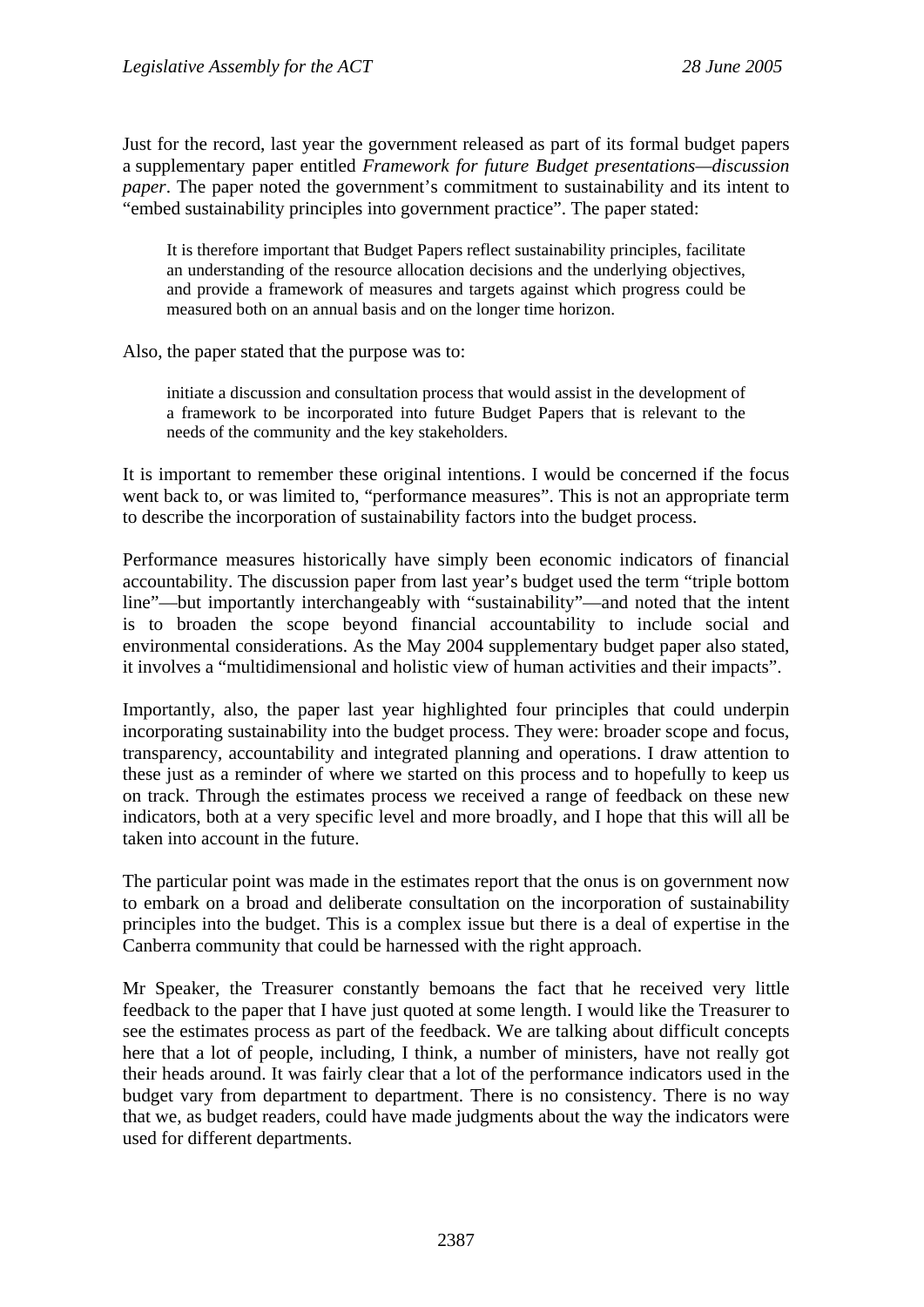Just for the record, last year the government released as part of its formal budget papers a supplementary paper entitled *Framework for future Budget presentations—discussion paper*. The paper noted the government's commitment to sustainability and its intent to "embed sustainability principles into government practice". The paper stated:

> It is therefore important that Budget Papers reflect sustainability principles, facilitate an understanding of the resource allocation decisions and the underlying objectives, and provide a framework of measures and targets against which progress could be measured both on an annual basis and on the longer time horizon.

Also, the paper stated that the purpose was to:

> initiate a discussion and consultation process that would assist in the development of a framework to be incorporated into future Budget Papers that is relevant to the needs of the community and the key stakeholders.

It is important to remember these original intentions. I would be concerned if the focus went back to, or was limited to, "performance measures". This is not an appropriate term to describe the incorporation of sustainability factors into the budget process.

Performance measures historically have simply been economic indicators of financial accountability. The discussion paper from last year's budget used the term "triple bottom line"—but importantly interchangeably with "sustainability"—and noted that the intent is to broaden the scope beyond financial accountability to include social and environmental considerations. As the May 2004 supplementary budget paper also stated, it involves a "multidimensional and holistic view of human activities and their impacts".

Importantly, also, the paper last year highlighted four principles that could underpin incorporating sustainability into the budget process. They were: broader scope and focus, transparency, accountability and integrated planning and operations. I draw attention to these just as a reminder of where we started on this process and to hopefully to keep us on track. Through the estimates process we received a range of feedback on these new indicators, both at a very specific level and more broadly, and I hope that this will all be taken into account in the future.

The particular point was made in the estimates report that the onus is on government now to embark on a broad and deliberate consultation on the incorporation of sustainability principles into the budget. This is a complex issue but there is a deal of expertise in the Canberra community that could be harnessed with the right approach.

Mr Speaker, the Treasurer constantly bemoans the fact that he received very little feedback to the paper that I have just quoted at some length. I would like the Treasurer to see the estimates process as part of the feedback. We are talking about difficult concepts here that a lot of people, including, I think, a number of ministers, have not really got their heads around. It was fairly clear that a lot of the performance indicators used in the budget vary from department to department. There is no consistency. There is no way that we, as budget readers, could have made judgments about the way the indicators were used for different departments.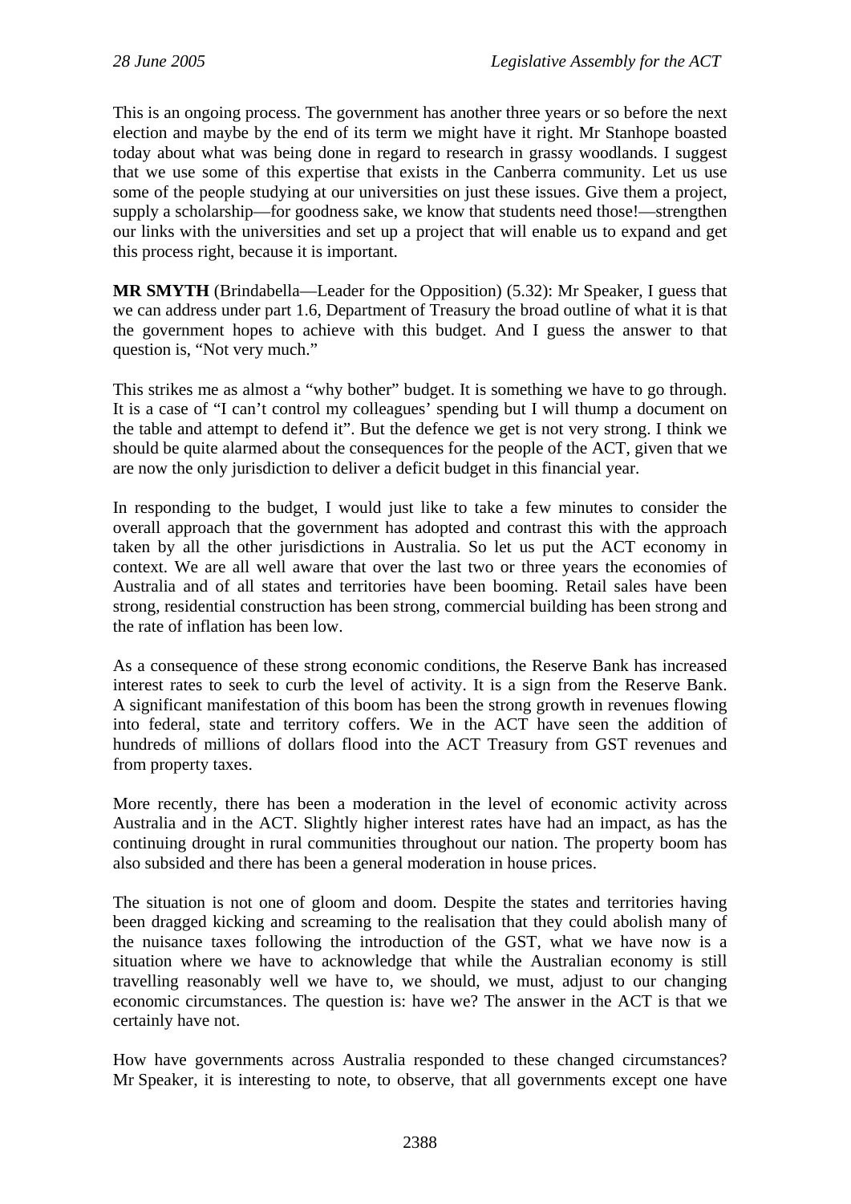This is an ongoing process. The government has another three years or so before the next election and maybe by the end of its term we might have it right. Mr Stanhope boasted today about what was being done in regard to research in grassy woodlands. I suggest that we use some of this expertise that exists in the Canberra community. Let us use some of the people studying at our universities on just these issues. Give them a project, supply a scholarship—for goodness sake, we know that students need those!—strengthen our links with the universities and set up a project that will enable us to expand and get this process right, because it is important.

**MR SMYTH** (Brindabella—Leader for the Opposition) (5.32): Mr Speaker, I guess that we can address under part 1.6, Department of Treasury the broad outline of what it is that the government hopes to achieve with this budget. And I guess the answer to that question is, "Not very much."

This strikes me as almost a "why bother" budget. It is something we have to go through. It is a case of "I can't control my colleagues' spending but I will thump a document on the table and attempt to defend it". But the defence we get is not very strong. I think we should be quite alarmed about the consequences for the people of the ACT, given that we are now the only jurisdiction to deliver a deficit budget in this financial year.

In responding to the budget, I would just like to take a few minutes to consider the overall approach that the government has adopted and contrast this with the approach taken by all the other jurisdictions in Australia. So let us put the ACT economy in context. We are all well aware that over the last two or three years the economies of Australia and of all states and territories have been booming. Retail sales have been strong, residential construction has been strong, commercial building has been strong and the rate of inflation has been low.

As a consequence of these strong economic conditions, the Reserve Bank has increased interest rates to seek to curb the level of activity. It is a sign from the Reserve Bank. A significant manifestation of this boom has been the strong growth in revenues flowing into federal, state and territory coffers. We in the ACT have seen the addition of hundreds of millions of dollars flood into the ACT Treasury from GST revenues and from property taxes.

More recently, there has been a moderation in the level of economic activity across Australia and in the ACT. Slightly higher interest rates have had an impact, as has the continuing drought in rural communities throughout our nation. The property boom has also subsided and there has been a general moderation in house prices.

The situation is not one of gloom and doom. Despite the states and territories having been dragged kicking and screaming to the realisation that they could abolish many of the nuisance taxes following the introduction of the GST, what we have now is a situation where we have to acknowledge that while the Australian economy is still travelling reasonably well we have to, we should, we must, adjust to our changing economic circumstances. The question is: have we? The answer in the ACT is that we certainly have not.

How have governments across Australia responded to these changed circumstances? Mr Speaker, it is interesting to note, to observe, that all governments except one have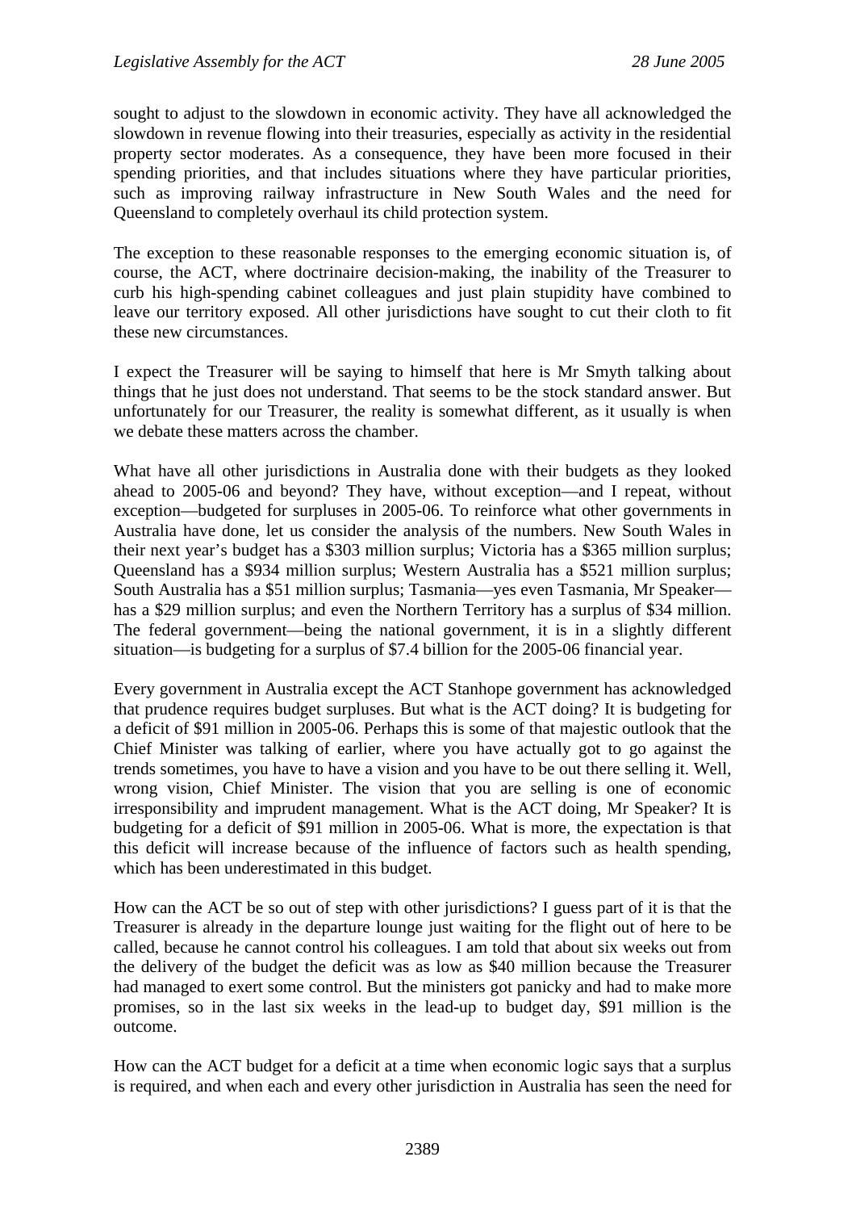sought to adjust to the slowdown in economic activity. They have all acknowledged the slowdown in revenue flowing into their treasuries, especially as activity in the residential property sector moderates. As a consequence, they have been more focused in their spending priorities, and that includes situations where they have particular priorities, such as improving railway infrastructure in New South Wales and the need for Queensland to completely overhaul its child protection system.

The exception to these reasonable responses to the emerging economic situation is, of course, the ACT, where doctrinaire decision-making, the inability of the Treasurer to curb his high-spending cabinet colleagues and just plain stupidity have combined to leave our territory exposed. All other jurisdictions have sought to cut their cloth to fit these new circumstances.

I expect the Treasurer will be saying to himself that here is Mr Smyth talking about things that he just does not understand. That seems to be the stock standard answer. But unfortunately for our Treasurer, the reality is somewhat different, as it usually is when we debate these matters across the chamber.

What have all other jurisdictions in Australia done with their budgets as they looked ahead to 2005-06 and beyond? They have, without exception—and I repeat, without exception—budgeted for surpluses in 2005-06. To reinforce what other governments in Australia have done, let us consider the analysis of the numbers. New South Wales in their next year's budget has a \$303 million surplus; Victoria has a \$365 million surplus; Queensland has a \$934 million surplus; Western Australia has a \$521 million surplus; South Australia has a \$51 million surplus; Tasmania—yes even Tasmania, Mr Speaker—has a \$29 million surplus; and even the Northern Territory has a surplus of \$34 million. The federal government—being the national government, it is in a slightly different situation—is budgeting for a surplus of \$7.4 billion for the 2005-06 financial year.

Every government in Australia except the ACT Stanhope government has acknowledged that prudence requires budget surpluses. But what is the ACT doing? It is budgeting for a deficit of \$91 million in 2005-06. Perhaps this is some of that majestic outlook that the Chief Minister was talking of earlier, where you have actually got to go against the trends sometimes, you have to have a vision and you have to be out there selling it. Well, wrong vision, Chief Minister. The vision that you are selling is one of economic irresponsibility and imprudent management. What is the ACT doing, Mr Speaker? It is budgeting for a deficit of \$91 million in 2005-06. What is more, the expectation is that this deficit will increase because of the influence of factors such as health spending, which has been underestimated in this budget.

How can the ACT be so out of step with other jurisdictions? I guess part of it is that the Treasurer is already in the departure lounge just waiting for the flight out of here to be called, because he cannot control his colleagues. I am told that about six weeks out from the delivery of the budget the deficit was as low as \$40 million because the Treasurer had managed to exert some control. But the ministers got panicky and had to make more promises, so in the last six weeks in the lead-up to budget day, \$91 million is the outcome.

How can the ACT budget for a deficit at a time when economic logic says that a surplus is required, and when each and every other jurisdiction in Australia has seen the need for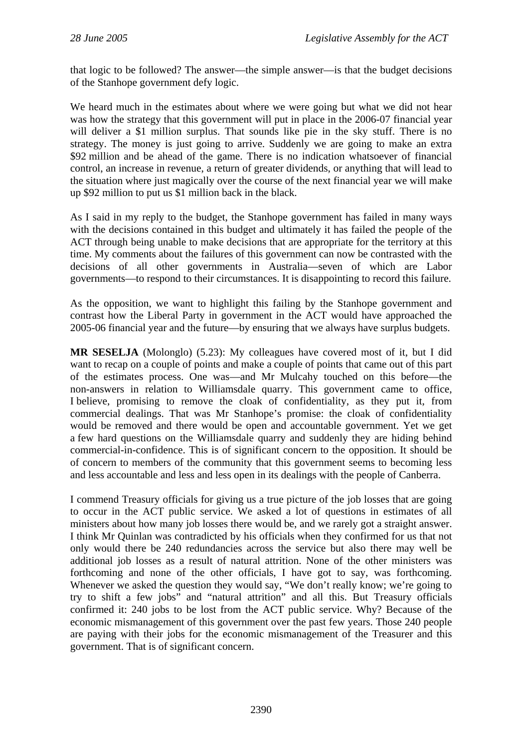that logic to be followed? The answer—the simple answer—is that the budget decisions of the Stanhope government defy logic.

We heard much in the estimates about where we were going but what we did not hear was how the strategy that this government will put in place in the 2006-07 financial year will deliver a $1 million surplus. That sounds like pie in the sky stuff. There is no strategy. The money is just going to arrive. Suddenly we are going to make an extra $92 million and be ahead of the game. There is no indication whatsoever of financial control, an increase in revenue, a return of greater dividends, or anything that will lead to the situation where just magically over the course of the next financial year we will make up $92 million to put us $1 million back in the black.

As I said in my reply to the budget, the Stanhope government has failed in many ways with the decisions contained in this budget and ultimately it has failed the people of the ACT through being unable to make decisions that are appropriate for the territory at this time. My comments about the failures of this government can now be contrasted with the decisions of all other governments in Australia—seven of which are Labor governments—to respond to their circumstances. It is disappointing to record this failure.

As the opposition, we want to highlight this failing by the Stanhope government and contrast how the Liberal Party in government in the ACT would have approached the 2005-06 financial year and the future—by ensuring that we always have surplus budgets.

**MR SESELJA** (Molonglo) (5.23): My colleagues have covered most of it, but I did want to recap on a couple of points and make a couple of points that came out of this part of the estimates process. One was—and Mr Mulcahy touched on this before—the non-answers in relation to Williamsdale quarry. This government came to office, I believe, promising to remove the cloak of confidentiality, as they put it, from commercial dealings. That was Mr Stanhope's promise: the cloak of confidentiality would be removed and there would be open and accountable government. Yet we get a few hard questions on the Williamsdale quarry and suddenly they are hiding behind commercial-in-confidence. This is of significant concern to the opposition. It should be of concern to members of the community that this government seems to becoming less and less accountable and less and less open in its dealings with the people of Canberra.

I commend Treasury officials for giving us a true picture of the job losses that are going to occur in the ACT public service. We asked a lot of questions in estimates of all ministers about how many job losses there would be, and we rarely got a straight answer. I think Mr Quinlan was contradicted by his officials when they confirmed for us that not only would there be 240 redundancies across the service but also there may well be additional job losses as a result of natural attrition. None of the other ministers was forthcoming and none of the other officials, I have got to say, was forthcoming. Whenever we asked the question they would say, "We don't really know; we're going to try to shift a few jobs" and "natural attrition" and all this. But Treasury officials confirmed it: 240 jobs to be lost from the ACT public service. Why? Because of the economic mismanagement of this government over the past few years. Those 240 people are paying with their jobs for the economic mismanagement of the Treasurer and this government. That is of significant concern.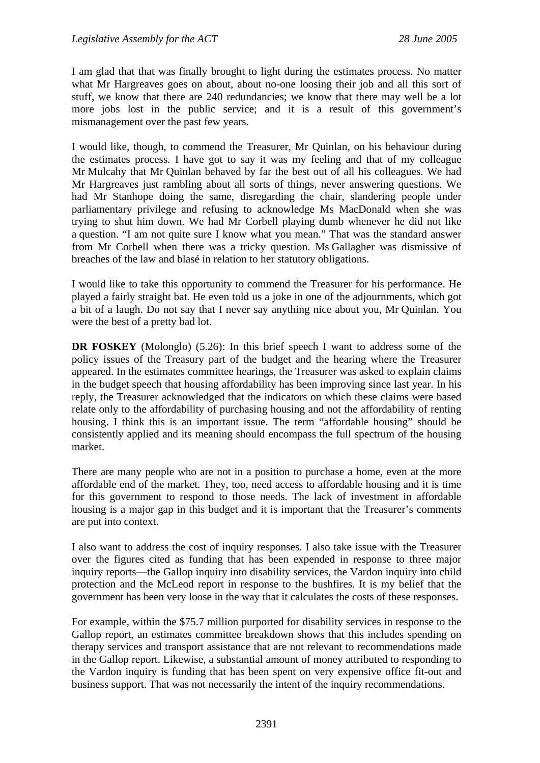I am glad that that was finally brought to light during the estimates process. No matter what Mr Hargreaves goes on about, about no-one loosing their job and all this sort of stuff, we know that there are 240 redundancies; we know that there may well be a lot more jobs lost in the public service; and it is a result of this government's mismanagement over the past few years.

I would like, though, to commend the Treasurer, Mr Quinlan, on his behaviour during the estimates process. I have got to say it was my feeling and that of my colleague Mr Mulcahy that Mr Quinlan behaved by far the best out of all his colleagues. We had Mr Hargreaves just rambling about all sorts of things, never answering questions. We had Mr Stanhope doing the same, disregarding the chair, slandering people under parliamentary privilege and refusing to acknowledge Ms MacDonald when she was trying to shut him down. We had Mr Corbell playing dumb whenever he did not like a question. "I am not quite sure I know what you mean." That was the standard answer from Mr Corbell when there was a tricky question. Ms Gallagher was dismissive of breaches of the law and blasé in relation to her statutory obligations.

I would like to take this opportunity to commend the Treasurer for his performance. He played a fairly straight bat. He even told us a joke in one of the adjournments, which got a bit of a laugh. Do not say that I never say anything nice about you, Mr Quinlan. You were the best of a pretty bad lot.

**DR FOSKEY** (Molonglo) (5.26): In this brief speech I want to address some of the policy issues of the Treasury part of the budget and the hearing where the Treasurer appeared. In the estimates committee hearings, the Treasurer was asked to explain claims in the budget speech that housing affordability has been improving since last year. In his reply, the Treasurer acknowledged that the indicators on which these claims were based relate only to the affordability of purchasing housing and not the affordability of renting housing. I think this is an important issue. The term "affordable housing" should be consistently applied and its meaning should encompass the full spectrum of the housing market.

There are many people who are not in a position to purchase a home, even at the more affordable end of the market. They, too, need access to affordable housing and it is time for this government to respond to those needs. The lack of investment in affordable housing is a major gap in this budget and it is important that the Treasurer's comments are put into context.

I also want to address the cost of inquiry responses. I also take issue with the Treasurer over the figures cited as funding that has been expended in response to three major inquiry reports—the Gallop inquiry into disability services, the Vardon inquiry into child protection and the McLeod report in response to the bushfires. It is my belief that the government has been very loose in the way that it calculates the costs of these responses.

For example, within the $75.7 million purported for disability services in response to the Gallop report, an estimates committee breakdown shows that this includes spending on therapy services and transport assistance that are not relevant to recommendations made in the Gallop report. Likewise, a substantial amount of money attributed to responding to the Vardon inquiry is funding that has been spent on very expensive office fit-out and business support. That was not necessarily the intent of the inquiry recommendations.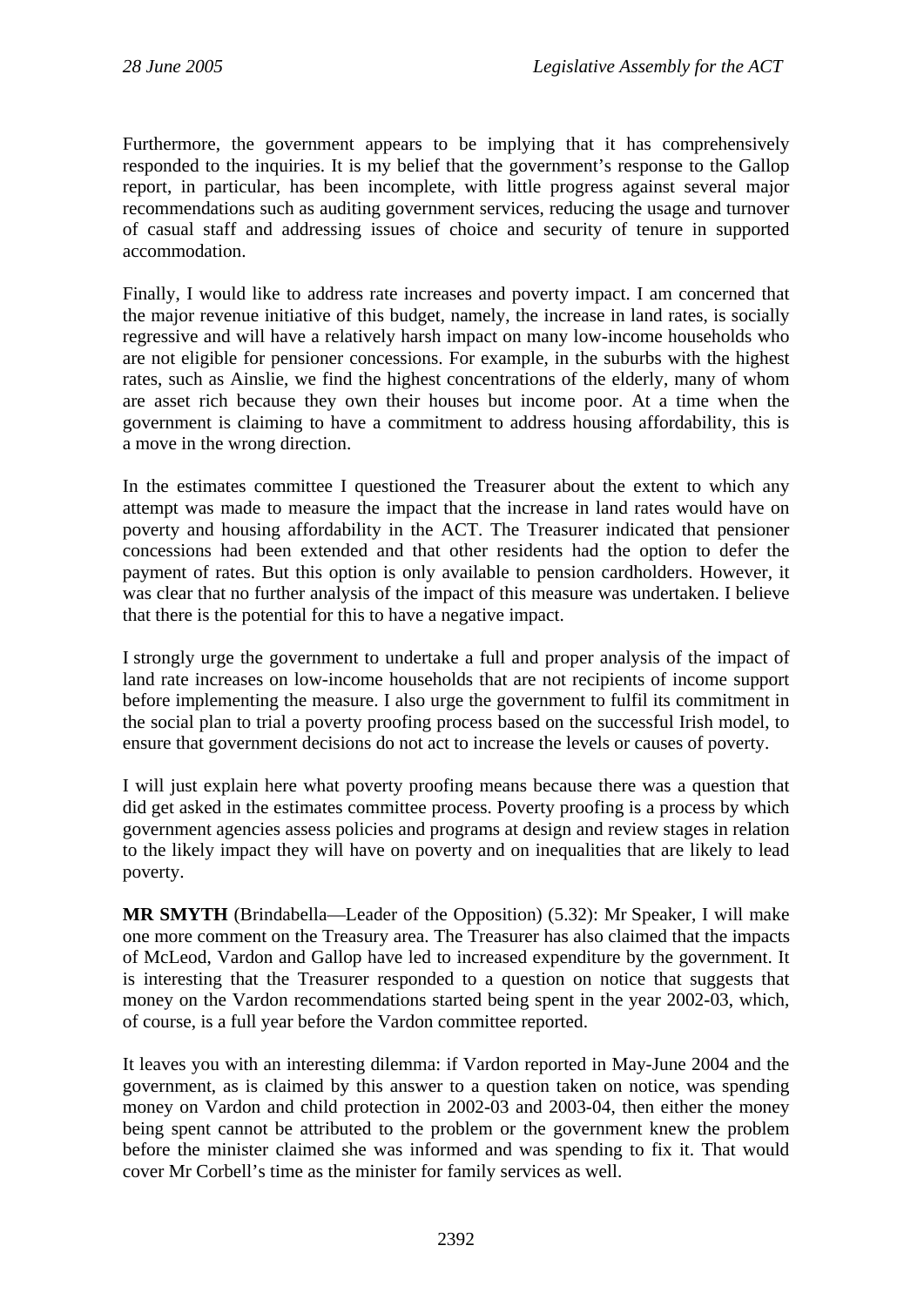Furthermore, the government appears to be implying that it has comprehensively responded to the inquiries. It is my belief that the government's response to the Gallop report, in particular, has been incomplete, with little progress against several major recommendations such as auditing government services, reducing the usage and turnover of casual staff and addressing issues of choice and security of tenure in supported accommodation.

Finally, I would like to address rate increases and poverty impact. I am concerned that the major revenue initiative of this budget, namely, the increase in land rates, is socially regressive and will have a relatively harsh impact on many low-income households who are not eligible for pensioner concessions. For example, in the suburbs with the highest rates, such as Ainslie, we find the highest concentrations of the elderly, many of whom are asset rich because they own their houses but income poor. At a time when the government is claiming to have a commitment to address housing affordability, this is a move in the wrong direction.

In the estimates committee I questioned the Treasurer about the extent to which any attempt was made to measure the impact that the increase in land rates would have on poverty and housing affordability in the ACT. The Treasurer indicated that pensioner concessions had been extended and that other residents had the option to defer the payment of rates. But this option is only available to pension cardholders. However, it was clear that no further analysis of the impact of this measure was undertaken. I believe that there is the potential for this to have a negative impact.

I strongly urge the government to undertake a full and proper analysis of the impact of land rate increases on low-income households that are not recipients of income support before implementing the measure. I also urge the government to fulfil its commitment in the social plan to trial a poverty proofing process based on the successful Irish model, to ensure that government decisions do not act to increase the levels or causes of poverty.

I will just explain here what poverty proofing means because there was a question that did get asked in the estimates committee process. Poverty proofing is a process by which government agencies assess policies and programs at design and review stages in relation to the likely impact they will have on poverty and on inequalities that are likely to lead poverty.

**MR SMYTH** (Brindabella—Leader of the Opposition) (5.32): Mr Speaker, I will make one more comment on the Treasury area. The Treasurer has also claimed that the impacts of McLeod, Vardon and Gallop have led to increased expenditure by the government. It is interesting that the Treasurer responded to a question on notice that suggests that money on the Vardon recommendations started being spent in the year 2002-03, which, of course, is a full year before the Vardon committee reported.

It leaves you with an interesting dilemma: if Vardon reported in May-June 2004 and the government, as is claimed by this answer to a question taken on notice, was spending money on Vardon and child protection in 2002-03 and 2003-04, then either the money being spent cannot be attributed to the problem or the government knew the problem before the minister claimed she was informed and was spending to fix it. That would cover Mr Corbell's time as the minister for family services as well.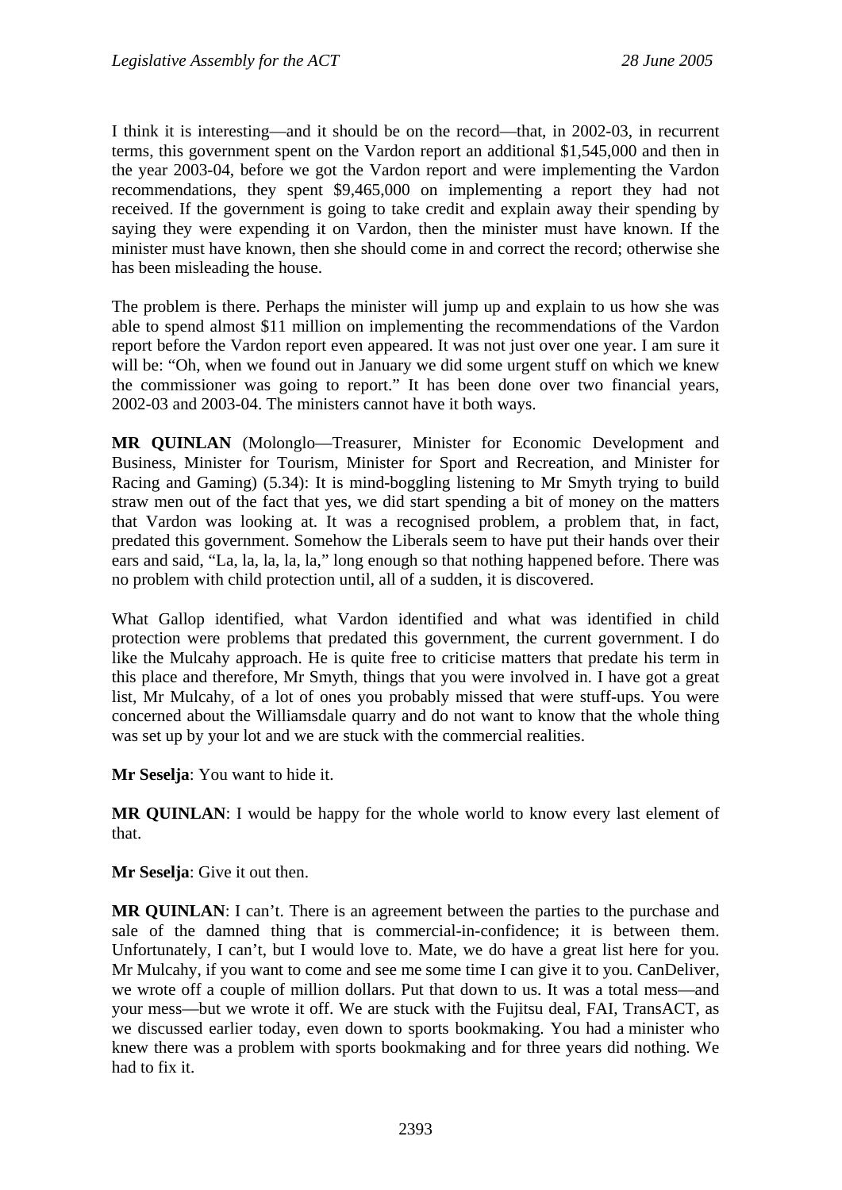I think it is interesting—and it should be on the record—that, in 2002-03, in recurrent terms, this government spent on the Vardon report an additional $1,545,000 and then in the year 2003-04, before we got the Vardon report and were implementing the Vardon recommendations, they spent $9,465,000 on implementing a report they had not received. If the government is going to take credit and explain away their spending by saying they were expending it on Vardon, then the minister must have known. If the minister must have known, then she should come in and correct the record; otherwise she has been misleading the house.

The problem is there. Perhaps the minister will jump up and explain to us how she was able to spend almost $11 million on implementing the recommendations of the Vardon report before the Vardon report even appeared. It was not just over one year. I am sure it will be: "Oh, when we found out in January we did some urgent stuff on which we knew the commissioner was going to report." It has been done over two financial years, 2002-03 and 2003-04. The ministers cannot have it both ways.

**MR QUINLAN** (Molonglo—Treasurer, Minister for Economic Development and Business, Minister for Tourism, Minister for Sport and Recreation, and Minister for Racing and Gaming) (5.34): It is mind-boggling listening to Mr Smyth trying to build straw men out of the fact that yes, we did start spending a bit of money on the matters that Vardon was looking at. It was a recognised problem, a problem that, in fact, predated this government. Somehow the Liberals seem to have put their hands over their ears and said, "La, la, la, la, la," long enough so that nothing happened before. There was no problem with child protection until, all of a sudden, it is discovered.

What Gallop identified, what Vardon identified and what was identified in child protection were problems that predated this government, the current government. I do like the Mulcahy approach. He is quite free to criticise matters that predate his term in this place and therefore, Mr Smyth, things that you were involved in. I have got a great list, Mr Mulcahy, of a lot of ones you probably missed that were stuff-ups. You were concerned about the Williamsdale quarry and do not want to know that the whole thing was set up by your lot and we are stuck with the commercial realities.

**Mr Seselja**: You want to hide it.

**MR QUINLAN**: I would be happy for the whole world to know every last element of that.

**Mr Seselja**: Give it out then.

**MR QUINLAN**: I can't. There is an agreement between the parties to the purchase and sale of the damned thing that is commercial-in-confidence; it is between them. Unfortunately, I can't, but I would love to. Mate, we do have a great list here for you. Mr Mulcahy, if you want to come and see me some time I can give it to you. CanDeliver, we wrote off a couple of million dollars. Put that down to us. It was a total mess—and your mess—but we wrote it off. We are stuck with the Fujitsu deal, FAI, TransACT, as we discussed earlier today, even down to sports bookmaking. You had a minister who knew there was a problem with sports bookmaking and for three years did nothing. We had to fix it.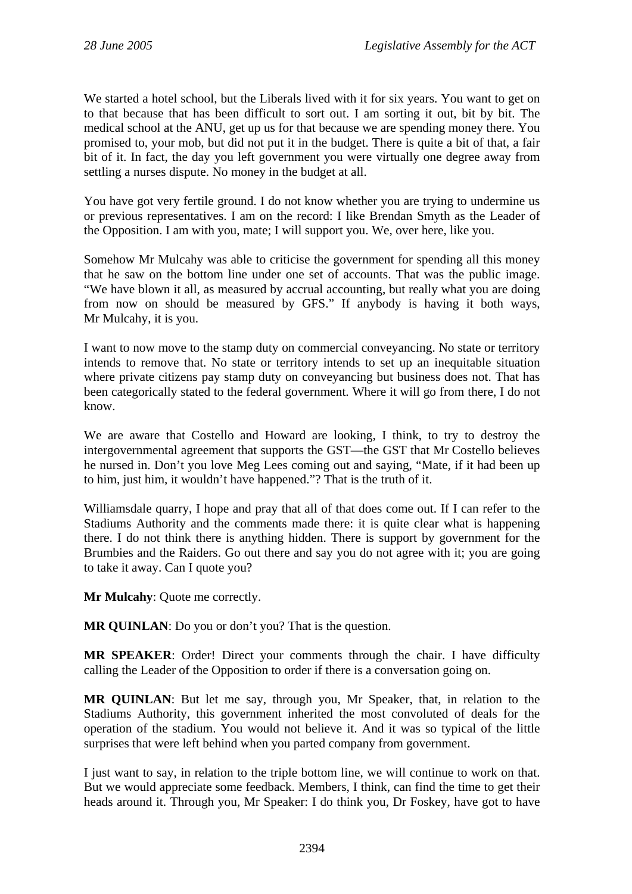We started a hotel school, but the Liberals lived with it for six years. You want to get on to that because that has been difficult to sort out. I am sorting it out, bit by bit. The medical school at the ANU, get up us for that because we are spending money there. You promised to, your mob, but did not put it in the budget. There is quite a bit of that, a fair bit of it. In fact, the day you left government you were virtually one degree away from settling a nurses dispute. No money in the budget at all.

You have got very fertile ground. I do not know whether you are trying to undermine us or previous representatives. I am on the record: I like Brendan Smyth as the Leader of the Opposition. I am with you, mate; I will support you. We, over here, like you.

Somehow Mr Mulcahy was able to criticise the government for spending all this money that he saw on the bottom line under one set of accounts. That was the public image. "We have blown it all, as measured by accrual accounting, but really what you are doing from now on should be measured by GFS." If anybody is having it both ways, Mr Mulcahy, it is you.

I want to now move to the stamp duty on commercial conveyancing. No state or territory intends to remove that. No state or territory intends to set up an inequitable situation where private citizens pay stamp duty on conveyancing but business does not. That has been categorically stated to the federal government. Where it will go from there, I do not know.

We are aware that Costello and Howard are looking, I think, to try to destroy the intergovernmental agreement that supports the GST—the GST that Mr Costello believes he nursed in. Don't you love Meg Lees coming out and saying, "Mate, if it had been up to him, just him, it wouldn't have happened."? That is the truth of it.

Williamsdale quarry, I hope and pray that all of that does come out. If I can refer to the Stadiums Authority and the comments made there: it is quite clear what is happening there. I do not think there is anything hidden. There is support by government for the Brumbies and the Raiders. Go out there and say you do not agree with it; you are going to take it away. Can I quote you?

**Mr Mulcahy**: Quote me correctly.

**MR QUINLAN**: Do you or don't you? That is the question.

**MR SPEAKER**: Order! Direct your comments through the chair. I have difficulty calling the Leader of the Opposition to order if there is a conversation going on.

**MR QUINLAN**: But let me say, through you, Mr Speaker, that, in relation to the Stadiums Authority, this government inherited the most convoluted of deals for the operation of the stadium. You would not believe it. And it was so typical of the little surprises that were left behind when you parted company from government.

I just want to say, in relation to the triple bottom line, we will continue to work on that. But we would appreciate some feedback. Members, I think, can find the time to get their heads around it. Through you, Mr Speaker: I do think you, Dr Foskey, have got to have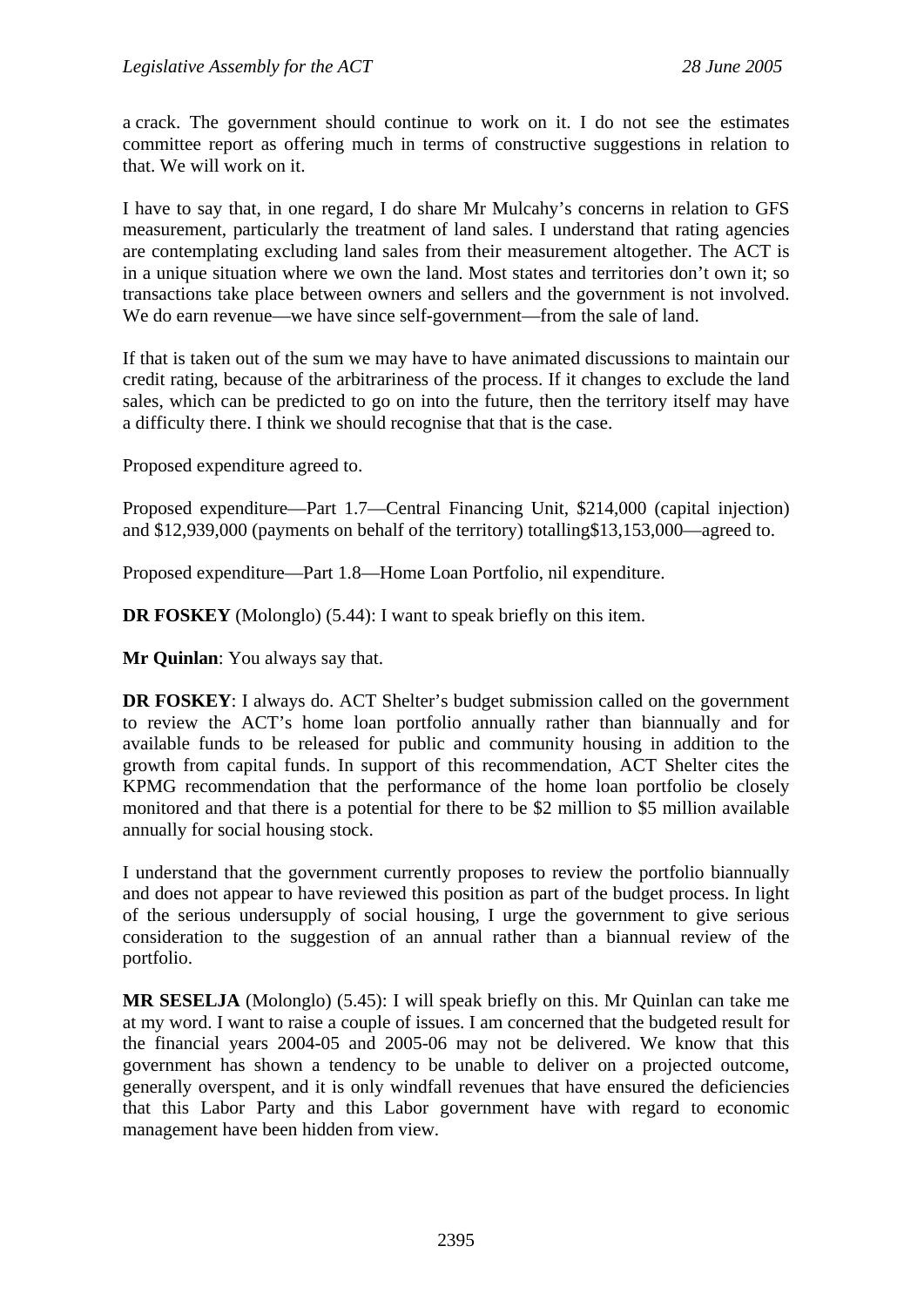a crack. The government should continue to work on it. I do not see the estimates committee report as offering much in terms of constructive suggestions in relation to that. We will work on it.

I have to say that, in one regard, I do share Mr Mulcahy's concerns in relation to GFS measurement, particularly the treatment of land sales. I understand that rating agencies are contemplating excluding land sales from their measurement altogether. The ACT is in a unique situation where we own the land. Most states and territories don't own it; so transactions take place between owners and sellers and the government is not involved. We do earn revenue—we have since self-government—from the sale of land.

If that is taken out of the sum we may have to have animated discussions to maintain our credit rating, because of the arbitrariness of the process. If it changes to exclude the land sales, which can be predicted to go on into the future, then the territory itself may have a difficulty there. I think we should recognise that that is the case.

Proposed expenditure agreed to.

Proposed expenditure—Part 1.7—Central Financing Unit, $214,000 (capital injection) and $12,939,000 (payments on behalf of the territory) totalling$13,153,000—agreed to.

Proposed expenditure—Part 1.8—Home Loan Portfolio, nil expenditure.

**DR FOSKEY** (Molonglo) (5.44): I want to speak briefly on this item.

**Mr Quinlan**: You always say that.

**DR FOSKEY**: I always do. ACT Shelter's budget submission called on the government to review the ACT's home loan portfolio annually rather than biannually and for available funds to be released for public and community housing in addition to the growth from capital funds. In support of this recommendation, ACT Shelter cites the KPMG recommendation that the performance of the home loan portfolio be closely monitored and that there is a potential for there to be $2 million to $5 million available annually for social housing stock.

I understand that the government currently proposes to review the portfolio biannually and does not appear to have reviewed this position as part of the budget process. In light of the serious undersupply of social housing, I urge the government to give serious consideration to the suggestion of an annual rather than a biannual review of the portfolio.

**MR SESELJA** (Molonglo) (5.45): I will speak briefly on this. Mr Quinlan can take me at my word. I want to raise a couple of issues. I am concerned that the budgeted result for the financial years 2004-05 and 2005-06 may not be delivered. We know that this government has shown a tendency to be unable to deliver on a projected outcome, generally overspent, and it is only windfall revenues that have ensured the deficiencies that this Labor Party and this Labor government have with regard to economic management have been hidden from view.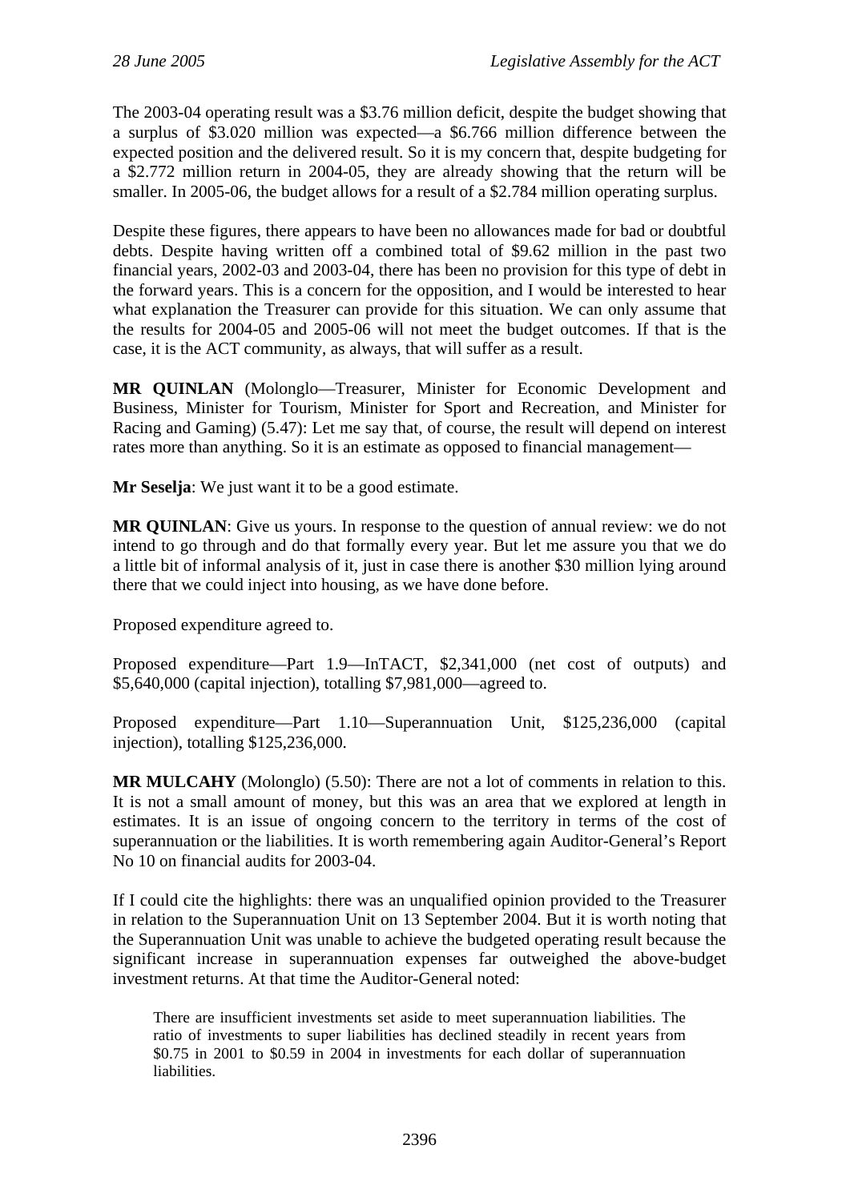The 2003-04 operating result was a $3.76 million deficit, despite the budget showing that a surplus of $3.020 million was expected—a $6.766 million difference between the expected position and the delivered result. So it is my concern that, despite budgeting for a $2.772 million return in 2004-05, they are already showing that the return will be smaller. In 2005-06, the budget allows for a result of a $2.784 million operating surplus.

Despite these figures, there appears to have been no allowances made for bad or doubtful debts. Despite having written off a combined total of $9.62 million in the past two financial years, 2002-03 and 2003-04, there has been no provision for this type of debt in the forward years. This is a concern for the opposition, and I would be interested to hear what explanation the Treasurer can provide for this situation. We can only assume that the results for 2004-05 and 2005-06 will not meet the budget outcomes. If that is the case, it is the ACT community, as always, that will suffer as a result.

**MR QUINLAN** (Molonglo—Treasurer, Minister for Economic Development and Business, Minister for Tourism, Minister for Sport and Recreation, and Minister for Racing and Gaming) (5.47): Let me say that, of course, the result will depend on interest rates more than anything. So it is an estimate as opposed to financial management—

**Mr Seselja**: We just want it to be a good estimate.

**MR QUINLAN**: Give us yours. In response to the question of annual review: we do not intend to go through and do that formally every year. But let me assure you that we do a little bit of informal analysis of it, just in case there is another $30 million lying around there that we could inject into housing, as we have done before.

Proposed expenditure agreed to.

Proposed expenditure—Part 1.9—InTACT, $2,341,000 (net cost of outputs) and $5,640,000 (capital injection), totalling $7,981,000—agreed to.

Proposed expenditure—Part 1.10—Superannuation Unit, $125,236,000 (capital injection), totalling $125,236,000.

**MR MULCAHY** (Molonglo) (5.50): There are not a lot of comments in relation to this. It is not a small amount of money, but this was an area that we explored at length in estimates. It is an issue of ongoing concern to the territory in terms of the cost of superannuation or the liabilities. It is worth remembering again Auditor-General's Report No 10 on financial audits for 2003-04.

If I could cite the highlights: there was an unqualified opinion provided to the Treasurer in relation to the Superannuation Unit on 13 September 2004. But it is worth noting that the Superannuation Unit was unable to achieve the budgeted operating result because the significant increase in superannuation expenses far outweighed the above-budget investment returns. At that time the Auditor-General noted:

> There are insufficient investments set aside to meet superannuation liabilities. The ratio of investments to super liabilities has declined steadily in recent years from $0.75 in 2001 to $0.59 in 2004 in investments for each dollar of superannuation liabilities.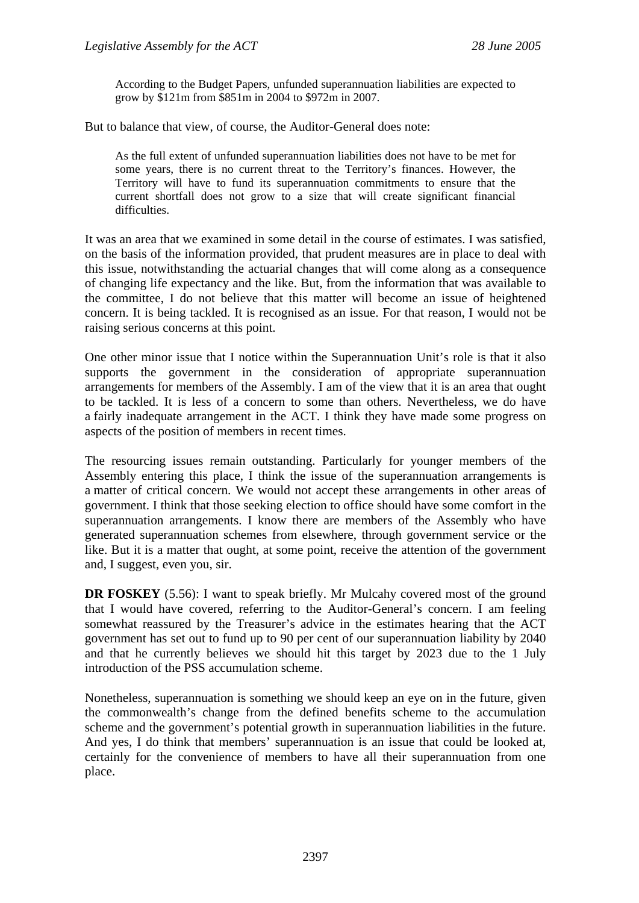> According to the Budget Papers, unfunded superannuation liabilities are expected to grow by $121m from $851m in 2004 to $972m in 2007.

But to balance that view, of course, the Auditor-General does note:

> As the full extent of unfunded superannuation liabilities does not have to be met for some years, there is no current threat to the Territory's finances. However, the Territory will have to fund its superannuation commitments to ensure that the current shortfall does not grow to a size that will create significant financial difficulties.

It was an area that we examined in some detail in the course of estimates. I was satisfied, on the basis of the information provided, that prudent measures are in place to deal with this issue, notwithstanding the actuarial changes that will come along as a consequence of changing life expectancy and the like. But, from the information that was available to the committee, I do not believe that this matter will become an issue of heightened concern. It is being tackled. It is recognised as an issue. For that reason, I would not be raising serious concerns at this point.

One other minor issue that I notice within the Superannuation Unit's role is that it also supports the government in the consideration of appropriate superannuation arrangements for members of the Assembly. I am of the view that it is an area that ought to be tackled. It is less of a concern to some than others. Nevertheless, we do have a fairly inadequate arrangement in the ACT. I think they have made some progress on aspects of the position of members in recent times.

The resourcing issues remain outstanding. Particularly for younger members of the Assembly entering this place, I think the issue of the superannuation arrangements is a matter of critical concern. We would not accept these arrangements in other areas of government. I think that those seeking election to office should have some comfort in the superannuation arrangements. I know there are members of the Assembly who have generated superannuation schemes from elsewhere, through government service or the like. But it is a matter that ought, at some point, receive the attention of the government and, I suggest, even you, sir.

**DR FOSKEY** (5.56): I want to speak briefly. Mr Mulcahy covered most of the ground that I would have covered, referring to the Auditor-General's concern. I am feeling somewhat reassured by the Treasurer's advice in the estimates hearing that the ACT government has set out to fund up to 90 per cent of our superannuation liability by 2040 and that he currently believes we should hit this target by 2023 due to the 1 July introduction of the PSS accumulation scheme.

Nonetheless, superannuation is something we should keep an eye on in the future, given the commonwealth's change from the defined benefits scheme to the accumulation scheme and the government's potential growth in superannuation liabilities in the future. And yes, I do think that members' superannuation is an issue that could be looked at, certainly for the convenience of members to have all their superannuation from one place.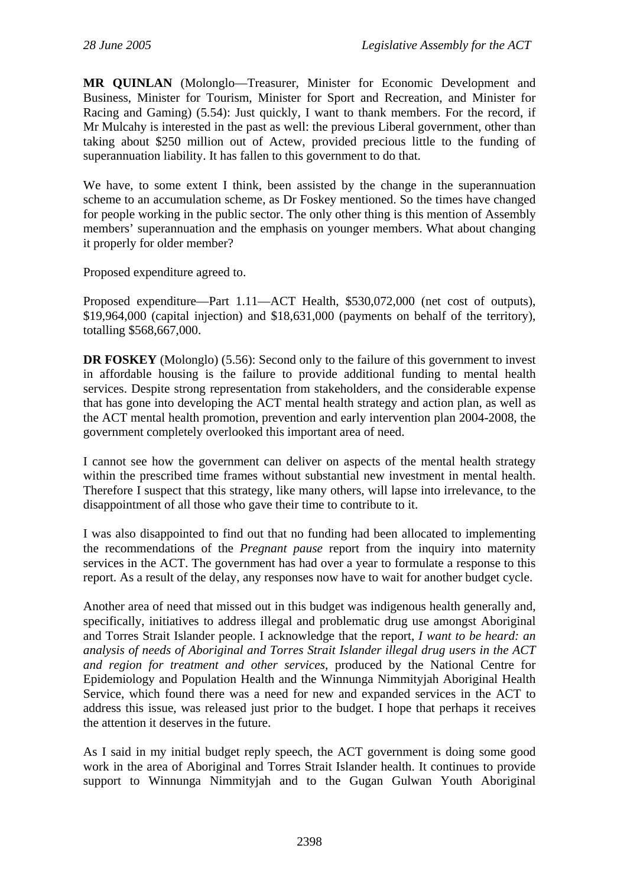**MR QUINLAN** (Molonglo—Treasurer, Minister for Economic Development and Business, Minister for Tourism, Minister for Sport and Recreation, and Minister for Racing and Gaming) (5.54): Just quickly, I want to thank members. For the record, if Mr Mulcahy is interested in the past as well: the previous Liberal government, other than taking about $250 million out of Actew, provided precious little to the funding of superannuation liability. It has fallen to this government to do that.

We have, to some extent I think, been assisted by the change in the superannuation scheme to an accumulation scheme, as Dr Foskey mentioned. So the times have changed for people working in the public sector. The only other thing is this mention of Assembly members' superannuation and the emphasis on younger members. What about changing it properly for older member?

Proposed expenditure agreed to.

Proposed expenditure—Part 1.11—ACT Health, $530,072,000 (net cost of outputs), $19,964,000 (capital injection) and $18,631,000 (payments on behalf of the territory), totalling $568,667,000.

**DR FOSKEY** (Molonglo) (5.56): Second only to the failure of this government to invest in affordable housing is the failure to provide additional funding to mental health services. Despite strong representation from stakeholders, and the considerable expense that has gone into developing the ACT mental health strategy and action plan, as well as the ACT mental health promotion, prevention and early intervention plan 2004-2008, the government completely overlooked this important area of need.

I cannot see how the government can deliver on aspects of the mental health strategy within the prescribed time frames without substantial new investment in mental health. Therefore I suspect that this strategy, like many others, will lapse into irrelevance, to the disappointment of all those who gave their time to contribute to it.

I was also disappointed to find out that no funding had been allocated to implementing the recommendations of the *Pregnant pause* report from the inquiry into maternity services in the ACT. The government has had over a year to formulate a response to this report. As a result of the delay, any responses now have to wait for another budget cycle.

Another area of need that missed out in this budget was indigenous health generally and, specifically, initiatives to address illegal and problematic drug use amongst Aboriginal and Torres Strait Islander people. I acknowledge that the report, *I want to be heard: an analysis of needs of Aboriginal and Torres Strait Islander illegal drug users in the ACT and region for treatment and other services*, produced by the National Centre for Epidemiology and Population Health and the Winnunga Nimmityjah Aboriginal Health Service, which found there was a need for new and expanded services in the ACT to address this issue, was released just prior to the budget. I hope that perhaps it receives the attention it deserves in the future.

As I said in my initial budget reply speech, the ACT government is doing some good work in the area of Aboriginal and Torres Strait Islander health. It continues to provide support to Winnunga Nimmityjah and to the Gugan Gulwan Youth Aboriginal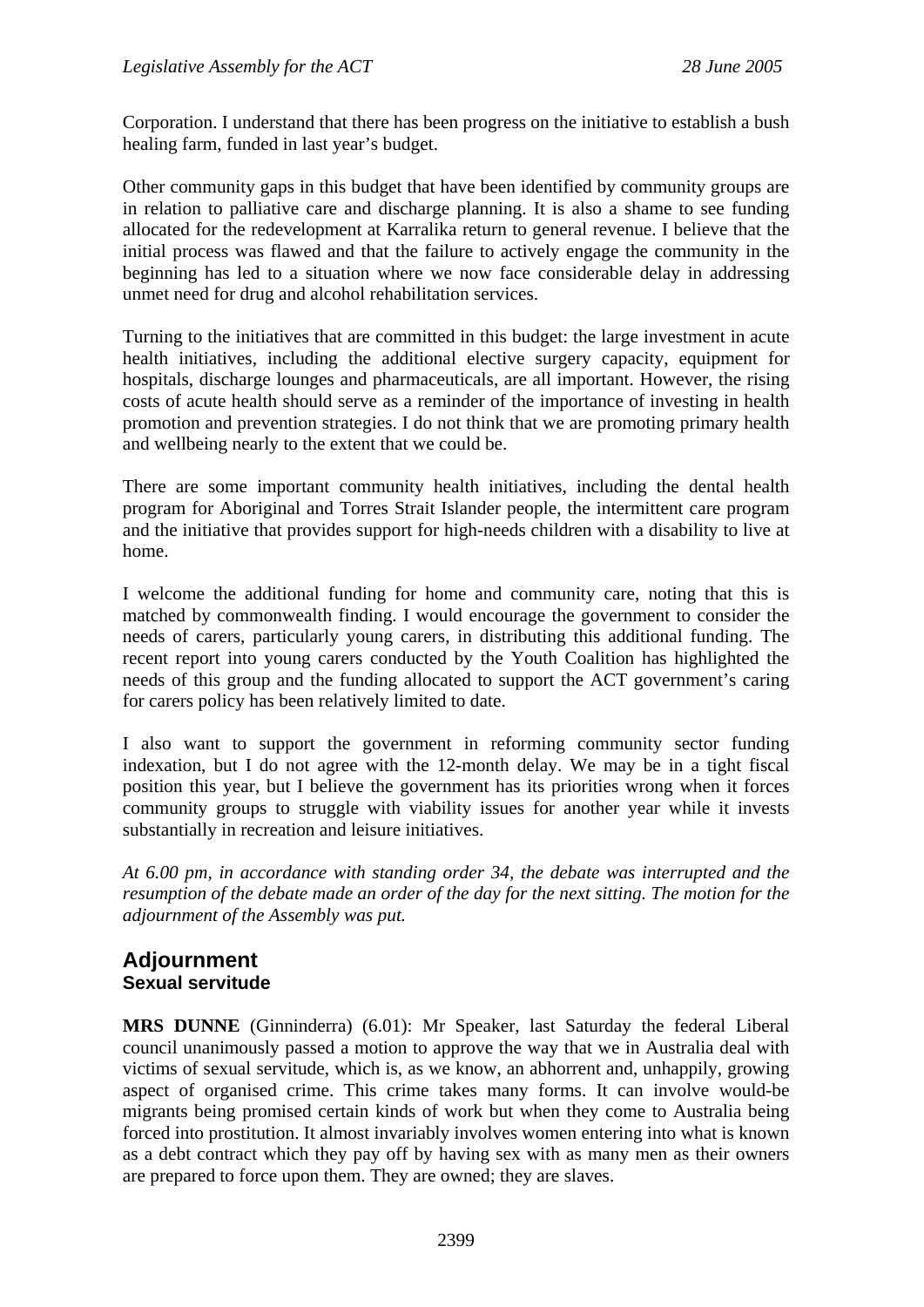Corporation. I understand that there has been progress on the initiative to establish a bush healing farm, funded in last year's budget.

Other community gaps in this budget that have been identified by community groups are in relation to palliative care and discharge planning. It is also a shame to see funding allocated for the redevelopment at Karralika return to general revenue. I believe that the initial process was flawed and that the failure to actively engage the community in the beginning has led to a situation where we now face considerable delay in addressing unmet need for drug and alcohol rehabilitation services.

Turning to the initiatives that are committed in this budget: the large investment in acute health initiatives, including the additional elective surgery capacity, equipment for hospitals, discharge lounges and pharmaceuticals, are all important. However, the rising costs of acute health should serve as a reminder of the importance of investing in health promotion and prevention strategies. I do not think that we are promoting primary health and wellbeing nearly to the extent that we could be.

There are some important community health initiatives, including the dental health program for Aboriginal and Torres Strait Islander people, the intermittent care program and the initiative that provides support for high-needs children with a disability to live at home.

I welcome the additional funding for home and community care, noting that this is matched by commonwealth finding. I would encourage the government to consider the needs of carers, particularly young carers, in distributing this additional funding. The recent report into young carers conducted by the Youth Coalition has highlighted the needs of this group and the funding allocated to support the ACT government's caring for carers policy has been relatively limited to date.

I also want to support the government in reforming community sector funding indexation, but I do not agree with the 12-month delay. We may be in a tight fiscal position this year, but I believe the government has its priorities wrong when it forces community groups to struggle with viability issues for another year while it invests substantially in recreation and leisure initiatives.

*At 6.00 pm, in accordance with standing order 34, the debate was interrupted and the resumption of the debate made an order of the day for the next sitting. The motion for the adjournment of the Assembly was put.*

## Adjournment

### Sexual servitude

**MRS DUNNE** (Ginninderra) (6.01): Mr Speaker, last Saturday the federal Liberal council unanimously passed a motion to approve the way that we in Australia deal with victims of sexual servitude, which is, as we know, an abhorrent and, unhappily, growing aspect of organised crime. This crime takes many forms. It can involve would-be migrants being promised certain kinds of work but when they come to Australia being forced into prostitution. It almost invariably involves women entering into what is known as a debt contract which they pay off by having sex with as many men as their owners are prepared to force upon them. They are owned; they are slaves.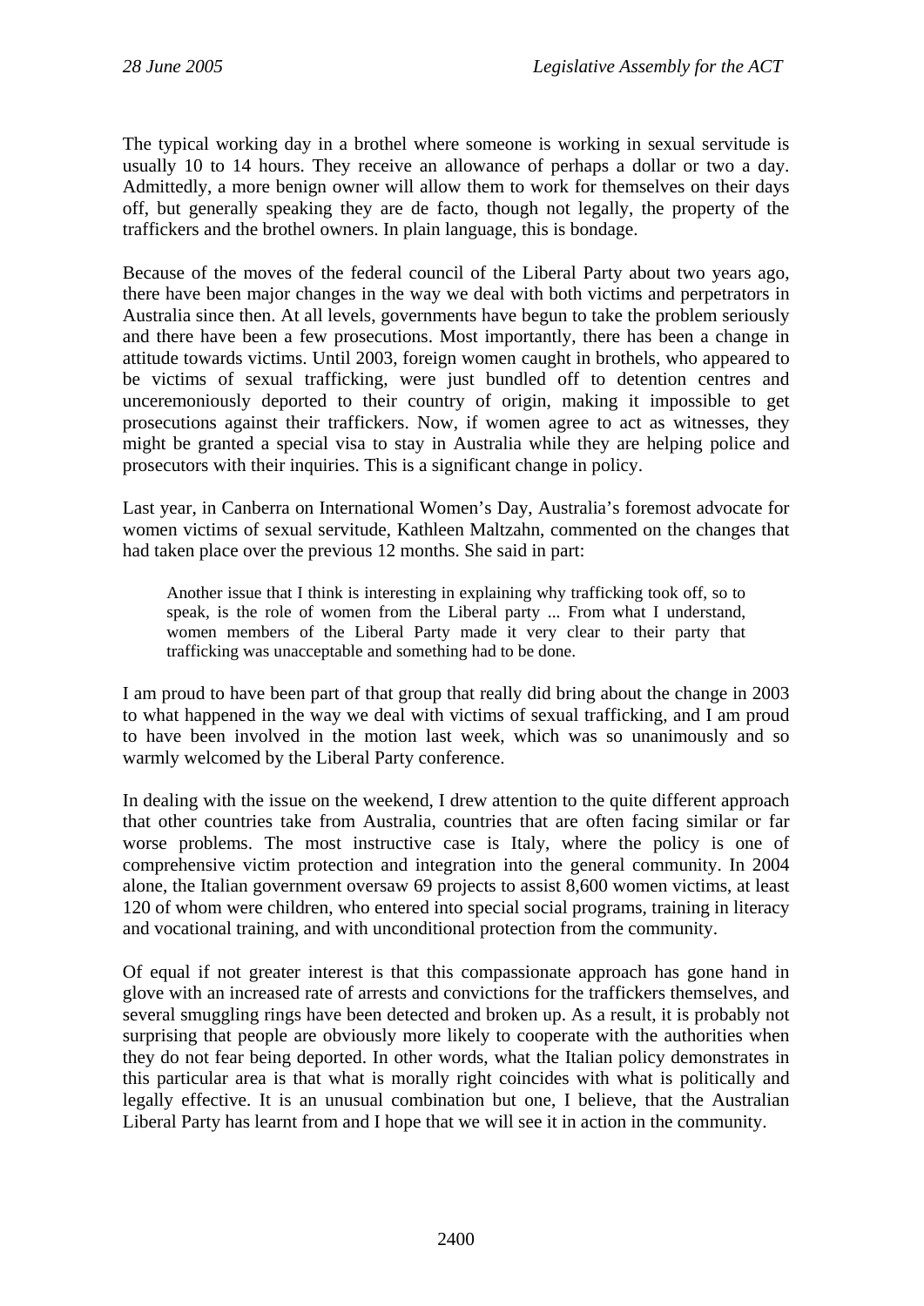The typical working day in a brothel where someone is working in sexual servitude is usually 10 to 14 hours. They receive an allowance of perhaps a dollar or two a day. Admittedly, a more benign owner will allow them to work for themselves on their days off, but generally speaking they are de facto, though not legally, the property of the traffickers and the brothel owners. In plain language, this is bondage.

Because of the moves of the federal council of the Liberal Party about two years ago, there have been major changes in the way we deal with both victims and perpetrators in Australia since then. At all levels, governments have begun to take the problem seriously and there have been a few prosecutions. Most importantly, there has been a change in attitude towards victims. Until 2003, foreign women caught in brothels, who appeared to be victims of sexual trafficking, were just bundled off to detention centres and unceremoniously deported to their country of origin, making it impossible to get prosecutions against their traffickers. Now, if women agree to act as witnesses, they might be granted a special visa to stay in Australia while they are helping police and prosecutors with their inquiries. This is a significant change in policy.

Last year, in Canberra on International Women's Day, Australia's foremost advocate for women victims of sexual servitude, Kathleen Maltzahn, commented on the changes that had taken place over the previous 12 months. She said in part:

> Another issue that I think is interesting in explaining why trafficking took off, so to speak, is the role of women from the Liberal party ... From what I understand, women members of the Liberal Party made it very clear to their party that trafficking was unacceptable and something had to be done.

I am proud to have been part of that group that really did bring about the change in 2003 to what happened in the way we deal with victims of sexual trafficking, and I am proud to have been involved in the motion last week, which was so unanimously and so warmly welcomed by the Liberal Party conference.

In dealing with the issue on the weekend, I drew attention to the quite different approach that other countries take from Australia, countries that are often facing similar or far worse problems. The most instructive case is Italy, where the policy is one of comprehensive victim protection and integration into the general community. In 2004 alone, the Italian government oversaw 69 projects to assist 8,600 women victims, at least 120 of whom were children, who entered into special social programs, training in literacy and vocational training, and with unconditional protection from the community.

Of equal if not greater interest is that this compassionate approach has gone hand in glove with an increased rate of arrests and convictions for the traffickers themselves, and several smuggling rings have been detected and broken up. As a result, it is probably not surprising that people are obviously more likely to cooperate with the authorities when they do not fear being deported. In other words, what the Italian policy demonstrates in this particular area is that what is morally right coincides with what is politically and legally effective. It is an unusual combination but one, I believe, that the Australian Liberal Party has learnt from and I hope that we will see it in action in the community.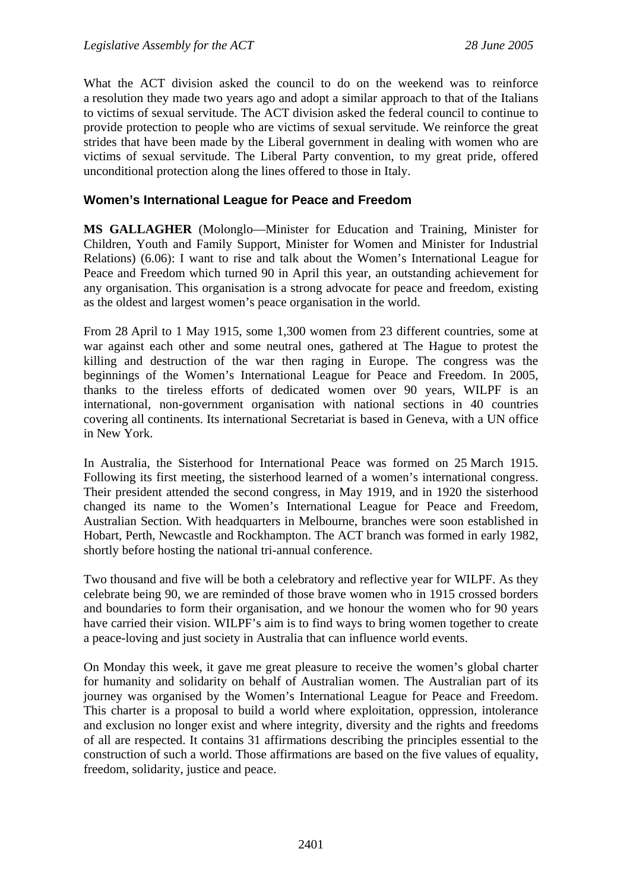What the ACT division asked the council to do on the weekend was to reinforce a resolution they made two years ago and adopt a similar approach to that of the Italians to victims of sexual servitude. The ACT division asked the federal council to continue to provide protection to people who are victims of sexual servitude. We reinforce the great strides that have been made by the Liberal government in dealing with women who are victims of sexual servitude. The Liberal Party convention, to my great pride, offered unconditional protection along the lines offered to those in Italy.

### Women's International League for Peace and Freedom

**MS GALLAGHER** (Molonglo—Minister for Education and Training, Minister for Children, Youth and Family Support, Minister for Women and Minister for Industrial Relations) (6.06): I want to rise and talk about the Women's International League for Peace and Freedom which turned 90 in April this year, an outstanding achievement for any organisation. This organisation is a strong advocate for peace and freedom, existing as the oldest and largest women's peace organisation in the world.

From 28 April to 1 May 1915, some 1,300 women from 23 different countries, some at war against each other and some neutral ones, gathered at The Hague to protest the killing and destruction of the war then raging in Europe. The congress was the beginnings of the Women's International League for Peace and Freedom. In 2005, thanks to the tireless efforts of dedicated women over 90 years, WILPF is an international, non-government organisation with national sections in 40 countries covering all continents. Its international Secretariat is based in Geneva, with a UN office in New York.

In Australia, the Sisterhood for International Peace was formed on 25 March 1915. Following its first meeting, the sisterhood learned of a women's international congress. Their president attended the second congress, in May 1919, and in 1920 the sisterhood changed its name to the Women's International League for Peace and Freedom, Australian Section. With headquarters in Melbourne, branches were soon established in Hobart, Perth, Newcastle and Rockhampton. The ACT branch was formed in early 1982, shortly before hosting the national tri-annual conference.

Two thousand and five will be both a celebratory and reflective year for WILPF. As they celebrate being 90, we are reminded of those brave women who in 1915 crossed borders and boundaries to form their organisation, and we honour the women who for 90 years have carried their vision. WILPF's aim is to find ways to bring women together to create a peace-loving and just society in Australia that can influence world events.

On Monday this week, it gave me great pleasure to receive the women's global charter for humanity and solidarity on behalf of Australian women. The Australian part of its journey was organised by the Women's International League for Peace and Freedom. This charter is a proposal to build a world where exploitation, oppression, intolerance and exclusion no longer exist and where integrity, diversity and the rights and freedoms of all are respected. It contains 31 affirmations describing the principles essential to the construction of such a world. Those affirmations are based on the five values of equality, freedom, solidarity, justice and peace.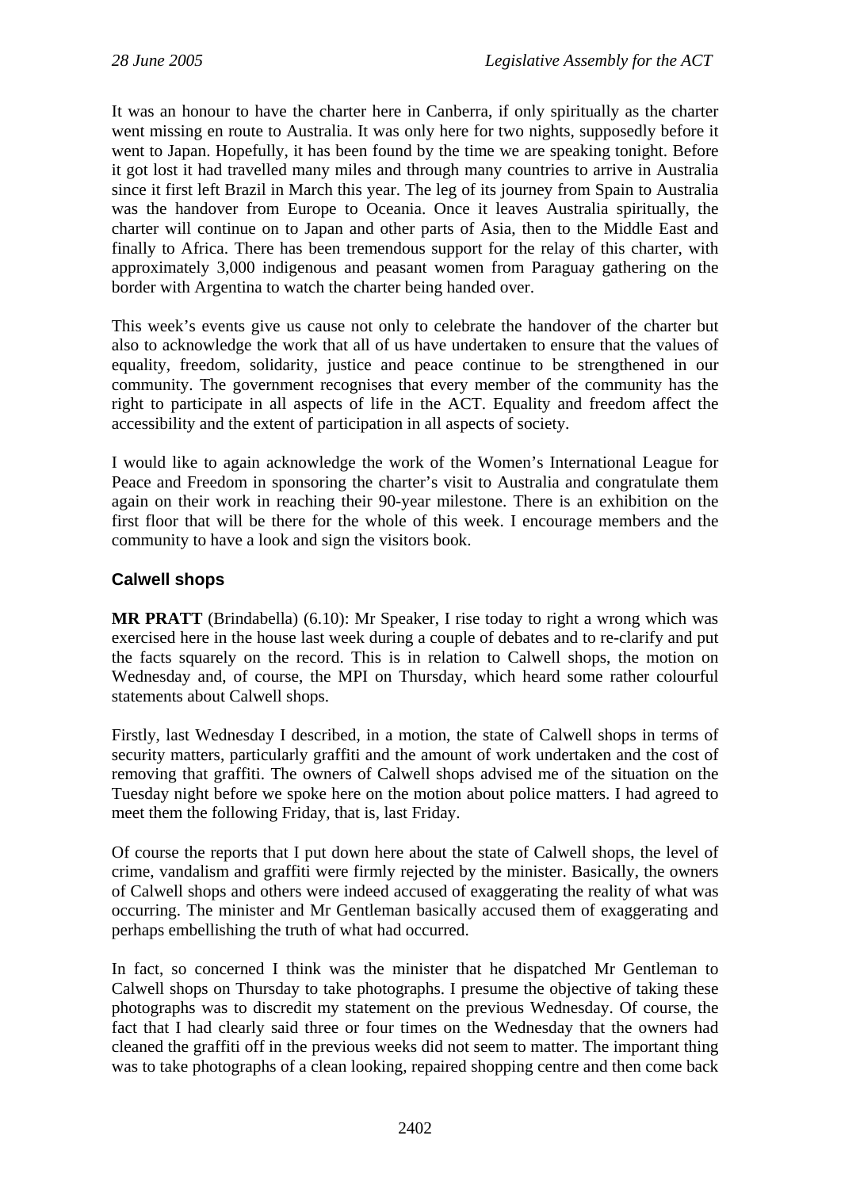It was an honour to have the charter here in Canberra, if only spiritually as the charter went missing en route to Australia. It was only here for two nights, supposedly before it went to Japan. Hopefully, it has been found by the time we are speaking tonight. Before it got lost it had travelled many miles and through many countries to arrive in Australia since it first left Brazil in March this year. The leg of its journey from Spain to Australia was the handover from Europe to Oceania. Once it leaves Australia spiritually, the charter will continue on to Japan and other parts of Asia, then to the Middle East and finally to Africa. There has been tremendous support for the relay of this charter, with approximately 3,000 indigenous and peasant women from Paraguay gathering on the border with Argentina to watch the charter being handed over.

This week's events give us cause not only to celebrate the handover of the charter but also to acknowledge the work that all of us have undertaken to ensure that the values of equality, freedom, solidarity, justice and peace continue to be strengthened in our community. The government recognises that every member of the community has the right to participate in all aspects of life in the ACT. Equality and freedom affect the accessibility and the extent of participation in all aspects of society.

I would like to again acknowledge the work of the Women's International League for Peace and Freedom in sponsoring the charter's visit to Australia and congratulate them again on their work in reaching their 90-year milestone. There is an exhibition on the first floor that will be there for the whole of this week. I encourage members and the community to have a look and sign the visitors book.

### Calwell shops

**MR PRATT** (Brindabella) (6.10): Mr Speaker, I rise today to right a wrong which was exercised here in the house last week during a couple of debates and to re-clarify and put the facts squarely on the record. This is in relation to Calwell shops, the motion on Wednesday and, of course, the MPI on Thursday, which heard some rather colourful statements about Calwell shops.

Firstly, last Wednesday I described, in a motion, the state of Calwell shops in terms of security matters, particularly graffiti and the amount of work undertaken and the cost of removing that graffiti. The owners of Calwell shops advised me of the situation on the Tuesday night before we spoke here on the motion about police matters. I had agreed to meet them the following Friday, that is, last Friday.

Of course the reports that I put down here about the state of Calwell shops, the level of crime, vandalism and graffiti were firmly rejected by the minister. Basically, the owners of Calwell shops and others were indeed accused of exaggerating the reality of what was occurring. The minister and Mr Gentleman basically accused them of exaggerating and perhaps embellishing the truth of what had occurred.

In fact, so concerned I think was the minister that he dispatched Mr Gentleman to Calwell shops on Thursday to take photographs. I presume the objective of taking these photographs was to discredit my statement on the previous Wednesday. Of course, the fact that I had clearly said three or four times on the Wednesday that the owners had cleaned the graffiti off in the previous weeks did not seem to matter. The important thing was to take photographs of a clean looking, repaired shopping centre and then come back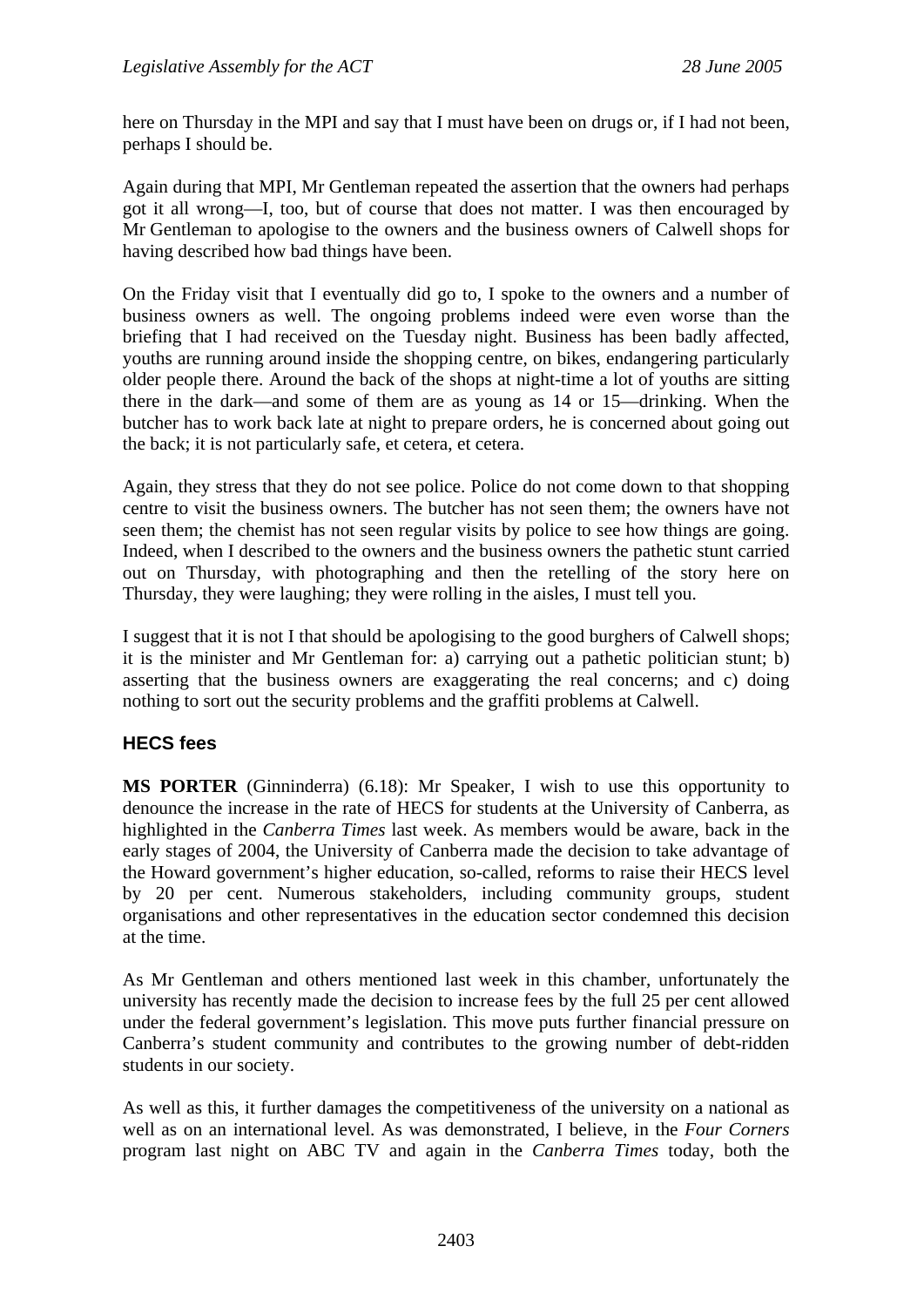here on Thursday in the MPI and say that I must have been on drugs or, if I had not been, perhaps I should be.

Again during that MPI, Mr Gentleman repeated the assertion that the owners had perhaps got it all wrong—I, too, but of course that does not matter. I was then encouraged by Mr Gentleman to apologise to the owners and the business owners of Calwell shops for having described how bad things have been.

On the Friday visit that I eventually did go to, I spoke to the owners and a number of business owners as well. The ongoing problems indeed were even worse than the briefing that I had received on the Tuesday night. Business has been badly affected, youths are running around inside the shopping centre, on bikes, endangering particularly older people there. Around the back of the shops at night-time a lot of youths are sitting there in the dark—and some of them are as young as 14 or 15—drinking. When the butcher has to work back late at night to prepare orders, he is concerned about going out the back; it is not particularly safe, et cetera, et cetera.

Again, they stress that they do not see police. Police do not come down to that shopping centre to visit the business owners. The butcher has not seen them; the owners have not seen them; the chemist has not seen regular visits by police to see how things are going. Indeed, when I described to the owners and the business owners the pathetic stunt carried out on Thursday, with photographing and then the retelling of the story here on Thursday, they were laughing; they were rolling in the aisles, I must tell you.

I suggest that it is not I that should be apologising to the good burghers of Calwell shops; it is the minister and Mr Gentleman for: a) carrying out a pathetic politician stunt; b) asserting that the business owners are exaggerating the real concerns; and c) doing nothing to sort out the security problems and the graffiti problems at Calwell.

## HECS fees

**MS PORTER** (Ginninderra) (6.18): Mr Speaker, I wish to use this opportunity to denounce the increase in the rate of HECS for students at the University of Canberra, as highlighted in the *Canberra Times* last week. As members would be aware, back in the early stages of 2004, the University of Canberra made the decision to take advantage of the Howard government's higher education, so-called, reforms to raise their HECS level by 20 per cent. Numerous stakeholders, including community groups, student organisations and other representatives in the education sector condemned this decision at the time.

As Mr Gentleman and others mentioned last week in this chamber, unfortunately the university has recently made the decision to increase fees by the full 25 per cent allowed under the federal government's legislation. This move puts further financial pressure on Canberra's student community and contributes to the growing number of debt-ridden students in our society.

As well as this, it further damages the competitiveness of the university on a national as well as on an international level. As was demonstrated, I believe, in the *Four Corners* program last night on ABC TV and again in the *Canberra Times* today, both the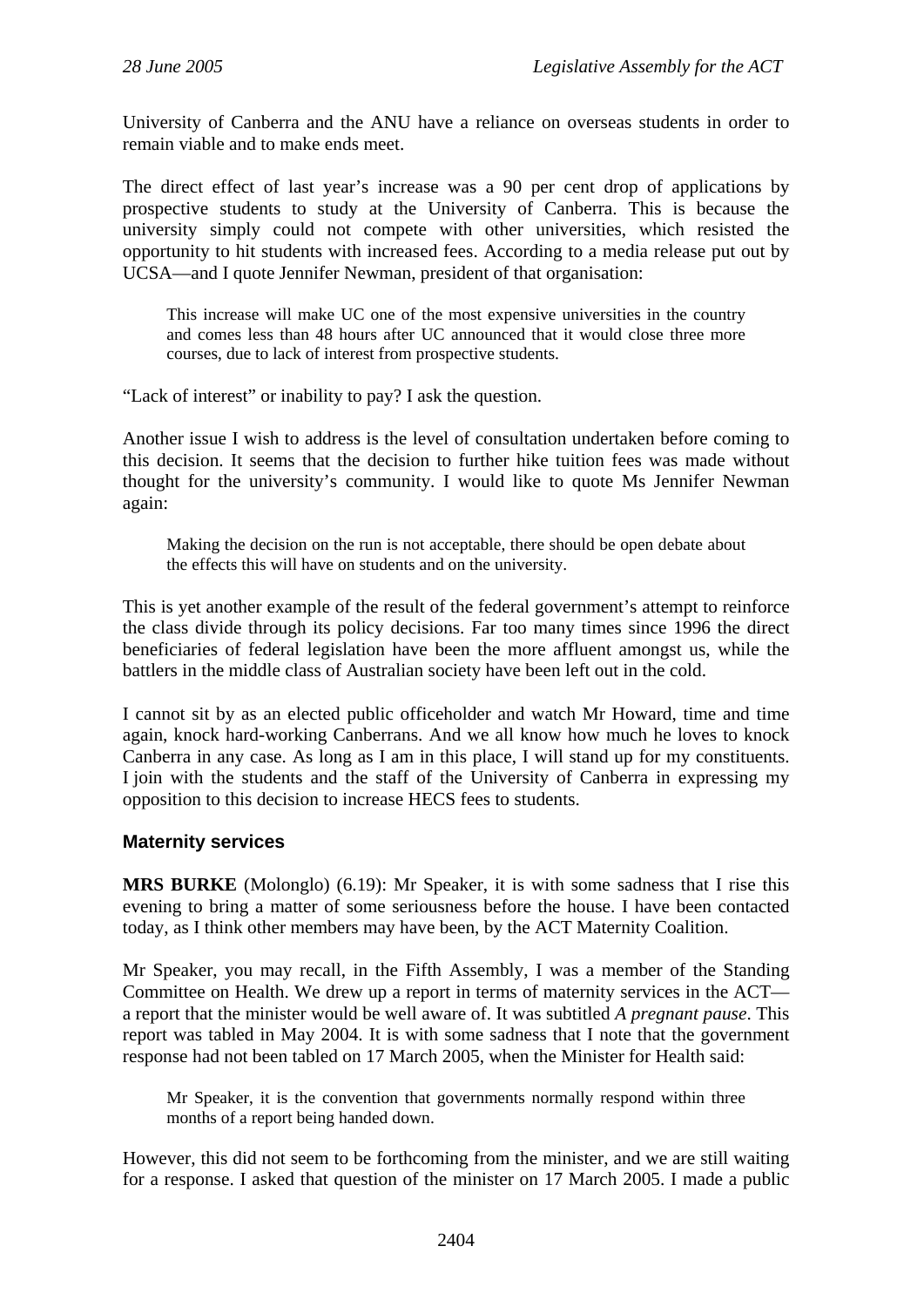University of Canberra and the ANU have a reliance on overseas students in order to remain viable and to make ends meet.

The direct effect of last year's increase was a 90 per cent drop of applications by prospective students to study at the University of Canberra. This is because the university simply could not compete with other universities, which resisted the opportunity to hit students with increased fees. According to a media release put out by UCSA—and I quote Jennifer Newman, president of that organisation:

> This increase will make UC one of the most expensive universities in the country and comes less than 48 hours after UC announced that it would close three more courses, due to lack of interest from prospective students.

"Lack of interest" or inability to pay? I ask the question.

Another issue I wish to address is the level of consultation undertaken before coming to this decision. It seems that the decision to further hike tuition fees was made without thought for the university's community. I would like to quote Ms Jennifer Newman again:

> Making the decision on the run is not acceptable, there should be open debate about the effects this will have on students and on the university.

This is yet another example of the result of the federal government's attempt to reinforce the class divide through its policy decisions. Far too many times since 1996 the direct beneficiaries of federal legislation have been the more affluent amongst us, while the battlers in the middle class of Australian society have been left out in the cold.

I cannot sit by as an elected public officeholder and watch Mr Howard, time and time again, knock hard-working Canberrans. And we all know how much he loves to knock Canberra in any case. As long as I am in this place, I will stand up for my constituents. I join with the students and the staff of the University of Canberra in expressing my opposition to this decision to increase HECS fees to students.

### Maternity services

**MRS BURKE** (Molonglo) (6.19): Mr Speaker, it is with some sadness that I rise this evening to bring a matter of some seriousness before the house. I have been contacted today, as I think other members may have been, by the ACT Maternity Coalition.

Mr Speaker, you may recall, in the Fifth Assembly, I was a member of the Standing Committee on Health. We drew up a report in terms of maternity services in the ACT—a report that the minister would be well aware of. It was subtitled *A pregnant pause*. This report was tabled in May 2004. It is with some sadness that I note that the government response had not been tabled on 17 March 2005, when the Minister for Health said:

> Mr Speaker, it is the convention that governments normally respond within three months of a report being handed down.

However, this did not seem to be forthcoming from the minister, and we are still waiting for a response. I asked that question of the minister on 17 March 2005. I made a public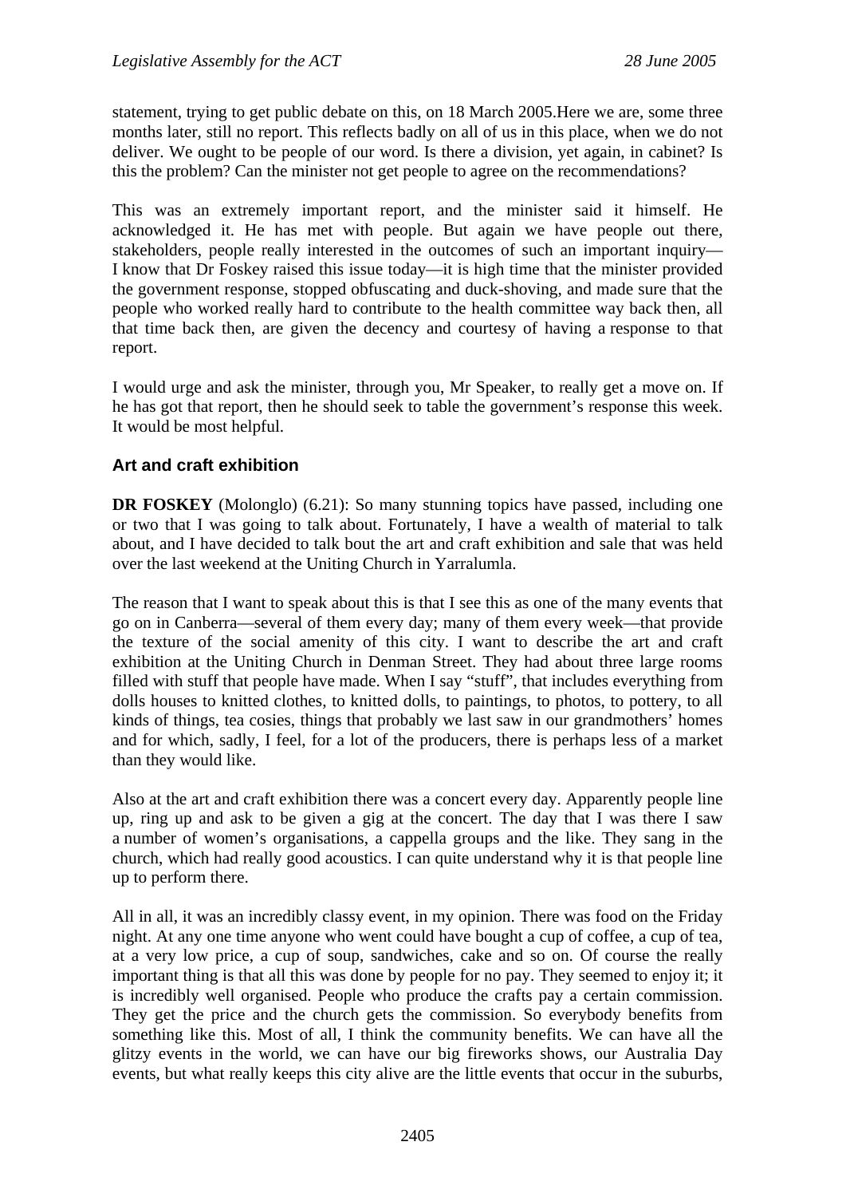statement, trying to get public debate on this, on 18 March 2005.Here we are, some three months later, still no report. This reflects badly on all of us in this place, when we do not deliver. We ought to be people of our word. Is there a division, yet again, in cabinet? Is this the problem? Can the minister not get people to agree on the recommendations?

This was an extremely important report, and the minister said it himself. He acknowledged it. He has met with people. But again we have people out there, stakeholders, people really interested in the outcomes of such an important inquiry—I know that Dr Foskey raised this issue today—it is high time that the minister provided the government response, stopped obfuscating and duck-shoving, and made sure that the people who worked really hard to contribute to the health committee way back then, all that time back then, are given the decency and courtesy of having a response to that report.

I would urge and ask the minister, through you, Mr Speaker, to really get a move on. If he has got that report, then he should seek to table the government's response this week. It would be most helpful.

### Art and craft exhibition

**DR FOSKEY** (Molonglo) (6.21): So many stunning topics have passed, including one or two that I was going to talk about. Fortunately, I have a wealth of material to talk about, and I have decided to talk bout the art and craft exhibition and sale that was held over the last weekend at the Uniting Church in Yarralumla.

The reason that I want to speak about this is that I see this as one of the many events that go on in Canberra—several of them every day; many of them every week—that provide the texture of the social amenity of this city. I want to describe the art and craft exhibition at the Uniting Church in Denman Street. They had about three large rooms filled with stuff that people have made. When I say "stuff", that includes everything from dolls houses to knitted clothes, to knitted dolls, to paintings, to photos, to pottery, to all kinds of things, tea cosies, things that probably we last saw in our grandmothers' homes and for which, sadly, I feel, for a lot of the producers, there is perhaps less of a market than they would like.

Also at the art and craft exhibition there was a concert every day. Apparently people line up, ring up and ask to be given a gig at the concert. The day that I was there I saw a number of women's organisations, a cappella groups and the like. They sang in the church, which had really good acoustics. I can quite understand why it is that people line up to perform there.

All in all, it was an incredibly classy event, in my opinion. There was food on the Friday night. At any one time anyone who went could have bought a cup of coffee, a cup of tea, at a very low price, a cup of soup, sandwiches, cake and so on. Of course the really important thing is that all this was done by people for no pay. They seemed to enjoy it; it is incredibly well organised. People who produce the crafts pay a certain commission. They get the price and the church gets the commission. So everybody benefits from something like this. Most of all, I think the community benefits. We can have all the glitzy events in the world, we can have our big fireworks shows, our Australia Day events, but what really keeps this city alive are the little events that occur in the suburbs,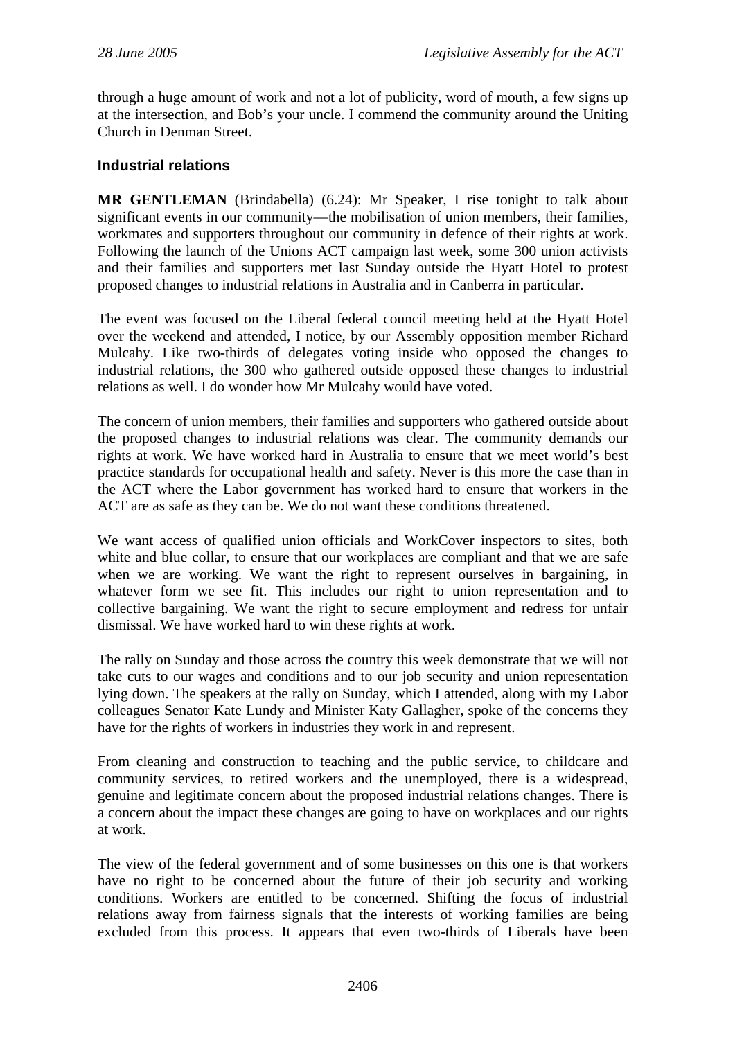through a huge amount of work and not a lot of publicity, word of mouth, a few signs up at the intersection, and Bob's your uncle. I commend the community around the Uniting Church in Denman Street.

### Industrial relations

**MR GENTLEMAN** (Brindabella) (6.24): Mr Speaker, I rise tonight to talk about significant events in our community—the mobilisation of union members, their families, workmates and supporters throughout our community in defence of their rights at work. Following the launch of the Unions ACT campaign last week, some 300 union activists and their families and supporters met last Sunday outside the Hyatt Hotel to protest proposed changes to industrial relations in Australia and in Canberra in particular.

The event was focused on the Liberal federal council meeting held at the Hyatt Hotel over the weekend and attended, I notice, by our Assembly opposition member Richard Mulcahy. Like two-thirds of delegates voting inside who opposed the changes to industrial relations, the 300 who gathered outside opposed these changes to industrial relations as well. I do wonder how Mr Mulcahy would have voted.

The concern of union members, their families and supporters who gathered outside about the proposed changes to industrial relations was clear. The community demands our rights at work. We have worked hard in Australia to ensure that we meet world's best practice standards for occupational health and safety. Never is this more the case than in the ACT where the Labor government has worked hard to ensure that workers in the ACT are as safe as they can be. We do not want these conditions threatened.

We want access of qualified union officials and WorkCover inspectors to sites, both white and blue collar, to ensure that our workplaces are compliant and that we are safe when we are working. We want the right to represent ourselves in bargaining, in whatever form we see fit. This includes our right to union representation and to collective bargaining. We want the right to secure employment and redress for unfair dismissal. We have worked hard to win these rights at work.

The rally on Sunday and those across the country this week demonstrate that we will not take cuts to our wages and conditions and to our job security and union representation lying down. The speakers at the rally on Sunday, which I attended, along with my Labor colleagues Senator Kate Lundy and Minister Katy Gallagher, spoke of the concerns they have for the rights of workers in industries they work in and represent.

From cleaning and construction to teaching and the public service, to childcare and community services, to retired workers and the unemployed, there is a widespread, genuine and legitimate concern about the proposed industrial relations changes. There is a concern about the impact these changes are going to have on workplaces and our rights at work.

The view of the federal government and of some businesses on this one is that workers have no right to be concerned about the future of their job security and working conditions. Workers are entitled to be concerned. Shifting the focus of industrial relations away from fairness signals that the interests of working families are being excluded from this process. It appears that even two-thirds of Liberals have been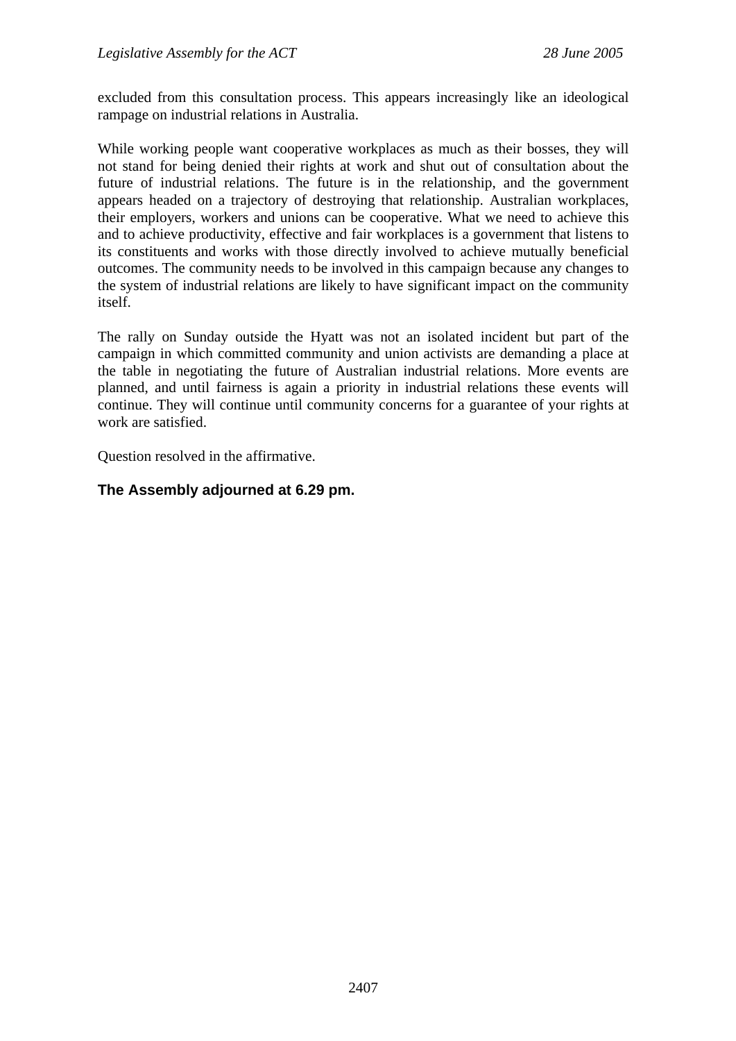excluded from this consultation process. This appears increasingly like an ideological rampage on industrial relations in Australia.

While working people want cooperative workplaces as much as their bosses, they will not stand for being denied their rights at work and shut out of consultation about the future of industrial relations. The future is in the relationship, and the government appears headed on a trajectory of destroying that relationship. Australian workplaces, their employers, workers and unions can be cooperative. What we need to achieve this and to achieve productivity, effective and fair workplaces is a government that listens to its constituents and works with those directly involved to achieve mutually beneficial outcomes. The community needs to be involved in this campaign because any changes to the system of industrial relations are likely to have significant impact on the community itself.

The rally on Sunday outside the Hyatt was not an isolated incident but part of the campaign in which committed community and union activists are demanding a place at the table in negotiating the future of Australian industrial relations. More events are planned, and until fairness is again a priority in industrial relations these events will continue. They will continue until community concerns for a guarantee of your rights at work are satisfied.

Question resolved in the affirmative.

**The Assembly adjourned at 6.29 pm.**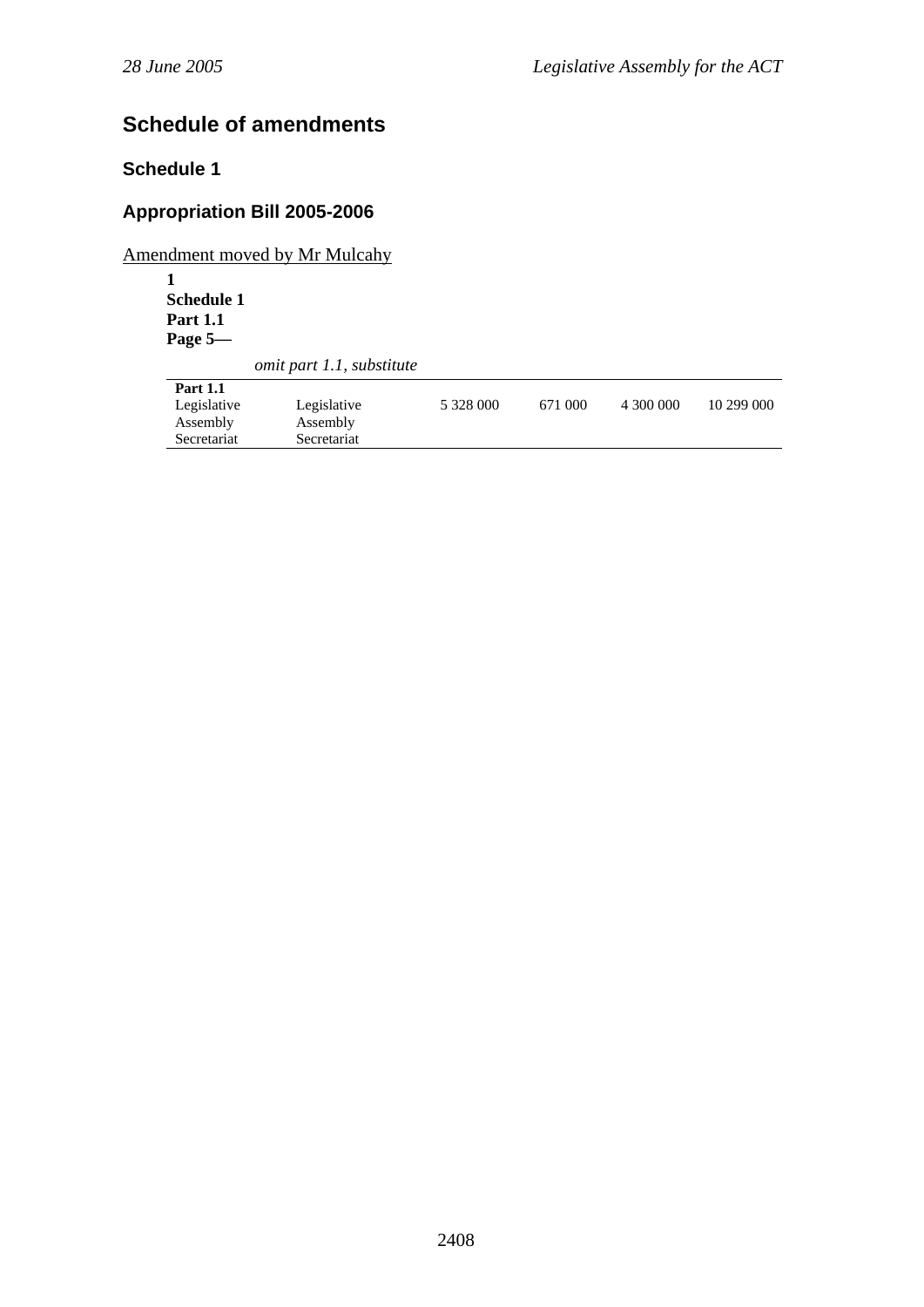## Schedule of amendments

### Schedule 1

### Appropriation Bill 2005-2006

Amendment moved by Mr Mulcahy

**1**
**Schedule 1**
**Part 1.1**
**Page 5—**

*omit part 1.1, substitute*

| | | | | | |
|---|---|---|---|---|---|
| **Part 1.1** | | | | | |
| Legislative Assembly Secretariat | Legislative Assembly Secretariat | 5 328 000 | 671 000 | 4 300 000 | 10 299 000 |